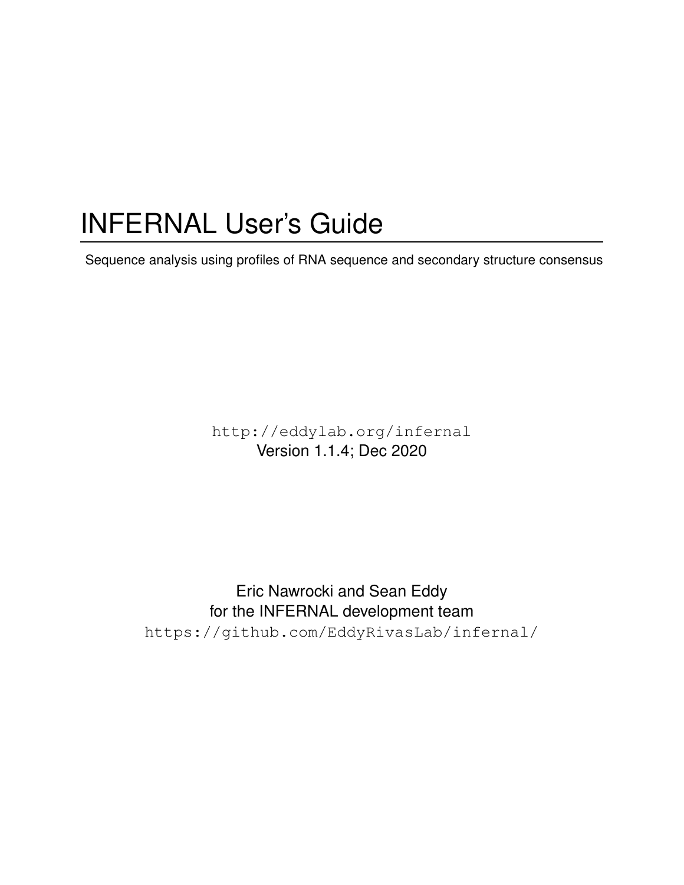# INFERNAL User's Guide

Sequence analysis using profiles of RNA sequence and secondary structure consensus

http://eddylab.org/infernal
Version 1.1.4; Dec 2020

Eric Nawrocki and Sean Eddy
for the INFERNAL development team
https://github.com/EddyRivasLab/infernal/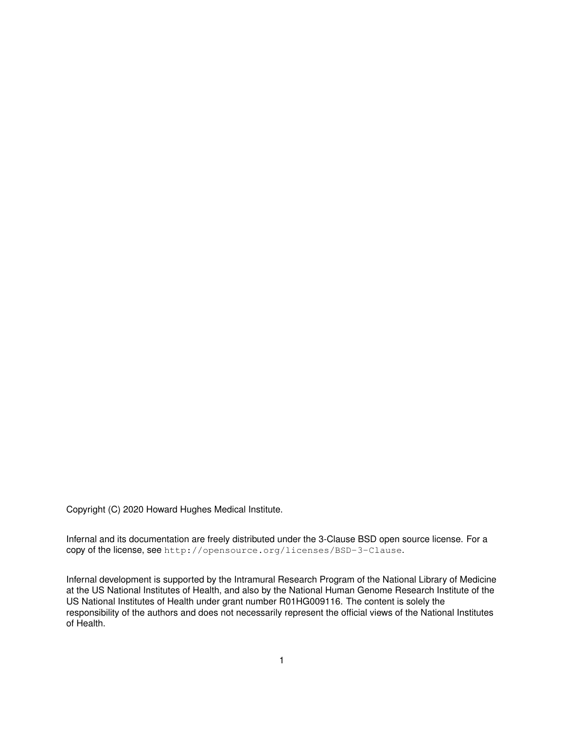Copyright (C) 2020 Howard Hughes Medical Institute.

Infernal and its documentation are freely distributed under the 3-Clause BSD open source license. For a copy of the license, see `http://opensource.org/licenses/BSD-3-Clause`.

Infernal development is supported by the Intramural Research Program of the National Library of Medicine at the US National Institutes of Health, and also by the National Human Genome Research Institute of the US National Institutes of Health under grant number R01HG009116. The content is solely the responsibility of the authors and does not necessarily represent the official views of the National Institutes of Health.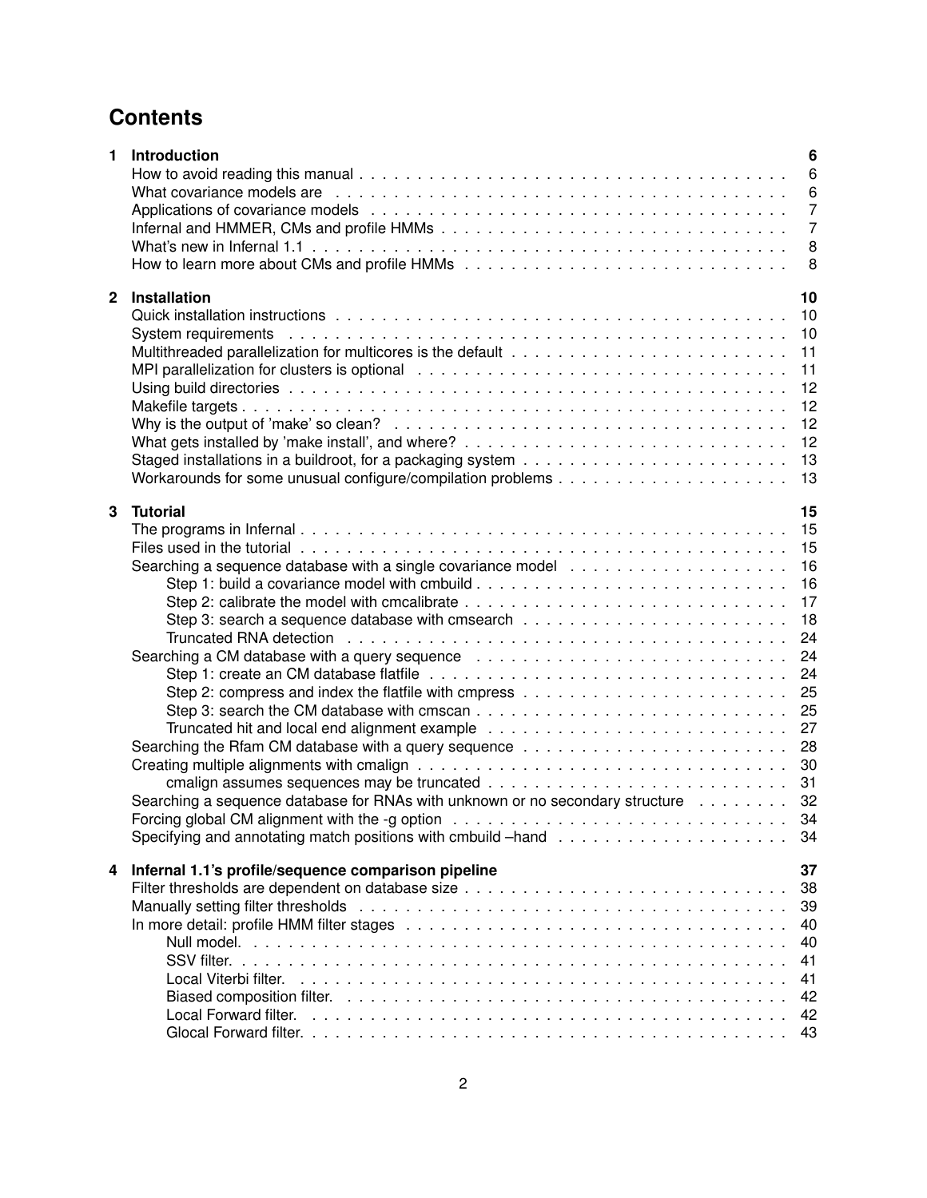# Contents

**1 Introduction** **6**

- How to avoid reading this manual . . . 6
- What covariance models are . . . 6
- Applications of covariance models . . . 7
- Infernal and HMMER, CMs and profile HMMs . . . 7
- What's new in Infernal 1.1 . . . 8
- How to learn more about CMs and profile HMMs . . . 8

**2 Installation** **10**

- Quick installation instructions . . . 10
- System requirements . . . 10
- Multithreaded parallelization for multicores is the default . . . 11
- MPI parallelization for clusters is optional . . . 11
- Using build directories . . . 12
- Makefile targets . . . 12
- Why is the output of 'make' so clean? . . . 12
- What gets installed by 'make install', and where? . . . 12
- Staged installations in a buildroot, for a packaging system . . . 13
- Workarounds for some unusual configure/compilation problems . . . 13

**3 Tutorial** **15**

- The programs in Infernal . . . 15
- Files used in the tutorial . . . 15
- Searching a sequence database with a single covariance model . . . 16
  - Step 1: build a covariance model with cmbuild . . . 16
  - Step 2: calibrate the model with cmcalibrate . . . 17
  - Step 3: search a sequence database with cmsearch . . . 18
  - Truncated RNA detection . . . 24
- Searching a CM database with a query sequence . . . 24
  - Step 1: create an CM database flatfile . . . 24
  - Step 2: compress and index the flatfile with cmpress . . . 25
  - Step 3: search the CM database with cmscan . . . 25
  - Truncated hit and local end alignment example . . . 27
- Searching the Rfam CM database with a query sequence . . . 28
- Creating multiple alignments with cmalign . . . 30
  - cmalign assumes sequences may be truncated . . . 31
- Searching a sequence database for RNAs with unknown or no secondary structure . . . 32
- Forcing global CM alignment with the -g option . . . 34
- Specifying and annotating match positions with cmbuild –hand . . . 34

**4 Infernal 1.1's profile/sequence comparison pipeline** **37**

- Filter thresholds are dependent on database size . . . 38
- Manually setting filter thresholds . . . 39
- In more detail: profile HMM filter stages . . . 40
  - Null model. . . . 40
  - SSV filter. . . . 41
  - Local Viterbi filter. . . . 41
  - Biased composition filter. . . . 42
  - Local Forward filter. . . . 42
  - Glocal Forward filter. . . . 43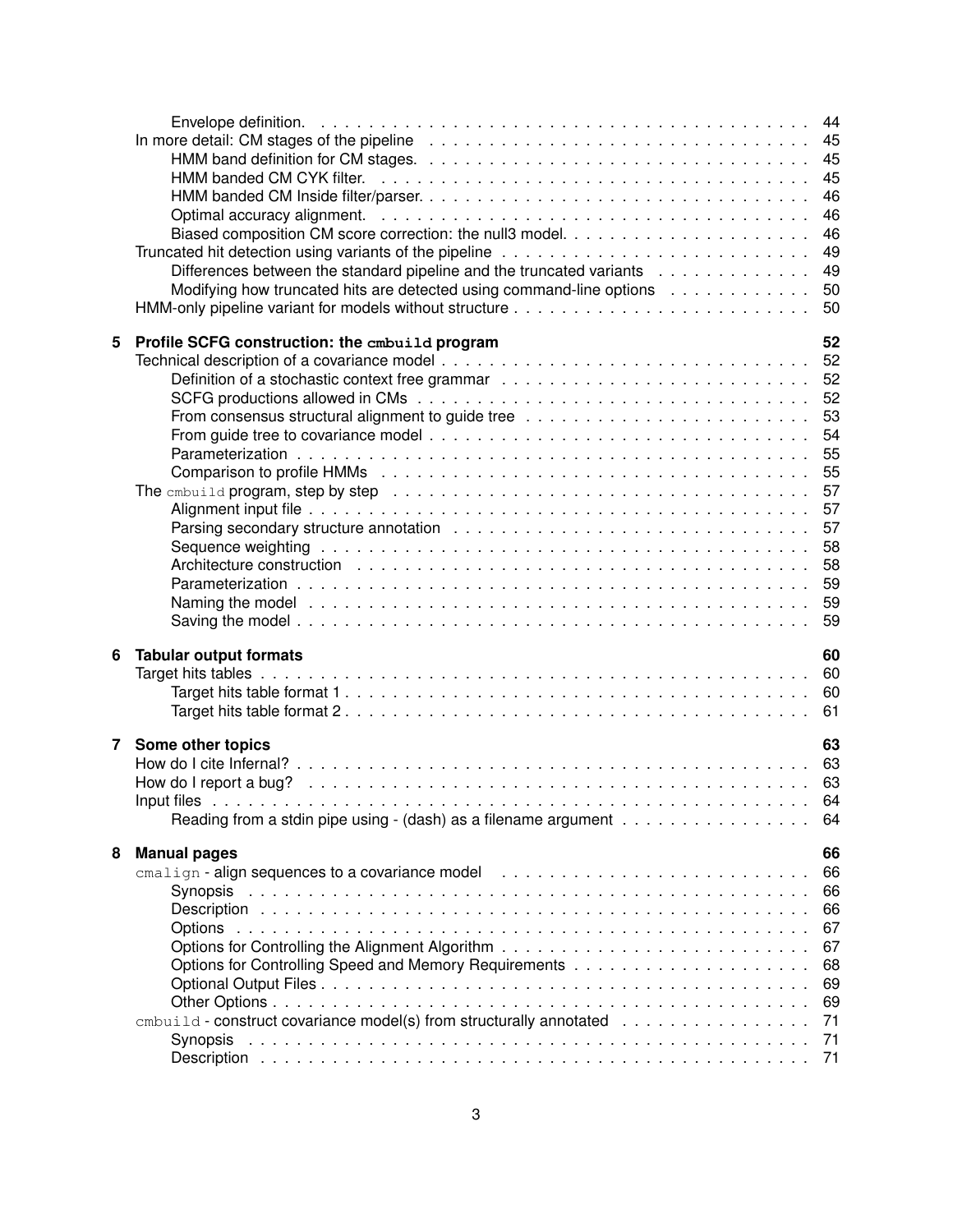Envelope definition. . . . . . . . . . . . . . . . . . . . . . . . . . . . . . . . . . . . . . . . . . 44
In more detail: CM stages of the pipeline . . . . . . . . . . . . . . . . . . . . . . . . . . . . . . . 45
HMM band definition for CM stages. . . . . . . . . . . . . . . . . . . . . . . . . . . . . . . . . 45
HMM banded CM CYK filter. . . . . . . . . . . . . . . . . . . . . . . . . . . . . . . . . . . . 45
HMM banded CM Inside filter/parser. . . . . . . . . . . . . . . . . . . . . . . . . . . . . . . . 46
Optimal accuracy alignment. . . . . . . . . . . . . . . . . . . . . . . . . . . . . . . . . . . . 46
Biased composition CM score correction: the null3 model. . . . . . . . . . . . . . . . . . . . 46
Truncated hit detection using variants of the pipeline . . . . . . . . . . . . . . . . . . . . . . . . 49
Differences between the standard pipeline and the truncated variants . . . . . . . . . . . . . 49
Modifying how truncated hits are detected using command-line options . . . . . . . . . . . . 50
HMM-only pipeline variant for models without structure . . . . . . . . . . . . . . . . . . . . . . . 50

**5 Profile SCFG construction: the `cmbuild` program** **52**
Technical description of a covariance model . . . . . . . . . . . . . . . . . . . . . . . . . . . . . 52
Definition of a stochastic context free grammar . . . . . . . . . . . . . . . . . . . . . . . . . 52
SCFG productions allowed in CMs . . . . . . . . . . . . . . . . . . . . . . . . . . . . . . . . 52
From consensus structural alignment to guide tree . . . . . . . . . . . . . . . . . . . . . . . 53
From guide tree to covariance model . . . . . . . . . . . . . . . . . . . . . . . . . . . . . . . 54
Parameterization . . . . . . . . . . . . . . . . . . . . . . . . . . . . . . . . . . . . . . . . . 55
Comparison to profile HMMs . . . . . . . . . . . . . . . . . . . . . . . . . . . . . . . . . . . 55
The `cmbuild` program, step by step . . . . . . . . . . . . . . . . . . . . . . . . . . . . . . . . 57
Alignment input file . . . . . . . . . . . . . . . . . . . . . . . . . . . . . . . . . . . . . . . . 57
Parsing secondary structure annotation . . . . . . . . . . . . . . . . . . . . . . . . . . . . . 57
Sequence weighting . . . . . . . . . . . . . . . . . . . . . . . . . . . . . . . . . . . . . . . . 58
Architecture construction . . . . . . . . . . . . . . . . . . . . . . . . . . . . . . . . . . . . . 58
Parameterization . . . . . . . . . . . . . . . . . . . . . . . . . . . . . . . . . . . . . . . . . 59
Naming the model . . . . . . . . . . . . . . . . . . . . . . . . . . . . . . . . . . . . . . . . 59
Saving the model . . . . . . . . . . . . . . . . . . . . . . . . . . . . . . . . . . . . . . . . . 59

**6 Tabular output formats** **60**
Target hits tables . . . . . . . . . . . . . . . . . . . . . . . . . . . . . . . . . . . . . . . . . . . 60
Target hits table format 1 . . . . . . . . . . . . . . . . . . . . . . . . . . . . . . . . . . . . . 60
Target hits table format 2 . . . . . . . . . . . . . . . . . . . . . . . . . . . . . . . . . . . . . 61

**7 Some other topics** **63**
How do I cite Infernal? . . . . . . . . . . . . . . . . . . . . . . . . . . . . . . . . . . . . . . . . 63
How do I report a bug? . . . . . . . . . . . . . . . . . . . . . . . . . . . . . . . . . . . . . . . . 63
Input files . . . . . . . . . . . . . . . . . . . . . . . . . . . . . . . . . . . . . . . . . . . . . . . 64
Reading from a stdin pipe using - (dash) as a filename argument . . . . . . . . . . . . . . . . 64

**8 Manual pages** **66**
`cmalign` - align sequences to a covariance model . . . . . . . . . . . . . . . . . . . . . . . . . 66
Synopsis . . . . . . . . . . . . . . . . . . . . . . . . . . . . . . . . . . . . . . . . . . . . . 66
Description . . . . . . . . . . . . . . . . . . . . . . . . . . . . . . . . . . . . . . . . . . . . 66
Options . . . . . . . . . . . . . . . . . . . . . . . . . . . . . . . . . . . . . . . . . . . . . . 67
Options for Controlling the Alignment Algorithm . . . . . . . . . . . . . . . . . . . . . . . . . 67
Options for Controlling Speed and Memory Requirements . . . . . . . . . . . . . . . . . . . 68
Optional Output Files . . . . . . . . . . . . . . . . . . . . . . . . . . . . . . . . . . . . . . . 69
Other Options . . . . . . . . . . . . . . . . . . . . . . . . . . . . . . . . . . . . . . . . . . . 69
`cmbuild` - construct covariance model(s) from structurally annotated . . . . . . . . . . . . . . . 71
Synopsis . . . . . . . . . . . . . . . . . . . . . . . . . . . . . . . . . . . . . . . . . . . . . 71
Description . . . . . . . . . . . . . . . . . . . . . . . . . . . . . . . . . . . . . . . . . . . . 71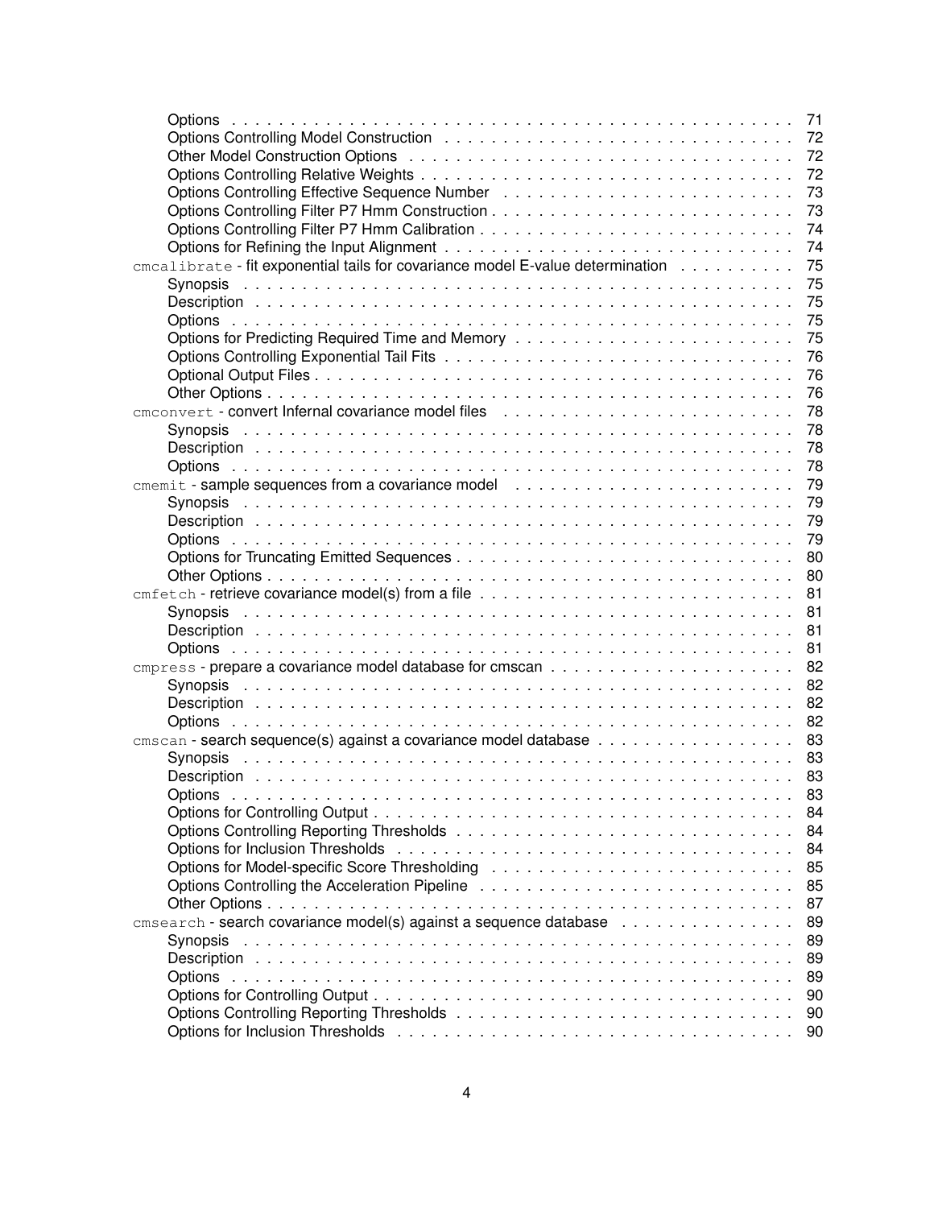Options . . . . . . . . . . . . . . . . . . . . . . . . . . . . . . . . . . . . . . . . . . . . . 71
Options Controlling Model Construction . . . . . . . . . . . . . . . . . . . . . . . . . . . . . . 72
Other Model Construction Options . . . . . . . . . . . . . . . . . . . . . . . . . . . . . . . . 72
Options Controlling Relative Weights . . . . . . . . . . . . . . . . . . . . . . . . . . . . . . . 72
Options Controlling Effective Sequence Number . . . . . . . . . . . . . . . . . . . . . . . . 73
Options Controlling Filter P7 Hmm Construction . . . . . . . . . . . . . . . . . . . . . . . . . 73
Options Controlling Filter P7 Hmm Calibration . . . . . . . . . . . . . . . . . . . . . . . . . . 74
Options for Refining the Input Alignment . . . . . . . . . . . . . . . . . . . . . . . . . . . . . 74

`cmcalibrate` - fit exponential tails for covariance model E-value determination . . . . . . . . . . 75
Synopsis . . . . . . . . . . . . . . . . . . . . . . . . . . . . . . . . . . . . . . . . . . . . . 75
Description . . . . . . . . . . . . . . . . . . . . . . . . . . . . . . . . . . . . . . . . . . . 75
Options . . . . . . . . . . . . . . . . . . . . . . . . . . . . . . . . . . . . . . . . . . . . . 75
Options for Predicting Required Time and Memory . . . . . . . . . . . . . . . . . . . . . . . 75
Options Controlling Exponential Tail Fits . . . . . . . . . . . . . . . . . . . . . . . . . . . . 76
Optional Output Files . . . . . . . . . . . . . . . . . . . . . . . . . . . . . . . . . . . . . . 76
Other Options . . . . . . . . . . . . . . . . . . . . . . . . . . . . . . . . . . . . . . . . . . 76

`cmconvert` - convert Infernal covariance model files . . . . . . . . . . . . . . . . . . . . . . . 78
Synopsis . . . . . . . . . . . . . . . . . . . . . . . . . . . . . . . . . . . . . . . . . . . . . 78
Description . . . . . . . . . . . . . . . . . . . . . . . . . . . . . . . . . . . . . . . . . . . 78
Options . . . . . . . . . . . . . . . . . . . . . . . . . . . . . . . . . . . . . . . . . . . . . 78

`cmemit` - sample sequences from a covariance model . . . . . . . . . . . . . . . . . . . . . . 79
Synopsis . . . . . . . . . . . . . . . . . . . . . . . . . . . . . . . . . . . . . . . . . . . . . 79
Description . . . . . . . . . . . . . . . . . . . . . . . . . . . . . . . . . . . . . . . . . . . 79
Options . . . . . . . . . . . . . . . . . . . . . . . . . . . . . . . . . . . . . . . . . . . . . 79
Options for Truncating Emitted Sequences . . . . . . . . . . . . . . . . . . . . . . . . . . . 80
Other Options . . . . . . . . . . . . . . . . . . . . . . . . . . . . . . . . . . . . . . . . . . 80

`cmfetch` - retrieve covariance model(s) from a file . . . . . . . . . . . . . . . . . . . . . . . . 81
Synopsis . . . . . . . . . . . . . . . . . . . . . . . . . . . . . . . . . . . . . . . . . . . . . 81
Description . . . . . . . . . . . . . . . . . . . . . . . . . . . . . . . . . . . . . . . . . . . 81
Options . . . . . . . . . . . . . . . . . . . . . . . . . . . . . . . . . . . . . . . . . . . . . 81

`cmpress` - prepare a covariance model database for cmscan . . . . . . . . . . . . . . . . . . . 82
Synopsis . . . . . . . . . . . . . . . . . . . . . . . . . . . . . . . . . . . . . . . . . . . . . 82
Description . . . . . . . . . . . . . . . . . . . . . . . . . . . . . . . . . . . . . . . . . . . 82
Options . . . . . . . . . . . . . . . . . . . . . . . . . . . . . . . . . . . . . . . . . . . . . 82

`cmscan` - search sequence(s) against a covariance model database . . . . . . . . . . . . . . . . 83
Synopsis . . . . . . . . . . . . . . . . . . . . . . . . . . . . . . . . . . . . . . . . . . . . . 83
Description . . . . . . . . . . . . . . . . . . . . . . . . . . . . . . . . . . . . . . . . . . . 83
Options . . . . . . . . . . . . . . . . . . . . . . . . . . . . . . . . . . . . . . . . . . . . . 83
Options for Controlling Output . . . . . . . . . . . . . . . . . . . . . . . . . . . . . . . . . 84
Options Controlling Reporting Thresholds . . . . . . . . . . . . . . . . . . . . . . . . . . . . 84
Options for Inclusion Thresholds . . . . . . . . . . . . . . . . . . . . . . . . . . . . . . . . 84
Options for Model-specific Score Thresholding . . . . . . . . . . . . . . . . . . . . . . . . . 85
Options Controlling the Acceleration Pipeline . . . . . . . . . . . . . . . . . . . . . . . . . . 85
Other Options . . . . . . . . . . . . . . . . . . . . . . . . . . . . . . . . . . . . . . . . . . 87

`cmsearch` - search covariance model(s) against a sequence database . . . . . . . . . . . . . . . 89
Synopsis . . . . . . . . . . . . . . . . . . . . . . . . . . . . . . . . . . . . . . . . . . . . . 89
Description . . . . . . . . . . . . . . . . . . . . . . . . . . . . . . . . . . . . . . . . . . . 89
Options . . . . . . . . . . . . . . . . . . . . . . . . . . . . . . . . . . . . . . . . . . . . . 89
Options for Controlling Output . . . . . . . . . . . . . . . . . . . . . . . . . . . . . . . . . 90
Options Controlling Reporting Thresholds . . . . . . . . . . . . . . . . . . . . . . . . . . . . 90
Options for Inclusion Thresholds . . . . . . . . . . . . . . . . . . . . . . . . . . . . . . . . 90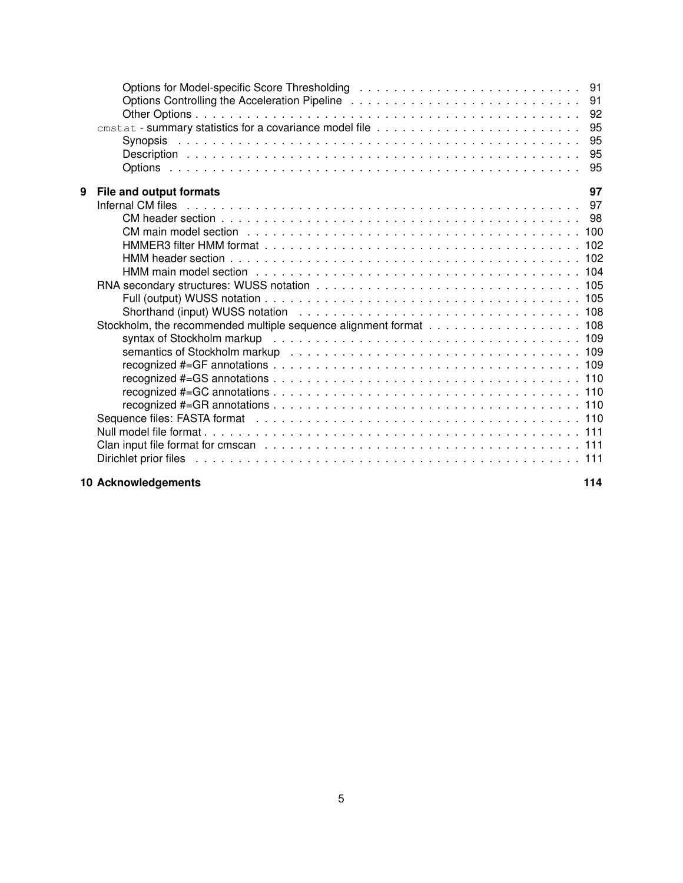Options for Model-specific Score Thresholding . . . . . . . . . . . . . . . . . . . . . . . . . . 91
Options Controlling the Acceleration Pipeline . . . . . . . . . . . . . . . . . . . . . . . . . . . 91
Other Options . . . . . . . . . . . . . . . . . . . . . . . . . . . . . . . . . . . . . . . . . . . . . 92
`cmstat` - summary statistics for a covariance model file . . . . . . . . . . . . . . . . . . . . . . . . 95
Synopsis . . . . . . . . . . . . . . . . . . . . . . . . . . . . . . . . . . . . . . . . . . . . . . . 95
Description . . . . . . . . . . . . . . . . . . . . . . . . . . . . . . . . . . . . . . . . . . . . . 95
Options . . . . . . . . . . . . . . . . . . . . . . . . . . . . . . . . . . . . . . . . . . . . . . . 95

**9 File and output formats 97**

Infernal CM files . . . . . . . . . . . . . . . . . . . . . . . . . . . . . . . . . . . . . . . . . . . . . 97
CM header section . . . . . . . . . . . . . . . . . . . . . . . . . . . . . . . . . . . . . . . . . . . 98
CM main model section . . . . . . . . . . . . . . . . . . . . . . . . . . . . . . . . . . . . . . . 100
HMMER3 filter HMM format . . . . . . . . . . . . . . . . . . . . . . . . . . . . . . . . . . . . . 102
HMM header section . . . . . . . . . . . . . . . . . . . . . . . . . . . . . . . . . . . . . . . . 102
HMM main model section . . . . . . . . . . . . . . . . . . . . . . . . . . . . . . . . . . . . . . 104
RNA secondary structures: WUSS notation . . . . . . . . . . . . . . . . . . . . . . . . . . . . . . . 105
Full (output) WUSS notation . . . . . . . . . . . . . . . . . . . . . . . . . . . . . . . . . . . . . 105
Shorthand (input) WUSS notation . . . . . . . . . . . . . . . . . . . . . . . . . . . . . . . . . . 108
Stockholm, the recommended multiple sequence alignment format . . . . . . . . . . . . . . . . . . 108
syntax of Stockholm markup . . . . . . . . . . . . . . . . . . . . . . . . . . . . . . . . . . . . 109
semantics of Stockholm markup . . . . . . . . . . . . . . . . . . . . . . . . . . . . . . . . . . 109
recognized #=GF annotations . . . . . . . . . . . . . . . . . . . . . . . . . . . . . . . . . . . . 109
recognized #=GS annotations . . . . . . . . . . . . . . . . . . . . . . . . . . . . . . . . . . . . 110
recognized #=GC annotations . . . . . . . . . . . . . . . . . . . . . . . . . . . . . . . . . . . . 110
recognized #=GR annotations . . . . . . . . . . . . . . . . . . . . . . . . . . . . . . . . . . . . 110
Sequence files: FASTA format . . . . . . . . . . . . . . . . . . . . . . . . . . . . . . . . . . . . . . 110
Null model file format . . . . . . . . . . . . . . . . . . . . . . . . . . . . . . . . . . . . . . . . . . 111
Clan input file format for cmscan . . . . . . . . . . . . . . . . . . . . . . . . . . . . . . . . . . . . 111
Dirichlet prior files . . . . . . . . . . . . . . . . . . . . . . . . . . . . . . . . . . . . . . . . . . . 111

**10 Acknowledgements 114**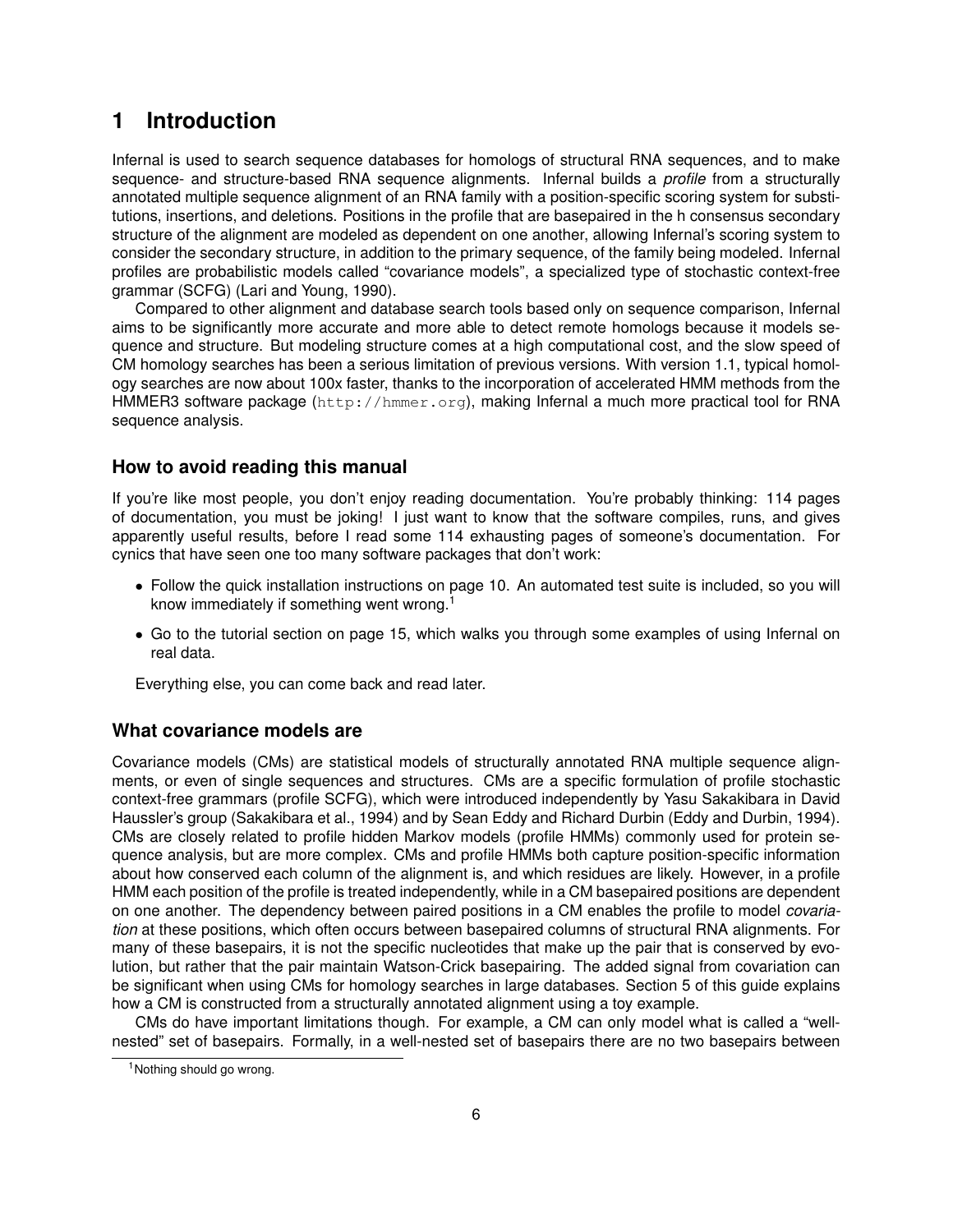# 1 Introduction

Infernal is used to search sequence databases for homologs of structural RNA sequences, and to make sequence- and structure-based RNA sequence alignments. Infernal builds a *profile* from a structurally annotated multiple sequence alignment of an RNA family with a position-specific scoring system for substitutions, insertions, and deletions. Positions in the profile that are basepaired in the h consensus secondary structure of the alignment are modeled as dependent on one another, allowing Infernal's scoring system to consider the secondary structure, in addition to the primary sequence, of the family being modeled. Infernal profiles are probabilistic models called "covariance models", a specialized type of stochastic context-free grammar (SCFG) (Lari and Young, 1990).

Compared to other alignment and database search tools based only on sequence comparison, Infernal aims to be significantly more accurate and more able to detect remote homologs because it models sequence and structure. But modeling structure comes at a high computational cost, and the slow speed of CM homology searches has been a serious limitation of previous versions. With version 1.1, typical homology searches are now about 100x faster, thanks to the incorporation of accelerated HMM methods from the HMMER3 software package (`http://hmmer.org`), making Infernal a much more practical tool for RNA sequence analysis.

## How to avoid reading this manual

If you're like most people, you don't enjoy reading documentation. You're probably thinking: 114 pages of documentation, you must be joking! I just want to know that the software compiles, runs, and gives apparently useful results, before I read some 114 exhausting pages of someone's documentation. For cynics that have seen one too many software packages that don't work:

- Follow the quick installation instructions on page 10. An automated test suite is included, so you will know immediately if something went wrong.[1]
- Go to the tutorial section on page 15, which walks you through some examples of using Infernal on real data.

Everything else, you can come back and read later.

## What covariance models are

Covariance models (CMs) are statistical models of structurally annotated RNA multiple sequence alignments, or even of single sequences and structures. CMs are a specific formulation of profile stochastic context-free grammars (profile SCFG), which were introduced independently by Yasu Sakakibara in David Haussler's group (Sakakibara et al., 1994) and by Sean Eddy and Richard Durbin (Eddy and Durbin, 1994). CMs are closely related to profile hidden Markov models (profile HMMs) commonly used for protein sequence analysis, but are more complex. CMs and profile HMMs both capture position-specific information about how conserved each column of the alignment is, and which residues are likely. However, in a profile HMM each position of the profile is treated independently, while in a CM basepaired positions are dependent on one another. The dependency between paired positions in a CM enables the profile to model *covariation* at these positions, which often occurs between basepaired columns of structural RNA alignments. For many of these basepairs, it is not the specific nucleotides that make up the pair that is conserved by evolution, but rather that the pair maintain Watson-Crick basepairing. The added signal from covariation can be significant when using CMs for homology searches in large databases. Section 5 of this guide explains how a CM is constructed from a structurally annotated alignment using a toy example.

CMs do have important limitations though. For example, a CM can only model what is called a "well-nested" set of basepairs. Formally, in a well-nested set of basepairs there are no two basepairs between

[1] Nothing should go wrong.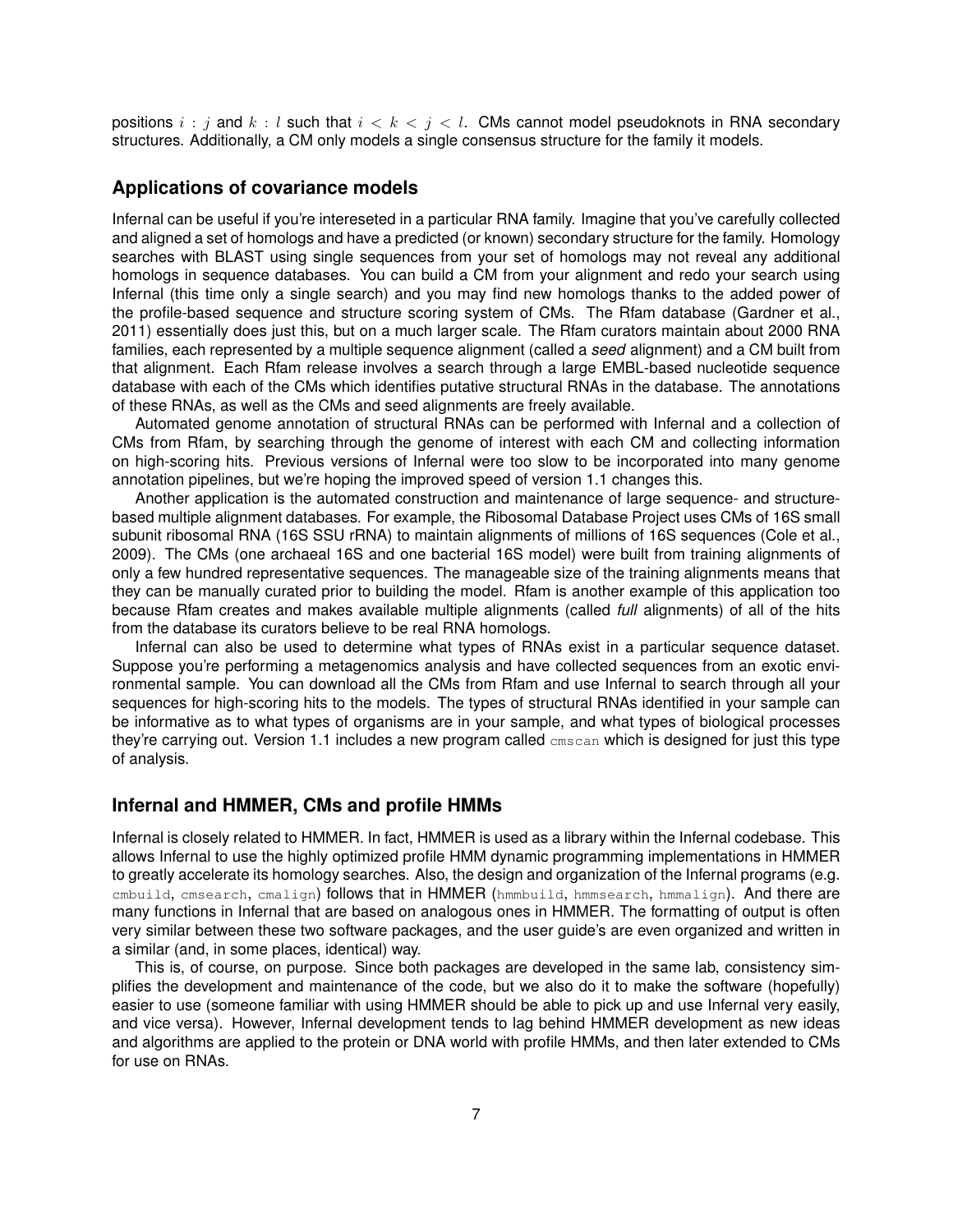positions $i : j$ and $k : l$ such that $i < k < j < l$. CMs cannot model pseudoknots in RNA secondary structures. Additionally, a CM only models a single consensus structure for the family it models.

## Applications of covariance models

Infernal can be useful if you're intereseted in a particular RNA family. Imagine that you've carefully collected and aligned a set of homologs and have a predicted (or known) secondary structure for the family. Homology searches with BLAST using single sequences from your set of homologs may not reveal any additional homologs in sequence databases. You can build a CM from your alignment and redo your search using Infernal (this time only a single search) and you may find new homologs thanks to the added power of the profile-based sequence and structure scoring system of CMs. The Rfam database (Gardner et al., 2011) essentially does just this, but on a much larger scale. The Rfam curators maintain about 2000 RNA families, each represented by a multiple sequence alignment (called a *seed* alignment) and a CM built from that alignment. Each Rfam release involves a search through a large EMBL-based nucleotide sequence database with each of the CMs which identifies putative structural RNAs in the database. The annotations of these RNAs, as well as the CMs and seed alignments are freely available.

Automated genome annotation of structural RNAs can be performed with Infernal and a collection of CMs from Rfam, by searching through the genome of interest with each CM and collecting information on high-scoring hits. Previous versions of Infernal were too slow to be incorporated into many genome annotation pipelines, but we're hoping the improved speed of version 1.1 changes this.

Another application is the automated construction and maintenance of large sequence- and structure-based multiple alignment databases. For example, the Ribosomal Database Project uses CMs of 16S small subunit ribosomal RNA (16S SSU rRNA) to maintain alignments of millions of 16S sequences (Cole et al., 2009). The CMs (one archaeal 16S and one bacterial 16S model) were built from training alignments of only a few hundred representative sequences. The manageable size of the training alignments means that they can be manually curated prior to building the model. Rfam is another example of this application too because Rfam creates and makes available multiple alignments (called *full* alignments) of all of the hits from the database its curators believe to be real RNA homologs.

Infernal can also be used to determine what types of RNAs exist in a particular sequence dataset. Suppose you're performing a metagenomics analysis and have collected sequences from an exotic environmental sample. You can download all the CMs from Rfam and use Infernal to search through all your sequences for high-scoring hits to the models. The types of structural RNAs identified in your sample can be informative as to what types of organisms are in your sample, and what types of biological processes they're carrying out. Version 1.1 includes a new program called `cmscan` which is designed for just this type of analysis.

## Infernal and HMMER, CMs and profile HMMs

Infernal is closely related to HMMER. In fact, HMMER is used as a library within the Infernal codebase. This allows Infernal to use the highly optimized profile HMM dynamic programming implementations in HMMER to greatly accelerate its homology searches. Also, the design and organization of the Infernal programs (e.g. `cmbuild`, `cmsearch`, `cmalign`) follows that in HMMER (`hmmbuild`, `hmmsearch`, `hmmalign`). And there are many functions in Infernal that are based on analogous ones in HMMER. The formatting of output is often very similar between these two software packages, and the user guide's are even organized and written in a similar (and, in some places, identical) way.

This is, of course, on purpose. Since both packages are developed in the same lab, consistency simplifies the development and maintenance of the code, but we also do it to make the software (hopefully) easier to use (someone familiar with using HMMER should be able to pick up and use Infernal very easily, and vice versa). However, Infernal development tends to lag behind HMMER development as new ideas and algorithms are applied to the protein or DNA world with profile HMMs, and then later extended to CMs for use on RNAs.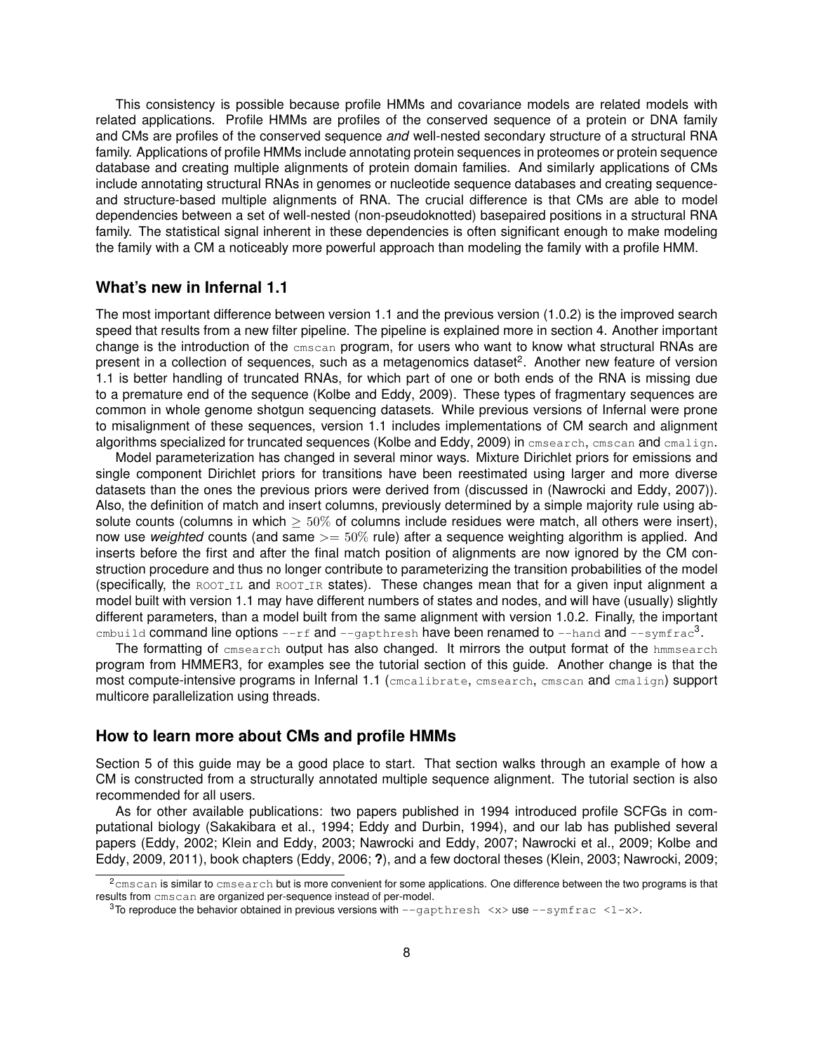This consistency is possible because profile HMMs and covariance models are related models with related applications. Profile HMMs are profiles of the conserved sequence of a protein or DNA family and CMs are profiles of the conserved sequence *and* well-nested secondary structure of a structural RNA family. Applications of profile HMMs include annotating protein sequences in proteomes or protein sequence database and creating multiple alignments of protein domain families. And similarly applications of CMs include annotating structural RNAs in genomes or nucleotide sequence databases and creating sequence- and structure-based multiple alignments of RNA. The crucial difference is that CMs are able to model dependencies between a set of well-nested (non-pseudoknotted) basepaired positions in a structural RNA family. The statistical signal inherent in these dependencies is often significant enough to make modeling the family with a CM a noticeably more powerful approach than modeling the family with a profile HMM.

## What's new in Infernal 1.1

The most important difference between version 1.1 and the previous version (1.0.2) is the improved search speed that results from a new filter pipeline. The pipeline is explained more in section 4. Another important change is the introduction of the `cmscan` program, for users who want to know what structural RNAs are present in a collection of sequences, such as a metagenomics dataset[2]. Another new feature of version 1.1 is better handling of truncated RNAs, for which part of one or both ends of the RNA is missing due to a premature end of the sequence (Kolbe and Eddy, 2009). These types of fragmentary sequences are common in whole genome shotgun sequencing datasets. While previous versions of Infernal were prone to misalignment of these sequences, version 1.1 includes implementations of CM search and alignment algorithms specialized for truncated sequences (Kolbe and Eddy, 2009) in `cmsearch`, `cmscan` and `cmalign`.

Model parameterization has changed in several minor ways. Mixture Dirichlet priors for emissions and single component Dirichlet priors for transitions have been reestimated using larger and more diverse datasets than the ones the previous priors were derived from (discussed in (Nawrocki and Eddy, 2007)). Also, the definition of match and insert columns, previously determined by a simple majority rule using absolute counts (columns in which $\geq 50\%$ of columns include residues were match, all others were insert), now use *weighted* counts (and same $>= 50\%$ rule) after a sequence weighting algorithm is applied. And inserts before the first and after the final match position of alignments are now ignored by the CM construction procedure and thus no longer contribute to parameterizing the transition probabilities of the model (specifically, the `ROOT_IL` and `ROOT_IR` states). These changes mean that for a given input alignment a model built with version 1.1 may have different numbers of states and nodes, and will have (usually) slightly different parameters, than a model built from the same alignment with version 1.0.2. Finally, the important `cmbuild` command line options `--rf` and `--gapthresh` have been renamed to `--hand` and `--symfrac`[3].

The formatting of `cmsearch` output has also changed. It mirrors the output format of the `hmmsearch` program from HMMER3, for examples see the tutorial section of this guide. Another change is that the most compute-intensive programs in Infernal 1.1 (`cmcalibrate`, `cmsearch`, `cmscan` and `cmalign`) support multicore parallelization using threads.

## How to learn more about CMs and profile HMMs

Section 5 of this guide may be a good place to start. That section walks through an example of how a CM is constructed from a structurally annotated multiple sequence alignment. The tutorial section is also recommended for all users.

As for other available publications: two papers published in 1994 introduced profile SCFGs in computational biology (Sakakibara et al., 1994; Eddy and Durbin, 1994), and our lab has published several papers (Eddy, 2002; Klein and Eddy, 2003; Nawrocki and Eddy, 2007; Nawrocki et al., 2009; Kolbe and Eddy, 2009, 2011), book chapters (Eddy, 2006; **?**), and a few doctoral theses (Klein, 2003; Nawrocki, 2009;

[2] `cmscan` is similar to `cmsearch` but is more convenient for some applications. One difference between the two programs is that results from `cmscan` are organized per-sequence instead of per-model.

[3] To reproduce the behavior obtained in previous versions with `--gapthresh <x>` use `--symfrac <1-x>`.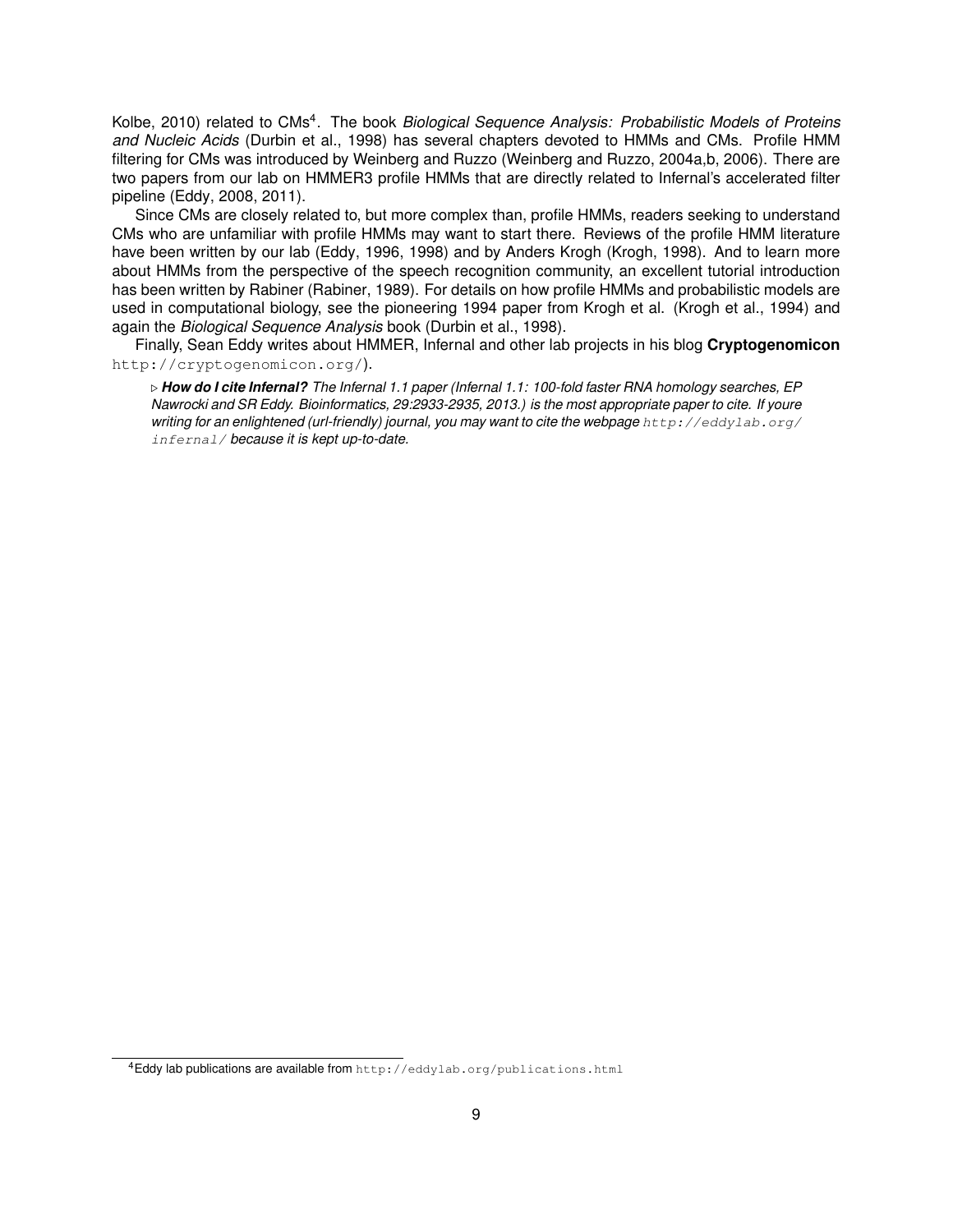Kolbe, 2010) related to CMs[4]. The book *Biological Sequence Analysis: Probabilistic Models of Proteins and Nucleic Acids* (Durbin et al., 1998) has several chapters devoted to HMMs and CMs. Profile HMM filtering for CMs was introduced by Weinberg and Ruzzo (Weinberg and Ruzzo, 2004a,b, 2006). There are two papers from our lab on HMMER3 profile HMMs that are directly related to Infernal's accelerated filter pipeline (Eddy, 2008, 2011).

Since CMs are closely related to, but more complex than, profile HMMs, readers seeking to understand CMs who are unfamiliar with profile HMMs may want to start there. Reviews of the profile HMM literature have been written by our lab (Eddy, 1996, 1998) and by Anders Krogh (Krogh, 1998). And to learn more about HMMs from the perspective of the speech recognition community, an excellent tutorial introduction has been written by Rabiner (Rabiner, 1989). For details on how profile HMMs and probabilistic models are used in computational biology, see the pioneering 1994 paper from Krogh et al. (Krogh et al., 1994) and again the *Biological Sequence Analysis* book (Durbin et al., 1998).

Finally, Sean Eddy writes about HMMER, Infernal and other lab projects in his blog **Cryptogenomicon** `http://cryptogenomicon.org/`).

> ▷ ***How do I cite Infernal?*** *The Infernal 1.1 paper (Infernal 1.1: 100-fold faster RNA homology searches, EP Nawrocki and SR Eddy. Bioinformatics, 29:2933-2935, 2013.) is the most appropriate paper to cite. If youre writing for an enlightened (url-friendly) journal, you may want to cite the webpage* `http://eddylab.org/infernal/` *because it is kept up-to-date.*

---

[4] Eddy lab publications are available from `http://eddylab.org/publications.html`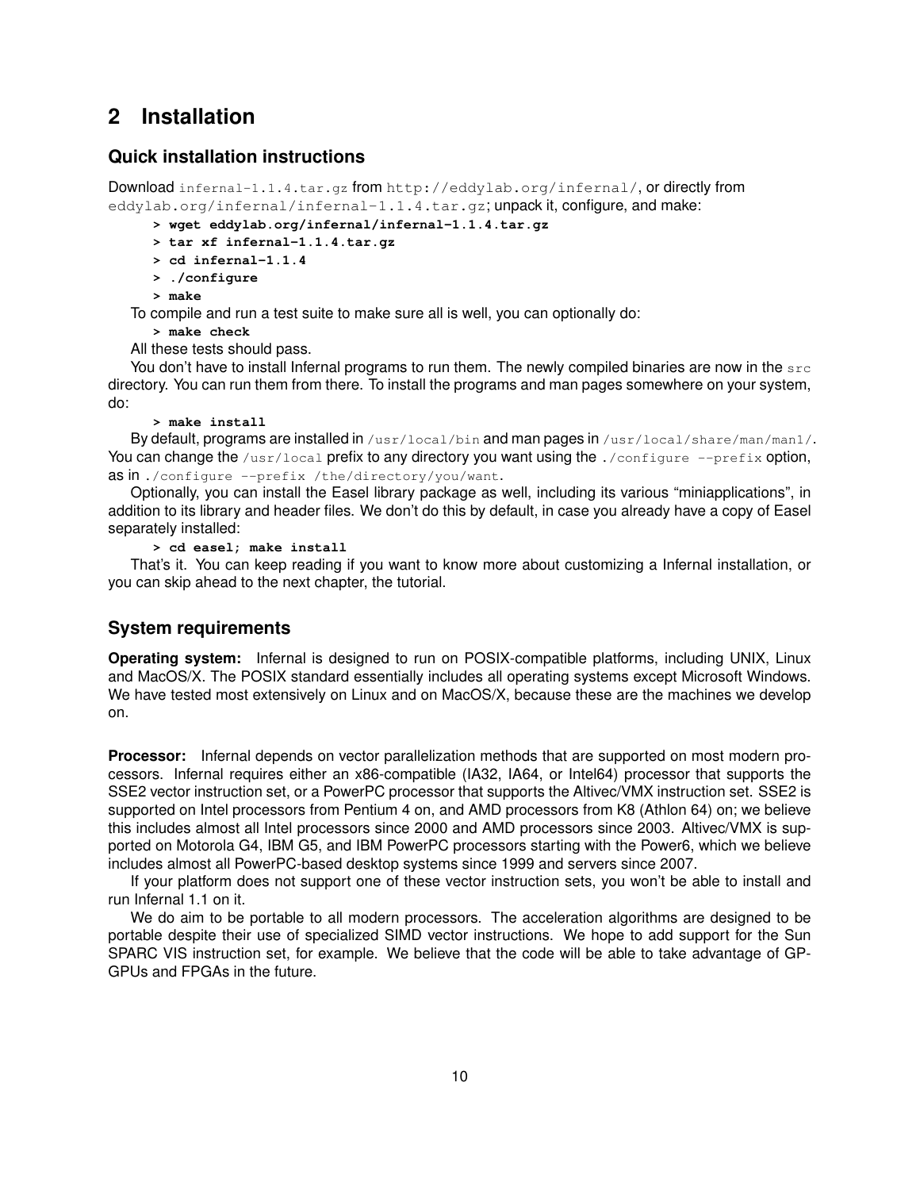# 2 Installation

## Quick installation instructions

Download `infernal-1.1.4.tar.gz` from `http://eddylab.org/infernal/`, or directly from `eddylab.org/infernal/infernal-1.1.4.tar.gz`; unpack it, configure, and make:

```
> wget eddylab.org/infernal/infernal-1.1.4.tar.gz
> tar xf infernal-1.1.4.tar.gz
> cd infernal-1.1.4
> ./configure
> make
```

To compile and run a test suite to make sure all is well, you can optionally do:

```
> make check
```

All these tests should pass.

You don't have to install Infernal programs to run them. The newly compiled binaries are now in the `src` directory. You can run them from there. To install the programs and man pages somewhere on your system, do:

```
> make install
```

By default, programs are installed in `/usr/local/bin` and man pages in `/usr/local/share/man/man1/`. You can change the `/usr/local` prefix to any directory you want using the `./configure --prefix` option, as in `./configure --prefix /the/directory/you/want`.

Optionally, you can install the Easel library package as well, including its various "miniapplications", in addition to its library and header files. We don't do this by default, in case you already have a copy of Easel separately installed:

```
> cd easel; make install
```

That's it. You can keep reading if you want to know more about customizing a Infernal installation, or you can skip ahead to the next chapter, the tutorial.

## System requirements

**Operating system:** Infernal is designed to run on POSIX-compatible platforms, including UNIX, Linux and MacOS/X. The POSIX standard essentially includes all operating systems except Microsoft Windows. We have tested most extensively on Linux and on MacOS/X, because these are the machines we develop on.

**Processor:** Infernal depends on vector parallelization methods that are supported on most modern processors. Infernal requires either an x86-compatible (IA32, IA64, or Intel64) processor that supports the SSE2 vector instruction set, or a PowerPC processor that supports the Altivec/VMX instruction set. SSE2 is supported on Intel processors from Pentium 4 on, and AMD processors from K8 (Athlon 64) on; we believe this includes almost all Intel processors since 2000 and AMD processors since 2003. Altivec/VMX is supported on Motorola G4, IBM G5, and IBM PowerPC processors starting with the Power6, which we believe includes almost all PowerPC-based desktop systems since 1999 and servers since 2007.

If your platform does not support one of these vector instruction sets, you won't be able to install and run Infernal 1.1 on it.

We do aim to be portable to all modern processors. The acceleration algorithms are designed to be portable despite their use of specialized SIMD vector instructions. We hope to add support for the Sun SPARC VIS instruction set, for example. We believe that the code will be able to take advantage of GP-GPUs and FPGAs in the future.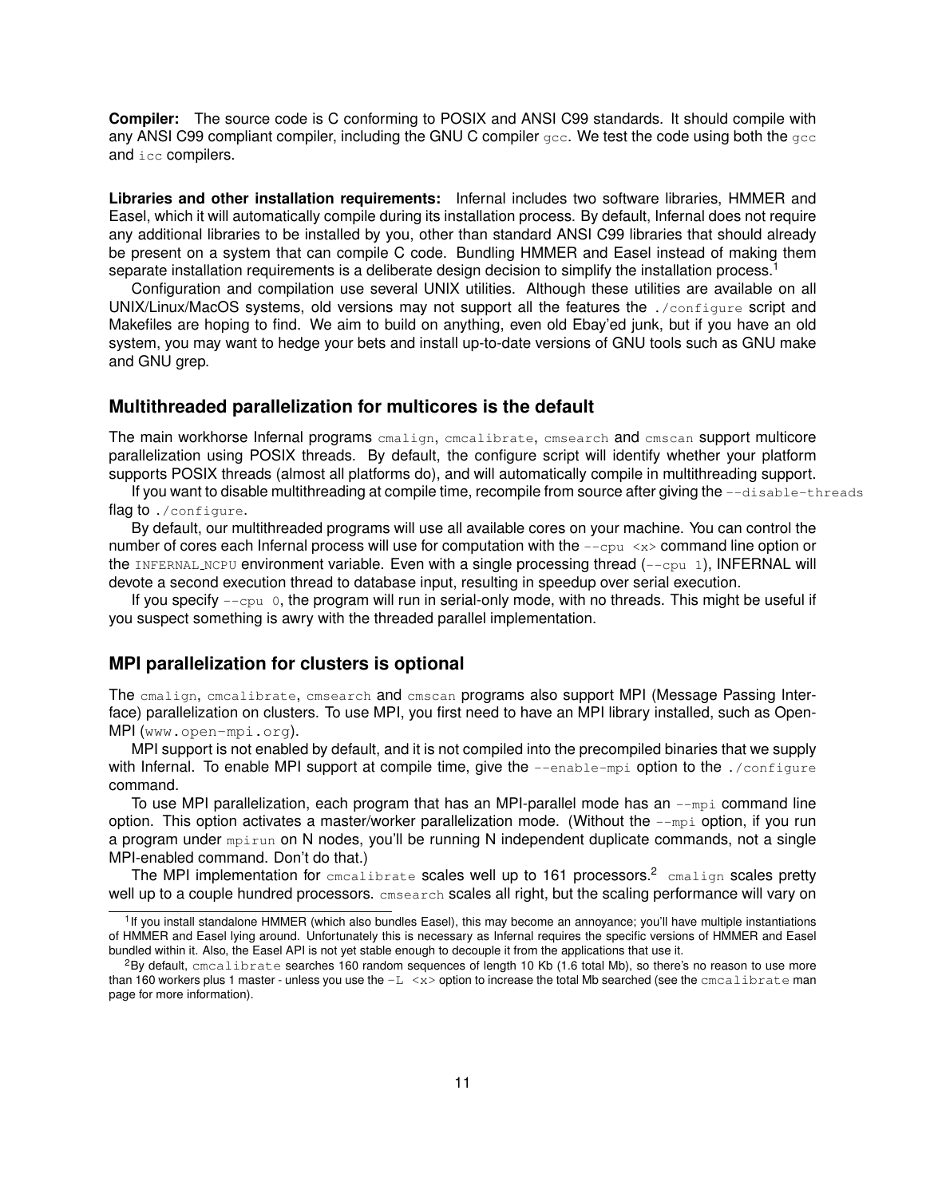**Compiler:** The source code is C conforming to POSIX and ANSI C99 standards. It should compile with any ANSI C99 compliant compiler, including the GNU C compiler `gcc`. We test the code using both the `gcc` and `icc` compilers.

**Libraries and other installation requirements:** Infernal includes two software libraries, HMMER and Easel, which it will automatically compile during its installation process. By default, Infernal does not require any additional libraries to be installed by you, other than standard ANSI C99 libraries that should already be present on a system that can compile C code. Bundling HMMER and Easel instead of making them separate installation requirements is a deliberate design decision to simplify the installation process.[1]

Configuration and compilation use several UNIX utilities. Although these utilities are available on all UNIX/Linux/MacOS systems, old versions may not support all the features the `./configure` script and Makefiles are hoping to find. We aim to build on anything, even old Ebay'ed junk, but if you have an old system, you may want to hedge your bets and install up-to-date versions of GNU tools such as GNU make and GNU grep.

## Multithreaded parallelization for multicores is the default

The main workhorse Infernal programs `cmalign`, `cmcalibrate`, `cmsearch` and `cmscan` support multicore parallelization using POSIX threads. By default, the configure script will identify whether your platform supports POSIX threads (almost all platforms do), and will automatically compile in multithreading support.

If you want to disable multithreading at compile time, recompile from source after giving the `--disable-threads` flag to `./configure`.

By default, our multithreaded programs will use all available cores on your machine. You can control the number of cores each Infernal process will use for computation with the `--cpu <x>` command line option or the `INFERNAL_NCPU` environment variable. Even with a single processing thread (`--cpu 1`), INFERNAL will devote a second execution thread to database input, resulting in speedup over serial execution.

If you specify `--cpu 0`, the program will run in serial-only mode, with no threads. This might be useful if you suspect something is awry with the threaded parallel implementation.

## MPI parallelization for clusters is optional

The `cmalign`, `cmcalibrate`, `cmsearch` and `cmscan` programs also support MPI (Message Passing Interface) parallelization on clusters. To use MPI, you first need to have an MPI library installed, such as OpenMPI (`www.open-mpi.org`).

MPI support is not enabled by default, and it is not compiled into the precompiled binaries that we supply with Infernal. To enable MPI support at compile time, give the `--enable-mpi` option to the `./configure` command.

To use MPI parallelization, each program that has an MPI-parallel mode has an `--mpi` command line option. This option activates a master/worker parallelization mode. (Without the `--mpi` option, if you run a program under `mpirun` on N nodes, you'll be running N independent duplicate commands, not a single MPI-enabled command. Don't do that.)

The MPI implementation for `cmcalibrate` scales well up to 161 processors.[2] `cmalign` scales pretty well up to a couple hundred processors. `cmsearch` scales all right, but the scaling performance will vary on

---

[1] If you install standalone HMMER (which also bundles Easel), this may become an annoyance; you'll have multiple instantiations of HMMER and Easel lying around. Unfortunately this is necessary as Infernal requires the specific versions of HMMER and Easel bundled within it. Also, the Easel API is not yet stable enough to decouple it from the applications that use it.

[2] By default, `cmcalibrate` searches 160 random sequences of length 10 Kb (1.6 total Mb), so there's no reason to use more than 160 workers plus 1 master - unless you use the `-L <x>` option to increase the total Mb searched (see the `cmcalibrate` man page for more information).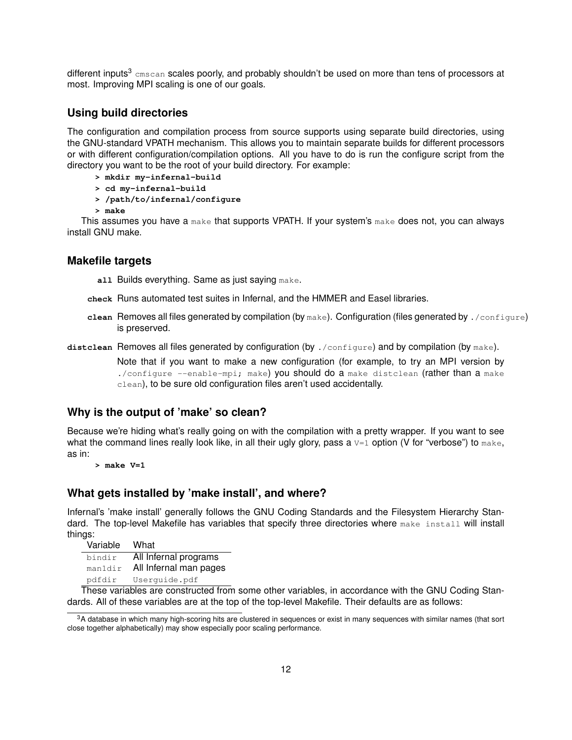different inputs[3] `cmscan` scales poorly, and probably shouldn't be used on more than tens of processors at most. Improving MPI scaling is one of our goals.

### Using build directories

The configuration and compilation process from source supports using separate build directories, using the GNU-standard VPATH mechanism. This allows you to maintain separate builds for different processors or with different configuration/compilation options. All you have to do is run the configure script from the directory you want to be the root of your build directory. For example:

```
> mkdir my-infernal-build
> cd my-infernal-build
> /path/to/infernal/configure
> make
```

This assumes you have a `make` that supports VPATH. If your system's `make` does not, you can always install GNU make.

### Makefile targets

**all** Builds everything. Same as just saying `make`.

**check** Runs automated test suites in Infernal, and the HMMER and Easel libraries.

**clean** Removes all files generated by compilation (by `make`). Configuration (files generated by `./configure`) is preserved.

**distclean** Removes all files generated by configuration (by `./configure`) and by compilation (by `make`).

Note that if you want to make a new configuration (for example, to try an MPI version by `./configure --enable-mpi; make`) you should do a `make distclean` (rather than a `make clean`), to be sure old configuration files aren't used accidentally.

### Why is the output of 'make' so clean?

Because we're hiding what's really going on with the compilation with a pretty wrapper. If you want to see what the command lines really look like, in all their ugly glory, pass a `V=1` option (V for "verbose") to `make`, as in:

```
> make V=1
```

### What gets installed by 'make install', and where?

Infernal's 'make install' generally follows the GNU Coding Standards and the Filesystem Hierarchy Standard. The top-level Makefile has variables that specify three directories where `make install` will install things:

| Variable | What |
|---|---|
| `bindir` | All Infernal programs |
| `man1dir` | All Infernal man pages |
| `pdfdir` | `Userguide.pdf` |

These variables are constructed from some other variables, in accordance with the GNU Coding Standards. All of these variables are at the top of the top-level Makefile. Their defaults are as follows:

[3] A database in which many high-scoring hits are clustered in sequences or exist in many sequences with similar names (that sort close together alphabetically) may show especially poor scaling performance.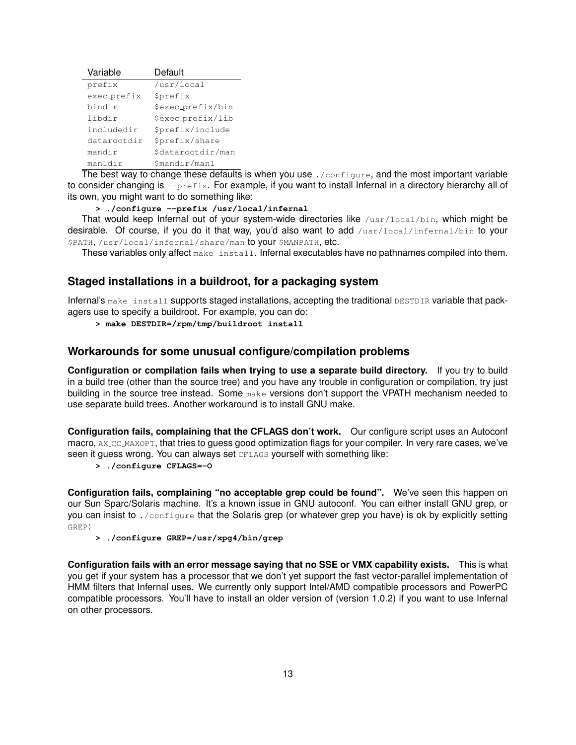| Variable | Default |
|---|---|
| prefix | /usr/local |
| exec_prefix | $prefix |
| bindir | $exec_prefix/bin |
| libdir | $exec_prefix/lib |
| includedir | $prefix/include |
| datarootdir | $prefix/share |
| mandir | $datarootdir/man |
| man1dir | $mandir/man1 |

The best way to change these defaults is when you use `./configure`, and the most important variable to consider changing is `--prefix`. For example, if you want to install Infernal in a directory hierarchy all of its own, you might want to do something like:

```
> ./configure --prefix /usr/local/infernal
```

That would keep Infernal out of your system-wide directories like `/usr/local/bin`, which might be desirable. Of course, if you do it that way, you'd also want to add `/usr/local/infernal/bin` to your `$PATH`, `/usr/local/infernal/share/man` to your `$MANPATH`, etc.

These variables only affect `make install`. Infernal executables have no pathnames compiled into them.

## Staged installations in a buildroot, for a packaging system

Infernal's `make install` supports staged installations, accepting the traditional `DESTDIR` variable that packagers use to specify a buildroot. For example, you can do:

```
> make DESTDIR=/rpm/tmp/buildroot install
```

## Workarounds for some unusual configure/compilation problems

**Configuration or compilation fails when trying to use a separate build directory.** If you try to build in a build tree (other than the source tree) and you have any trouble in configuration or compilation, try just building in the source tree instead. Some `make` versions don't support the VPATH mechanism needed to use separate build trees. Another workaround is to install GNU make.

**Configuration fails, complaining that the CFLAGS don't work.** Our configure script uses an Autoconf macro, `AX_CC_MAXOPT`, that tries to guess good optimization flags for your compiler. In very rare cases, we've seen it guess wrong. You can always set `CFLAGS` yourself with something like:

```
> ./configure CFLAGS=-O
```

**Configuration fails, complaining "no acceptable grep could be found".** We've seen this happen on our Sun Sparc/Solaris machine. It's a known issue in GNU autoconf. You can either install GNU grep, or you can insist to `./configure` that the Solaris grep (or whatever grep you have) is ok by explicitly setting `GREP`:

```
> ./configure GREP=/usr/xpg4/bin/grep
```

**Configuration fails with an error message saying that no SSE or VMX capability exists.** This is what you get if your system has a processor that we don't yet support the fast vector-parallel implementation of HMM filters that Infernal uses. We currently only support Intel/AMD compatible processors and PowerPC compatible processors. You'll have to install an older version of (version 1.0.2) if you want to use Infernal on other processors.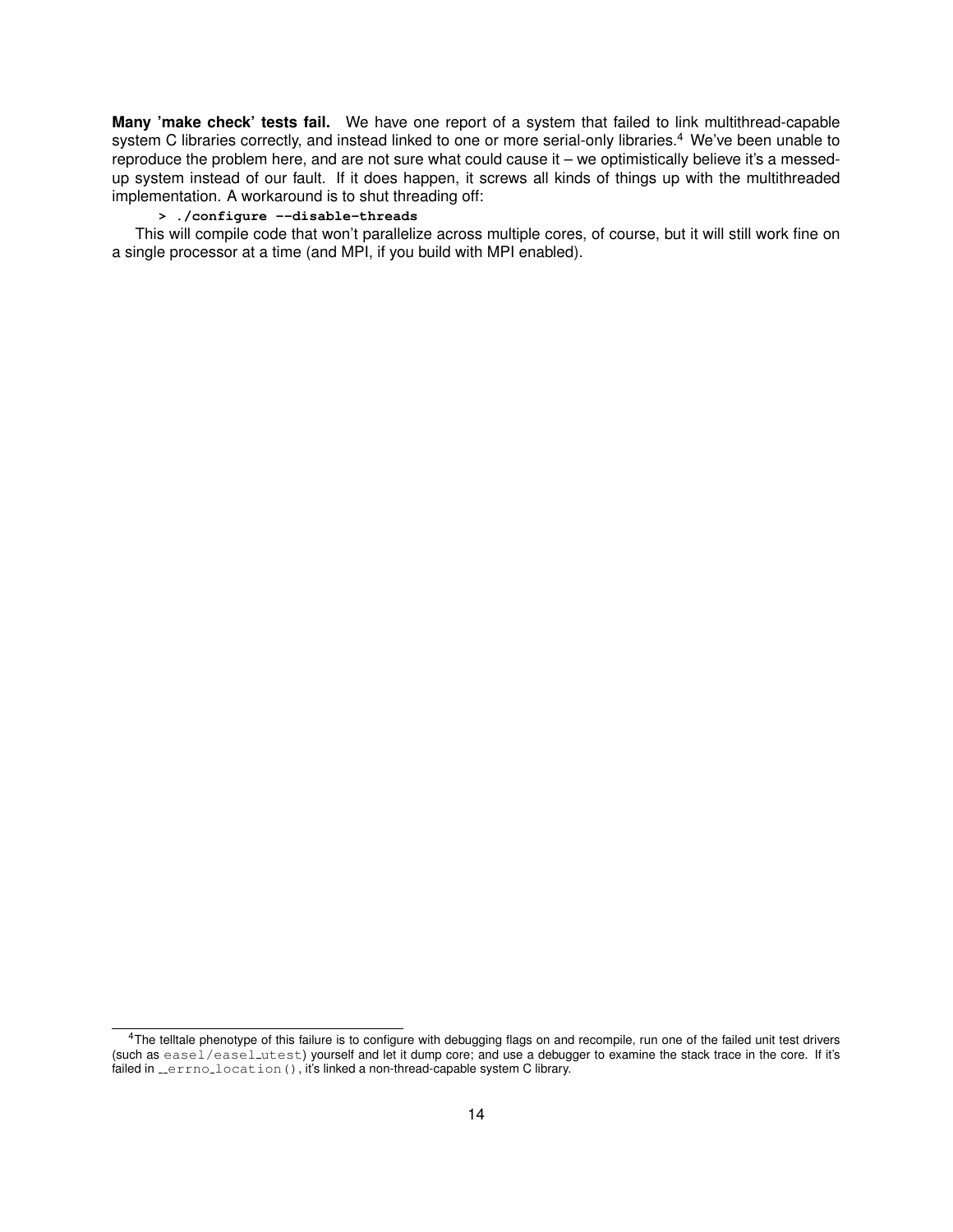**Many 'make check' tests fail.** We have one report of a system that failed to link multithread-capable system C libraries correctly, and instead linked to one or more serial-only libraries.[4] We've been unable to reproduce the problem here, and are not sure what could cause it – we optimistically believe it's a messed-up system instead of our fault. If it does happen, it screws all kinds of things up with the multithreaded implementation. A workaround is to shut threading off:

```
> ./configure --disable-threads
```

This will compile code that won't parallelize across multiple cores, of course, but it will still work fine on a single processor at a time (and MPI, if you build with MPI enabled).

---

[4] The telltale phenotype of this failure is to configure with debugging flags on and recompile, run one of the failed unit test drivers (such as `easel/easel_utest`) yourself and let it dump core; and use a debugger to examine the stack trace in the core. If it's failed in `__errno_location()`, it's linked a non-thread-capable system C library.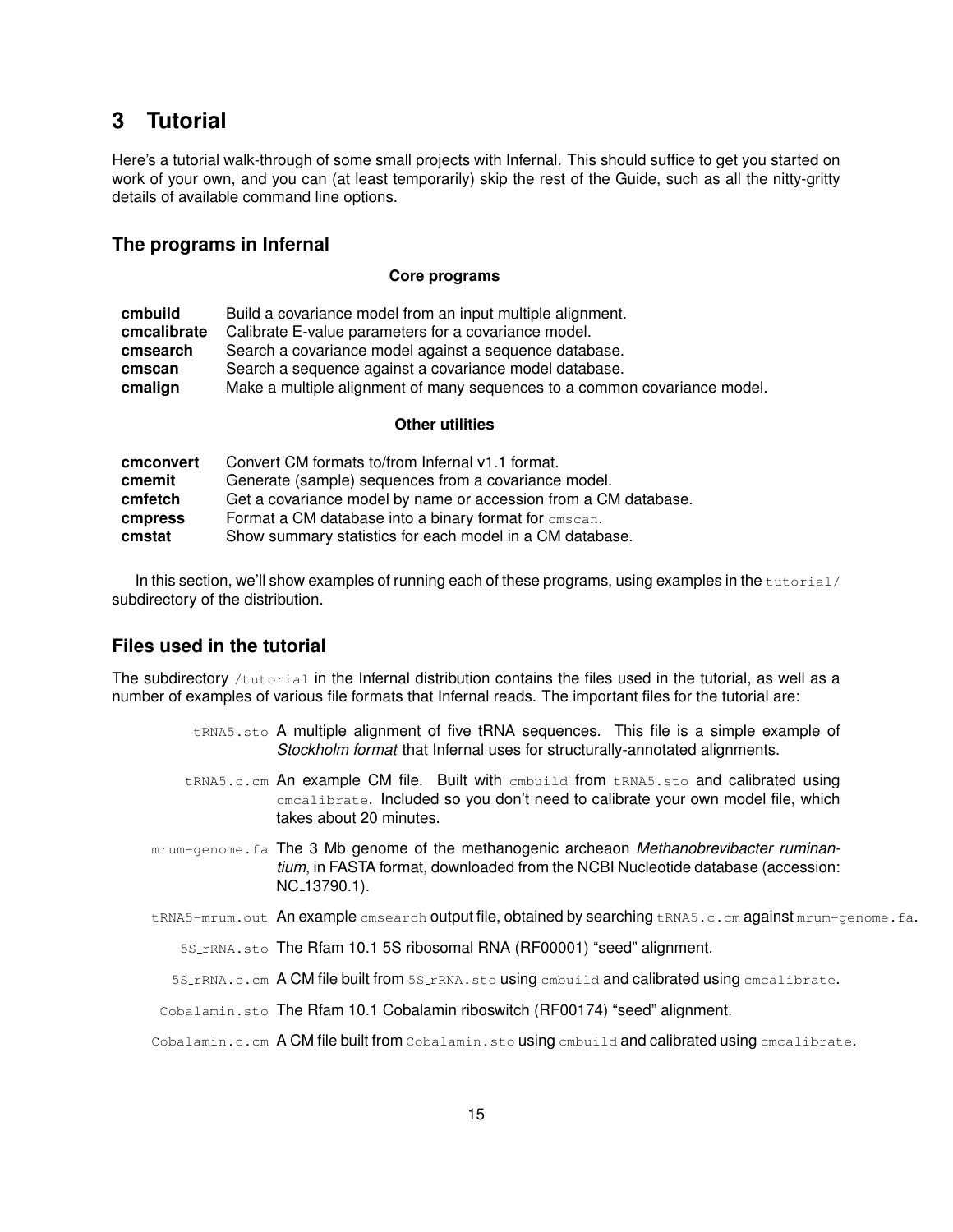# 3 Tutorial

Here's a tutorial walk-through of some small projects with Infernal. This should suffice to get you started on work of your own, and you can (at least temporarily) skip the rest of the Guide, such as all the nitty-gritty details of available command line options.

## The programs in Infernal

**Core programs**

| | |
|---|---|
| **cmbuild** | Build a covariance model from an input multiple alignment. |
| **cmcalibrate** | Calibrate E-value parameters for a covariance model. |
| **cmsearch** | Search a covariance model against a sequence database. |
| **cmscan** | Search a sequence against a covariance model database. |
| **cmalign** | Make a multiple alignment of many sequences to a common covariance model. |

**Other utilities**

| | |
|---|---|
| **cmconvert** | Convert CM formats to/from Infernal v1.1 format. |
| **cmemit** | Generate (sample) sequences from a covariance model. |
| **cmfetch** | Get a covariance model by name or accession from a CM database. |
| **cmpress** | Format a CM database into a binary format for `cmscan`. |
| **cmstat** | Show summary statistics for each model in a CM database. |

In this section, we'll show examples of running each of these programs, using examples in the `tutorial/` subdirectory of the distribution.

## Files used in the tutorial

The subdirectory `/tutorial` in the Infernal distribution contains the files used in the tutorial, as well as a number of examples of various file formats that Infernal reads. The important files for the tutorial are:

- `tRNA5.sto` A multiple alignment of five tRNA sequences. This file is a simple example of *Stockholm format* that Infernal uses for structurally-annotated alignments.
- `tRNA5.c.cm` An example CM file. Built with `cmbuild` from `tRNA5.sto` and calibrated using `cmcalibrate`. Included so you don't need to calibrate your own model file, which takes about 20 minutes.
- `mrum-genome.fa` The 3 Mb genome of the methanogenic archeaon *Methanobrevibacter ruminantium*, in FASTA format, downloaded from the NCBI Nucleotide database (accession: NC_13790.1).
- `tRNA5-mrum.out` An example `cmsearch` output file, obtained by searching `tRNA5.c.cm` against `mrum-genome.fa`.
- `5S_rRNA.sto` The Rfam 10.1 5S ribosomal RNA (RF00001) "seed" alignment.
- `5S_rRNA.c.cm` A CM file built from `5S_rRNA.sto` using `cmbuild` and calibrated using `cmcalibrate`.
- `Cobalamin.sto` The Rfam 10.1 Cobalamin riboswitch (RF00174) "seed" alignment.
- `Cobalamin.c.cm` A CM file built from `Cobalamin.sto` using `cmbuild` and calibrated using `cmcalibrate`.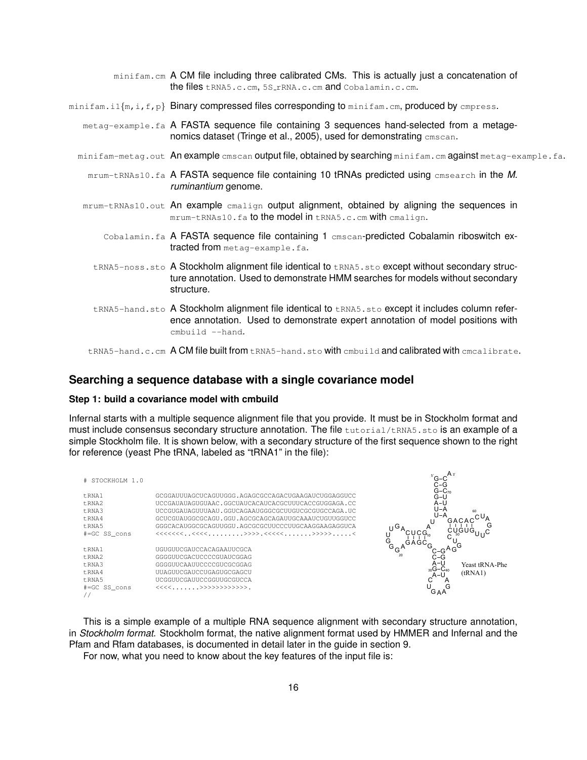minifam.cm A CM file including three calibrated CMs. This is actually just a concatenation of the files tRNA5.c.cm, 5S_rRNA.c.cm and Cobalamin.c.cm.

minifam.i1{m,i,f,p} Binary compressed files corresponding to minifam.cm, produced by cmpress.

metag-example.fa A FASTA sequence file containing 3 sequences hand-selected from a metagenomics dataset (Tringe et al., 2005), used for demonstrating cmscan.

minifam-metag.out An example cmscan output file, obtained by searching minifam.cm against metag-example.fa.

mrum-tRNAs10.fa A FASTA sequence file containing 10 tRNAs predicted using cmsearch in the *M. ruminantium* genome.

mrum-tRNAs10.out An example cmalign output alignment, obtained by aligning the sequences in mrum-tRNAs10.fa to the model in tRNA5.c.cm with cmalign.

Cobalamin.fa A FASTA sequence file containing 1 cmscan-predicted Cobalamin riboswitch extracted from metag-example.fa.

tRNA5-noss.sto A Stockholm alignment file identical to tRNA5.sto except without secondary structure annotation. Used to demonstrate HMM searches for models without secondary structure.

tRNA5-hand.sto A Stockholm alignment file identical to tRNA5.sto except it includes column reference annotation. Used to demonstrate expert annotation of model positions with cmbuild --hand.

tRNA5-hand.c.cm A CM file built from tRNA5-hand.sto with cmbuild and calibrated with cmcalibrate.

## Searching a sequence database with a single covariance model

### Step 1: build a covariance model with cmbuild

Infernal starts with a multiple sequence alignment file that you provide. It must be in Stockholm format and must include consensus secondary structure annotation. The file tutorial/tRNA5.sto is an example of a simple Stockholm file. It is shown below, with a secondary structure of the first sequence shown to the right for reference (yeast Phe tRNA, labeled as "tRNA1" in the file):

```
# STOCKHOLM 1.0

tRNA1         GCGGAUUUAGCUCAGUUGGG.AGAGCGCCAGACUGAAGAUCUGGAGGUCC
tRNA2         UCCGAUAUAGUGUAAC.GGCUAUCACAUCACGCUUUCACCGUGGAGA.CC
tRNA3         UCCGUGAUAGUUUAAU.GGUCAGAAUGGGCGCUUGUCGCGUGCCAGA.UC
tRNA4         GCUCGUAUGGCGCAGU.GGU.AGCGCAGCAGAUUGCAAAUCUGUUGGUCC
tRNA5         GGGCACAUGGCGCAGUUGGU.AGCGCGCUUCCCUUGCAAGGAAGAGGUCA
#=GC SS_cons  <<<<<<<..<<<<.........>>>>.<<<<<.......>>>>>.....<

tRNA1         UGUGUUCGAUCCACAGAAUUCGCA
tRNA2         GGGGUUCGACUCCCCGUAUCGGAG
tRNA3         GGGGUUCAAUUCCCCGUCGCGGAG
tRNA4         UUAGUUCGAUCCUGAGUGCGAGCU
tRNA5         UCGGUUCGAUUCCGGUUGCGUCCA
#=GC SS_cons  <<<<.......>>>>>>>>>>>>.
//
```

Yeast tRNA-Phe (tRNA1)

This is a simple example of a multiple RNA sequence alignment with secondary structure annotation, in *Stockholm format*. Stockholm format, the native alignment format used by HMMER and Infernal and the Pfam and Rfam databases, is documented in detail later in the guide in section 9.

For now, what you need to know about the key features of the input file is: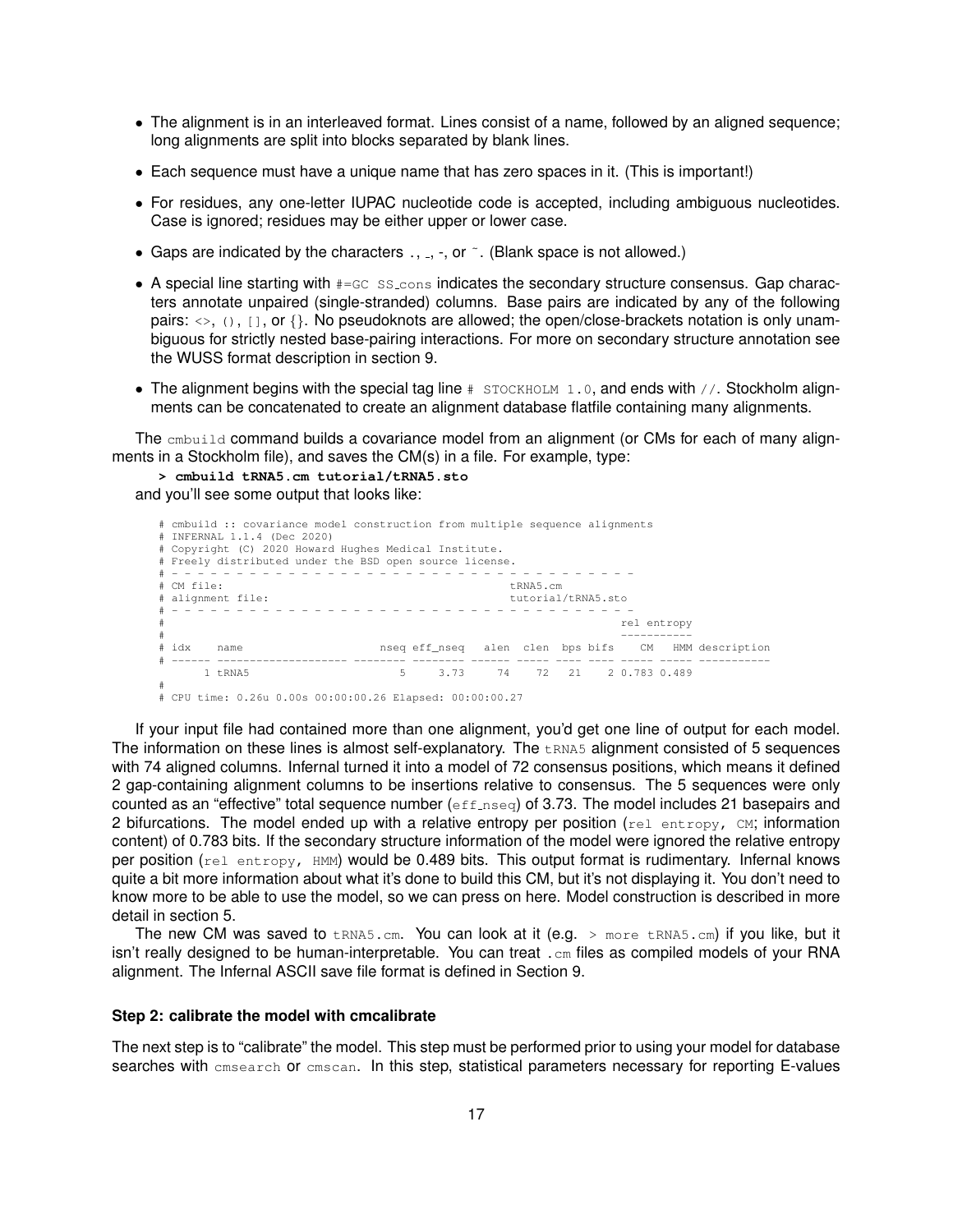- The alignment is in an interleaved format. Lines consist of a name, followed by an aligned sequence; long alignments are split into blocks separated by blank lines.
- Each sequence must have a unique name that has zero spaces in it. (This is important!)
- For residues, any one-letter IUPAC nucleotide code is accepted, including ambiguous nucleotides. Case is ignored; residues may be either upper or lower case.
- Gaps are indicated by the characters ., _, -, or ~. (Blank space is not allowed.)
- A special line starting with `#=GC SS_cons` indicates the secondary structure consensus. Gap characters annotate unpaired (single-stranded) columns. Base pairs are indicated by any of the following pairs: `<>`, `()`, `[]`, or {}. No pseudoknots are allowed; the open/close-brackets notation is only unambiguous for strictly nested base-pairing interactions. For more on secondary structure annotation see the WUSS format description in section 9.
- The alignment begins with the special tag line `# STOCKHOLM 1.0`, and ends with `//`. Stockholm alignments can be concatenated to create an alignment database flatfile containing many alignments.

The `cmbuild` command builds a covariance model from an alignment (or CMs for each of many alignments in a Stockholm file), and saves the CM(s) in a file. For example, type:

**`> cmbuild tRNA5.cm tutorial/tRNA5.sto`**

and you'll see some output that looks like:

```
# cmbuild :: covariance model construction from multiple sequence alignments
# INFERNAL 1.1.4 (Dec 2020)
# Copyright (C) 2020 Howard Hughes Medical Institute.
# Freely distributed under the BSD open source license.
# - - - - - - - - - - - - - - - - - - - - - - - - - - - - - - - - - - - -
# CM file:                                          tRNA5.cm
# alignment file:                                   tutorial/tRNA5.sto
# - - - - - - - - - - - - - - - - - - - - - - - - - - - - - - - - - - - -
#                                                                rel entropy
#                                                                -----------
# idx    name                    nseq eff_nseq   alen  clen  bps bifs    CM   HMM description
# ------ -------------------- -------- -------- ------ ----- ---- ---- ----- ----- -----------
       1 tRNA5                       5     3.73     74    72   21    2 0.783 0.489
#
# CPU time: 0.26u 0.00s 00:00:00.26 Elapsed: 00:00:00.27
```

If your input file had contained more than one alignment, you'd get one line of output for each model. The information on these lines is almost self-explanatory. The `tRNA5` alignment consisted of 5 sequences with 74 aligned columns. Infernal turned it into a model of 72 consensus positions, which means it defined 2 gap-containing alignment columns to be insertions relative to consensus. The 5 sequences were only counted as an "effective" total sequence number (`eff_nseq`) of 3.73. The model includes 21 basepairs and 2 bifurcations. The model ended up with a relative entropy per position (`rel entropy, CM`; information content) of 0.783 bits. If the secondary structure information of the model were ignored the relative entropy per position (`rel entropy, HMM`) would be 0.489 bits. This output format is rudimentary. Infernal knows quite a bit more information about what it's done to build this CM, but it's not displaying it. You don't need to know more to be able to use the model, so we can press on here. Model construction is described in more detail in section 5.

The new CM was saved to `tRNA5.cm`. You can look at it (e.g. `> more tRNA5.cm`) if you like, but it isn't really designed to be human-interpretable. You can treat `.cm` files as compiled models of your RNA alignment. The Infernal ASCII save file format is defined in Section 9.

#### Step 2: calibrate the model with cmcalibrate

The next step is to "calibrate" the model. This step must be performed prior to using your model for database searches with `cmsearch` or `cmscan`. In this step, statistical parameters necessary for reporting E-values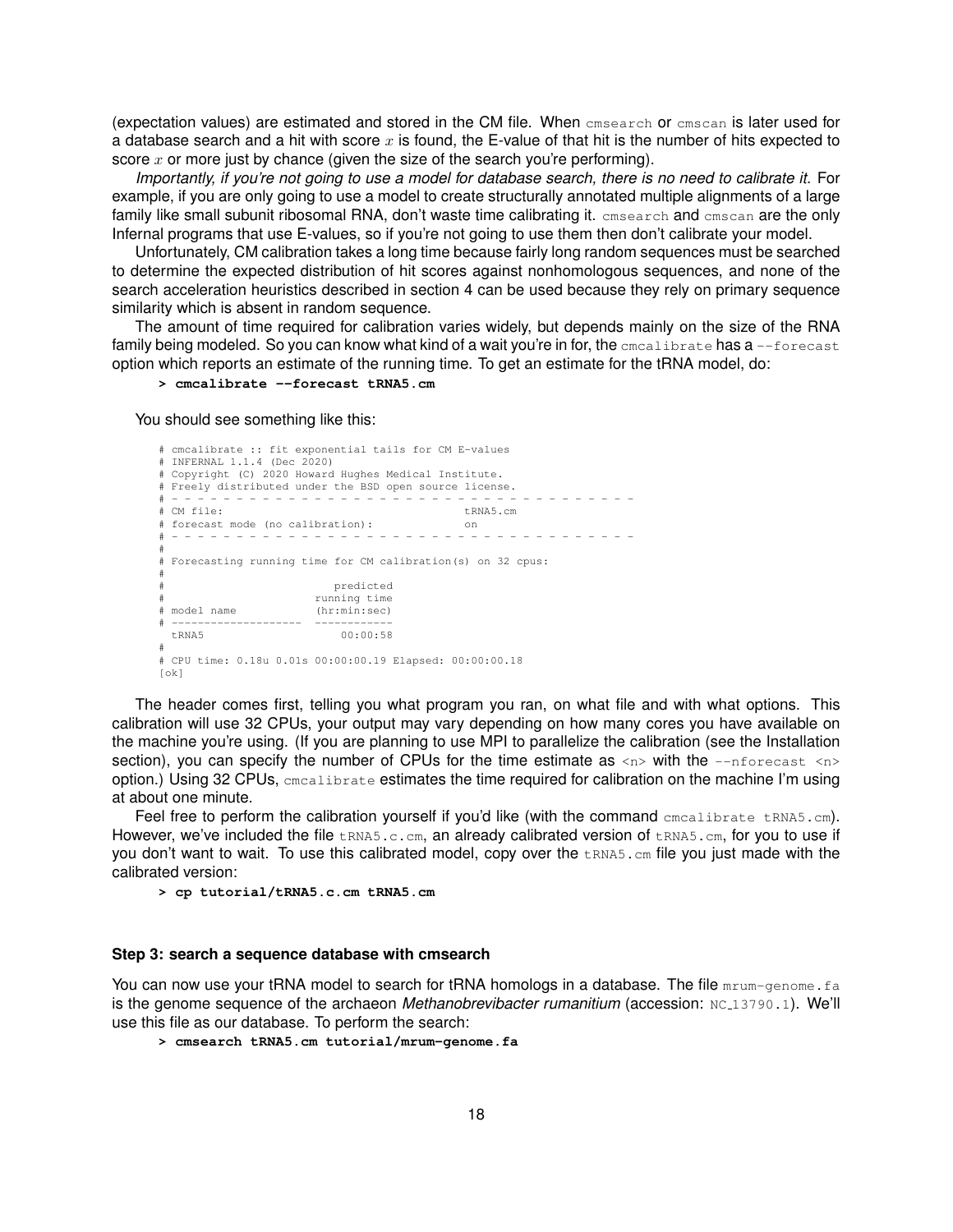(expectation values) are estimated and stored in the CM file. When `cmsearch` or `cmscan` is later used for a database search and a hit with score $x$ is found, the E-value of that hit is the number of hits expected to score $x$ or more just by chance (given the size of the search you're performing).

*Importantly, if you're not going to use a model for database search, there is no need to calibrate it.* For example, if you are only going to use a model to create structurally annotated multiple alignments of a large family like small subunit ribosomal RNA, don't waste time calibrating it. `cmsearch` and `cmscan` are the only Infernal programs that use E-values, so if you're not going to use them then don't calibrate your model.

Unfortunately, CM calibration takes a long time because fairly long random sequences must be searched to determine the expected distribution of hit scores against nonhomologous sequences, and none of the search acceleration heuristics described in section 4 can be used because they rely on primary sequence similarity which is absent in random sequence.

The amount of time required for calibration varies widely, but depends mainly on the size of the RNA family being modeled. So you can know what kind of a wait you're in for, the `cmcalibrate` has a `--forecast` option which reports an estimate of the running time. To get an estimate for the tRNA model, do:

```
> cmcalibrate --forecast tRNA5.cm
```

You should see something like this:

```
# cmcalibrate :: fit exponential tails for CM E-values
# INFERNAL 1.1.4 (Dec 2020)
# Copyright (C) 2020 Howard Hughes Medical Institute.
# Freely distributed under the BSD open source license.
# - - - - - - - - - - - - - - - - - - - - - - - - - - - - - - - - - - - -
# CM file:                                    tRNA5.cm
# forecast mode (no calibration):             on
# - - - - - - - - - - - - - - - - - - - - - - - - - - - - - - - - - - - -
#
# Forecasting running time for CM calibration(s) on 32 cpus:
#
#                           predicted
#                         running time
# model name              (hr:min:sec)
# --------------------    ------------
  tRNA5                       00:00:58
#
# CPU time: 0.18u 0.01s 00:00:00.19 Elapsed: 00:00:00.18
[ok]
```

The header comes first, telling you what program you ran, on what file and with what options. This calibration will use 32 CPUs, your output may vary depending on how many cores you have available on the machine you're using. (If you are planning to use MPI to parallelize the calibration (see the Installation section), you can specify the number of CPUs for the time estimate as `<n>` with the `--nforecast <n>` option.) Using 32 CPUs, `cmcalibrate` estimates the time required for calibration on the machine I'm using at about one minute.

Feel free to perform the calibration yourself if you'd like (with the command `cmcalibrate tRNA5.cm`). However, we've included the file `tRNA5.c.cm`, an already calibrated version of `tRNA5.cm`, for you to use if you don't want to wait. To use this calibrated model, copy over the `tRNA5.cm` file you just made with the calibrated version:

```
> cp tutorial/tRNA5.c.cm tRNA5.cm
```

#### Step 3: search a sequence database with cmsearch

You can now use your tRNA model to search for tRNA homologs in a database. The file `mrum-genome.fa` is the genome sequence of the archaeon *Methanobrevibacter rumanitium* (accession: `NC_13790.1`). We'll use this file as our database. To perform the search:

```
> cmsearch tRNA5.cm tutorial/mrum-genome.fa
```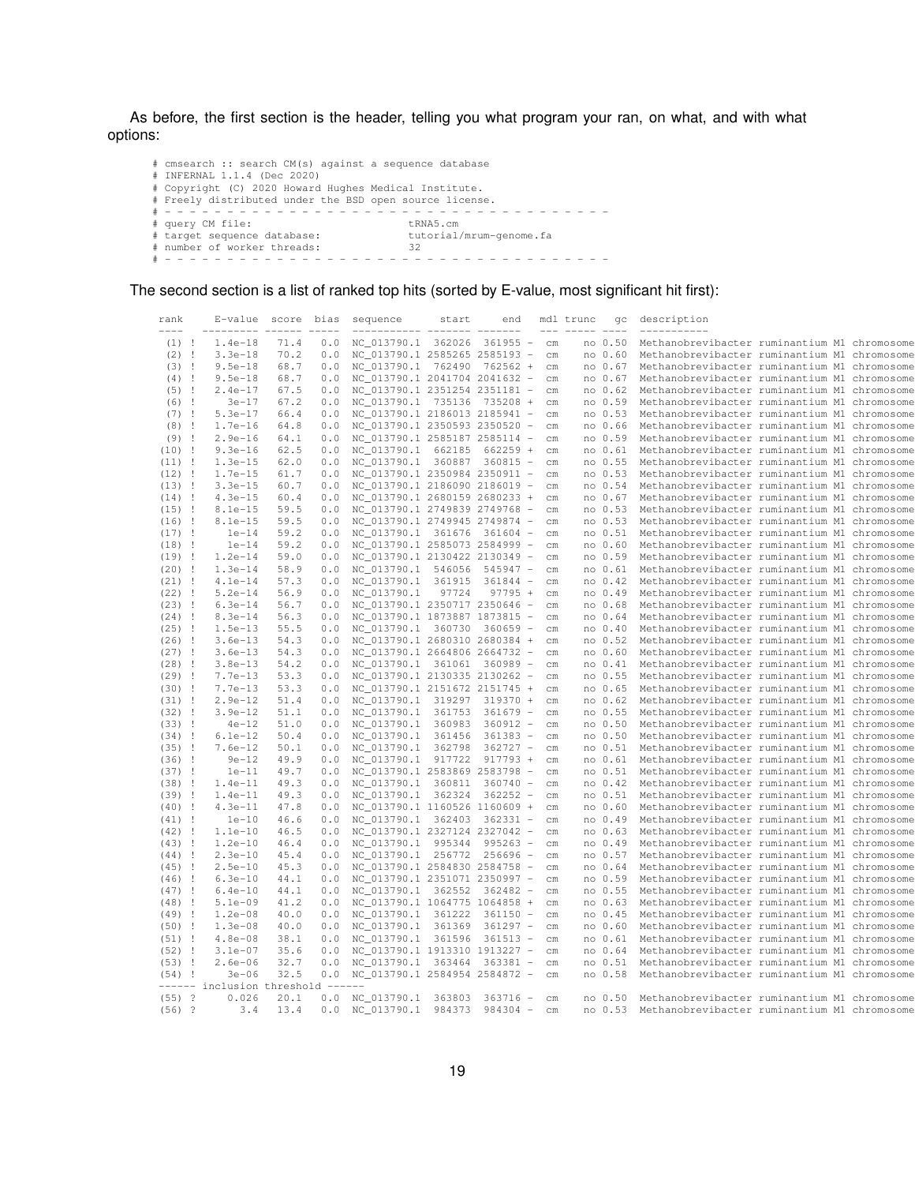As before, the first section is the header, telling you what program your ran, on what, and with what options:

```
# cmsearch :: search CM(s) against a sequence database
# INFERNAL 1.1.4 (Dec 2020)
# Copyright (C) 2020 Howard Hughes Medical Institute.
# Freely distributed under the BSD open source license.
# - - - - - - - - - - - - - - - - - - - - - - - - - - - - - - - - - - - -
# query CM file:                         tRNA5.cm
# target sequence database:              tutorial/mrum-genome.fa
# number of worker threads:              32
# - - - - - - - - - - - - - - - - - - - - - - - - - - - - - - - - - - - -
```

The second section is a list of ranked top hits (sorted by E-value, most significant hit first):

```
 rank     E-value  score  bias  sequence          start     end   mdl trunc   gc  description
 ----   --------- ------ -----  ----------- ------- -------   --- ----- ----  -----------
  (1) !   1.4e-18   71.4   0.0  NC_013790.1  362026  361955 -  cm    no 0.50  Methanobrevibacter ruminantium M1 chromosome
  (2) !   3.3e-18   70.2   0.0  NC_013790.1 2585265 2585193 -  cm    no 0.60  Methanobrevibacter ruminantium M1 chromosome
  (3) !   9.5e-18   68.7   0.0  NC_013790.1  762490  762562 +  cm    no 0.67  Methanobrevibacter ruminantium M1 chromosome
  (4) !   9.5e-18   68.7   0.0  NC_013790.1 2041704 2041632 -  cm    no 0.67  Methanobrevibacter ruminantium M1 chromosome
  (5) !   2.4e-17   67.5   0.0  NC_013790.1 2351254 2351181 -  cm    no 0.62  Methanobrevibacter ruminantium M1 chromosome
  (6) !     3e-17   67.2   0.0  NC_013790.1  735136  735208 +  cm    no 0.59  Methanobrevibacter ruminantium M1 chromosome
  (7) !   5.3e-17   66.4   0.0  NC_013790.1 2186013 2185941 -  cm    no 0.53  Methanobrevibacter ruminantium M1 chromosome
  (8) !   1.7e-16   64.8   0.0  NC_013790.1 2350593 2350520 -  cm    no 0.66  Methanobrevibacter ruminantium M1 chromosome
  (9) !   2.9e-16   64.1   0.0  NC_013790.1 2585187 2585114 -  cm    no 0.59  Methanobrevibacter ruminantium M1 chromosome
 (10) !   9.3e-16   62.5   0.0  NC_013790.1  662185  662259 +  cm    no 0.61  Methanobrevibacter ruminantium M1 chromosome
 (11) !   1.3e-15   62.0   0.0  NC_013790.1  360887  360815 -  cm    no 0.55  Methanobrevibacter ruminantium M1 chromosome
 (12) !   1.7e-15   61.7   0.0  NC_013790.1 2350984 2350911 -  cm    no 0.53  Methanobrevibacter ruminantium M1 chromosome
 (13) !   3.3e-15   60.7   0.0  NC_013790.1 2186090 2186019 -  cm    no 0.54  Methanobrevibacter ruminantium M1 chromosome
 (14) !   4.3e-15   60.4   0.0  NC_013790.1 2680159 2680233 +  cm    no 0.67  Methanobrevibacter ruminantium M1 chromosome
 (15) !   8.1e-15   59.5   0.0  NC_013790.1 2749839 2749768 -  cm    no 0.53  Methanobrevibacter ruminantium M1 chromosome
 (16) !   8.1e-15   59.5   0.0  NC_013790.1 2749945 2749874 -  cm    no 0.53  Methanobrevibacter ruminantium M1 chromosome
 (17) !     1e-14   59.2   0.0  NC_013790.1  361676  361604 -  cm    no 0.51  Methanobrevibacter ruminantium M1 chromosome
 (18) !     1e-14   59.2   0.0  NC_013790.1 2585073 2584999 -  cm    no 0.60  Methanobrevibacter ruminantium M1 chromosome
 (19) !   1.2e-14   59.0   0.0  NC_013790.1 2130422 2130349 -  cm    no 0.59  Methanobrevibacter ruminantium M1 chromosome
 (20) !   1.3e-14   58.9   0.0  NC_013790.1  546056  545947 -  cm    no 0.61  Methanobrevibacter ruminantium M1 chromosome
 (21) !   4.1e-14   57.3   0.0  NC_013790.1  361915  361844 -  cm    no 0.42  Methanobrevibacter ruminantium M1 chromosome
 (22) !   5.2e-14   56.9   0.0  NC_013790.1   97724   97795 +  cm    no 0.49  Methanobrevibacter ruminantium M1 chromosome
 (23) !   6.3e-14   56.7   0.0  NC_013790.1 2350717 2350646 -  cm    no 0.68  Methanobrevibacter ruminantium M1 chromosome
 (24) !   8.3e-14   56.3   0.0  NC_013790.1 1873887 1873815 -  cm    no 0.64  Methanobrevibacter ruminantium M1 chromosome
 (25) !   1.5e-13   55.5   0.0  NC_013790.1  360730  360659 -  cm    no 0.40  Methanobrevibacter ruminantium M1 chromosome
 (26) !   3.6e-13   54.3   0.0  NC_013790.1 2680310 2680384 +  cm    no 0.52  Methanobrevibacter ruminantium M1 chromosome
 (27) !   3.6e-13   54.3   0.0  NC_013790.1 2664806 2664732 -  cm    no 0.60  Methanobrevibacter ruminantium M1 chromosome
 (28) !   3.8e-13   54.2   0.0  NC_013790.1  361061  360989 -  cm    no 0.41  Methanobrevibacter ruminantium M1 chromosome
 (29) !   7.7e-13   53.3   0.0  NC_013790.1 2130335 2130262 -  cm    no 0.55  Methanobrevibacter ruminantium M1 chromosome
 (30) !   7.7e-13   53.3   0.0  NC_013790.1 2151672 2151745 +  cm    no 0.65  Methanobrevibacter ruminantium M1 chromosome
 (31) !   2.9e-12   51.4   0.0  NC_013790.1  319297  319370 +  cm    no 0.62  Methanobrevibacter ruminantium M1 chromosome
 (32) !   3.9e-12   51.1   0.0  NC_013790.1  361753  361679 -  cm    no 0.55  Methanobrevibacter ruminantium M1 chromosome
 (33) !     4e-12   51.0   0.0  NC_013790.1  360983  360912 -  cm    no 0.50  Methanobrevibacter ruminantium M1 chromosome
 (34) !   6.1e-12   50.4   0.0  NC_013790.1  361456  361383 -  cm    no 0.50  Methanobrevibacter ruminantium M1 chromosome
 (35) !   7.6e-12   50.1   0.0  NC_013790.1  362798  362727 -  cm    no 0.51  Methanobrevibacter ruminantium M1 chromosome
 (36) !     9e-12   49.9   0.0  NC_013790.1  917722  917793 +  cm    no 0.61  Methanobrevibacter ruminantium M1 chromosome
 (37) !     1e-11   49.7   0.0  NC_013790.1 2583869 2583798 -  cm    no 0.51  Methanobrevibacter ruminantium M1 chromosome
 (38) !   1.4e-11   49.3   0.0  NC_013790.1  360811  360740 -  cm    no 0.42  Methanobrevibacter ruminantium M1 chromosome
 (39) !   1.4e-11   49.3   0.0  NC_013790.1  362324  362252 -  cm    no 0.51  Methanobrevibacter ruminantium M1 chromosome
 (40) !   4.3e-11   47.8   0.0  NC_013790.1 1160526 1160609 +  cm    no 0.60  Methanobrevibacter ruminantium M1 chromosome
 (41) !     1e-10   46.6   0.0  NC_013790.1  362403  362331 -  cm    no 0.49  Methanobrevibacter ruminantium M1 chromosome
 (42) !   1.1e-10   46.5   0.0  NC_013790.1 2327124 2327042 -  cm    no 0.63  Methanobrevibacter ruminantium M1 chromosome
 (43) !   1.2e-10   46.4   0.0  NC_013790.1  995344  995263 -  cm    no 0.49  Methanobrevibacter ruminantium M1 chromosome
 (44) !   2.3e-10   45.4   0.0  NC_013790.1  256772  256696 -  cm    no 0.57  Methanobrevibacter ruminantium M1 chromosome
 (45) !   2.5e-10   45.3   0.0  NC_013790.1 2584830 2584758 -  cm    no 0.64  Methanobrevibacter ruminantium M1 chromosome
 (46) !   6.3e-10   44.1   0.0  NC_013790.1 2351071 2350997 -  cm    no 0.59  Methanobrevibacter ruminantium M1 chromosome
 (47) !   6.4e-10   44.1   0.0  NC_013790.1  362552  362482 -  cm    no 0.55  Methanobrevibacter ruminantium M1 chromosome
 (48) !   5.1e-09   41.2   0.0  NC_013790.1 1064775 1064858 +  cm    no 0.63  Methanobrevibacter ruminantium M1 chromosome
 (49) !   1.2e-08   40.0   0.0  NC_013790.1  361222  361150 -  cm    no 0.45  Methanobrevibacter ruminantium M1 chromosome
 (50) !   1.3e-08   40.0   0.0  NC_013790.1  361369  361297 -  cm    no 0.60  Methanobrevibacter ruminantium M1 chromosome
 (51) !   4.8e-08   38.1   0.0  NC_013790.1  361596  361513 -  cm    no 0.61  Methanobrevibacter ruminantium M1 chromosome
 (52) !   3.1e-07   35.6   0.0  NC_013790.1 1913310 1913227 -  cm    no 0.64  Methanobrevibacter ruminantium M1 chromosome
 (53) !   2.6e-06   32.7   0.0  NC_013790.1  363464  363381 -  cm    no 0.51  Methanobrevibacter ruminantium M1 chromosome
 (54) !     3e-06   32.5   0.0  NC_013790.1 2584954 2584872 -  cm    no 0.58  Methanobrevibacter ruminantium M1 chromosome
 ------ inclusion threshold ------
 (55) ?     0.026   20.1   0.0  NC_013790.1  363803  363716 -  cm    no 0.50  Methanobrevibacter ruminantium M1 chromosome
 (56) ?       3.4   13.4   0.0  NC_013790.1  984373  984304 -  cm    no 0.53  Methanobrevibacter ruminantium M1 chromosome
```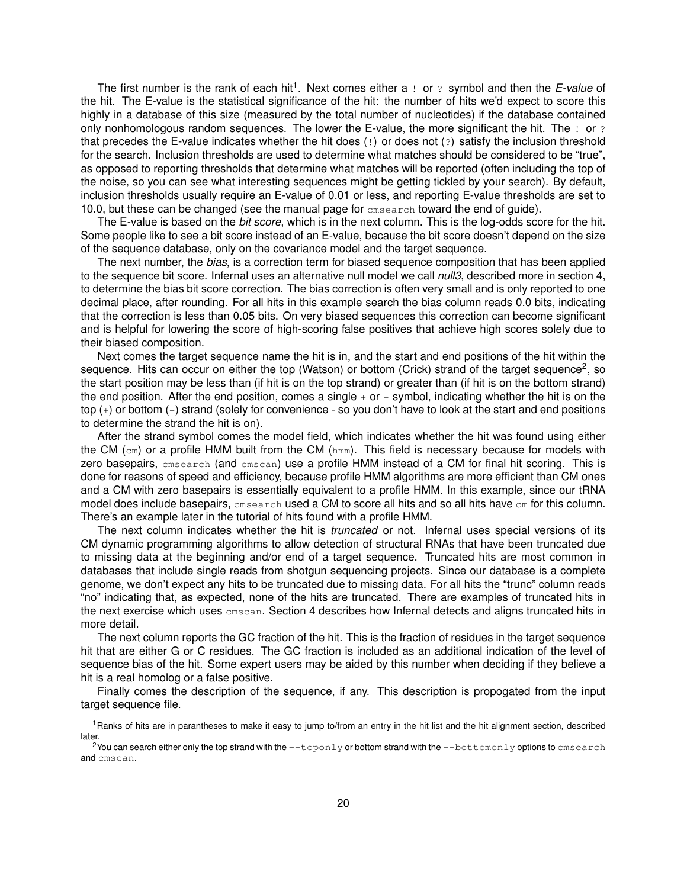The first number is the rank of each hit[1]. Next comes either a `!` or `?` symbol and then the *E-value* of the hit. The E-value is the statistical significance of the hit: the number of hits we'd expect to score this highly in a database of this size (measured by the total number of nucleotides) if the database contained only nonhomologous random sequences. The lower the E-value, the more significant the hit. The `!` or `?` that precedes the E-value indicates whether the hit does (`!`) or does not (`?`) satisfy the inclusion threshold for the search. Inclusion thresholds are used to determine what matches should be considered to be "true", as opposed to reporting thresholds that determine what matches will be reported (often including the top of the noise, so you can see what interesting sequences might be getting tickled by your search). By default, inclusion thresholds usually require an E-value of 0.01 or less, and reporting E-value thresholds are set to 10.0, but these can be changed (see the manual page for `cmsearch` toward the end of guide).

The E-value is based on the *bit score*, which is in the next column. This is the log-odds score for the hit. Some people like to see a bit score instead of an E-value, because the bit score doesn't depend on the size of the sequence database, only on the covariance model and the target sequence.

The next number, the *bias*, is a correction term for biased sequence composition that has been applied to the sequence bit score. Infernal uses an alternative null model we call *null3*, described more in section 4, to determine the bias bit score correction. The bias correction is often very small and is only reported to one decimal place, after rounding. For all hits in this example search the bias column reads 0.0 bits, indicating that the correction is less than 0.05 bits. On very biased sequences this correction can become significant and is helpful for lowering the score of high-scoring false positives that achieve high scores solely due to their biased composition.

Next comes the target sequence name the hit is in, and the start and end positions of the hit within the sequence. Hits can occur on either the top (Watson) or bottom (Crick) strand of the target sequence[2], so the start position may be less than (if hit is on the top strand) or greater than (if hit is on the bottom strand) the end position. After the end position, comes a single `+` or `-` symbol, indicating whether the hit is on the top (`+`) or bottom (`-`) strand (solely for convenience - so you don't have to look at the start and end positions to determine the strand the hit is on).

After the strand symbol comes the model field, which indicates whether the hit was found using either the CM (`cm`) or a profile HMM built from the CM (`hmm`). This field is necessary because for models with zero basepairs, `cmsearch` (and `cmscan`) use a profile HMM instead of a CM for final hit scoring. This is done for reasons of speed and efficiency, because profile HMM algorithms are more efficient than CM ones and a CM with zero basepairs is essentially equivalent to a profile HMM. In this example, since our tRNA model does include basepairs, `cmsearch` used a CM to score all hits and so all hits have `cm` for this column. There's an example later in the tutorial of hits found with a profile HMM.

The next column indicates whether the hit is *truncated* or not. Infernal uses special versions of its CM dynamic programming algorithms to allow detection of structural RNAs that have been truncated due to missing data at the beginning and/or end of a target sequence. Truncated hits are most common in databases that include single reads from shotgun sequencing projects. Since our database is a complete genome, we don't expect any hits to be truncated due to missing data. For all hits the "trunc" column reads "no" indicating that, as expected, none of the hits are truncated. There are examples of truncated hits in the next exercise which uses `cmscan`. Section 4 describes how Infernal detects and aligns truncated hits in more detail.

The next column reports the GC fraction of the hit. This is the fraction of residues in the target sequence hit that are either G or C residues. The GC fraction is included as an additional indication of the level of sequence bias of the hit. Some expert users may be aided by this number when deciding if they believe a hit is a real homolog or a false positive.

Finally comes the description of the sequence, if any. This description is propogated from the input target sequence file.

---

[1] Ranks of hits are in parantheses to make it easy to jump to/from an entry in the hit list and the hit alignment section, described later.

[2] You can search either only the top strand with the `--toponly` or bottom strand with the `--bottomonly` options to `cmsearch` and `cmscan`.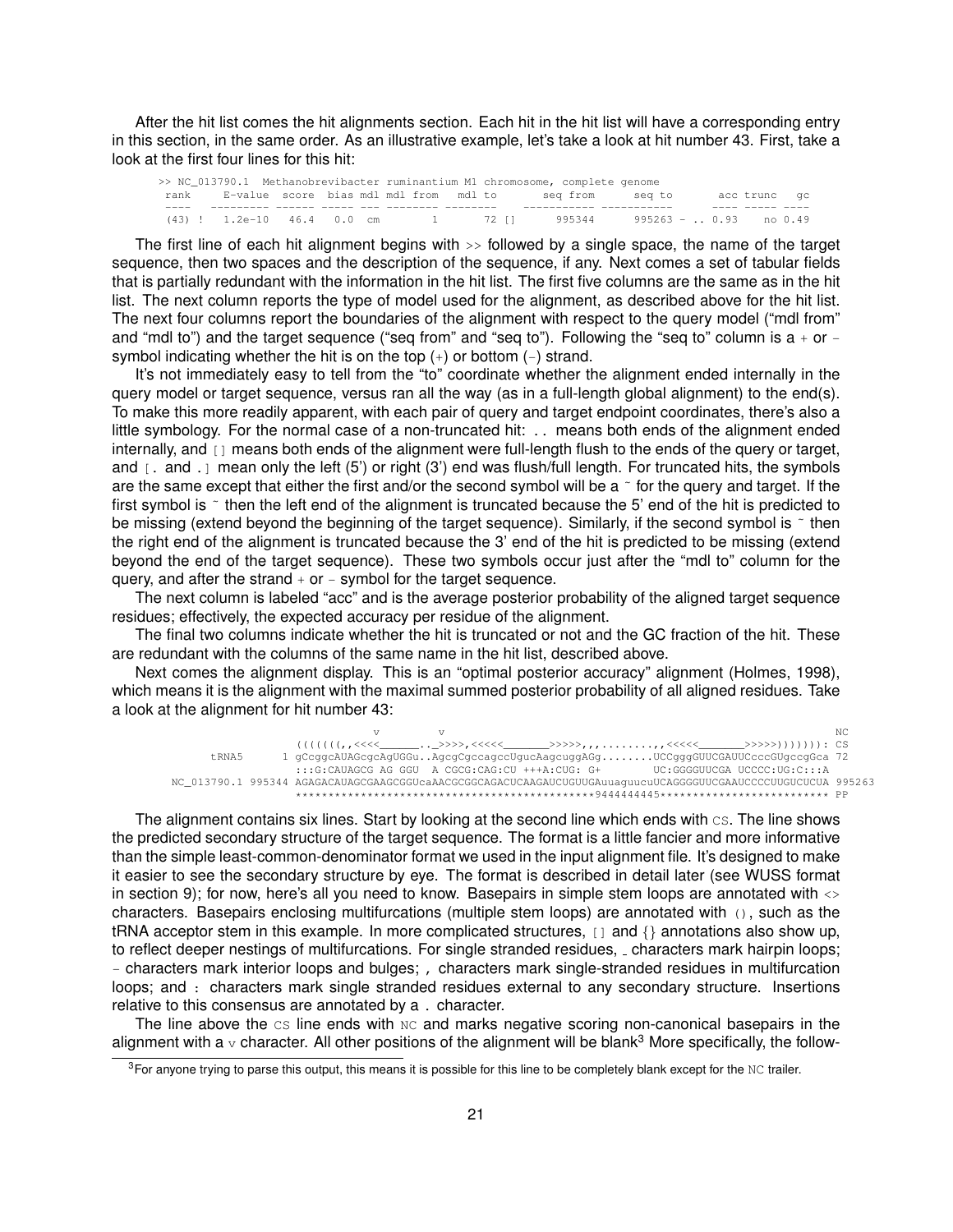After the hit list comes the hit alignments section. Each hit in the hit list will have a corresponding entry in this section, in the same order. As an illustrative example, let's take a look at hit number 43. First, take a look at the first four lines for this hit:

```
>> NC_013790.1  Methanobrevibacter ruminantium M1 chromosome, complete genome
 rank     E-value  score  bias mdl mdl from   mdl to       seq from      seq to       acc trunc   gc
 ----   --------- ------ ----- --- -------- --------    ----------- -----------      ---- ----- ----
 (43) !   1.2e-10   46.4   0.0  cm        1       72 []      995344      995263 - ..  0.93    no 0.49
```

The first line of each hit alignment begins with `>>` followed by a single space, the name of the target sequence, then two spaces and the description of the sequence, if any. Next comes a set of tabular fields that is partially redundant with the information in the hit list. The first five columns are the same as in the hit list. The next column reports the type of model used for the alignment, as described above for the hit list. The next four columns report the boundaries of the alignment with respect to the query model ("mdl from" and "mdl to") and the target sequence ("seq from" and "seq to"). Following the "seq to" column is a `+` or `-` symbol indicating whether the hit is on the top (`+`) or bottom (`-`) strand.

It's not immediately easy to tell from the "to" coordinate whether the alignment ended internally in the query model or target sequence, versus ran all the way (as in a full-length global alignment) to the end(s). To make this more readily apparent, with each pair of query and target endpoint coordinates, there's also a little symbology. For the normal case of a non-truncated hit: `..` means both ends of the alignment ended internally, and `[]` means both ends of the alignment were full-length flush to the ends of the query or target, and `[.` and `.]` mean only the left (5') or right (3') end was flush/full length. For truncated hits, the symbols are the same except that either the first and/or the second symbol will be a `~` for the query and target. If the first symbol is `~` then the left end of the alignment is truncated because the 5' end of the hit is predicted to be missing (extend beyond the beginning of the target sequence). Similarly, if the second symbol is `~` then the right end of the alignment is truncated because the 3' end of the hit is predicted to be missing (extend beyond the end of the target sequence). These two symbols occur just after the "mdl to" column for the query, and after the strand `+` or `-` symbol for the target sequence.

The next column is labeled "acc" and is the average posterior probability of the aligned target sequence residues; effectively, the expected accuracy per residue of the alignment.

The final two columns indicate whether the hit is truncated or not and the GC fraction of the hit. These are redundant with the columns of the same name in the hit list, described above.

Next comes the alignment display. This is an "optimal posterior accuracy" alignment (Holmes, 1998), which means it is the alignment with the maximal summed posterior probability of all aligned residues. Take a look at the alignment for hit number 43:

```
                                   v         v                                                              NC
                    (((((((,,<<<<_______.._>>>>,<<<<<_______>>>>>,,,........,,<<<<<_______>>>>>))))))): CS
         tRNA5    1 gCcggcAUAGcgcAgUGGu..AgcgCgccagccUgucAagcuggAGg........UCCgggGUUCGAUUCcccGUgccgGca 72
                    :::G:CAUAGCG AG GGU  A CGCG:CAG:CU +++A:CUG: G+        UC:GGGGUUCGA UCCCC:UG:C:::A
  NC_013790.1 995344 AGAGACAUAGCGAAGCGGUcaAACGCGGCAGACUCAAGAUCUGUUGAuuaguucuUCAGGGGUUCGAAUCCCCUUGUCUCUA 995263
                    *********************************************9444444445************************* PP
```

The alignment contains six lines. Start by looking at the second line which ends with `CS`. The line shows the predicted secondary structure of the target sequence. The format is a little fancier and more informative than the simple least-common-denominator format we used in the input alignment file. It's designed to make it easier to see the secondary structure by eye. The format is described in detail later (see WUSS format in section 9); for now, here's all you need to know. Basepairs in simple stem loops are annotated with `<>` characters. Basepairs enclosing multifurcations (multiple stem loops) are annotated with `()`, such as the tRNA acceptor stem in this example. In more complicated structures, `[]` and `{}` annotations also show up, to reflect deeper nestings of multifurcations. For single stranded residues, `_` characters mark hairpin loops; `-` characters mark interior loops and bulges; `,` characters mark single-stranded residues in multifurcation loops; and `:` characters mark single stranded residues external to any secondary structure. Insertions relative to this consensus are annotated by a `.` character.

The line above the `CS` line ends with `NC` and marks negative scoring non-canonical basepairs in the alignment with a `v` character. All other positions of the alignment will be blank[3] More specifically, the follow-

[3] For anyone trying to parse this output, this means it is possible for this line to be completely blank except for the `NC` trailer.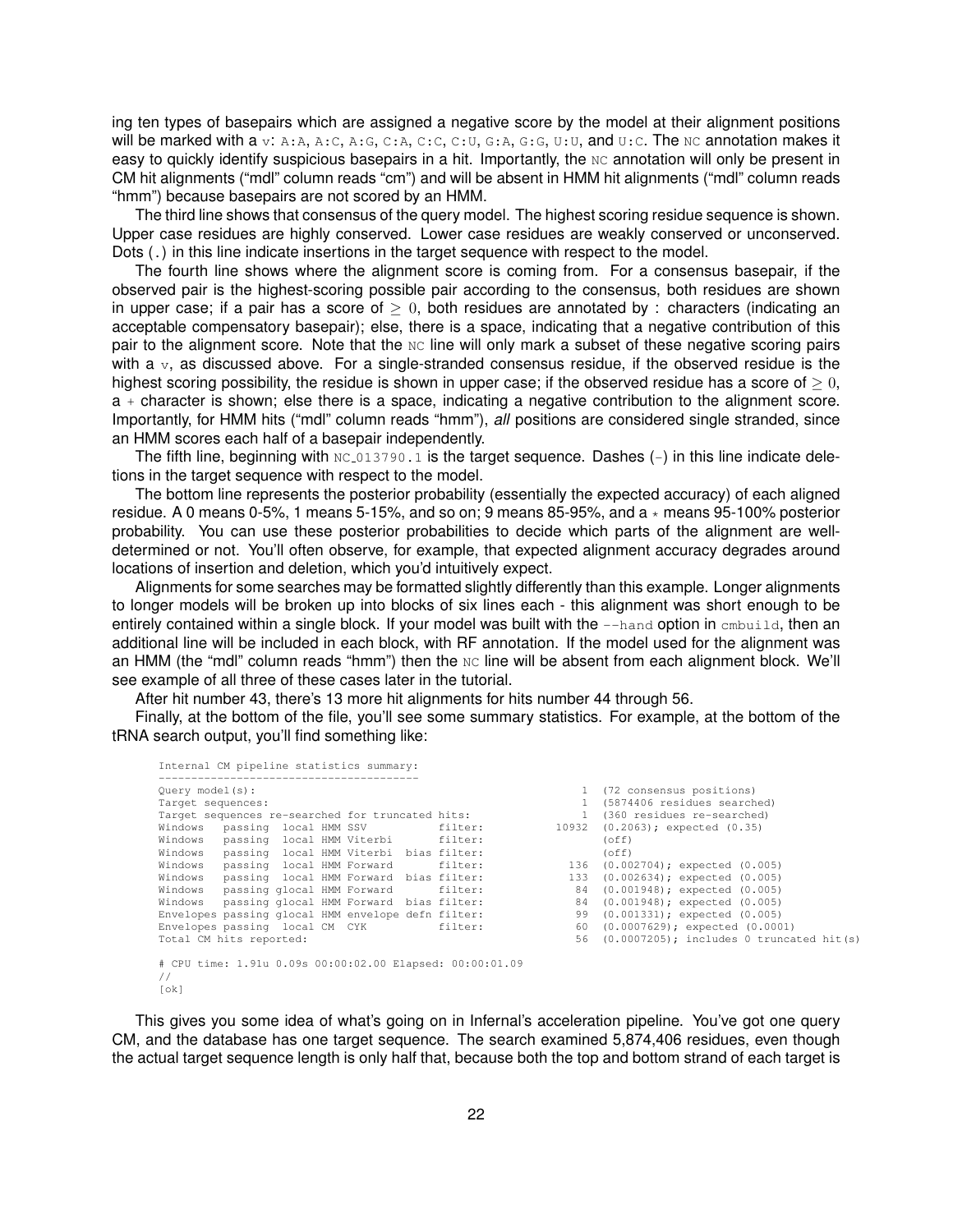ing ten types of basepairs which are assigned a negative score by the model at their alignment positions will be marked with a `v`: `A:A`, `A:C`, `A:G`, `C:A`, `C:C`, `C:U`, `G:A`, `G:G`, `U:U`, and `U:C`. The `NC` annotation makes it easy to quickly identify suspicious basepairs in a hit. Importantly, the `NC` annotation will only be present in CM hit alignments ("mdl" column reads "cm") and will be absent in HMM hit alignments ("mdl" column reads "hmm") because basepairs are not scored by an HMM.

The third line shows that consensus of the query model. The highest scoring residue sequence is shown. Upper case residues are highly conserved. Lower case residues are weakly conserved or unconserved. Dots (.) in this line indicate insertions in the target sequence with respect to the model.

The fourth line shows where the alignment score is coming from. For a consensus basepair, if the observed pair is the highest-scoring possible pair according to the consensus, both residues are shown in upper case; if a pair has a score of $\geq 0$, both residues are annotated by : characters (indicating an acceptable compensatory basepair); else, there is a space, indicating that a negative contribution of this pair to the alignment score. Note that the `NC` line will only mark a subset of these negative scoring pairs with a `v`, as discussed above. For a single-stranded consensus residue, if the observed residue is the highest scoring possibility, the residue is shown in upper case; if the observed residue has a score of $\geq 0$, a `+` character is shown; else there is a space, indicating a negative contribution to the alignment score. Importantly, for HMM hits ("mdl" column reads "hmm"), *all* positions are considered single stranded, since an HMM scores each half of a basepair independently.

The fifth line, beginning with `NC_013790.1` is the target sequence. Dashes (-) in this line indicate deletions in the target sequence with respect to the model.

The bottom line represents the posterior probability (essentially the expected accuracy) of each aligned residue. A 0 means 0-5%, 1 means 5-15%, and so on; 9 means 85-95%, and a * means 95-100% posterior probability. You can use these posterior probabilities to decide which parts of the alignment are well-determined or not. You'll often observe, for example, that expected alignment accuracy degrades around locations of insertion and deletion, which you'd intuitively expect.

Alignments for some searches may be formatted slightly differently than this example. Longer alignments to longer models will be broken up into blocks of six lines each - this alignment was short enough to be entirely contained within a single block. If your model was built with the `--hand` option in `cmbuild`, then an additional line will be included in each block, with RF annotation. If the model used for the alignment was an HMM (the "mdl" column reads "hmm") then the `NC` line will be absent from each alignment block. We'll see example of all three of these cases later in the tutorial.

After hit number 43, there's 13 more hit alignments for hits number 44 through 56.

Finally, at the bottom of the file, you'll see some summary statistics. For example, at the bottom of the tRNA search output, you'll find something like:

```
Internal CM pipeline statistics summary:
----------------------------------------
Query model(s):                                                  1  (72 consensus positions)
Target sequences:                                                1  (5874406 residues searched)
Target sequences re-searched for truncated hits:                 1  (360 residues re-searched)
Windows   passing  local HMM SSV           filter:           10932  (0.2063); expected (0.35)
Windows   passing  local HMM Viterbi       filter:                  (off)
Windows   passing  local HMM Viterbi  bias filter:                  (off)
Windows   passing  local HMM Forward       filter:             136  (0.002704); expected (0.005)
Windows   passing  local HMM Forward  bias filter:             133  (0.002634); expected (0.005)
Windows   passing glocal HMM Forward       filter:              84  (0.001948); expected (0.005)
Windows   passing glocal HMM Forward  bias filter:              84  (0.001948); expected (0.005)
Envelopes passing glocal HMM envelope defn filter:              99  (0.001331); expected (0.005)
Envelopes passing  local CM  CYK           filter:              60  (0.0007629); expected (0.0001)
Total CM hits reported:                                         56  (0.0007205); includes 0 truncated hit(s)

# CPU time: 1.91u 0.09s 00:00:02.00 Elapsed: 00:00:01.09
//
[ok]
```

This gives you some idea of what's going on in Infernal's acceleration pipeline. You've got one query CM, and the database has one target sequence. The search examined 5,874,406 residues, even though the actual target sequence length is only half that, because both the top and bottom strand of each target is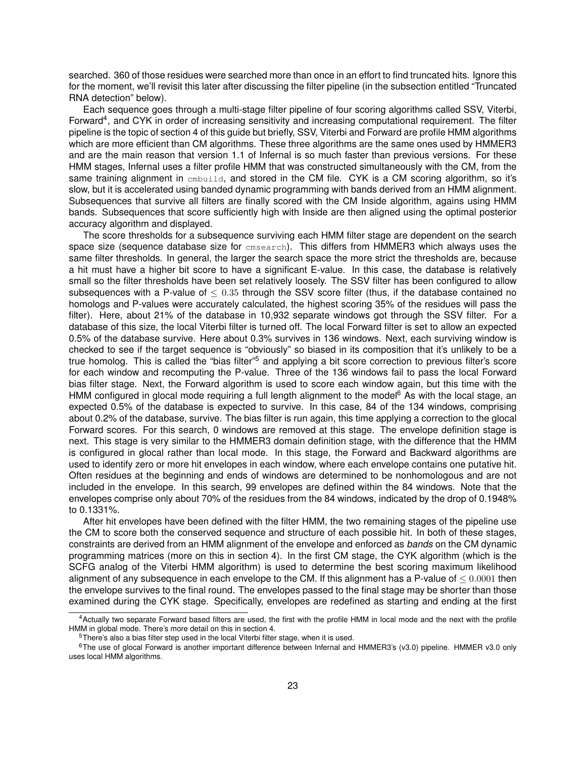searched. 360 of those residues were searched more than once in an effort to find truncated hits. Ignore this for the moment, we'll revisit this later after discussing the filter pipeline (in the subsection entitled "Truncated RNA detection" below).

Each sequence goes through a multi-stage filter pipeline of four scoring algorithms called SSV, Viterbi, Forward[4], and CYK in order of increasing sensitivity and increasing computational requirement. The filter pipeline is the topic of section 4 of this guide but briefly, SSV, Viterbi and Forward are profile HMM algorithms which are more efficient than CM algorithms. These three algorithms are the same ones used by HMMER3 and are the main reason that version 1.1 of Infernal is so much faster than previous versions. For these HMM stages, Infernal uses a filter profile HMM that was constructed simultaneously with the CM, from the same training alignment in `cmbuild`, and stored in the CM file. CYK is a CM scoring algorithm, so it's slow, but it is accelerated using banded dynamic programming with bands derived from an HMM alignment. Subsequences that survive all filters are finally scored with the CM Inside algorithm, agains using HMM bands. Subsequences that score sufficiently high with Inside are then aligned using the optimal posterior accuracy algorithm and displayed.

The score thresholds for a subsequence surviving each HMM filter stage are dependent on the search space size (sequence database size for `cmsearch`). This differs from HMMER3 which always uses the same filter thresholds. In general, the larger the search space the more strict the thresholds are, because a hit must have a higher bit score to have a significant E-value. In this case, the database is relatively small so the filter thresholds have been set relatively loosely. The SSV filter has been configured to allow subsequences with a P-value of $\leq 0.35$ through the SSV score filter (thus, if the database contained no homologs and P-values were accurately calculated, the highest scoring 35% of the residues will pass the filter). Here, about 21% of the database in 10,932 separate windows got through the SSV filter. For a database of this size, the local Viterbi filter is turned off. The local Forward filter is set to allow an expected 0.5% of the database survive. Here about 0.3% survives in 136 windows. Next, each surviving window is checked to see if the target sequence is "obviously" so biased in its composition that it's unlikely to be a true homolog. This is called the "bias filter"[5] and applying a bit score correction to previous filter's score for each window and recomputing the P-value. Three of the 136 windows fail to pass the local Forward bias filter stage. Next, the Forward algorithm is used to score each window again, but this time with the HMM configured in glocal mode requiring a full length alignment to the model[6] As with the local stage, an expected 0.5% of the database is expected to survive. In this case, 84 of the 134 windows, comprising about 0.2% of the database, survive. The bias filter is run again, this time applying a correction to the glocal Forward scores. For this search, 0 windows are removed at this stage. The envelope definition stage is next. This stage is very similar to the HMMER3 domain definition stage, with the difference that the HMM is configured in glocal rather than local mode. In this stage, the Forward and Backward algorithms are used to identify zero or more hit envelopes in each window, where each envelope contains one putative hit. Often residues at the beginning and ends of windows are determined to be nonhomologous and are not included in the envelope. In this search, 99 envelopes are defined within the 84 windows. Note that the envelopes comprise only about 70% of the residues from the 84 windows, indicated by the drop of 0.1948% to 0.1331%.

After hit envelopes have been defined with the filter HMM, the two remaining stages of the pipeline use the CM to score both the conserved sequence and structure of each possible hit. In both of these stages, constraints are derived from an HMM alignment of the envelope and enforced as *bands* on the CM dynamic programming matrices (more on this in section 4). In the first CM stage, the CYK algorithm (which is the SCFG analog of the Viterbi HMM algorithm) is used to determine the best scoring maximum likelihood alignment of any subsequence in each envelope to the CM. If this alignment has a P-value of $\leq 0.0001$ then the envelope survives to the final round. The envelopes passed to the final stage may be shorter than those examined during the CYK stage. Specifically, envelopes are redefined as starting and ending at the first

---

[4] Actually two separate Forward based filters are used, the first with the profile HMM in local mode and the next with the profile HMM in global mode. There's more detail on this in section 4.

[5] There's also a bias filter step used in the local Viterbi filter stage, when it is used.

[6] The use of glocal Forward is another important difference between Infernal and HMMER3's (v3.0) pipeline. HMMER v3.0 only uses local HMM algorithms.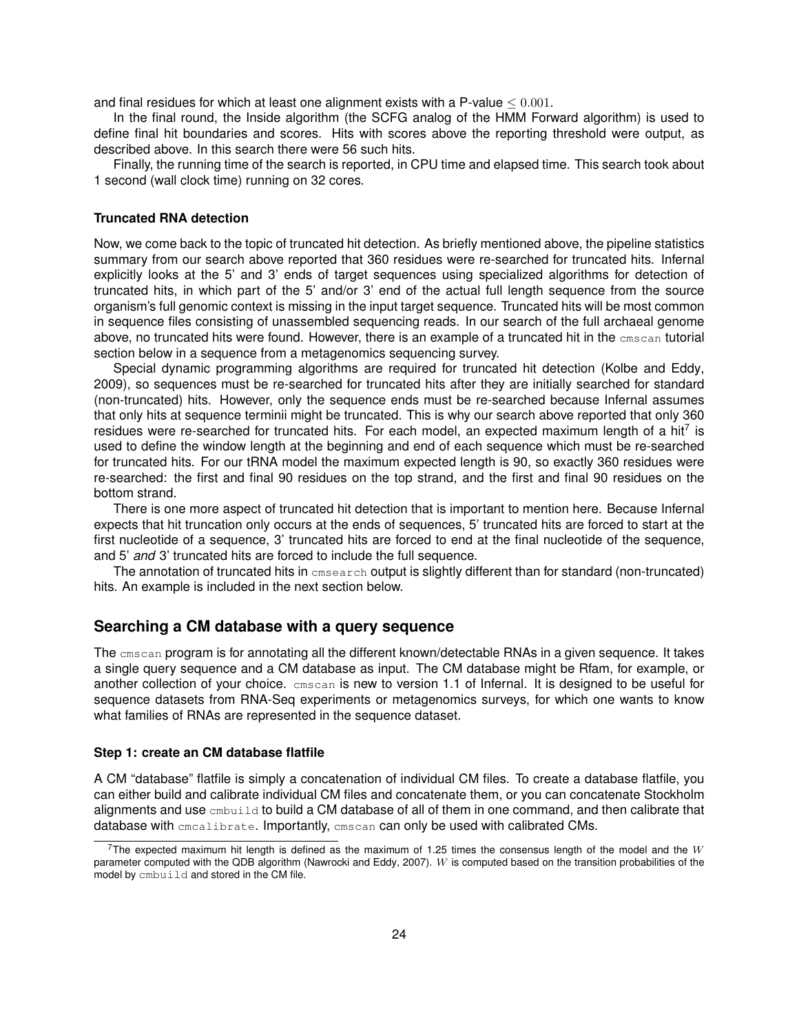and final residues for which at least one alignment exists with a P-value $\leq 0.001$.

In the final round, the Inside algorithm (the SCFG analog of the HMM Forward algorithm) is used to define final hit boundaries and scores. Hits with scores above the reporting threshold were output, as described above. In this search there were 56 such hits.

Finally, the running time of the search is reported, in CPU time and elapsed time. This search took about 1 second (wall clock time) running on 32 cores.

### Truncated RNA detection

Now, we come back to the topic of truncated hit detection. As briefly mentioned above, the pipeline statistics summary from our search above reported that 360 residues were re-searched for truncated hits. Infernal explicitly looks at the 5' and 3' ends of target sequences using specialized algorithms for detection of truncated hits, in which part of the 5' and/or 3' end of the actual full length sequence from the source organism's full genomic context is missing in the input target sequence. Truncated hits will be most common in sequence files consisting of unassembled sequencing reads. In our search of the full archaeal genome above, no truncated hits were found. However, there is an example of a truncated hit in the `cmscan` tutorial section below in a sequence from a metagenomics sequencing survey.

Special dynamic programming algorithms are required for truncated hit detection (Kolbe and Eddy, 2009), so sequences must be re-searched for truncated hits after they are initially searched for standard (non-truncated) hits. However, only the sequence ends must be re-searched because Infernal assumes that only hits at sequence terminii might be truncated. This is why our search above reported that only 360 residues were re-searched for truncated hits. For each model, an expected maximum length of a hit[7] is used to define the window length at the beginning and end of each sequence which must be re-searched for truncated hits. For our tRNA model the maximum expected length is 90, so exactly 360 residues were re-searched: the first and final 90 residues on the top strand, and the first and final 90 residues on the bottom strand.

There is one more aspect of truncated hit detection that is important to mention here. Because Infernal expects that hit truncation only occurs at the ends of sequences, 5' truncated hits are forced to start at the first nucleotide of a sequence, 3' truncated hits are forced to end at the final nucleotide of the sequence, and 5' *and* 3' truncated hits are forced to include the full sequence.

The annotation of truncated hits in `cmsearch` output is slightly different than for standard (non-truncated) hits. An example is included in the next section below.

## Searching a CM database with a query sequence

The `cmscan` program is for annotating all the different known/detectable RNAs in a given sequence. It takes a single query sequence and a CM database as input. The CM database might be Rfam, for example, or another collection of your choice. `cmscan` is new to version 1.1 of Infernal. It is designed to be useful for sequence datasets from RNA-Seq experiments or metagenomics surveys, for which one wants to know what families of RNAs are represented in the sequence dataset.

### Step 1: create an CM database flatfile

A CM "database" flatfile is simply a concatenation of individual CM files. To create a database flatfile, you can either build and calibrate individual CM files and concatenate them, or you can concatenate Stockholm alignments and use `cmbuild` to build a CM database of all of them in one command, and then calibrate that database with `cmcalibrate`. Importantly, `cmscan` can only be used with calibrated CMs.

---

[7] The expected maximum hit length is defined as the maximum of 1.25 times the consensus length of the model and the $W$ parameter computed with the QDB algorithm (Nawrocki and Eddy, 2007). $W$ is computed based on the transition probabilities of the model by `cmbuild` and stored in the CM file.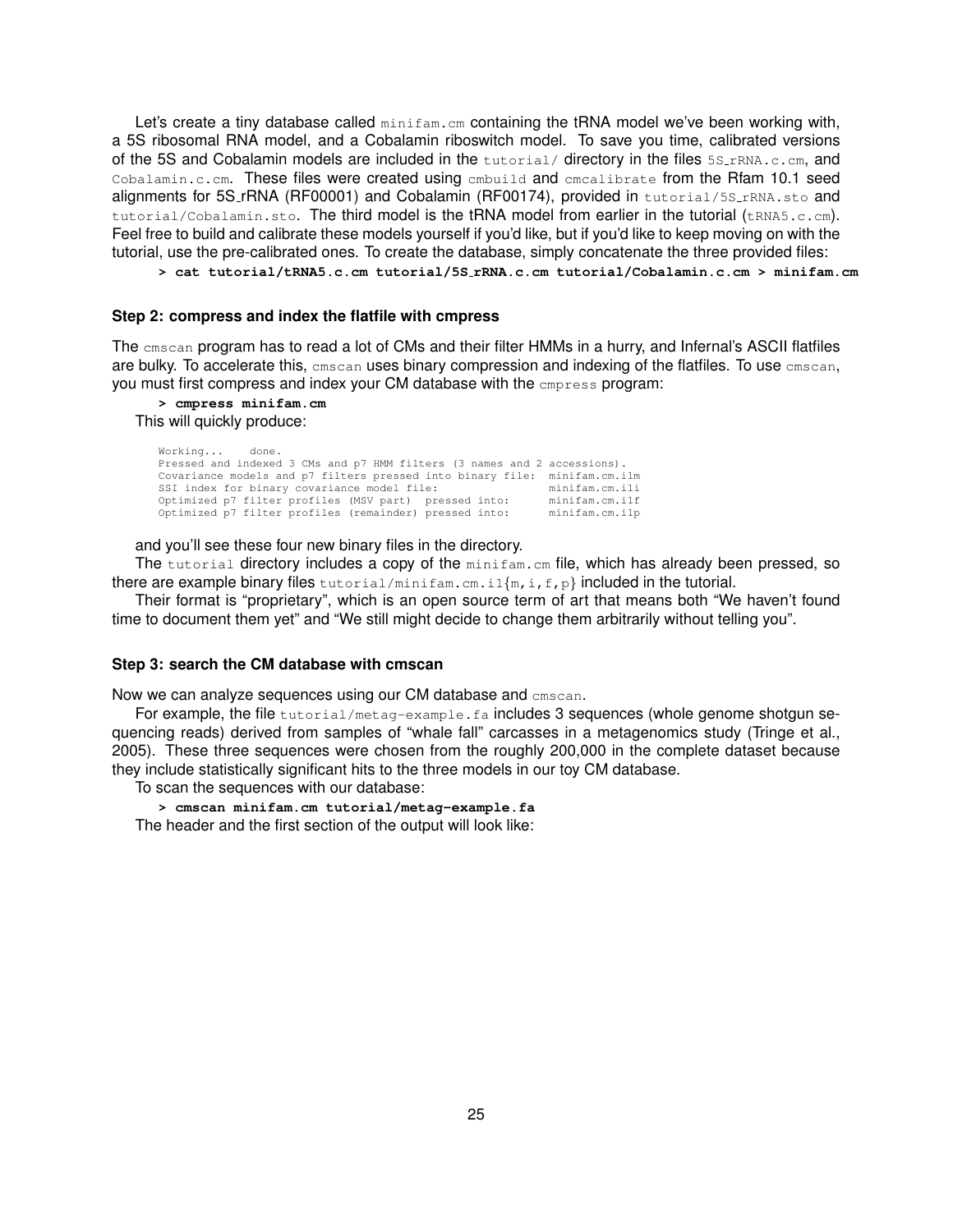Let's create a tiny database called `minifam.cm` containing the tRNA model we've been working with, a 5S ribosomal RNA model, and a Cobalamin riboswitch model. To save you time, calibrated versions of the 5S and Cobalamin models are included in the `tutorial/` directory in the files `5S_rRNA.c.cm`, and `Cobalamin.c.cm`. These files were created using `cmbuild` and `cmcalibrate` from the Rfam 10.1 seed alignments for 5S_rRNA (RF00001) and Cobalamin (RF00174), provided in `tutorial/5S_rRNA.sto` and `tutorial/Cobalamin.sto`. The third model is the tRNA model from earlier in the tutorial (`tRNA5.c.cm`). Feel free to build and calibrate these models yourself if you'd like, but if you'd like to keep moving on with the tutorial, use the pre-calibrated ones. To create the database, simply concatenate the three provided files:

```
> cat tutorial/tRNA5.c.cm tutorial/5S_rRNA.c.cm tutorial/Cobalamin.c.cm > minifam.cm
```

### Step 2: compress and index the flatfile with cmpress

The `cmscan` program has to read a lot of CMs and their filter HMMs in a hurry, and Infernal's ASCII flatfiles are bulky. To accelerate this, `cmscan` uses binary compression and indexing of the flatfiles. To use `cmscan`, you must first compress and index your CM database with the `cmpress` program:

```
> cmpress minifam.cm
```

This will quickly produce:

```
Working...    done.
Pressed and indexed 3 CMs and p7 HMM filters (3 names and 2 accessions).
Covariance models and p7 filters pressed into binary file:  minifam.cm.i1m
SSI index for binary covariance model file:                 minifam.cm.i1i
Optimized p7 filter profiles (MSV part)  pressed into:      minifam.cm.i1f
Optimized p7 filter profiles (remainder) pressed into:      minifam.cm.i1p
```

and you'll see these four new binary files in the directory.

The `tutorial` directory includes a copy of the `minifam.cm` file, which has already been pressed, so there are example binary files `tutorial/minifam.cm.i1{m,i,f,p}` included in the tutorial.

Their format is "proprietary", which is an open source term of art that means both "We haven't found time to document them yet" and "We still might decide to change them arbitrarily without telling you".

### Step 3: search the CM database with cmscan

Now we can analyze sequences using our CM database and `cmscan`.

For example, the file `tutorial/metag-example.fa` includes 3 sequences (whole genome shotgun sequencing reads) derived from samples of "whale fall" carcasses in a metagenomics study (Tringe et al., 2005). These three sequences were chosen from the roughly 200,000 in the complete dataset because they include statistically significant hits to the three models in our toy CM database.

To scan the sequences with our database:

```
> cmscan minifam.cm tutorial/metag-example.fa
```

The header and the first section of the output will look like: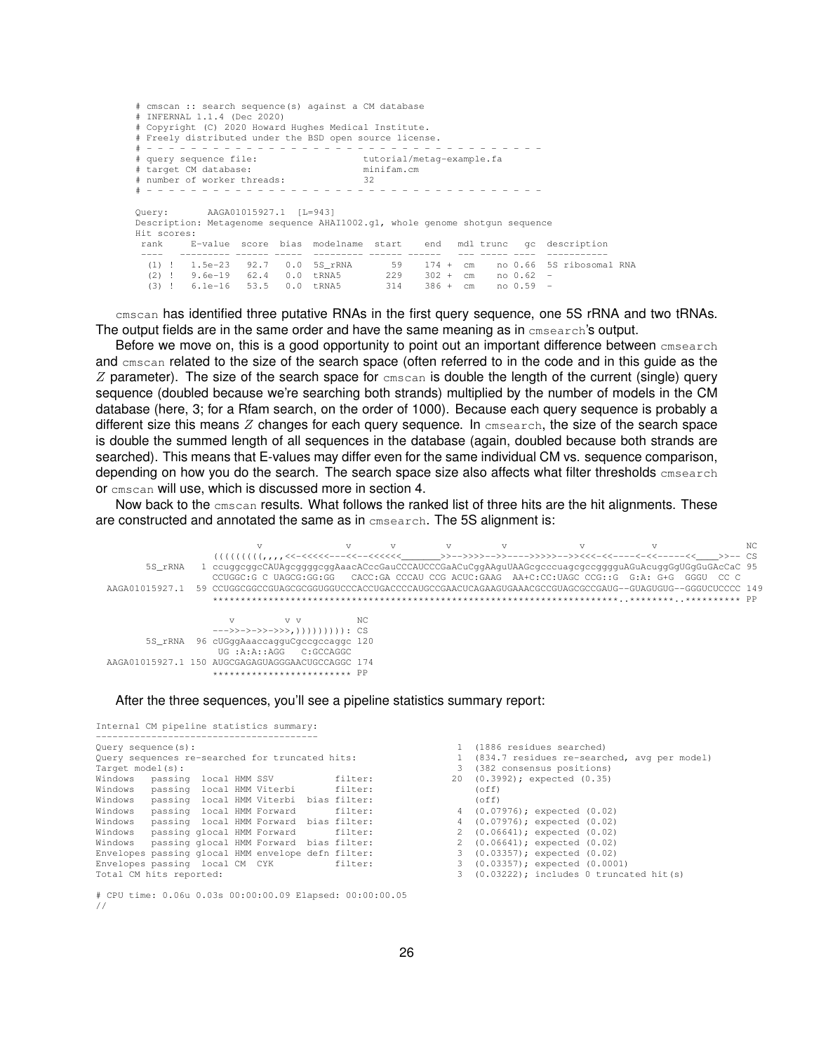```
# cmscan :: search sequence(s) against a CM database
# INFERNAL 1.1.4 (Dec 2020)
# Copyright (C) 2020 Howard Hughes Medical Institute.
# Freely distributed under the BSD open source license.
# - - - - - - - - - - - - - - - - - - - - - - - - - - - - - - - - - - - -
# query sequence file:                   tutorial/metag-example.fa
# target CM database:                    minifam.cm
# number of worker threads:              32
# - - - - - - - - - - - - - - - - - - - - - - - - - - - - - - - - - - - -

Query:       AAGA01015927.1  [L=943]
Description: Metagenome sequence AHAI1002.g1, whole genome shotgun sequence
Hit scores:
 rank     E-value  score  bias  modelname  start    end   mdl trunc   gc  description
 ----   --------- ------ -----  --------- ------ ------   --- ----- ----  -----------
  (1) !   1.5e-23   92.7   0.0  5S_rRNA       59    174 +  cm    no 0.66  5S ribosomal RNA
  (2) !   9.6e-19   62.4   0.0  tRNA5        229    302 +  cm    no 0.62  -
  (3) !   6.1e-16   53.5   0.0  tRNA5        314    386 +  cm    no 0.59  -
```

cmscan has identified three putative RNAs in the first query sequence, one 5S rRNA and two tRNAs. The output fields are in the same order and have the same meaning as in cmsearch's output.

Before we move on, this is a good opportunity to point out an important difference between cmsearch and cmscan related to the size of the search space (often referred to in the code and in this guide as the $Z$ parameter). The size of the search space for cmscan is double the length of the current (single) query sequence (doubled because we're searching both strands) multiplied by the number of models in the CM database (here, 3; for a Rfam search, on the order of 1000). Because each query sequence is probably a different size this means $Z$ changes for each query sequence. In cmsearch, the size of the search space is double the summed length of all sequences in the database (again, doubled because both strands are searched). This means that E-values may differ even for the same individual CM vs. sequence comparison, depending on how you do the search. The search space size also affects what filter thresholds cmsearch or cmscan will use, which is discussed more in section 4.

Now back to the cmscan results. What follows the ranked list of three hits are the hit alignments. These are constructed and annotated the same as in cmsearch. The 5S alignment is:

```
                        v            v       v       v       v         v         v           NC
                   ((((((((,,,,<<-<<<<<---<<--<<<<<<_______>>-->>>>>-->>---->>>>>-->><<<-<<----<-<<-----<<____>>-- CS
         5S_rRNA   1 ccuggcggcCAUAgcggggcggAaacACccGauCCCAUCCCGaACuCggAAguUAAGcgcccuagcgccgggguAGuAcuggGgUGgGuGAcCaC 95
                     CCUGGC:G C UAGCG:GG:GG   CACC:GA CCCAU CCG ACUC:GAAG  AA+C:CC:UAGC CCG::G  G:A: G+G  GGGU  CC C
  AAGA01015927.1  59 CCUGGCGGCCGUAGCGCGGUGGUCCCACCUGACCCCAUGCCGAACUCAGAAGUGAAACGCCGUAGCGCCGAUG--GUAGUGUG--GGGUCUCCCC 149
                     ***************************************************************************..*********..********** PP

                       v         v v          NC
                   --->>->->>->>>,)))))))))): CS
         5S_rRNA  96 cUGggAaaccagguCgccgccaggc 120
                      UG :A:A::AGG   C:GCCAGGC
  AAGA01015927.1 150 AUGCGAGAGUAGGGAACUGCCAGGC 174
                     ************************* PP
```

After the three sequences, you'll see a pipeline statistics summary report:

```
Internal CM pipeline statistics summary:
----------------------------------------
Query sequence(s):                                               1  (1886 residues searched)
Query sequences re-searched for truncated hits:                  1  (834.7 residues re-searched, avg per model)
Target model(s):                                                 3  (382 consensus positions)
Windows   passing  local HMM SSV           filter:              20  (0.3992); expected (0.35)
Windows   passing  local HMM Viterbi       filter:                  (off)
Windows   passing  local HMM Viterbi  bias filter:                  (off)
Windows   passing  local HMM Forward       filter:               4  (0.07976); expected (0.02)
Windows   passing  local HMM Forward  bias filter:               4  (0.07976); expected (0.02)
Windows   passing glocal HMM Forward       filter:               2  (0.06641); expected (0.02)
Windows   passing glocal HMM Forward  bias filter:               2  (0.06641); expected (0.02)
Envelopes passing glocal HMM envelope defn filter:               3  (0.03357); expected (0.02)
Envelopes passing  local CM  CYK           filter:               3  (0.03357); expected (0.0001)
Total CM hits reported:                                          3  (0.03222); includes 0 truncated hit(s)

# CPU time: 0.06u 0.03s 00:00:00.09 Elapsed: 00:00:00.05
//
```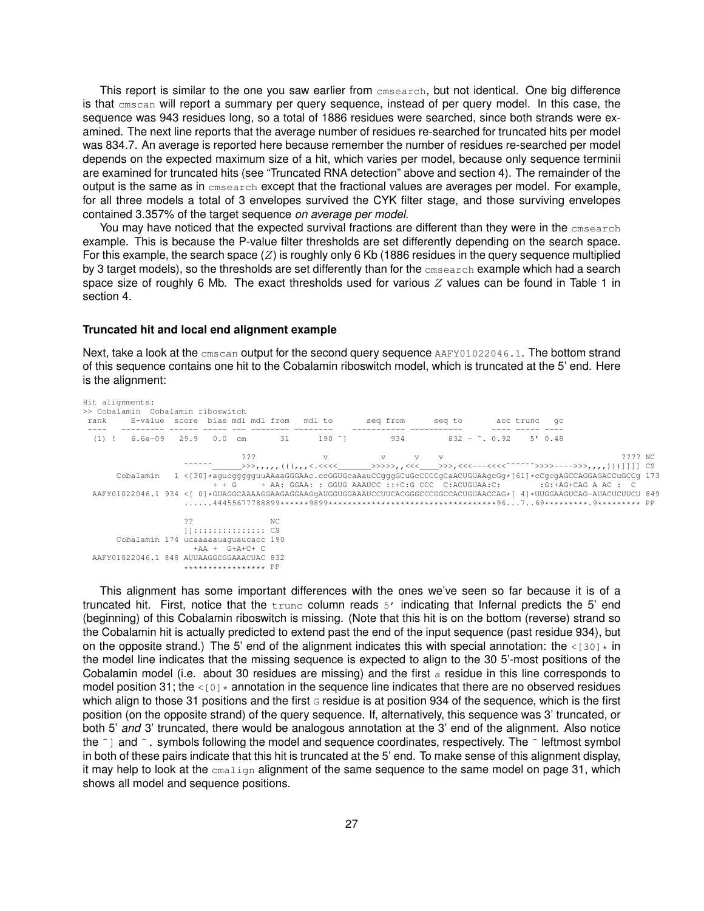This report is similar to the one you saw earlier from `cmsearch`, but not identical. One big difference is that `cmscan` will report a summary per query sequence, instead of per query model. In this case, the sequence was 943 residues long, so a total of 1886 residues were searched, since both strands were examined. The next line reports that the average number of residues re-searched for truncated hits per model was 834.7. An average is reported here because remember the number of residues re-searched per model depends on the expected maximum size of a hit, which varies per model, because only sequence terminii are examined for truncated hits (see "Truncated RNA detection" above and section 4). The remainder of the output is the same as in `cmsearch` except that the fractional values are averages per model. For example, for all three models a total of 3 envelopes survived the CYK filter stage, and those surviving envelopes contained 3.357% of the target sequence *on average per model*.

You may have noticed that the expected survival fractions are different than they were in the `cmsearch` example. This is because the P-value filter thresholds are set differently depending on the search space. For this example, the search space ($Z$) is roughly only 6 Kb (1886 residues in the query sequence multiplied by 3 target models), so the thresholds are set differently than for the `cmsearch` example which had a search space size of roughly 6 Mb. The exact thresholds used for various $Z$ values can be found in Table 1 in section 4.

#### Truncated hit and local end alignment example

Next, take a look at the `cmscan` output for the second query sequence `AAFY01022046.1`. The bottom strand of this sequence contains one hit to the Cobalamin riboswitch model, which is truncated at the 5' end. Here is the alignment:

```
Hit alignments:
>> Cobalamin  Cobalamin riboswitch
 rank     E-value  score  bias mdl mdl from   mdl to       seq from      seq to       acc trunc   gc
 ----   --------- ------ ----- --- -------- --------    ----------- -----------      ---- ----- ----
  (1) !   6.6e-09   29.9   0.0  cm       31      190 ~]         934         832 - ~. 0.92    5' 0.48

                                  ???             v           v      v    v                                                   ???? NC
                    ~~~~~~______>>>,,,,,,(((,,,<.<<<<_______>>>>>,,<<<____>>>,<<<---<<<<~~~~~~>>>>---->>>,,,,)))]]]] CS
      Cobalamin   1 <[30]*agucgggggguuAAAaGGGAAc.ccGGUGcaAauCCgggGCuGcCCCCgCaACUGUAAgcGg*[61]*cCgcgAGCCAGGAGACCuGCCg 173
                            + + G     + AA: GGAA: : GGUG AAAUCC ::+C:G CCC  C:ACUGUAA:C:        :G:+AG+CAG A AC :  C
 AAFY01022046.1 934 <[ 0]*GUAGGCAAAAGGAAGAGGAAGgAUGGUGGAAAUCCUUCACGGGCCCGGCCACUGUAACCAG*[ 4]*UUGGAAGUCAG-AUACUCUUCU 849
                    ......44455677788899******9899************************************96...7..69*********.9********* PP

                    ??                NC
                    ]]:::::::::::::: CS
      Cobalamin 174 ucaaaaauaguaucacc 190
                      +AA +  G+A+C+ C
 AAFY01022046.1 848 AUUAAGGCGGAAACUAC 832
                    ***************** PP
```

This alignment has some important differences with the ones we've seen so far because it is of a truncated hit. First, notice that the `trunc` column reads `5'` indicating that Infernal predicts the 5' end (beginning) of this Cobalamin riboswitch is missing. (Note that this hit is on the bottom (reverse) strand so the Cobalamin hit is actually predicted to extend past the end of the input sequence (past residue 934), but on the opposite strand.) The 5' end of the alignment indicates this with special annotation: the `<[30]*` in the model line indicates that the missing sequence is expected to align to the 30 5'-most positions of the Cobalamin model (i.e. about 30 residues are missing) and the first `a` residue in this line corresponds to model position 31; the `<[0]*` annotation in the sequence line indicates that there are no observed residues which align to those 31 positions and the first `G` residue is at position 934 of the sequence, which is the first position (on the opposite strand) of the query sequence. If, alternatively, this sequence was 3' truncated, or both 5' *and* 3' truncated, there would be analogous annotation at the 3' end of the alignment. Also notice the `~]` and `~.` symbols following the model and sequence coordinates, respectively. The `~` leftmost symbol in both of these pairs indicate that this hit is truncated at the 5' end. To make sense of this alignment display, it may help to look at the `cmalign` alignment of the same sequence to the same model on page 31, which shows all model and sequence positions.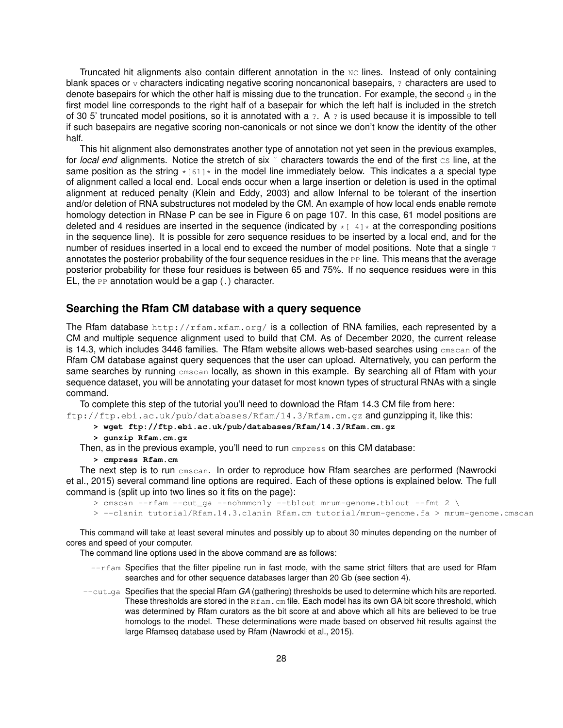Truncated hit alignments also contain different annotation in the `NC` lines. Instead of only containing blank spaces or `v` characters indicating negative scoring noncanonical basepairs, `?` characters are used to denote basepairs for which the other half is missing due to the truncation. For example, the second `g` in the first model line corresponds to the right half of a basepair for which the left half is included in the stretch of 30 5' truncated model positions, so it is annotated with a `?`. A `?` is used because it is impossible to tell if such basepairs are negative scoring non-canonicals or not since we don't know the identity of the other half.

This hit alignment also demonstrates another type of annotation not yet seen in the previous examples, for *local end* alignments. Notice the stretch of six `~` characters towards the end of the first `CS` line, at the same position as the string `*[61]*` in the model line immediately below. This indicates a a special type of alignment called a local end. Local ends occur when a large insertion or deletion is used in the optimal alignment at reduced penalty (Klein and Eddy, 2003) and allow Infernal to be tolerant of the insertion and/or deletion of RNA substructures not modeled by the CM. An example of how local ends enable remote homology detection in RNase P can be see in Figure 6 on page 107. In this case, 61 model positions are deleted and 4 residues are inserted in the sequence (indicated by `*[ 4]*` at the corresponding positions in the sequence line). It is possible for zero sequence residues to be inserted by a local end, and for the number of residues inserted in a local end to exceed the number of model positions. Note that a single `7` annotates the posterior probability of the four sequence residues in the `PP` line. This means that the average posterior probability for these four residues is between 65 and 75%. If no sequence residues were in this EL, the `PP` annotation would be a gap (`.`) character.

## Searching the Rfam CM database with a query sequence

The Rfam database `http://rfam.xfam.org/` is a collection of RNA families, each represented by a CM and multiple sequence alignment used to build that CM. As of December 2020, the current release is 14.3, which includes 3446 families. The Rfam website allows web-based searches using `cmscan` of the Rfam CM database against query sequences that the user can upload. Alternatively, you can perform the same searches by running `cmscan` locally, as shown in this example. By searching all of Rfam with your sequence dataset, you will be annotating your dataset for most known types of structural RNAs with a single command.

To complete this step of the tutorial you'll need to download the Rfam 14.3 CM file from here: `ftp://ftp.ebi.ac.uk/pub/databases/Rfam/14.3/Rfam.cm.gz` and gunzipping it, like this:

```
> wget ftp://ftp.ebi.ac.uk/pub/databases/Rfam/14.3/Rfam.cm.gz
> gunzip Rfam.cm.gz
```

Then, as in the previous example, you'll need to run `cmpress` on this CM database:

```
> cmpress Rfam.cm
```

The next step is to run `cmscan`. In order to reproduce how Rfam searches are performed (Nawrocki et al., 2015) several command line options are required. Each of these options is explained below. The full command is (split up into two lines so it fits on the page):

```
> cmscan --rfam --cut_ga --nohmmonly --tblout mrum-genome.tblout --fmt 2 \
> --clanin tutorial/Rfam.14.3.clanin Rfam.cm tutorial/mrum-genome.fa > mrum-genome.cmscan
```

This command will take at least several minutes and possibly up to about 30 minutes depending on the number of cores and speed of your computer.

The command line options used in the above command are as follows:

- `--rfam` Specifies that the filter pipeline run in fast mode, with the same strict filters that are used for Rfam searches and for other sequence databases larger than 20 Gb (see section 4).
- `--cut_ga` Specifies that the special Rfam *GA* (gathering) thresholds be used to determine which hits are reported. These thresholds are stored in the `Rfam.cm` file. Each model has its own GA bit score threshold, which was determined by Rfam curators as the bit score at and above which all hits are believed to be true homologs to the model. These determinations were made based on observed hit results against the large Rfamseq database used by Rfam (Nawrocki et al., 2015).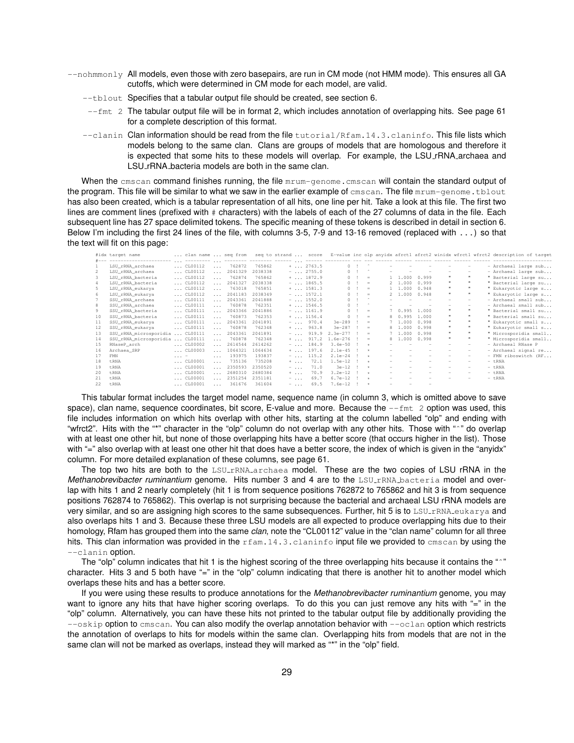--nohmmonly All models, even those with zero basepairs, are run in CM mode (not HMM mode). This ensures all GA cutoffs, which were determined in CM mode for each model, are valid.

--tblout Specifies that a tabular output file should be created, see section 6.

--fmt 2 The tabular output file will be in format 2, which includes annotation of overlapping hits. See page 61 for a complete description of this format.

--clanin Clan information should be read from the file `tutorial/Rfam.14.3.claninfo`. This file lists which models belong to the same clan. Clans are groups of models that are homologous and therefore it is expected that some hits to these models will overlap. For example, the LSU_rRNA_archaea and LSU_rRNA_bacteria models are both in the same clan.

When the `cmscan` command finishes running, the file `mrum-genome.cmscan` will contain the standard output of the program. This file will be similar to what we saw in the earlier example of `cmscan`. The file `mrum-genome.tblout` has also been created, which is a tabular representation of all hits, one line per hit. Take a look at this file. The first two lines are comment lines (prefixed with # characters) with the labels of each of the 27 columns of data in the file. Each subsequent line has 27 space delimited tokens. The specific meaning of these tokens is described in detail in section 6. Below I'm including the first 24 lines of the file, with columns 3-5, 7-9 and 13-16 removed (replaced with ...) so that the text will fit on this page:

```
#idx target name            ... clan name ... seq from   seq to strand ...  score   E-value inc olp anyidx afrct1 afrct2 winidx wfrct1 wfrct2 description of target
#--- ---------------------- ... --------- ... -------- -------- ------ ... ------ --------- --- --- ------ ------ ------ ------ ------ ------ ---------------------
1    LSU_rRNA_archaea       ... CL00112   ...   762872   765862      + ... 2763.5         0  !   ^       -      -      -      -      -      - Archaeal large sub...
2    LSU_rRNA_archaea       ... CL00112   ...  2041329  2038338      - ... 2755.0         0  !   ^       -      -      -      -      -      - Archaeal large sub...
3    LSU_rRNA_bacteria      ... CL00112   ...   762874   765862      + ... 1872.9         0  !   =       1  1.000  0.999      "      "      " Bacterial large su...
4    LSU_rRNA_bacteria      ... CL00112   ...  2041327  2038338      - ... 1865.5         0  !   =       2  1.000  0.999      "      "      " Bacterial large su...
5    LSU_rRNA_eukarya       ... CL00112   ...   763018   765851      + ... 1581.3         0  !   =       1  1.000  0.948      "      "      " Eukaryotic large s...
6    LSU_rRNA_eukarya       ... CL00112   ...  2041183  2038349      - ... 1572.1         0  !   =       2  1.000  0.948      "      "      " Eukaryotic large s...
7    SSU_rRNA_archaea       ... CL00111   ...  2043361  2041888      - ... 1552.0         0  !   ^       -      -      -      -      -      - Archaeal small sub...
8    SSU_rRNA_archaea       ... CL00111   ...   760878   762351      + ... 1546.5         0  !   ^       -      -      -      -      -      - Archaeal small sub...
9    SSU_rRNA_bacteria      ... CL00111   ...  2043366  2041886      - ... 1161.9         0  !   =       7  0.995  1.000      "      "      " Bacterial small su...
10   SSU_rRNA_bacteria      ... CL00111   ...   760873   762353      + ... 1156.4         0  !   =       8  0.995  1.000      "      "      " Bacterial small su...
11   SSU_rRNA_eukarya       ... CL00111   ...  2043361  2041891      - ...  970.4    3e-289  !   =       7  1.000  0.998      "      "      " Eukaryotic small s...
12   SSU_rRNA_eukarya       ... CL00111   ...   760878   762348      + ...  963.8    3e-287  !   =       8  1.000  0.998      "      "      " Eukaryotic small s...
13   SSU_rRNA_microsporidia ... CL00111   ...  2043361  2041891      - ...  919.9  2.3e-277  !   =       7  1.000  0.998      "      "      " Microsporidia small..
14   SSU_rRNA_microsporidia ... CL00111   ...   760878   762348      + ...  917.2  1.6e-276  !   =       8  1.000  0.998      "      "      " Microsporidia small..
15   RNaseP_arch            ... CL00002   ...  2614544  2614262      - ...  184.9   3.4e-50  !   *       -      -      -      -      -      - Archaeal RNase P
16   Archaea_SRP            ... CL00003   ...  1064321  1064634      + ...  197.6   2.1e-45  !   *       -      -      -      -      -      - Archaeal signal re...
17   FMN                    ... -         ...   193975   193837      - ...  115.2   2.1e-24  !   *       -      -      -      -      -      - FMN riboswitch (RF...
18   tRNA                   ... CL00001   ...   735136   735208      + ...   72.1   1.5e-12  !   *       -      -      -      -      -      - tRNA
19   tRNA                   ... CL00001   ...  2350593  2350520      - ...   71.0     3e-12  !   *       -      -      -      -      -      - tRNA
20   tRNA                   ... CL00001   ...  2680310  2680384      + ...   70.9   3.2e-12  !   *       -      -      -      -      -      - tRNA
21   tRNA                   ... CL00001   ...  2351254  2351181      - ...   69.7   6.7e-12  !   *       -      -      -      -      -      - tRNA
22   tRNA                   ... CL00001   ...   361676   361604      - ...   69.5   7.6e-12  !   *       -      -      -
```

This tabular format includes the target model name, sequence name (in column 3, which is omitted above to save space), clan name, sequence coordinates, bit score, E-value and more. Because the --fmt 2 option was used, this file includes information on which hits overlap with other hits, starting at the column labelled "olp" and ending with "wfrct2". Hits with the "*" character in the "olp" column do not overlap with any other hits. Those with "^" do overlap with at least one other hit, but none of those overlapping hits have a better score (that occurs higher in the list). Those with "=" also overlap with at least one other hit that does have a better score, the index of which is given in the "anyidx" column. For more detailed explanation of these columns, see page 61.

The top two hits are both to the `LSU_rRNA_archaea` model. These are the two copies of LSU rRNA in the *Methanobrevibacter ruminantium* genome. Hits number 3 and 4 are to the `LSU_rRNA_bacteria` model and overlap with hits 1 and 2 nearly completely (hit 1 is from sequence positions 762872 to 765862 and hit 3 is from sequence positions 762874 to 765862). This overlap is not surprising because the bacterial and archaeal LSU rRNA models are very similar, and so are assigning high scores to the same subsequences. Further, hit 5 is to `LSU_rRNA_eukarya` and also overlaps hits 1 and 3. Because these three LSU models are all expected to produce overlapping hits due to their homology, Rfam has grouped them into the same *clan*, note the "CL00112" value in the "clan name" column for all three hits. This clan information was provided in the `rfam.14.3.claninfo` input file we provided to `cmscan` by using the --clanin option.

The "olp" column indicates that hit 1 is the highest scoring of the three overlapping hits because it contains the "^" character. Hits 3 and 5 both have "=" in the "olp" column indicating that there is another hit to another model which overlaps these hits and has a better score.

If you were using these results to produce annotations for the *Methanobrevibacter ruminantium* genome, you may want to ignore any hits that have higher scoring overlaps. To do this you can just remove any hits with "=" in the "olp" column. Alternatively, you can have these hits not printed to the tabular output file by additionally providing the --oskip option to `cmscan`. You can also modify the overlap annotation behavior with --oclan option which restricts the annotation of overlaps to hits for models within the same clan. Overlapping hits from models that are not in the same clan will not be marked as overlaps, instead they will marked as "*" in the "olp" field.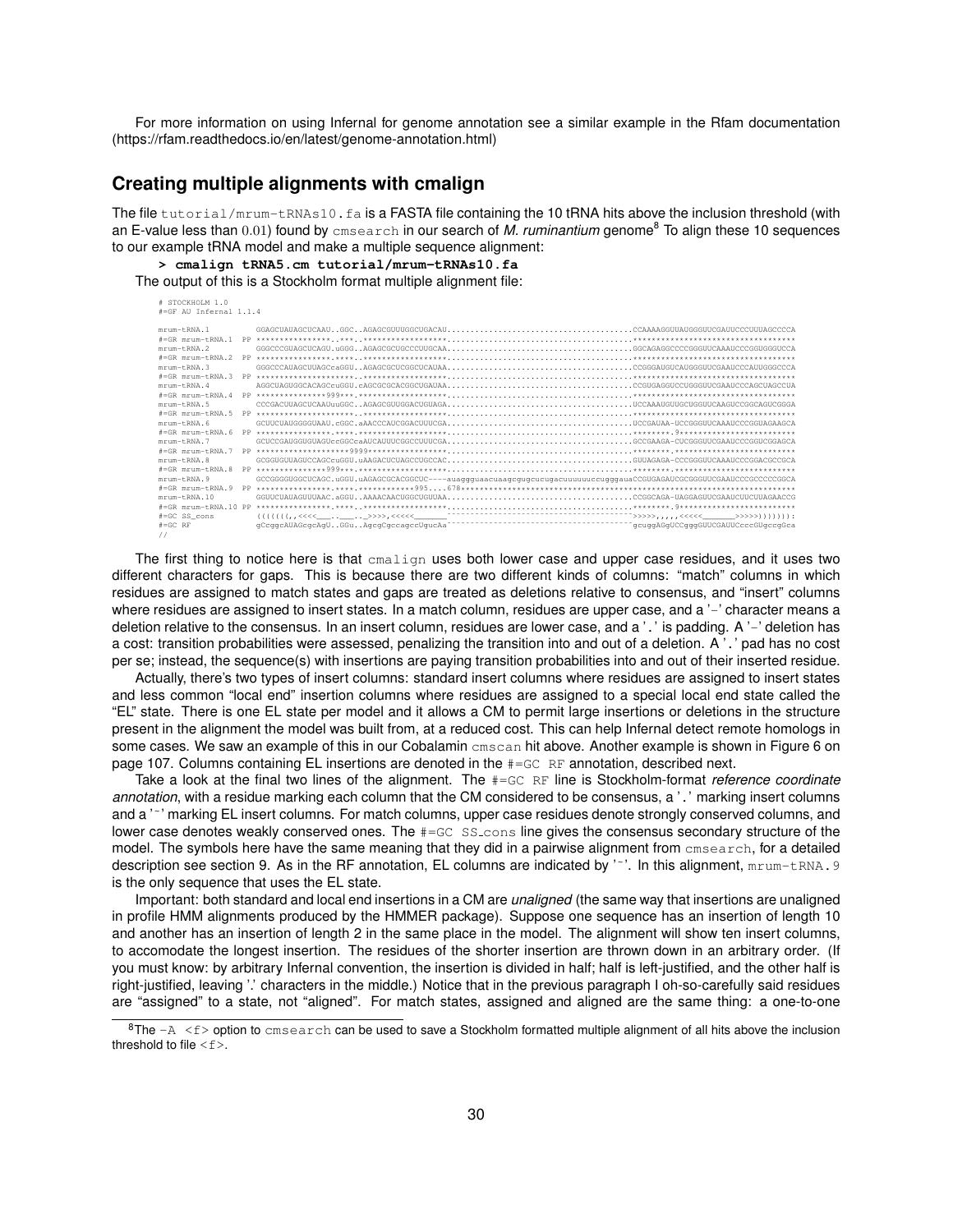For more information on using Infernal for genome annotation see a similar example in the Rfam documentation (https://rfam.readthedocs.io/en/latest/genome-annotation.html)

## Creating multiple alignments with cmalign

The file `tutorial/mrum-tRNAs10.fa` is a FASTA file containing the 10 tRNA hits above the inclusion threshold (with an E-value less than $0.01$) found by `cmsearch` in our search of *M. ruminantium* genome[8] To align these 10 sequences to our example tRNA model and make a multiple sequence alignment:

```
> cmalign tRNA5.cm tutorial/mrum-tRNAs10.fa
```

The output of this is a Stockholm format multiple alignment file:

```
# STOCKHOLM 1.0
#=GF AU Infernal 1.1.4

mrum-tRNA.1          GGAGCUAUAGCUCAAU..GGC..AGAGCGUUUGGCUGACAU........................................CCAAAAGGUUAUGGGUUCGAUUCCCUUUAGCCCCA
#=GR mrum-tRNA.1  PP ****************..***..******************........................................***********************************
mrum-tRNA.2          GGGCCCGUAGCUCAGU.uGGG..AGAGCGCUGCCCUUGCAA........................................GGCAGAGGCCCCGGGUUCAAAUCCCGGUGGGUCCA
#=GR mrum-tRNA.2  PP ****************.****..******************........................................***********************************
mrum-tRNA.3          GGGCCCAUAGCUUAGCcaGGU..AGAGCGCUCGGCUCAUAA........................................CCGGGAUGUCAUGGGUUCGAAUCCCAUUGGGCCCA
#=GR mrum-tRNA.3  PP *********************..******************........................................***********************************
mrum-tRNA.4          AGGCUAGUGGCACAGCcuGGU.cAGCGCGCACGGCUGAUAA........................................CCGUGAGGUCCUGGGUUCGAAUCCCAGCUAGCCUA
#=GR mrum-tRNA.4  PP ****************999**.*******************........................................***********************************
mrum-tRNA.5          CCCGACUUAGCUCAAUuuGGC..AGAGCGUUGGACUGUAGA........................................UCCAAAUGUUGCUGGUUCAAGUCCGGCAGUCGGGA
#=GR mrum-tRNA.5  PP *********************..******************........................................***********************************
mrum-tRNA.6          GCUUCUAUGGGGUAAU.cGGC.aAACCCAUCGGACUUUCGA........................................UCCGAUAA-UCCGGGUUCAAAUCCCGGUAGAAGCA
#=GR mrum-tRNA.6  PP ****************.****.*******************........................................********.9*************************
mrum-tRNA.7          GCUCCGAUGGUGUAGUccGGCcaAUCAUUUCGGCCUUUCGA........................................GCCGAAGA-CUCGGGUUCGAAUCCCGGUCGGAGCA
#=GR mrum-tRNA.7  PP *******************9999******************........................................********.**************************
mrum-tRNA.8          GCGGUGUUAGUCCAGCcuGGU.uAAGACUCUAGCCUGCCAC........................................GUUAGAGA-CCCGGGUUCAAAUCCCGGACGCCGCA
#=GR mrum-tRNA.8  PP ***************999***.*******************........................................********.**************************
mrum-tRNA.9          GCCGGGGUGGCUCAGC.uGGU.uAGAGCGCACGGCUC----auaggguaacuaagcgugcucugacuuuuuuccugggauaCCGUGAGAUCGCGGGUUCGAAUCCCGCCCCCGGCA
#=GR mrum-tRNA.9  PP ****************.****.************995....678*************************************************************************
mrum-tRNA.10         GGUUCUAUAGUUUAAC.aGGU..AAAACAACUGGCUGUUAA........................................CCGGCAGA-UAGGAGUUCGAAUCUUCUUAGAACCG
#=GR mrum-tRNA.10 PP ****************.****..******************........................................********.9*************************
#=GC SS_cons         (((((((,,<<<<___.____.._>>>>,<<<<<_______~~~~~~~~~~~~~~~~~~~~~~~~~~~~~~~~~~~~~~~~>>>>>,,,,,<<<<<_______>>>>>))))))):
#=GC RF              gCcggcAUAGcgcAgU..GGu..AgcgCgccagccUgucAa~~~~~~~~~~~~~~~~~~~~~~~~~~~~~~~~~~~~~~~~gcuggAGgUCCgggGUUCGAUUCcccGUgccgGca
//
```

The first thing to notice here is that `cmalign` uses both lower case and upper case residues, and it uses two different characters for gaps. This is because there are two different kinds of columns: "match" columns in which residues are assigned to match states and gaps are treated as deletions relative to consensus, and "insert" columns where residues are assigned to insert states. In a match column, residues are upper case, and a '`-`' character means a deletion relative to the consensus. In an insert column, residues are lower case, and a '`.`' is padding. A '`-`' deletion has a cost: transition probabilities were assessed, penalizing the transition into and out of a deletion. A '`.`' pad has no cost per se; instead, the sequence(s) with insertions are paying transition probabilities into and out of their inserted residue.

Actually, there's two types of insert columns: standard insert columns where residues are assigned to insert states and less common "local end" insertion columns where residues are assigned to a special local end state called the "EL" state. There is one EL state per model and it allows a CM to permit large insertions or deletions in the structure present in the alignment the model was built from, at a reduced cost. This can help Infernal detect remote homologs in some cases. We saw an example of this in our Cobalamin `cmscan` hit above. Another example is shown in Figure 6 on page 107. Columns containing EL insertions are denoted in the `#=GC RF` annotation, described next.

Take a look at the final two lines of the alignment. The `#=GC RF` line is Stockholm-format *reference coordinate annotation*, with a residue marking each column that the CM considered to be consensus, a '`.`' marking insert columns and a '`~`' marking EL insert columns. For match columns, upper case residues denote strongly conserved columns, and lower case denotes weakly conserved ones. The `#=GC SS_cons` line gives the consensus secondary structure of the model. The symbols here have the same meaning that they did in a pairwise alignment from `cmsearch`, for a detailed description see section 9. As in the RF annotation, EL columns are indicated by '`~`'. In this alignment, `mrum-tRNA.9` is the only sequence that uses the EL state.

Important: both standard and local end insertions in a CM are *unaligned* (the same way that insertions are unaligned in profile HMM alignments produced by the HMMER package). Suppose one sequence has an insertion of length 10 and another has an insertion of length 2 in the same place in the model. The alignment will show ten insert columns, to accomodate the longest insertion. The residues of the shorter insertion are thrown down in an arbitrary order. (If you must know: by arbitrary Infernal convention, the insertion is divided in half; half is left-justified, and the other half is right-justified, leaving '.' characters in the middle.) Notice that in the previous paragraph I oh-so-carefully said residues are "assigned" to a state, not "aligned". For match states, assigned and aligned are the same thing: a one-to-one

[8] The `-A <f>` option to `cmsearch` can be used to save a Stockholm formatted multiple alignment of all hits above the inclusion threshold to file `<f>`.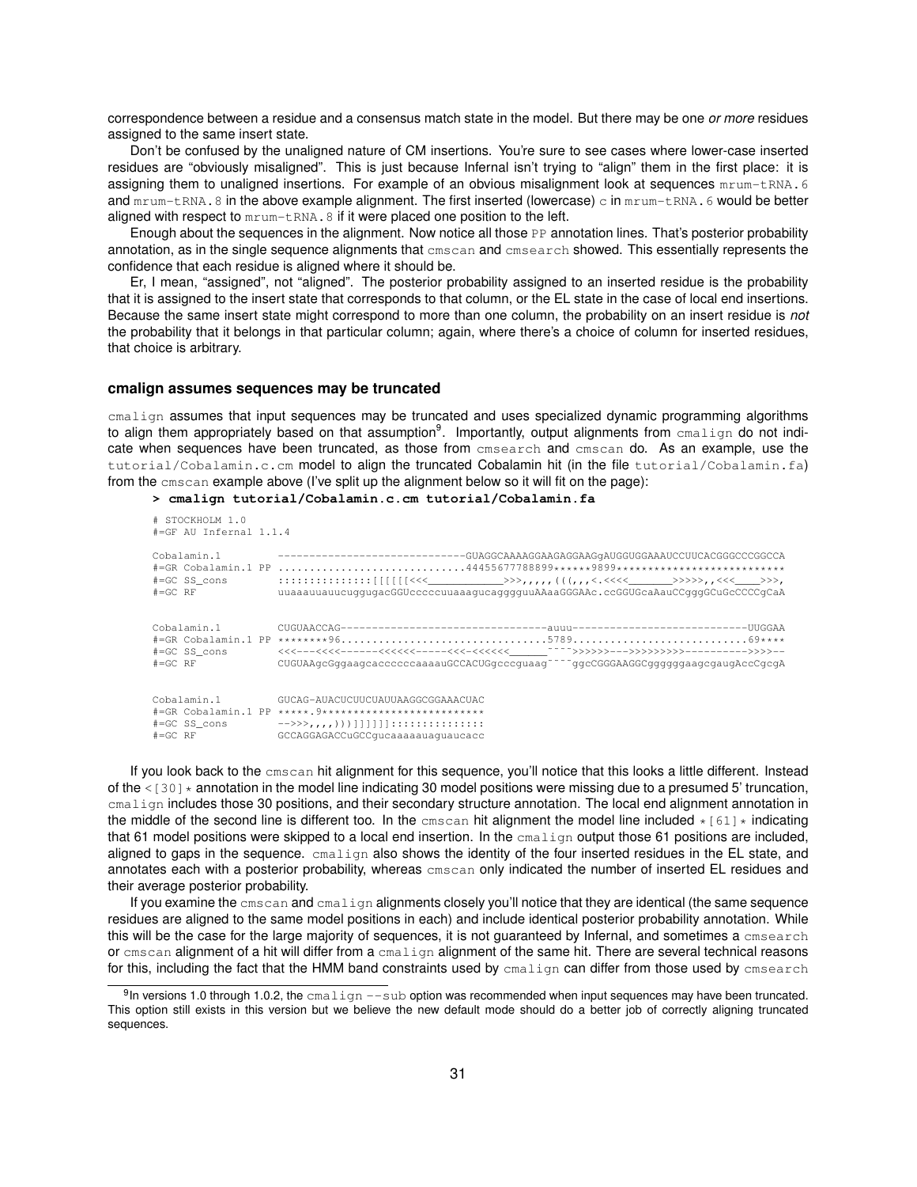correspondence between a residue and a consensus match state in the model. But there may be one *or more* residues assigned to the same insert state.

Don't be confused by the unaligned nature of CM insertions. You're sure to see cases where lower-case inserted residues are "obviously misaligned". This is just because Infernal isn't trying to "align" them in the first place: it is assigning them to unaligned insertions. For example of an obvious misalignment look at sequences `mrum-tRNA.6` and `mrum-tRNA.8` in the above example alignment. The first inserted (lowercase) `c` in `mrum-tRNA.6` would be better aligned with respect to `mrum-tRNA.8` if it were placed one position to the left.

Enough about the sequences in the alignment. Now notice all those `PP` annotation lines. That's posterior probability annotation, as in the single sequence alignments that `cmscan` and `cmsearch` showed. This essentially represents the confidence that each residue is aligned where it should be.

Er, I mean, "assigned", not "aligned". The posterior probability assigned to an inserted residue is the probability that it is assigned to the insert state that corresponds to that column, or the EL state in the case of local end insertions. Because the same insert state might correspond to more than one column, the probability on an insert residue is *not* the probability that it belongs in that particular column; again, where there's a choice of column for inserted residues, that choice is arbitrary.

### cmalign assumes sequences may be truncated

`cmalign` assumes that input sequences may be truncated and uses specialized dynamic programming algorithms to align them appropriately based on that assumption[9]. Importantly, output alignments from `cmalign` do not indicate when sequences have been truncated, as those from `cmsearch` and `cmscan` do. As an example, use the `tutorial/Cobalamin.c.cm` model to align the truncated Cobalamin hit (in the file `tutorial/Cobalamin.fa`) from the `cmscan` example above (I've split up the alignment below so it will fit on the page):

**> cmalign tutorial/Cobalamin.c.cm tutorial/Cobalamin.fa**

```
# STOCKHOLM 1.0
#=GF AU Infernal 1.1.4

Cobalamin.1          -----------------------------GUAGGCAAAAGGAAGAGGAAGgAUGGUGGAAAUCCUUCACGGGCCCGGCCA
#=GR Cobalamin.1 PP .............................44455677788899******9899**************************
#=GC SS_cons         ::::::::::::::[[[[[[<<<____________>>>,,,,,(((,,,<.<<<<_______>>>>>,,<<<____>>>,
#=GC RF              uuaaauuauucuggugacGGUcccccuuaaagucaggggguuAAaaGGGAAc.ccGGUGcaAauCCgggGCuGcCCCCgCaA


Cobalamin.1          CUGUAACCAG--------------------------------auuu----------------------------UUGGAA
#=GR Cobalamin.1 PP ********96................................5789............................69****
#=GC SS_cons         <<<---<<<<------<<<<<<-----<<<-<<<<<<______~~~~>>>>>>--->>>>>>>>>----------->>>>--
#=GC RF              CUGUAAgcGggaagcaccccccaaaauGCCACUGgcccguaag~~~~ggcCGGGAAGGCgggggggaagcgaugAccCgcgA


Cobalamin.1          GUCAG-AUACUCUUCUAUUAAGGCGGAAACUAC
#=GR Cobalamin.1 PP *****.9**************************
#=GC SS_cons         -->>>,,,,)))]]]]]]:::::::::::::::
#=GC RF              GCCAGGAGACCuGCCgucaaaaauaguaucacc
```

If you look back to the `cmscan` hit alignment for this sequence, you'll notice that this looks a little different. Instead of the `<[30]*` annotation in the model line indicating 30 model positions were missing due to a presumed 5' truncation, `cmalign` includes those 30 positions, and their secondary structure annotation. The local end alignment annotation in the middle of the second line is different too. In the `cmscan` hit alignment the model line included `*[61]*` indicating that 61 model positions were skipped to a local end insertion. In the `cmalign` output those 61 positions are included, aligned to gaps in the sequence. `cmalign` also shows the identity of the four inserted residues in the EL state, and annotates each with a posterior probability, whereas `cmscan` only indicated the number of inserted EL residues and their average posterior probability.

If you examine the `cmscan` and `cmalign` alignments closely you'll notice that they are identical (the same sequence residues are aligned to the same model positions in each) and include identical posterior probability annotation. While this will be the case for the large majority of sequences, it is not guaranteed by Infernal, and sometimes a `cmsearch` or `cmscan` alignment of a hit will differ from a `cmalign` alignment of the same hit. There are several technical reasons for this, including the fact that the HMM band constraints used by `cmalign` can differ from those used by `cmsearch`

[9] In versions 1.0 through 1.0.2, the `cmalign --sub` option was recommended when input sequences may have been truncated. This option still exists in this version but we believe the new default mode should do a better job of correctly aligning truncated sequences.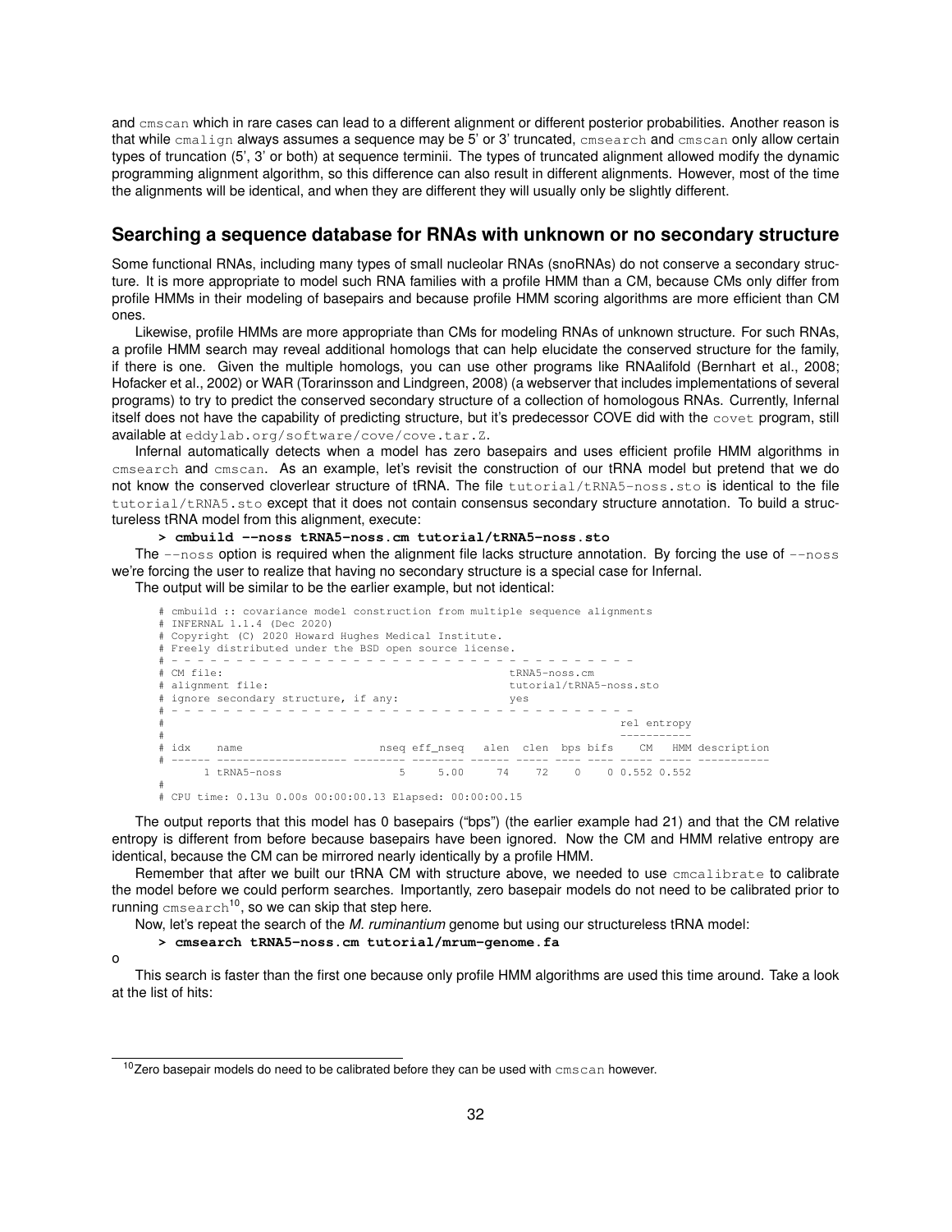and `cmscan` which in rare cases can lead to a different alignment or different posterior probabilities. Another reason is that while `cmalign` always assumes a sequence may be 5' or 3' truncated, `cmsearch` and `cmscan` only allow certain types of truncation (5', 3' or both) at sequence terminii. The types of truncated alignment allowed modify the dynamic programming alignment algorithm, so this difference can also result in different alignments. However, most of the time the alignments will be identical, and when they are different they will usually only be slightly different.

## Searching a sequence database for RNAs with unknown or no secondary structure

Some functional RNAs, including many types of small nucleolar RNAs (snoRNAs) do not conserve a secondary structure. It is more appropriate to model such RNA families with a profile HMM than a CM, because CMs only differ from profile HMMs in their modeling of basepairs and because profile HMM scoring algorithms are more efficient than CM ones.

Likewise, profile HMMs are more appropriate than CMs for modeling RNAs of unknown structure. For such RNAs, a profile HMM search may reveal additional homologs that can help elucidate the conserved structure for the family, if there is one. Given the multiple homologs, you can use other programs like RNAalifold (Bernhart et al., 2008; Hofacker et al., 2002) or WAR (Torarinsson and Lindgreen, 2008) (a webserver that includes implementations of several programs) to try to predict the conserved secondary structure of a collection of homologous RNAs. Currently, Infernal itself does not have the capability of predicting structure, but it's predecessor COVE did with the `covet` program, still available at `eddylab.org/software/cove/cove.tar.Z`.

Infernal automatically detects when a model has zero basepairs and uses efficient profile HMM algorithms in `cmsearch` and `cmscan`. As an example, let's revisit the construction of our tRNA model but pretend that we do not know the conserved cloverlear structure of tRNA. The file `tutorial/tRNA5-noss.sto` is identical to the file `tutorial/tRNA5.sto` except that it does not contain consensus secondary structure annotation. To build a structureless tRNA model from this alignment, execute:

**> cmbuild --noss tRNA5-noss.cm tutorial/tRNA5-noss.sto**

The `--noss` option is required when the alignment file lacks structure annotation. By forcing the use of `--noss` we're forcing the user to realize that having no secondary structure is a special case for Infernal.

The output will be similar to be the earlier example, but not identical:

```
# cmbuild :: covariance model construction from multiple sequence alignments
# INFERNAL 1.1.4 (Dec 2020)
# Copyright (C) 2020 Howard Hughes Medical Institute.
# Freely distributed under the BSD open source license.
# - - - - - - - - - - - - - - - - - - - - - - - - - - - - - - - - - - - - - -
# CM file:                                          tRNA5-noss.cm
# alignment file:                                   tutorial/tRNA5-noss.sto
# ignore secondary structure, if any:               yes
# - - - - - - - - - - - - - - - - - - - - - - - - - - - - - - - - - - - - - -
#                                                                       rel entropy
#                                                                       -----------
# idx    name                     nseq eff_nseq   alen  clen  bps bifs    CM   HMM description
# ------ -------------------- -------- -------- ------ ----- ---- ---- ----- ----- -----------
       1 tRNA5-noss                  5     5.00     74    72    0    0 0.552 0.552
#
# CPU time: 0.13u 0.00s 00:00:00.13 Elapsed: 00:00:00.15
```

The output reports that this model has 0 basepairs ("bps") (the earlier example had 21) and that the CM relative entropy is different from before because basepairs have been ignored. Now the CM and HMM relative entropy are identical, because the CM can be mirrored nearly identically by a profile HMM.

Remember that after we built our tRNA CM with structure above, we needed to use `cmcalibrate` to calibrate the model before we could perform searches. Importantly, zero basepair models do not need to be calibrated prior to running `cmsearch`[10], so we can skip that step here.

Now, let's repeat the search of the *M. ruminantium* genome but using our structureless tRNA model:

**> cmsearch tRNA5-noss.cm tutorial/mrum-genome.fa**

o

This search is faster than the first one because only profile HMM algorithms are used this time around. Take a look at the list of hits:

[10] Zero basepair models do need to be calibrated before they can be used with `cmscan` however.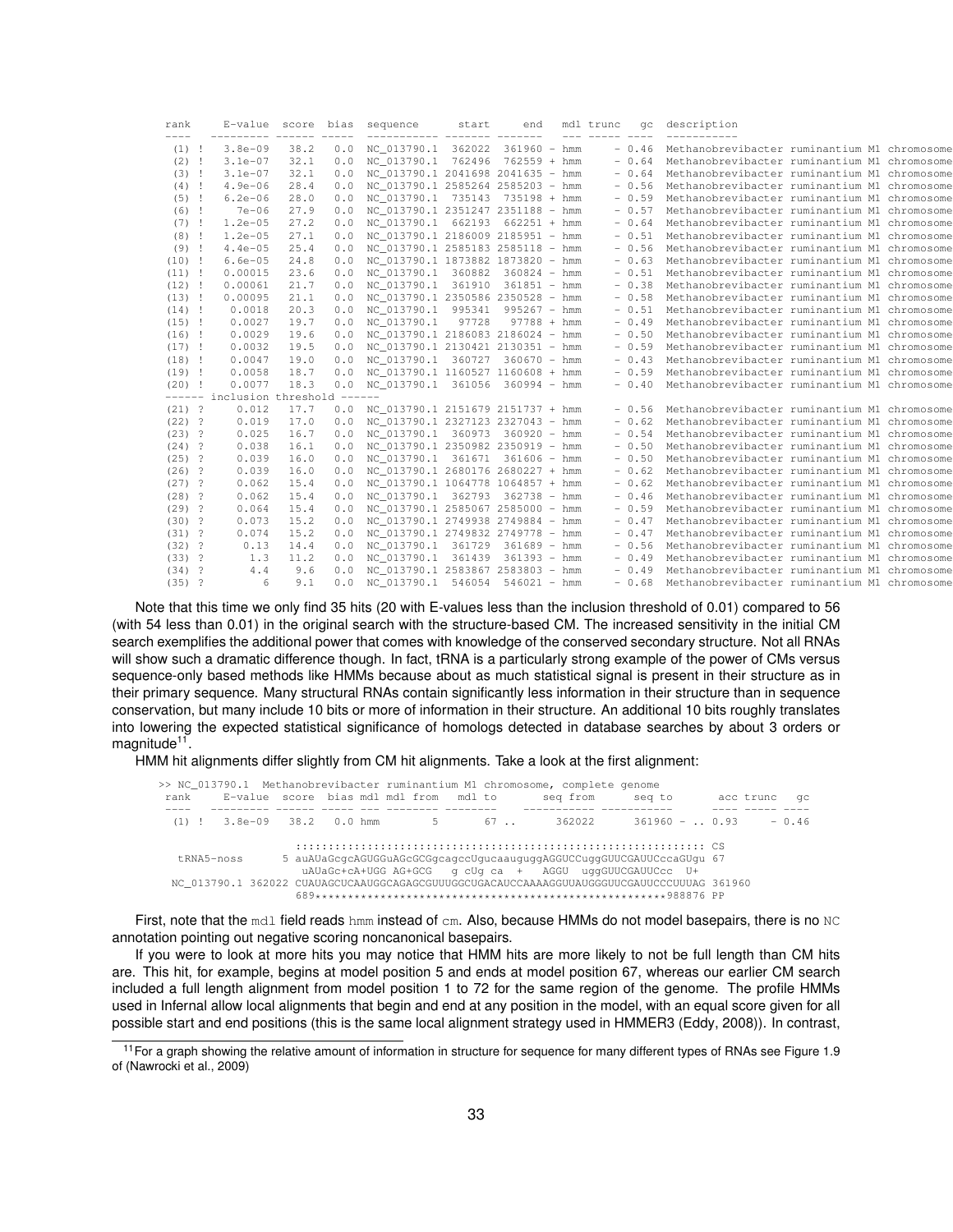```
 rank     E-value  score  bias  sequence        start     end    mdl trunc   gc  description
 ----   --------- ------ -----  ----------- ------- -------    --- ----- ----  -----------
  (1) !   3.8e-09   38.2   0.0  NC_013790.1  362022  361960 - hmm      - 0.46  Methanobrevibacter ruminantium M1 chromosome
  (2) !   3.1e-07   32.1   0.0  NC_013790.1  762496  762559 + hmm      - 0.64  Methanobrevibacter ruminantium M1 chromosome
  (3) !   3.1e-07   32.1   0.0  NC_013790.1 2041698 2041635 - hmm      - 0.64  Methanobrevibacter ruminantium M1 chromosome
  (4) !   4.9e-06   28.4   0.0  NC_013790.1 2585264 2585203 - hmm      - 0.56  Methanobrevibacter ruminantium M1 chromosome
  (5) !   6.2e-06   28.0   0.0  NC_013790.1  735143  735198 + hmm      - 0.59  Methanobrevibacter ruminantium M1 chromosome
  (6) !     7e-06   27.9   0.0  NC_013790.1 2351247 2351188 - hmm      - 0.57  Methanobrevibacter ruminantium M1 chromosome
  (7) !   1.2e-05   27.2   0.0  NC_013790.1  662193  662251 + hmm      - 0.64  Methanobrevibacter ruminantium M1 chromosome
  (8) !   1.2e-05   27.1   0.0  NC_013790.1 2186009 2185951 - hmm      - 0.51  Methanobrevibacter ruminantium M1 chromosome
  (9) !   4.4e-05   25.4   0.0  NC_013790.1 2585183 2585118 - hmm      - 0.56  Methanobrevibacter ruminantium M1 chromosome
 (10) !   6.6e-05   24.8   0.0  NC_013790.1 1873882 1873820 - hmm      - 0.63  Methanobrevibacter ruminantium M1 chromosome
 (11) !   0.00015   23.6   0.0  NC_013790.1  360882  360824 - hmm      - 0.51  Methanobrevibacter ruminantium M1 chromosome
 (12) !   0.00061   21.7   0.0  NC_013790.1  361910  361851 - hmm      - 0.38  Methanobrevibacter ruminantium M1 chromosome
 (13) !   0.00095   21.1   0.0  NC_013790.1 2350586 2350528 - hmm      - 0.58  Methanobrevibacter ruminantium M1 chromosome
 (14) !    0.0018   20.3   0.0  NC_013790.1  995341  995267 - hmm      - 0.51  Methanobrevibacter ruminantium M1 chromosome
 (15) !    0.0027   19.7   0.0  NC_013790.1   97728   97788 + hmm      - 0.49  Methanobrevibacter ruminantium M1 chromosome
 (16) !    0.0029   19.6   0.0  NC_013790.1 2186083 2186024 - hmm      - 0.50  Methanobrevibacter ruminantium M1 chromosome
 (17) !    0.0032   19.5   0.0  NC_013790.1 2130421 2130351 - hmm      - 0.59  Methanobrevibacter ruminantium M1 chromosome
 (18) !    0.0047   19.0   0.0  NC_013790.1  360727  360670 - hmm      - 0.43  Methanobrevibacter ruminantium M1 chromosome
 (19) !    0.0058   18.7   0.0  NC_013790.1 1160527 1160608 + hmm      - 0.59  Methanobrevibacter ruminantium M1 chromosome
 (20) !    0.0077   18.3   0.0  NC_013790.1  361056  360994 - hmm      - 0.40  Methanobrevibacter ruminantium M1 chromosome
 ------ inclusion threshold ------
 (21) ?     0.012   17.7   0.0  NC_013790.1 2151679 2151737 + hmm      - 0.56  Methanobrevibacter ruminantium M1 chromosome
 (22) ?     0.019   17.0   0.0  NC_013790.1 2327123 2327043 - hmm      - 0.62  Methanobrevibacter ruminantium M1 chromosome
 (23) ?     0.025   16.7   0.0  NC_013790.1  360973  360920 - hmm      - 0.54  Methanobrevibacter ruminantium M1 chromosome
 (24) ?     0.038   16.1   0.0  NC_013790.1 2350982 2350919 - hmm      - 0.50  Methanobrevibacter ruminantium M1 chromosome
 (25) ?     0.039   16.0   0.0  NC_013790.1  361671  361606 - hmm      - 0.50  Methanobrevibacter ruminantium M1 chromosome
 (26) ?     0.039   16.0   0.0  NC_013790.1 2680176 2680227 + hmm      - 0.62  Methanobrevibacter ruminantium M1 chromosome
 (27) ?     0.062   15.4   0.0  NC_013790.1 1064778 1064857 + hmm      - 0.62  Methanobrevibacter ruminantium M1 chromosome
 (28) ?     0.062   15.4   0.0  NC_013790.1  362793  362738 - hmm      - 0.46  Methanobrevibacter ruminantium M1 chromosome
 (29) ?     0.064   15.4   0.0  NC_013790.1 2585067 2585000 - hmm      - 0.59  Methanobrevibacter ruminantium M1 chromosome
 (30) ?     0.073   15.2   0.0  NC_013790.1 2749938 2749884 - hmm      - 0.47  Methanobrevibacter ruminantium M1 chromosome
 (31) ?     0.074   15.2   0.0  NC_013790.1 2749832 2749778 - hmm      - 0.47  Methanobrevibacter ruminantium M1 chromosome
 (32) ?      0.13   14.4   0.0  NC_013790.1  361729  361689 - hmm      - 0.56  Methanobrevibacter ruminantium M1 chromosome
 (33) ?       1.3   11.2   0.0  NC_013790.1  361439  361393 - hmm      - 0.49  Methanobrevibacter ruminantium M1 chromosome
 (34) ?       4.4    9.6   0.0  NC_013790.1 2583867 2583803 - hmm      - 0.49  Methanobrevibacter ruminantium M1 chromosome
 (35) ?         6    9.1   0.0  NC_013790.1  546054  546021 - hmm      - 0.68  Methanobrevibacter ruminantium M1 chromosome
```

Note that this time we only find 35 hits (20 with E-values less than the inclusion threshold of 0.01) compared to 56 (with 54 less than 0.01) in the original search with the structure-based CM. The increased sensitivity in the initial CM search exemplifies the additional power that comes with knowledge of the conserved secondary structure. Not all RNAs will show such a dramatic difference though. In fact, tRNA is a particularly strong example of the power of CMs versus sequence-only based methods like HMMs because about as much statistical signal is present in their structure as in their primary sequence. Many structural RNAs contain significantly less information in their structure than in sequence conservation, but many include 10 bits or more of information in their structure. An additional 10 bits roughly translates into lowering the expected statistical significance of homologs detected in database searches by about 3 orders or magnitude[11].

HMM hit alignments differ slightly from CM hit alignments. Take a look at the first alignment:

```
>> NC_013790.1  Methanobrevibacter ruminantium M1 chromosome, complete genome
 rank     E-value  score  bias mdl mdl from   mdl to       seq from      seq to       acc trunc   gc
 ----   --------- ------ ----- --- -------- --------    ----------- -----------      ---- ----- ----
  (1) !   3.8e-09   38.2   0.0 hmm        5       67 ..      362022      361960 - .. 0.93     - 0.46

                      :::::::::::::::::::::::::::::::::::::::::::::::::::::::::::::::: CS
    tRNA5-noss      5 auAUaGcgcAGUGGuAGcGCGgcagccUgucaauguggAGGUCCuggGUUCGAUUCccaGUgu 67
                       uAUaGc+cA+UGG AG+GCG   g cUg ca  +    AGGU  uggGUUCGAUUCcc  U+
  NC_013790.1 362022 CUAUAGCUCAAUGGCAGAGCGUUUGGCUGACAUCCAAAAGGUUAUGGGUUCGAUUCCCUUUAG 361960
                      689**************************************************988876 PP
```

First, note that the `mdl` field reads `hmm` instead of `cm`. Also, because HMMs do not model basepairs, there is no `NC` annotation pointing out negative scoring noncanonical basepairs.

If you were to look at more hits you may notice that HMM hits are more likely to not be full length than CM hits are. This hit, for example, begins at model position 5 and ends at model position 67, whereas our earlier CM search included a full length alignment from model position 1 to 72 for the same region of the genome. The profile HMMs used in Infernal allow local alignments that begin and end at any position in the model, with an equal score given for all possible start and end positions (this is the same local alignment strategy used in HMMER3 (Eddy, 2008)). In contrast,

[11] For a graph showing the relative amount of information in structure for sequence for many different types of RNAs see Figure 1.9 of (Nawrocki et al., 2009)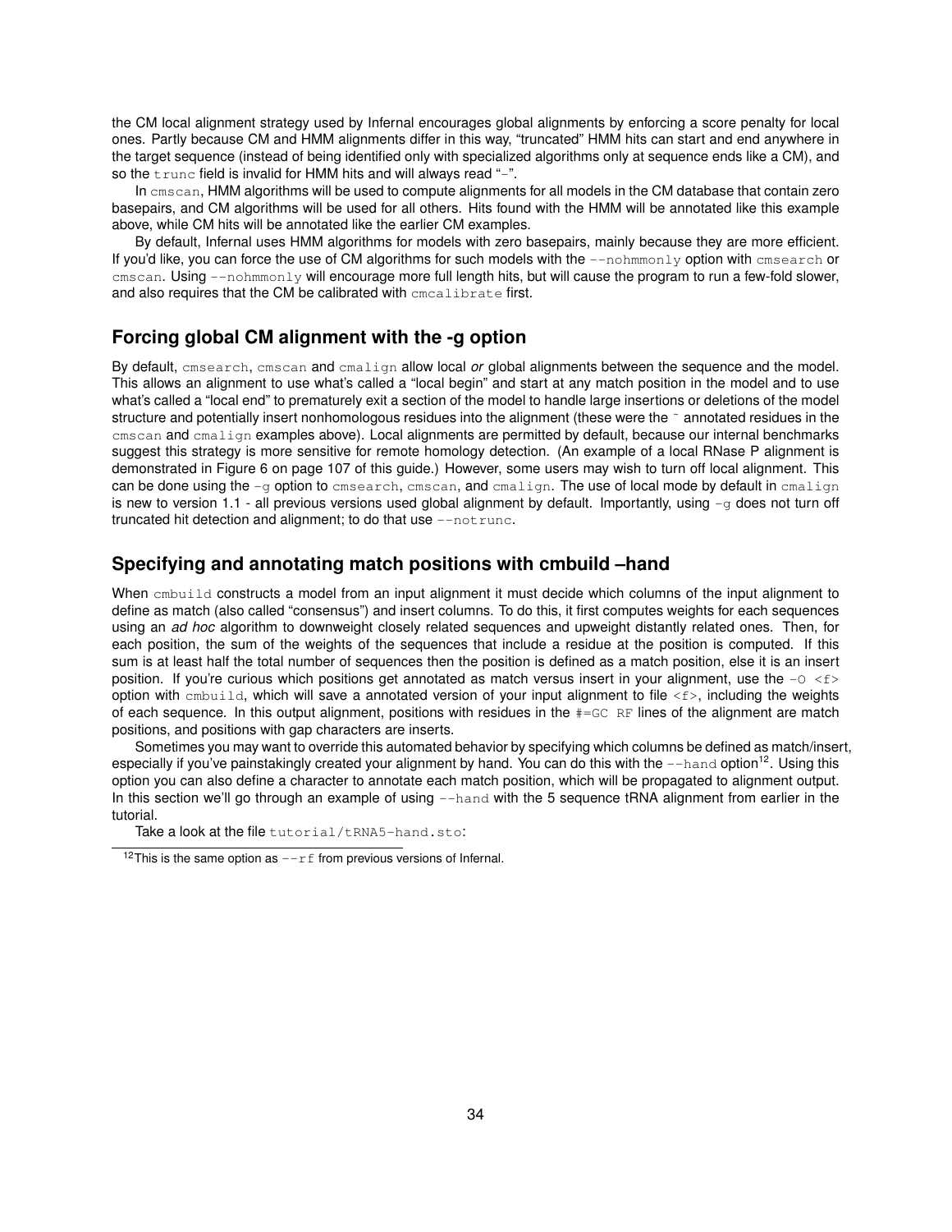the CM local alignment strategy used by Infernal encourages global alignments by enforcing a score penalty for local ones. Partly because CM and HMM alignments differ in this way, "truncated" HMM hits can start and end anywhere in the target sequence (instead of being identified only with specialized algorithms only at sequence ends like a CM), and so the `trunc` field is invalid for HMM hits and will always read "-".

In `cmscan`, HMM algorithms will be used to compute alignments for all models in the CM database that contain zero basepairs, and CM algorithms will be used for all others. Hits found with the HMM will be annotated like this example above, while CM hits will be annotated like the earlier CM examples.

By default, Infernal uses HMM algorithms for models with zero basepairs, mainly because they are more efficient. If you'd like, you can force the use of CM algorithms for such models with the `--nohmmonly` option with `cmsearch` or `cmscan`. Using `--nohmmonly` will encourage more full length hits, but will cause the program to run a few-fold slower, and also requires that the CM be calibrated with `cmcalibrate` first.

## Forcing global CM alignment with the -g option

By default, `cmsearch`, `cmscan` and `cmalign` allow local *or* global alignments between the sequence and the model. This allows an alignment to use what's called a "local begin" and start at any match position in the model and to use what's called a "local end" to prematurely exit a section of the model to handle large insertions or deletions of the model structure and potentially insert nonhomologous residues into the alignment (these were the ~ annotated residues in the `cmscan` and `cmalign` examples above). Local alignments are permitted by default, because our internal benchmarks suggest this strategy is more sensitive for remote homology detection. (An example of a local RNase P alignment is demonstrated in Figure 6 on page 107 of this guide.) However, some users may wish to turn off local alignment. This can be done using the `-g` option to `cmsearch`, `cmscan`, and `cmalign`. The use of local mode by default in `cmalign` is new to version 1.1 - all previous versions used global alignment by default. Importantly, using `-g` does not turn off truncated hit detection and alignment; to do that use `--notrunc`.

## Specifying and annotating match positions with cmbuild –hand

When `cmbuild` constructs a model from an input alignment it must decide which columns of the input alignment to define as match (also called "consensus") and insert columns. To do this, it first computes weights for each sequences using an *ad hoc* algorithm to downweight closely related sequences and upweight distantly related ones. Then, for each position, the sum of the weights of the sequences that include a residue at the position is computed. If this sum is at least half the total number of sequences then the position is defined as a match position, else it is an insert position. If you're curious which positions get annotated as match versus insert in your alignment, use the `-O <f>` option with `cmbuild`, which will save a annotated version of your input alignment to file `<f>`, including the weights of each sequence. In this output alignment, positions with residues in the `#=GC RF` lines of the alignment are match positions, and positions with gap characters are inserts.

Sometimes you may want to override this automated behavior by specifying which columns be defined as match/insert, especially if you've painstakingly created your alignment by hand. You can do this with the `--hand` option[12]. Using this option you can also define a character to annotate each match position, which will be propagated to alignment output. In this section we'll go through an example of using `--hand` with the 5 sequence tRNA alignment from earlier in the tutorial.

Take a look at the file `tutorial/tRNA5-hand.sto`:

[12] This is the same option as `--rf` from previous versions of Infernal.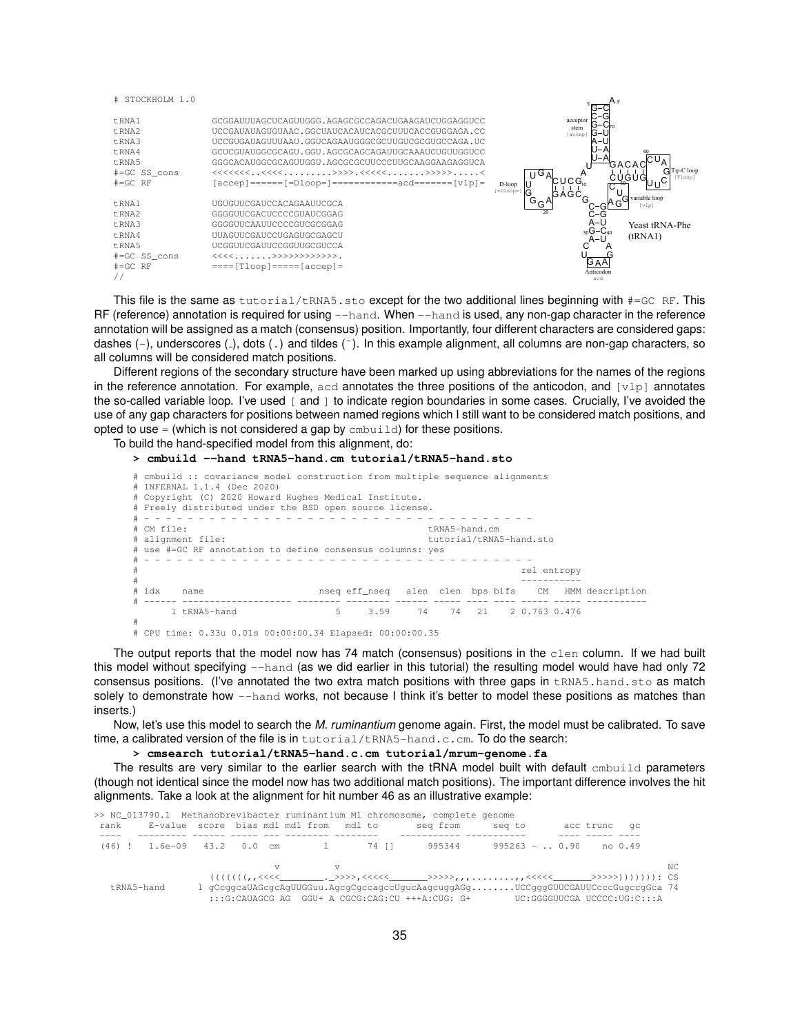```
# STOCKHOLM 1.0

tRNA1         GCGGAUUUAGCUCAGUUGGG.AGAGCGCCAGACUGAAGAUCUGGAGGUCC
tRNA2         UCCGAUAUAGUGUAAC.GGCUAUCACAUCACGCUUUCACCGUGGAGA.CC
tRNA3         UCCGUGAUAGUUUAAU.GGUCAGAAUGGGCGCUUGUCGCGUGCCAGA.UC
tRNA4         GCUCGUAUGGCGCAGU.GGU.AGCGCAGCAGAUUGCAAAUCUGUUGGUCC
tRNA5         GGGCACAUGGCGCAGUUGGU.AGCGCGCUUCCCUUGCAAGGAAGAGGUCA
#=GC SS_cons  <<<<<<<..<<<<.........>>>>.<<<<<.......>>>>>.....<
#=GC RF       [accep]======[=Dloop=]============acd=======[vlp]=

tRNA1         UGUGUUCGAUCCACAGAAUUCGCA
tRNA2         GGGGUUCGACUCCCCGUAUCGGAG
tRNA3         GGGGUUCAAUUCCCCGUCGCGGAG
tRNA4         UUAGUUCGAUCCUGAGUGCGAGCU
tRNA5         UCGGUUCGAUUCCGGUUGCGUCCA
#=GC SS_cons  <<<<.......>>>>>>>>>>>>.
#=GC RF       ====[Tloop]=====[accep]=
//
```

This file is the same as tutorial/tRNA5.sto except for the two additional lines beginning with #=GC RF. This RF (reference) annotation is required for using --hand. When --hand is used, any non-gap character in the reference annotation will be assigned as a match (consensus) position. Importantly, four different characters are considered gaps: dashes (-), underscores (_), dots (.) and tildes (~). In this example alignment, all columns are non-gap characters, so all columns will be considered match positions.

Different regions of the secondary structure have been marked up using abbreviations for the names of the regions in the reference annotation. For example, acd annotates the three positions of the anticodon, and [vlp] annotates the so-called variable loop. I've used [ and ] to indicate region boundaries in some cases. Crucially, I've avoided the use of any gap characters for positions between named regions which I still want to be considered match positions, and opted to use = (which is not considered a gap by cmbuild) for these positions.

To build the hand-specified model from this alignment, do:

```
> cmbuild --hand tRNA5-hand.cm tutorial/tRNA5-hand.sto
```

```
# cmbuild :: covariance model construction from multiple sequence alignments
# INFERNAL 1.1.4 (Dec 2020)
# Copyright (C) 2020 Howard Hughes Medical Institute.
# Freely distributed under the BSD open source license.
# - - - - - - - - - - - - - - - - - - - - - - - - - - - - - - - - - - - -
# CM file:                                          tRNA5-hand.cm
# alignment file:                                   tutorial/tRNA5-hand.sto
# use #=GC RF annotation to define consensus columns: yes
# - - - - - - - - - - - - - - - - - - - - - - - - - - - - - - - - - - - -
#                                                                       rel entropy
#                                                                       -----------
# idx    name                   nseq eff_nseq   alen  clen  bps bifs     CM    HMM description
# ------ -------------------- -------- -------- ------ ----- ---- ---- ----- ----- -----------
       1 tRNA5-hand                5     3.59     74    74   21    2 0.763 0.476
#
# CPU time: 0.33u 0.01s 00:00:00.34 Elapsed: 00:00:00.35
```

The output reports that the model now has 74 match (consensus) positions in the clen column. If we had built this model without specifying --hand (as we did earlier in this tutorial) the resulting model would have had only 72 consensus positions. (I've annotated the two extra match positions with three gaps in tRNA5.hand.sto as match solely to demonstrate how --hand works, not because I think it's better to model these positions as matches than inserts.)

Now, let's use this model to search the *M. ruminantium* genome again. First, the model must be calibrated. To save time, a calibrated version of the file is in tutorial/tRNA5-hand.c.cm. To do the search:

```
> cmsearch tutorial/tRNA5-hand.c.cm tutorial/mrum-genome.fa
```

The results are very similar to the earlier search with the tRNA model built with default cmbuild parameters (though not identical since the model now has two additional match positions). The important difference involves the hit alignments. Take a look at the alignment for hit number 46 as an illustrative example:

```
>> NC_013790.1  Methanobrevibacter ruminantium M1 chromosome, complete genome
 rank     E-value  score  bias mdl mdl from   mdl to       seq from      seq to       acc trunc   gc
 ----   --------- ------ ----- --- -------- --------    ----------- -----------      ---- ----- ----
 (46) !   1.6e-09   43.2   0.0  cm        1       74 []      995344      995263 - .. 0.90    no 0.49

                          v          v                                                             NC
                 ((((((( ,,<<<<_________._>>>>,<<<<<_______>>>>>,,,.........,,<<<<<_______>>>>>))))))): CS
    tRNA5-hand      1 gCcggcaUAGcgcAgUUGGuu.AgcgCgccagccUgucAagcuggAGg........UCCgggGUUCGAUUCcccGugccgGca 74
                    :::G:CAUAGCG AG  GGU+ A CGCG:CAG:CU +++A:CUG: G+        UC:GGGGUUCGA UCCCC:UG:C:::A
```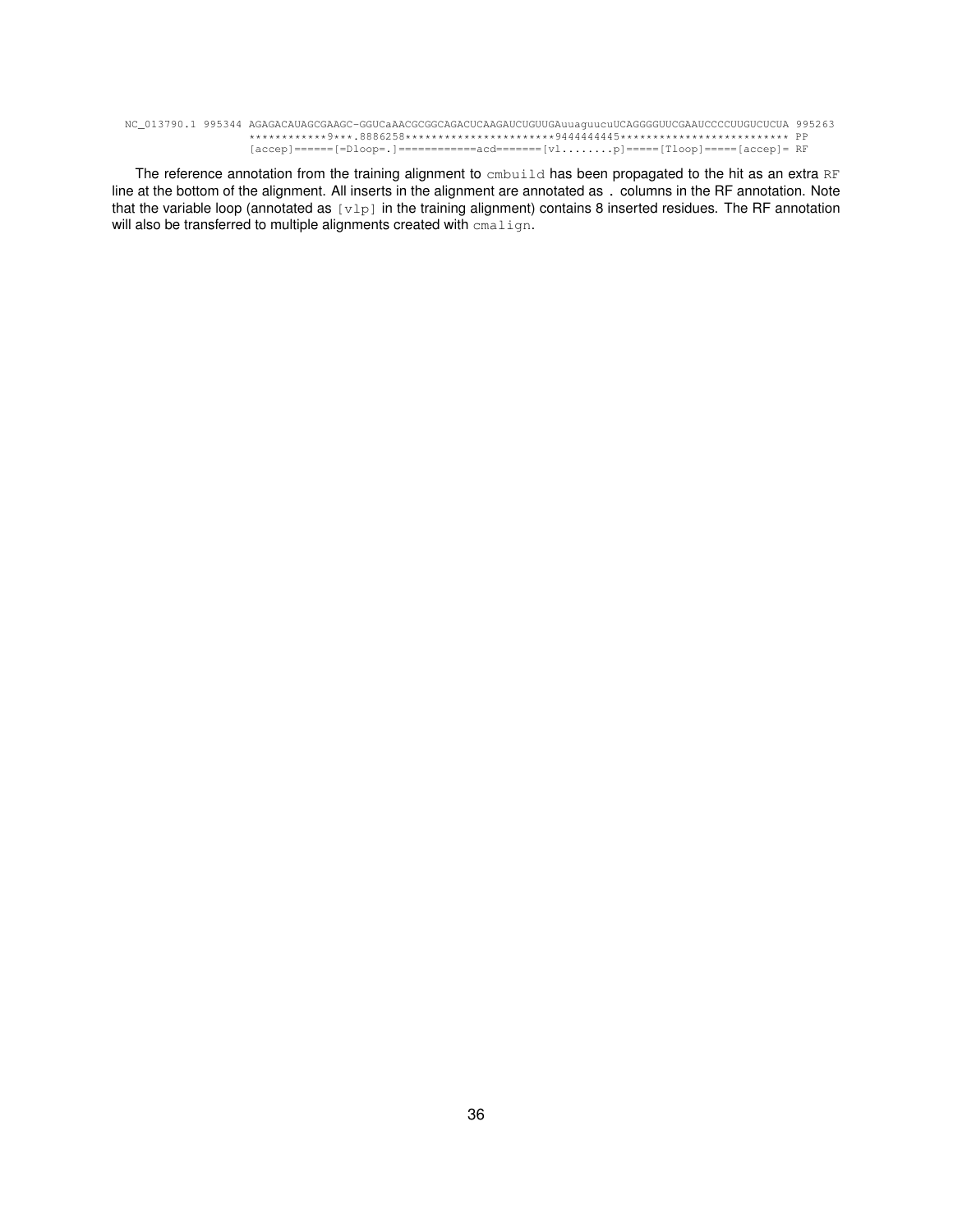```
NC_013790.1 995344 AGAGACAUAGCGAAGC-GGUCaAACGCGGCAGACUCAAGAUCUGUUGAuuaguucuUCAGGGGUUCGAAUCCCCUUGUCUCUA 995263
                   ************9***.8886258**********************9444444445************************** PP
                   [accep]======[=Dloop=.]============acd=======[v1........p]=====[Tloop]=====[accep]= RF
```

The reference annotation from the training alignment to `cmbuild` has been propagated to the hit as an extra `RF` line at the bottom of the alignment. All inserts in the alignment are annotated as `.` columns in the RF annotation. Note that the variable loop (annotated as `[v1p]` in the training alignment) contains 8 inserted residues. The RF annotation will also be transferred to multiple alignments created with `cmalign`.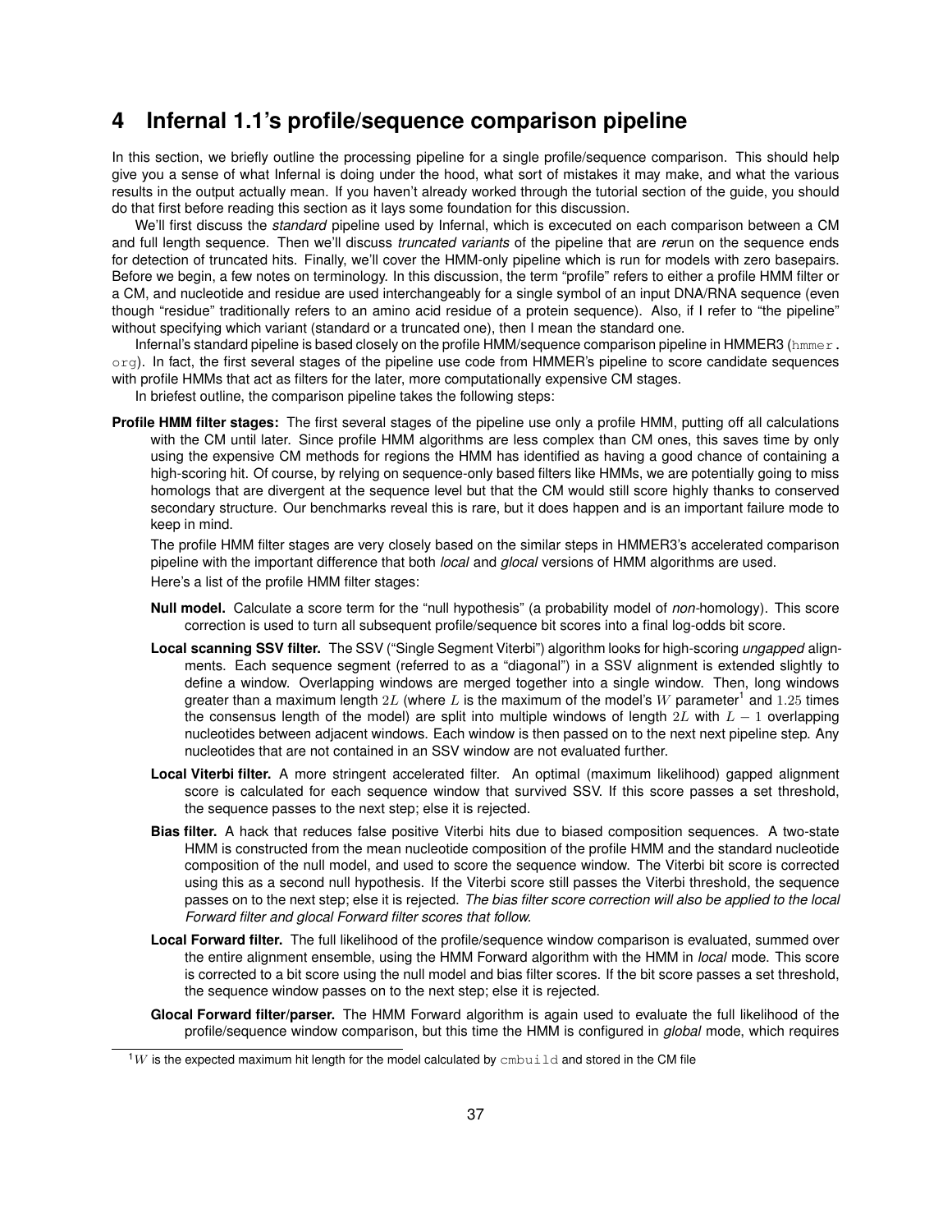# 4 Infernal 1.1's profile/sequence comparison pipeline

In this section, we briefly outline the processing pipeline for a single profile/sequence comparison. This should help give you a sense of what Infernal is doing under the hood, what sort of mistakes it may make, and what the various results in the output actually mean. If you haven't already worked through the tutorial section of the guide, you should do that first before reading this section as it lays some foundation for this discussion.

We'll first discuss the *standard* pipeline used by Infernal, which is excecuted on each comparison between a CM and full length sequence. Then we'll discuss *truncated variants* of the pipeline that are *re*run on the sequence ends for detection of truncated hits. Finally, we'll cover the HMM-only pipeline which is run for models with zero basepairs. Before we begin, a few notes on terminology. In this discussion, the term "profile" refers to either a profile HMM filter or a CM, and nucleotide and residue are used interchangeably for a single symbol of an input DNA/RNA sequence (even though "residue" traditionally refers to an amino acid residue of a protein sequence). Also, if I refer to "the pipeline" without specifying which variant (standard or a truncated one), then I mean the standard one.

Infernal's standard pipeline is based closely on the profile HMM/sequence comparison pipeline in HMMER3 (`hmmer.org`). In fact, the first several stages of the pipeline use code from HMMER's pipeline to score candidate sequences with profile HMMs that act as filters for the later, more computationally expensive CM stages.

In briefest outline, the comparison pipeline takes the following steps:

**Profile HMM filter stages:** The first several stages of the pipeline use only a profile HMM, putting off all calculations with the CM until later. Since profile HMM algorithms are less complex than CM ones, this saves time by only using the expensive CM methods for regions the HMM has identified as having a good chance of containing a high-scoring hit. Of course, by relying on sequence-only based filters like HMMs, we are potentially going to miss homologs that are divergent at the sequence level but that the CM would still score highly thanks to conserved secondary structure. Our benchmarks reveal this is rare, but it does happen and is an important failure mode to keep in mind.

The profile HMM filter stages are very closely based on the similar steps in HMMER3's accelerated comparison pipeline with the important difference that both *local* and *glocal* versions of HMM algorithms are used.

Here's a list of the profile HMM filter stages:

**Null model.** Calculate a score term for the "null hypothesis" (a probability model of *non*-homology). This score correction is used to turn all subsequent profile/sequence bit scores into a final log-odds bit score.

**Local scanning SSV filter.** The SSV ("Single Segment Viterbi") algorithm looks for high-scoring *ungapped* alignments. Each sequence segment (referred to as a "diagonal") in a SSV alignment is extended slightly to define a window. Overlapping windows are merged together into a single window. Then, long windows greater than a maximum length $2L$ (where $L$ is the maximum of the model's $W$ parameter[1] and $1.25$ times the consensus length of the model) are split into multiple windows of length $2L$ with $L-1$ overlapping nucleotides between adjacent windows. Each window is then passed on to the next next pipeline step. Any nucleotides that are not contained in an SSV window are not evaluated further.

**Local Viterbi filter.** A more stringent accelerated filter. An optimal (maximum likelihood) gapped alignment score is calculated for each sequence window that survived SSV. If this score passes a set threshold, the sequence passes to the next step; else it is rejected.

**Bias filter.** A hack that reduces false positive Viterbi hits due to biased composition sequences. A two-state HMM is constructed from the mean nucleotide composition of the profile HMM and the standard nucleotide composition of the null model, and used to score the sequence window. The Viterbi bit score is corrected using this as a second null hypothesis. If the Viterbi score still passes the Viterbi threshold, the sequence passes on to the next step; else it is rejected. *The bias filter score correction will also be applied to the local Forward filter and glocal Forward filter scores that follow.*

**Local Forward filter.** The full likelihood of the profile/sequence window comparison is evaluated, summed over the entire alignment ensemble, using the HMM Forward algorithm with the HMM in *local* mode. This score is corrected to a bit score using the null model and bias filter scores. If the bit score passes a set threshold, the sequence window passes on to the next step; else it is rejected.

**Glocal Forward filter/parser.** The HMM Forward algorithm is again used to evaluate the full likelihood of the profile/sequence window comparison, but this time the HMM is configured in *global* mode, which requires

[1] $W$ is the expected maximum hit length for the model calculated by `cmbuild` and stored in the CM file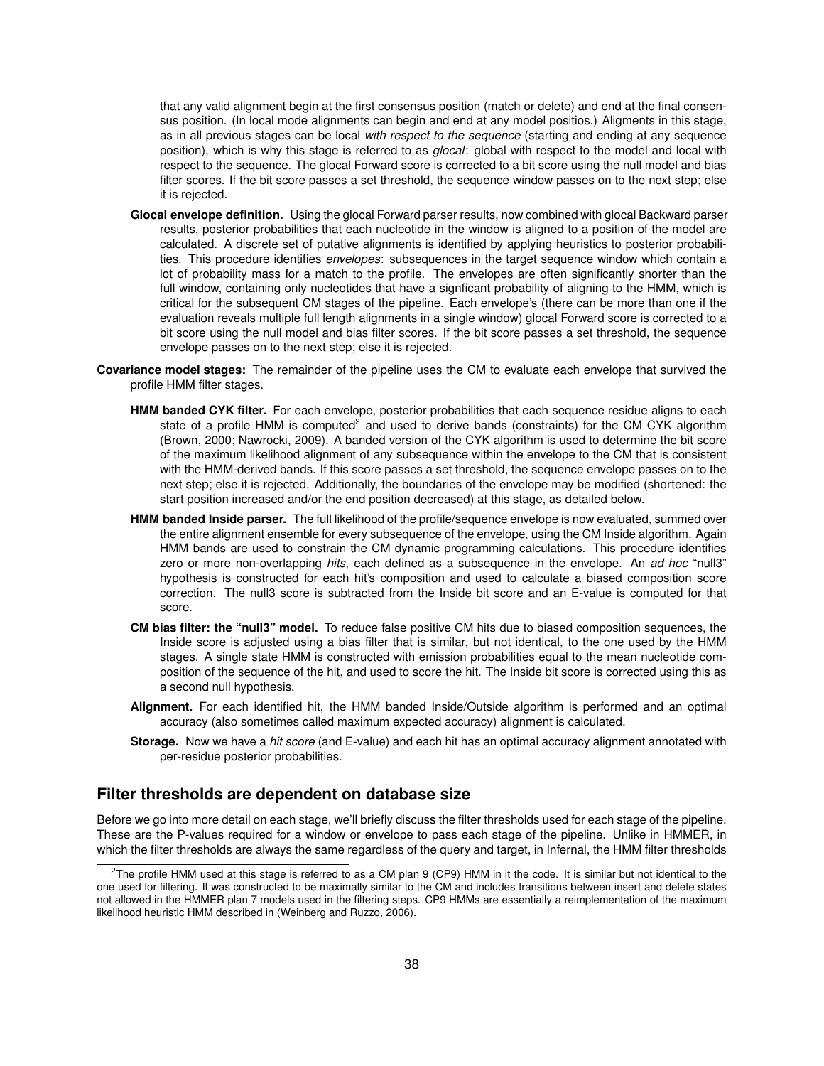that any valid alignment begin at the first consensus position (match or delete) and end at the final consensus position. (In local mode alignments can begin and end at any model positios.) Aligments in this stage, as in all previous stages can be local *with respect to the sequence* (starting and ending at any sequence position), which is why this stage is referred to as *glocal*: global with respect to the model and local with respect to the sequence. The glocal Forward score is corrected to a bit score using the null model and bias filter scores. If the bit score passes a set threshold, the sequence window passes on to the next step; else it is rejected.

**Glocal envelope definition.** Using the glocal Forward parser results, now combined with glocal Backward parser results, posterior probabilities that each nucleotide in the window is aligned to a position of the model are calculated. A discrete set of putative alignments is identified by applying heuristics to posterior probabilities. This procedure identifies *envelopes*: subsequences in the target sequence window which contain a lot of probability mass for a match to the profile. The envelopes are often significantly shorter than the full window, containing only nucleotides that have a signficant probability of aligning to the HMM, which is critical for the subsequent CM stages of the pipeline. Each envelope's (there can be more than one if the evaluation reveals multiple full length alignments in a single window) glocal Forward score is corrected to a bit score using the null model and bias filter scores. If the bit score passes a set threshold, the sequence envelope passes on to the next step; else it is rejected.

**Covariance model stages:** The remainder of the pipeline uses the CM to evaluate each envelope that survived the profile HMM filter stages.

**HMM banded CYK filter.** For each envelope, posterior probabilities that each sequence residue aligns to each state of a profile HMM is computed[2] and used to derive bands (constraints) for the CM CYK algorithm (Brown, 2000; Nawrocki, 2009). A banded version of the CYK algorithm is used to determine the bit score of the maximum likelihood alignment of any subsequence within the envelope to the CM that is consistent with the HMM-derived bands. If this score passes a set threshold, the sequence envelope passes on to the next step; else it is rejected. Additionally, the boundaries of the envelope may be modified (shortened: the start position increased and/or the end position decreased) at this stage, as detailed below.

**HMM banded Inside parser.** The full likelihood of the profile/sequence envelope is now evaluated, summed over the entire alignment ensemble for every subsequence of the envelope, using the CM Inside algorithm. Again HMM bands are used to constrain the CM dynamic programming calculations. This procedure identifies zero or more non-overlapping *hits*, each defined as a subsequence in the envelope. An *ad hoc* "null3" hypothesis is constructed for each hit's composition and used to calculate a biased composition score correction. The null3 score is subtracted from the Inside bit score and an E-value is computed for that score.

**CM bias filter: the "null3" model.** To reduce false positive CM hits due to biased composition sequences, the Inside score is adjusted using a bias filter that is similar, but not identical, to the one used by the HMM stages. A single state HMM is constructed with emission probabilities equal to the mean nucleotide composition of the sequence of the hit, and used to score the hit. The Inside bit score is corrected using this as a second null hypothesis.

**Alignment.** For each identified hit, the HMM banded Inside/Outside algorithm is performed and an optimal accuracy (also sometimes called maximum expected accuracy) alignment is calculated.

**Storage.** Now we have a *hit score* (and E-value) and each hit has an optimal accuracy alignment annotated with per-residue posterior probabilities.

## Filter thresholds are dependent on database size

Before we go into more detail on each stage, we'll briefly discuss the filter thresholds used for each stage of the pipeline. These are the P-values required for a window or envelope to pass each stage of the pipeline. Unlike in HMMER, in which the filter thresholds are always the same regardless of the query and target, in Infernal, the HMM filter thresholds

[2] The profile HMM used at this stage is referred to as a CM plan 9 (CP9) HMM in it the code. It is similar but not identical to the one used for filtering. It was constructed to be maximally similar to the CM and includes transitions between insert and delete states not allowed in the HMMER plan 7 models used in the filtering steps. CP9 HMMs are essentially a reimplementation of the maximum likelihood heuristic HMM described in (Weinberg and Ruzzo, 2006).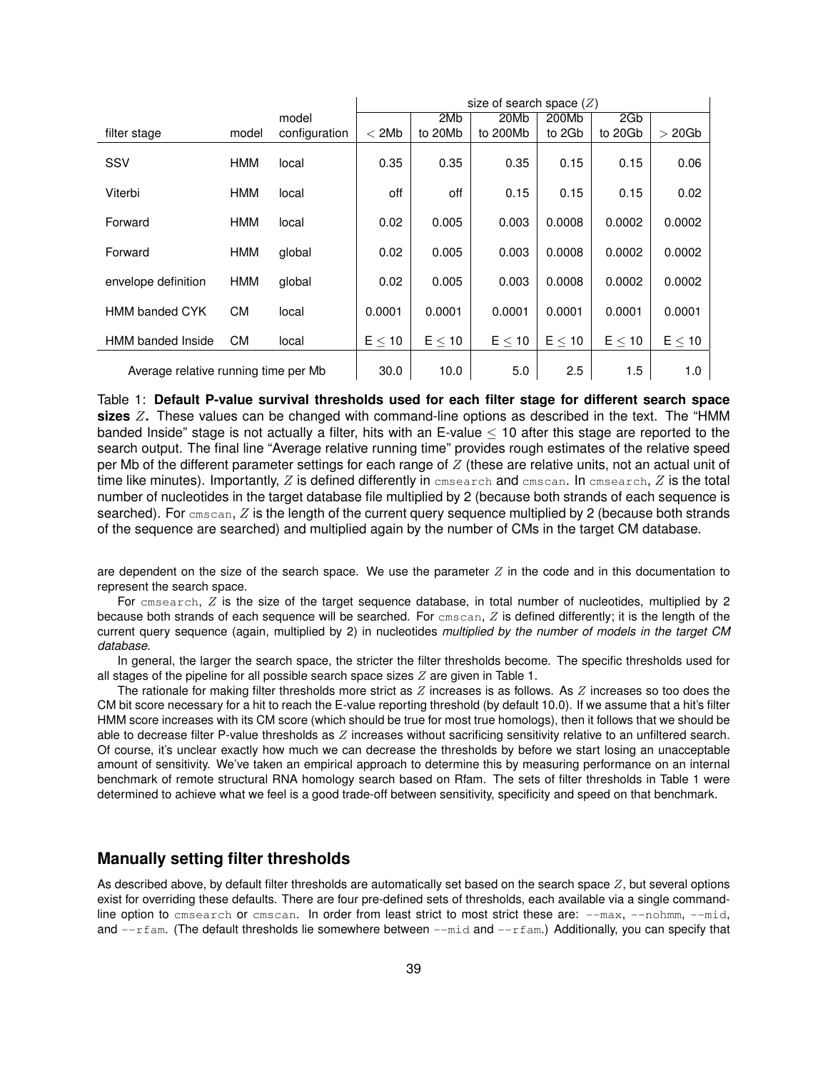| filter stage | model | model configuration | size of search space ($Z$) $< 2$Mb | 2Mb to 20Mb | 20Mb to 200Mb | 200Mb to 2Gb | 2Gb to 20Gb | $> 20$Gb |
|---|---|---|---|---|---|---|---|---|
| SSV | HMM | local | 0.35 | 0.35 | 0.35 | 0.15 | 0.15 | 0.06 |
| Viterbi | HMM | local | off | off | 0.15 | 0.15 | 0.15 | 0.02 |
| Forward | HMM | local | 0.02 | 0.005 | 0.003 | 0.0008 | 0.0002 | 0.0002 |
| Forward | HMM | global | 0.02 | 0.005 | 0.003 | 0.0008 | 0.0002 | 0.0002 |
| envelope definition | HMM | global | 0.02 | 0.005 | 0.003 | 0.0008 | 0.0002 | 0.0002 |
| HMM banded CYK | CM | local | 0.0001 | 0.0001 | 0.0001 | 0.0001 | 0.0001 | 0.0001 |
| HMM banded Inside | CM | local | E $\leq$ 10 | E $\leq$ 10 | E $\leq$ 10 | E $\leq$ 10 | E $\leq$ 10 | E $\leq$ 10 |
| Average relative running time per Mb | | | 30.0 | 10.0 | 5.0 | 2.5 | 1.5 | 1.0 |

Table 1: **Default P-value survival thresholds used for each filter stage for different search space sizes $Z$.** These values can be changed with command-line options as described in the text. The "HMM banded Inside" stage is not actually a filter, hits with an E-value $\leq$ 10 after this stage are reported to the search output. The final line "Average relative running time" provides rough estimates of the relative speed per Mb of the different parameter settings for each range of $Z$ (these are relative units, not an actual unit of time like minutes). Importantly, $Z$ is defined differently in `cmsearch` and `cmscan`. In `cmsearch`, $Z$ is the total number of nucleotides in the target database file multiplied by 2 (because both strands of each sequence is searched). For `cmscan`, $Z$ is the length of the current query sequence multiplied by 2 (because both strands of the sequence are searched) and multiplied again by the number of CMs in the target CM database.

are dependent on the size of the search space. We use the parameter $Z$ in the code and in this documentation to represent the search space.

For `cmsearch`, $Z$ is the size of the target sequence database, in total number of nucleotides, multiplied by 2 because both strands of each sequence will be searched. For `cmscan`, $Z$ is defined differently; it is the length of the current query sequence (again, multiplied by 2) in nucleotides *multiplied by the number of models in the target CM database*.

In general, the larger the search space, the stricter the filter thresholds become. The specific thresholds used for all stages of the pipeline for all possible search space sizes $Z$ are given in Table 1.

The rationale for making filter thresholds more strict as $Z$ increases is as follows. As $Z$ increases so too does the CM bit score necessary for a hit to reach the E-value reporting threshold (by default 10.0). If we assume that a hit's filter HMM score increases with its CM score (which should be true for most true homologs), then it follows that we should be able to decrease filter P-value thresholds as $Z$ increases without sacrificing sensitivity relative to an unfiltered search. Of course, it's unclear exactly how much we can decrease the thresholds by before we start losing an unacceptable amount of sensitivity. We've taken an empirical approach to determine this by measuring performance on an internal benchmark of remote structural RNA homology search based on Rfam. The sets of filter thresholds in Table 1 were determined to achieve what we feel is a good trade-off between sensitivity, specificity and speed on that benchmark.

## Manually setting filter thresholds

As described above, by default filter thresholds are automatically set based on the search space $Z$, but several options exist for overriding these defaults. There are four pre-defined sets of thresholds, each available via a single command-line option to `cmsearch` or `cmscan`. In order from least strict to most strict these are: `--max`, `--nohmm`, `--mid`, and `--rfam`. (The default thresholds lie somewhere between `--mid` and `--rfam`.) Additionally, you can specify that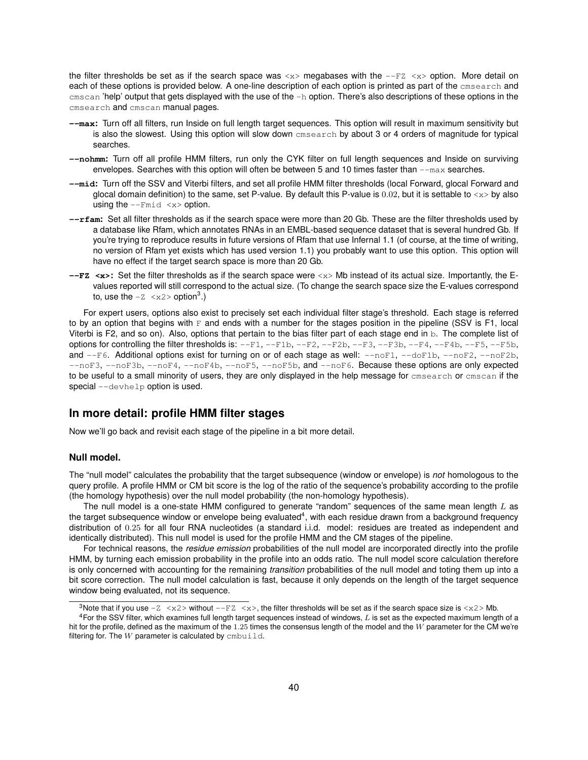the filter thresholds be set as if the search space was `<x>` megabases with the `--FZ <x>` option. More detail on each of these options is provided below. A one-line description of each option is printed as part of the `cmsearch` and `cmscan` 'help' output that gets displayed with the use of the `-h` option. There's also descriptions of these options in the `cmsearch` and `cmscan` manual pages.

**--max:** Turn off all filters, run Inside on full length target sequences. This option will result in maximum sensitivity but is also the slowest. Using this option will slow down `cmsearch` by about 3 or 4 orders of magnitude for typical searches.

**--nohmm:** Turn off all profile HMM filters, run only the CYK filter on full length sequences and Inside on surviving envelopes. Searches with this option will often be between 5 and 10 times faster than `--max` searches.

**--mid:** Turn off the SSV and Viterbi filters, and set all profile HMM filter thresholds (local Forward, glocal Forward and glocal domain definition) to the same, set P-value. By default this P-value is $0.02$, but it is settable to `<x>` by also using the `--Fmid <x>` option.

**--rfam:** Set all filter thresholds as if the search space were more than 20 Gb. These are the filter thresholds used by a database like Rfam, which annotates RNAs in an EMBL-based sequence dataset that is several hundred Gb. If you're trying to reproduce results in future versions of Rfam that use Infernal 1.1 (of course, at the time of writing, no version of Rfam yet exists which has used version 1.1) you probably want to use this option. This option will have no effect if the target search space is more than 20 Gb.

**--FZ <x>:** Set the filter thresholds as if the search space were `<x>` Mb instead of its actual size. Importantly, the E-values reported will still correspond to the actual size. (To change the search space size the E-values correspond to, use the `-Z <x2>` option[3].)

For expert users, options also exist to precisely set each individual filter stage's threshold. Each stage is referred to by an option that begins with `F` and ends with a number for the stages position in the pipeline (SSV is F1, local Viterbi is F2, and so on). Also, options that pertain to the bias filter part of each stage end in `b`. The complete list of options for controlling the filter thresholds is: `--F1`, `--F1b`, `--F2`, `--F2b`, `--F3`, `--F3b`, `--F4`, `--F4b`, `--F5`, `--F5b`, and `--F6`. Additional options exist for turning on or of each stage as well: `--noF1`, `--doF1b`, `--noF2`, `--noF2b`, `--noF3`, `--noF3b`, `--noF4`, `--noF4b`, `--noF5`, `--noF5b`, and `--noF6`. Because these options are only expected to be useful to a small minority of users, they are only displayed in the help message for `cmsearch` or `cmscan` if the special `--devhelp` option is used.

## In more detail: profile HMM filter stages

Now we'll go back and revisit each stage of the pipeline in a bit more detail.

### Null model.

The "null model" calculates the probability that the target subsequence (window or envelope) is *not* homologous to the query profile. A profile HMM or CM bit score is the log of the ratio of the sequence's probability according to the profile (the homology hypothesis) over the null model probability (the non-homology hypothesis).

The null model is a one-state HMM configured to generate "random" sequences of the same mean length $L$ as the target subsequence window or envelope being evaluated[4], with each residue drawn from a background frequency distribution of $0.25$ for all four RNA nucleotides (a standard i.i.d. model: residues are treated as independent and identically distributed). This null model is used for the profile HMM and the CM stages of the pipeline.

For technical reasons, the *residue emission* probabilities of the null model are incorporated directly into the profile HMM, by turning each emission probability in the profile into an odds ratio. The null model score calculation therefore is only concerned with accounting for the remaining *transition* probabilities of the null model and toting them up into a bit score correction. The null model calculation is fast, because it only depends on the length of the target sequence window being evaluated, not its sequence.

[3] Note that if you use `-Z <x2>` without `--FZ <x>`, the filter thresholds will be set as if the search space size is `<x2>` Mb.

[4] For the SSV filter, which examines full length target sequences instead of windows, $L$ is set as the expected maximum length of a hit for the profile, defined as the maximum of the $1.25$ times the consensus length of the model and the $W$ parameter for the CM we're filtering for. The $W$ parameter is calculated by `cmbuild`.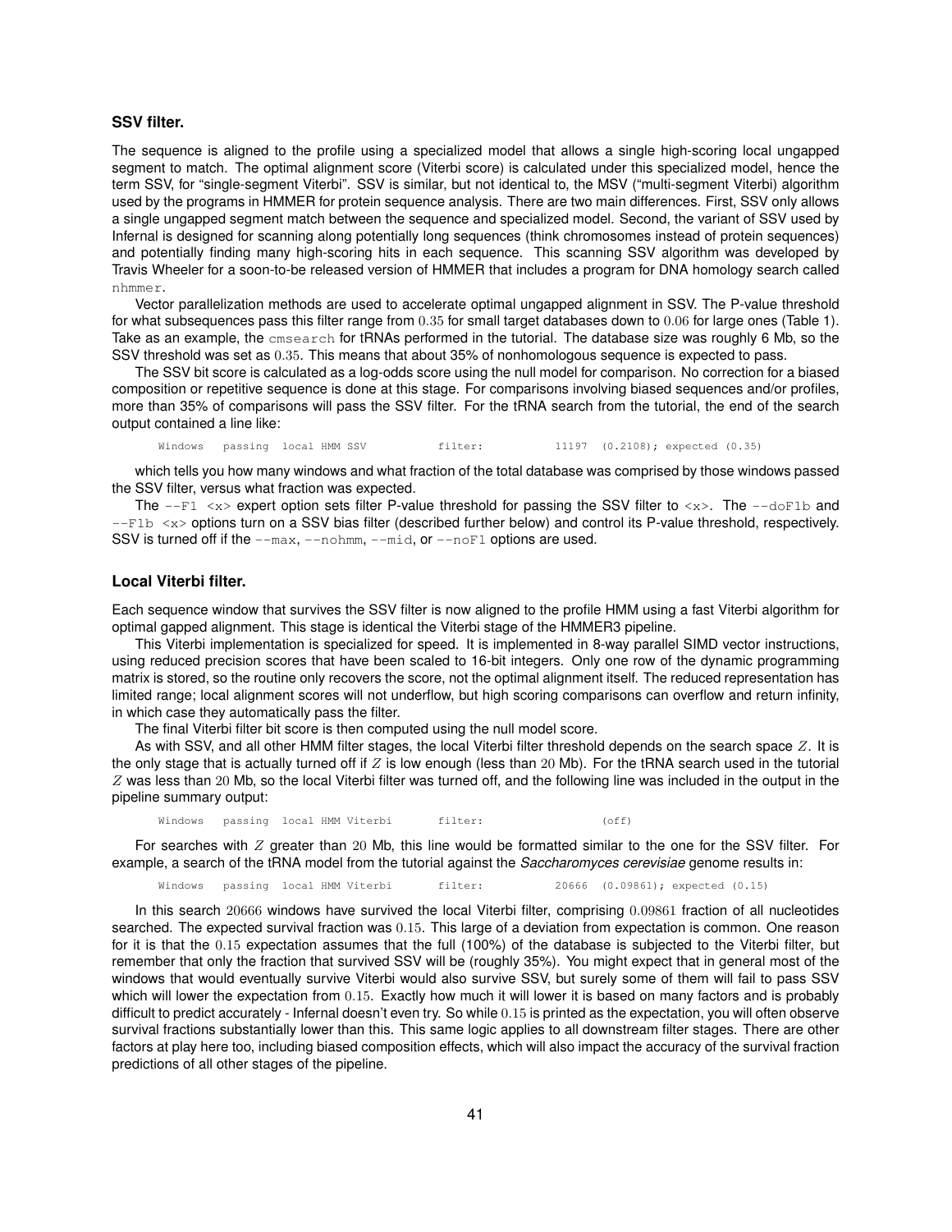### SSV filter.

The sequence is aligned to the profile using a specialized model that allows a single high-scoring local ungapped segment to match. The optimal alignment score (Viterbi score) is calculated under this specialized model, hence the term SSV, for "single-segment Viterbi". SSV is similar, but not identical to, the MSV ("multi-segment Viterbi) algorithm used by the programs in HMMER for protein sequence analysis. There are two main differences. First, SSV only allows a single ungapped segment match between the sequence and specialized model. Second, the variant of SSV used by Infernal is designed for scanning along potentially long sequences (think chromosomes instead of protein sequences) and potentially finding many high-scoring hits in each sequence. This scanning SSV algorithm was developed by Travis Wheeler for a soon-to-be released version of HMMER that includes a program for DNA homology search called `nhmmer`.

Vector parallelization methods are used to accelerate optimal ungapped alignment in SSV. The P-value threshold for what subsequences pass this filter range from $0.35$ for small target databases down to $0.06$ for large ones (Table 1). Take as an example, the `cmsearch` for tRNAs performed in the tutorial. The database size was roughly 6 Mb, so the SSV threshold was set as $0.35$. This means that about 35% of nonhomologous sequence is expected to pass.

The SSV bit score is calculated as a log-odds score using the null model for comparison. No correction for a biased composition or repetitive sequence is done at this stage. For comparisons involving biased sequences and/or profiles, more than 35% of comparisons will pass the SSV filter. For the tRNA search from the tutorial, the end of the search output contained a line like:

```
Windows   passing  local HMM SSV           filter:          11197  (0.2108); expected (0.35)
```

which tells you how many windows and what fraction of the total database was comprised by those windows passed the SSV filter, versus what fraction was expected.

The `--F1 <x>` expert option sets filter P-value threshold for passing the SSV filter to `<x>`. The `--doF1b` and `--F1b <x>` options turn on a SSV bias filter (described further below) and control its P-value threshold, respectively. SSV is turned off if the `--max`, `--nohmm`, `--mid`, or `--noF1` options are used.

### Local Viterbi filter.

Each sequence window that survives the SSV filter is now aligned to the profile HMM using a fast Viterbi algorithm for optimal gapped alignment. This stage is identical the Viterbi stage of the HMMER3 pipeline.

This Viterbi implementation is specialized for speed. It is implemented in 8-way parallel SIMD vector instructions, using reduced precision scores that have been scaled to 16-bit integers. Only one row of the dynamic programming matrix is stored, so the routine only recovers the score, not the optimal alignment itself. The reduced representation has limited range; local alignment scores will not underflow, but high scoring comparisons can overflow and return infinity, in which case they automatically pass the filter.

The final Viterbi filter bit score is then computed using the null model score.

As with SSV, and all other HMM filter stages, the local Viterbi filter threshold depends on the search space $Z$. It is the only stage that is actually turned off if $Z$ is low enough (less than $20$ Mb). For the tRNA search used in the tutorial $Z$ was less than $20$ Mb, so the local Viterbi filter was turned off, and the following line was included in the output in the pipeline summary output:

```
Windows   passing  local HMM Viterbi       filter:                 (off)
```

For searches with $Z$ greater than $20$ Mb, this line would be formatted similar to the one for the SSV filter. For example, a search of the tRNA model from the tutorial against the *Saccharomyces cerevisiae* genome results in:

```
Windows   passing  local HMM Viterbi       filter:          20666  (0.09861); expected (0.15)
```

In this search $20666$ windows have survived the local Viterbi filter, comprising $0.09861$ fraction of all nucleotides searched. The expected survival fraction was $0.15$. This large of a deviation from expectation is common. One reason for it is that the $0.15$ expectation assumes that the full (100%) of the database is subjected to the Viterbi filter, but remember that only the fraction that survived SSV will be (roughly 35%). You might expect that in general most of the windows that would eventually survive Viterbi would also survive SSV, but surely some of them will fail to pass SSV which will lower the expectation from $0.15$. Exactly how much it will lower it is based on many factors and is probably difficult to predict accurately - Infernal doesn't even try. So while $0.15$ is printed as the expectation, you will often observe survival fractions substantially lower than this. This same logic applies to all downstream filter stages. There are other factors at play here too, including biased composition effects, which will also impact the accuracy of the survival fraction predictions of all other stages of the pipeline.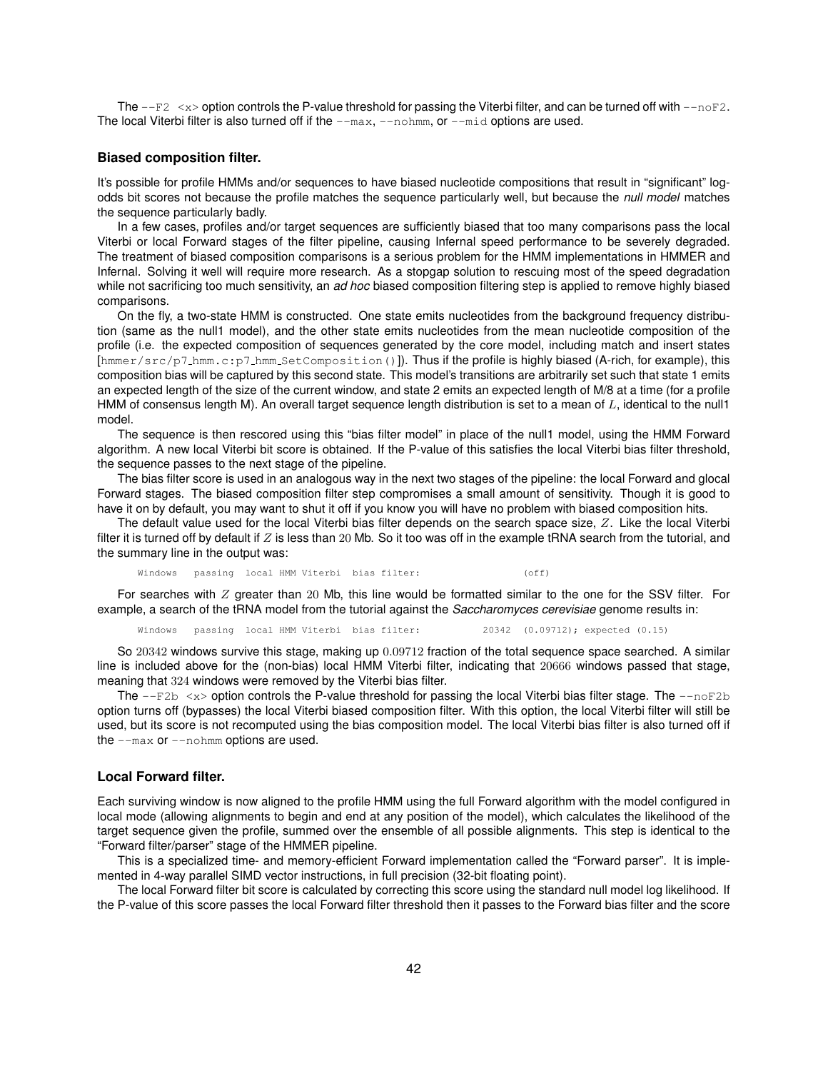The `--F2 <x>` option controls the P-value threshold for passing the Viterbi filter, and can be turned off with `--noF2`. The local Viterbi filter is also turned off if the `--max`, `--nohmm`, or `--mid` options are used.

### Biased composition filter.

It's possible for profile HMMs and/or sequences to have biased nucleotide compositions that result in "significant" log-odds bit scores not because the profile matches the sequence particularly well, but because the *null model* matches the sequence particularly badly.

In a few cases, profiles and/or target sequences are sufficiently biased that too many comparisons pass the local Viterbi or local Forward stages of the filter pipeline, causing Infernal speed performance to be severely degraded. The treatment of biased composition comparisons is a serious problem for the HMM implementations in HMMER and Infernal. Solving it well will require more research. As a stopgap solution to rescuing most of the speed degradation while not sacrificing too much sensitivity, an *ad hoc* biased composition filtering step is applied to remove highly biased comparisons.

On the fly, a two-state HMM is constructed. One state emits nucleotides from the background frequency distribution (same as the null1 model), and the other state emits nucleotides from the mean nucleotide composition of the profile (i.e. the expected composition of sequences generated by the core model, including match and insert states [`hmmer/src/p7_hmm.c:p7_hmm_SetComposition()`]). Thus if the profile is highly biased (A-rich, for example), this composition bias will be captured by this second state. This model's transitions are arbitrarily set such that state 1 emits an expected length of the size of the current window, and state 2 emits an expected length of M/8 at a time (for a profile HMM of consensus length M). An overall target sequence length distribution is set to a mean of $L$, identical to the null1 model.

The sequence is then rescored using this "bias filter model" in place of the null1 model, using the HMM Forward algorithm. A new local Viterbi bit score is obtained. If the P-value of this satisfies the local Viterbi bias filter threshold, the sequence passes to the next stage of the pipeline.

The bias filter score is used in an analogous way in the next two stages of the pipeline: the local Forward and glocal Forward stages. The biased composition filter step compromises a small amount of sensitivity. Though it is good to have it on by default, you may want to shut it off if you know you will have no problem with biased composition hits.

The default value used for the local Viterbi bias filter depends on the search space size, $Z$. Like the local Viterbi filter it is turned off by default if $Z$ is less than $20$ Mb. So it too was off in the example tRNA search from the tutorial, and the summary line in the output was:

```
Windows   passing  local HMM Viterbi  bias filter:                  (off)
```

For searches with $Z$ greater than $20$ Mb, this line would be formatted similar to the one for the SSV filter. For example, a search of the tRNA model from the tutorial against the *Saccharomyces cerevisiae* genome results in:

```
Windows   passing  local HMM Viterbi  bias filter:           20342  (0.09712); expected (0.15)
```

So $20342$ windows survive this stage, making up $0.09712$ fraction of the total sequence space searched. A similar line is included above for the (non-bias) local HMM Viterbi filter, indicating that $20666$ windows passed that stage, meaning that $324$ windows were removed by the Viterbi bias filter.

The `--F2b <x>` option controls the P-value threshold for passing the local Viterbi bias filter stage. The `--noF2b` option turns off (bypasses) the local Viterbi biased composition filter. With this option, the local Viterbi filter will still be used, but its score is not recomputed using the bias composition model. The local Viterbi bias filter is also turned off if the `--max` or `--nohmm` options are used.

### Local Forward filter.

Each surviving window is now aligned to the profile HMM using the full Forward algorithm with the model configured in local mode (allowing alignments to begin and end at any position of the model), which calculates the likelihood of the target sequence given the profile, summed over the ensemble of all possible alignments. This step is identical to the "Forward filter/parser" stage of the HMMER pipeline.

This is a specialized time- and memory-efficient Forward implementation called the "Forward parser". It is implemented in 4-way parallel SIMD vector instructions, in full precision (32-bit floating point).

The local Forward filter bit score is calculated by correcting this score using the standard null model log likelihood. If the P-value of this score passes the local Forward filter threshold then it passes to the Forward bias filter and the score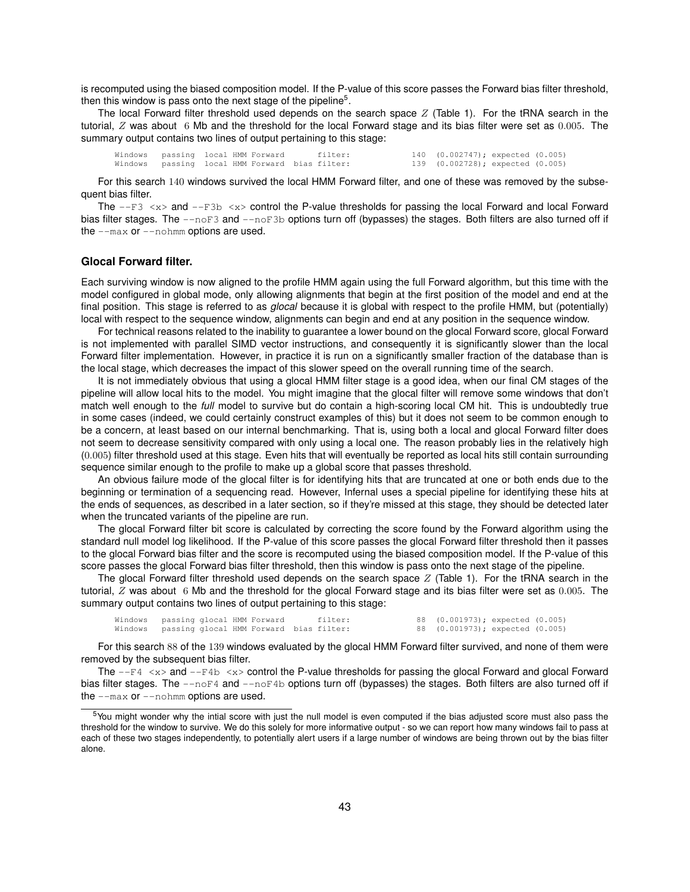is recomputed using the biased composition model. If the P-value of this score passes the Forward bias filter threshold, then this window is pass onto the next stage of the pipeline[5].

The local Forward filter threshold used depends on the search space $Z$ (Table 1). For the tRNA search in the tutorial, $Z$ was about 6 Mb and the threshold for the local Forward stage and its bias filter were set as 0.005. The summary output contains two lines of output pertaining to this stage:

```
Windows   passing  local HMM Forward       filter:             140  (0.002747); expected (0.005)
Windows   passing  local HMM Forward  bias filter:             139  (0.002728); expected (0.005)
```

For this search 140 windows survived the local HMM Forward filter, and one of these was removed by the subsequent bias filter.

The `--F3 <x>` and `--F3b <x>` control the P-value thresholds for passing the local Forward and local Forward bias filter stages. The `--noF3` and `--noF3b` options turn off (bypasses) the stages. Both filters are also turned off if the `--max` or `--nohmm` options are used.

### Glocal Forward filter.

Each surviving window is now aligned to the profile HMM again using the full Forward algorithm, but this time with the model configured in global mode, only allowing alignments that begin at the first position of the model and end at the final position. This stage is referred to as *glocal* because it is global with respect to the profile HMM, but (potentially) local with respect to the sequence window, alignments can begin and end at any position in the sequence window.

For technical reasons related to the inability to guarantee a lower bound on the glocal Forward score, glocal Forward is not implemented with parallel SIMD vector instructions, and consequently it is significantly slower than the local Forward filter implementation. However, in practice it is run on a significantly smaller fraction of the database than is the local stage, which decreases the impact of this slower speed on the overall running time of the search.

It is not immediately obvious that using a glocal HMM filter stage is a good idea, when our final CM stages of the pipeline will allow local hits to the model. You might imagine that the glocal filter will remove some windows that don't match well enough to the *full* model to survive but do contain a high-scoring local CM hit. This is undoubtedly true in some cases (indeed, we could certainly construct examples of this) but it does not seem to be common enough to be a concern, at least based on our internal benchmarking. That is, using both a local and glocal Forward filter does not seem to decrease sensitivity compared with only using a local one. The reason probably lies in the relatively high (0.005) filter threshold used at this stage. Even hits that will eventually be reported as local hits still contain surrounding sequence similar enough to the profile to make up a global score that passes threshold.

An obvious failure mode of the glocal filter is for identifying hits that are truncated at one or both ends due to the beginning or termination of a sequencing read. However, Infernal uses a special pipeline for identifying these hits at the ends of sequences, as described in a later section, so if they're missed at this stage, they should be detected later when the truncated variants of the pipeline are run.

The glocal Forward filter bit score is calculated by correcting the score found by the Forward algorithm using the standard null model log likelihood. If the P-value of this score passes the glocal Forward filter threshold then it passes to the glocal Forward bias filter and the score is recomputed using the biased composition model. If the P-value of this score passes the glocal Forward bias filter threshold, then this window is pass onto the next stage of the pipeline.

The glocal Forward filter threshold used depends on the search space $Z$ (Table 1). For the tRNA search in the tutorial, $Z$ was about 6 Mb and the threshold for the glocal Forward stage and its bias filter were set as 0.005. The summary output contains two lines of output pertaining to this stage:

```
Windows   passing glocal HMM Forward       filter:              88  (0.001973); expected (0.005)
Windows   passing glocal HMM Forward  bias filter:              88  (0.001973); expected (0.005)
```

For this search 88 of the 139 windows evaluated by the glocal HMM Forward filter survived, and none of them were removed by the subsequent bias filter.

The `--F4 <x>` and `--F4b <x>` control the P-value thresholds for passing the glocal Forward and glocal Forward bias filter stages. The `--noF4` and `--noF4b` options turn off (bypasses) the stages. Both filters are also turned off if the `--max` or `--nohmm` options are used.

---

[5] You might wonder why the intial score with just the null model is even computed if the bias adjusted score must also pass the threshold for the window to survive. We do this solely for more informative output - so we can report how many windows fail to pass at each of these two stages independently, to potentially alert users if a large number of windows are being thrown out by the bias filter alone.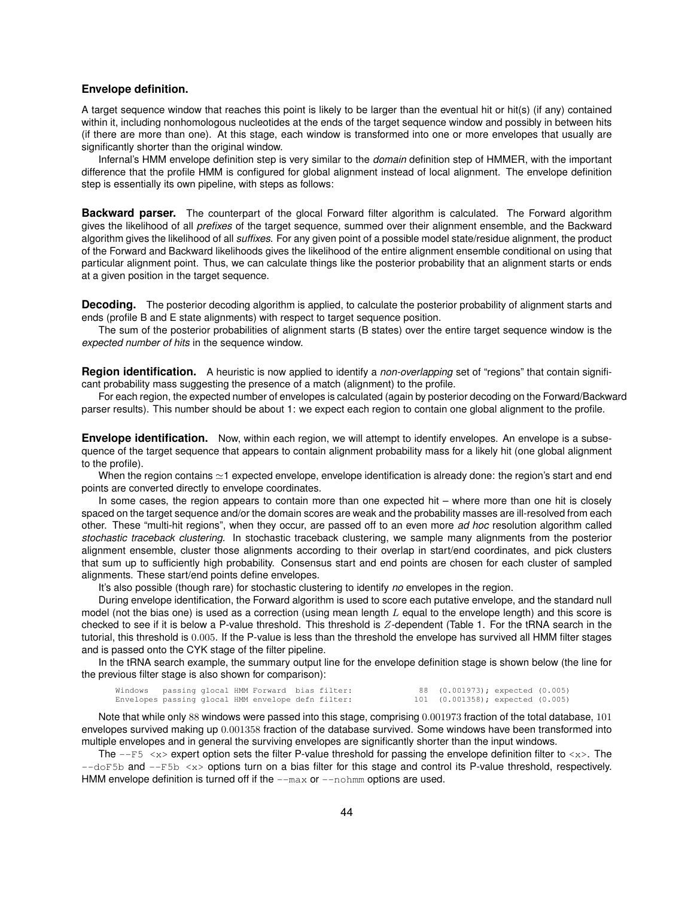### Envelope definition.

A target sequence window that reaches this point is likely to be larger than the eventual hit or hit(s) (if any) contained within it, including nonhomologous nucleotides at the ends of the target sequence window and possibly in between hits (if there are more than one). At this stage, each window is transformed into one or more envelopes that usually are significantly shorter than the original window.

Infernal's HMM envelope definition step is very similar to the *domain* definition step of HMMER, with the important difference that the profile HMM is configured for global alignment instead of local alignment. The envelope definition step is essentially its own pipeline, with steps as follows:

**Backward parser.** The counterpart of the glocal Forward filter algorithm is calculated. The Forward algorithm gives the likelihood of all *prefixes* of the target sequence, summed over their alignment ensemble, and the Backward algorithm gives the likelihood of all *suffixes*. For any given point of a possible model state/residue alignment, the product of the Forward and Backward likelihoods gives the likelihood of the entire alignment ensemble conditional on using that particular alignment point. Thus, we can calculate things like the posterior probability that an alignment starts or ends at a given position in the target sequence.

**Decoding.** The posterior decoding algorithm is applied, to calculate the posterior probability of alignment starts and ends (profile B and E state alignments) with respect to target sequence position.

The sum of the posterior probabilities of alignment starts (B states) over the entire target sequence window is the *expected number of hits* in the sequence window.

**Region identification.** A heuristic is now applied to identify a *non-overlapping* set of "regions" that contain significant probability mass suggesting the presence of a match (alignment) to the profile.

For each region, the expected number of envelopes is calculated (again by posterior decoding on the Forward/Backward parser results). This number should be about 1: we expect each region to contain one global alignment to the profile.

**Envelope identification.** Now, within each region, we will attempt to identify envelopes. An envelope is a subsequence of the target sequence that appears to contain alignment probability mass for a likely hit (one global alignment to the profile).

When the region contains $\simeq$1 expected envelope, envelope identification is already done: the region's start and end points are converted directly to envelope coordinates.

In some cases, the region appears to contain more than one expected hit – where more than one hit is closely spaced on the target sequence and/or the domain scores are weak and the probability masses are ill-resolved from each other. These "multi-hit regions", when they occur, are passed off to an even more *ad hoc* resolution algorithm called *stochastic traceback clustering*. In stochastic traceback clustering, we sample many alignments from the posterior alignment ensemble, cluster those alignments according to their overlap in start/end coordinates, and pick clusters that sum up to sufficiently high probability. Consensus start and end points are chosen for each cluster of sampled alignments. These start/end points define envelopes.

It's also possible (though rare) for stochastic clustering to identify *no* envelopes in the region.

During envelope identification, the Forward algorithm is used to score each putative envelope, and the standard null model (not the bias one) is used as a correction (using mean length $L$ equal to the envelope length) and this score is checked to see if it is below a P-value threshold. This threshold is $Z$-dependent (Table 1. For the tRNA search in the tutorial, this threshold is $0.005$. If the P-value is less than the threshold the envelope has survived all HMM filter stages and is passed onto the CYK stage of the filter pipeline.

In the tRNA search example, the summary output line for the envelope definition stage is shown below (the line for the previous filter stage is also shown for comparison):

```
Windows   passing glocal HMM Forward  bias filter:              88  (0.001973); expected (0.005)
Envelopes passing glocal HMM envelope defn filter:             101  (0.001358); expected (0.005)
```

Note that while only $88$ windows were passed into this stage, comprising $0.001973$ fraction of the total database, $101$ envelopes survived making up $0.001358$ fraction of the database survived. Some windows have been transformed into multiple envelopes and in general the surviving envelopes are significantly shorter than the input windows.

The `--F5 <x>` expert option sets the filter P-value threshold for passing the envelope definition filter to `<x>`. The `--doF5b` and `--F5b <x>` options turn on a bias filter for this stage and control its P-value threshold, respectively. HMM envelope definition is turned off if the `--max` or `--nohmm` options are used.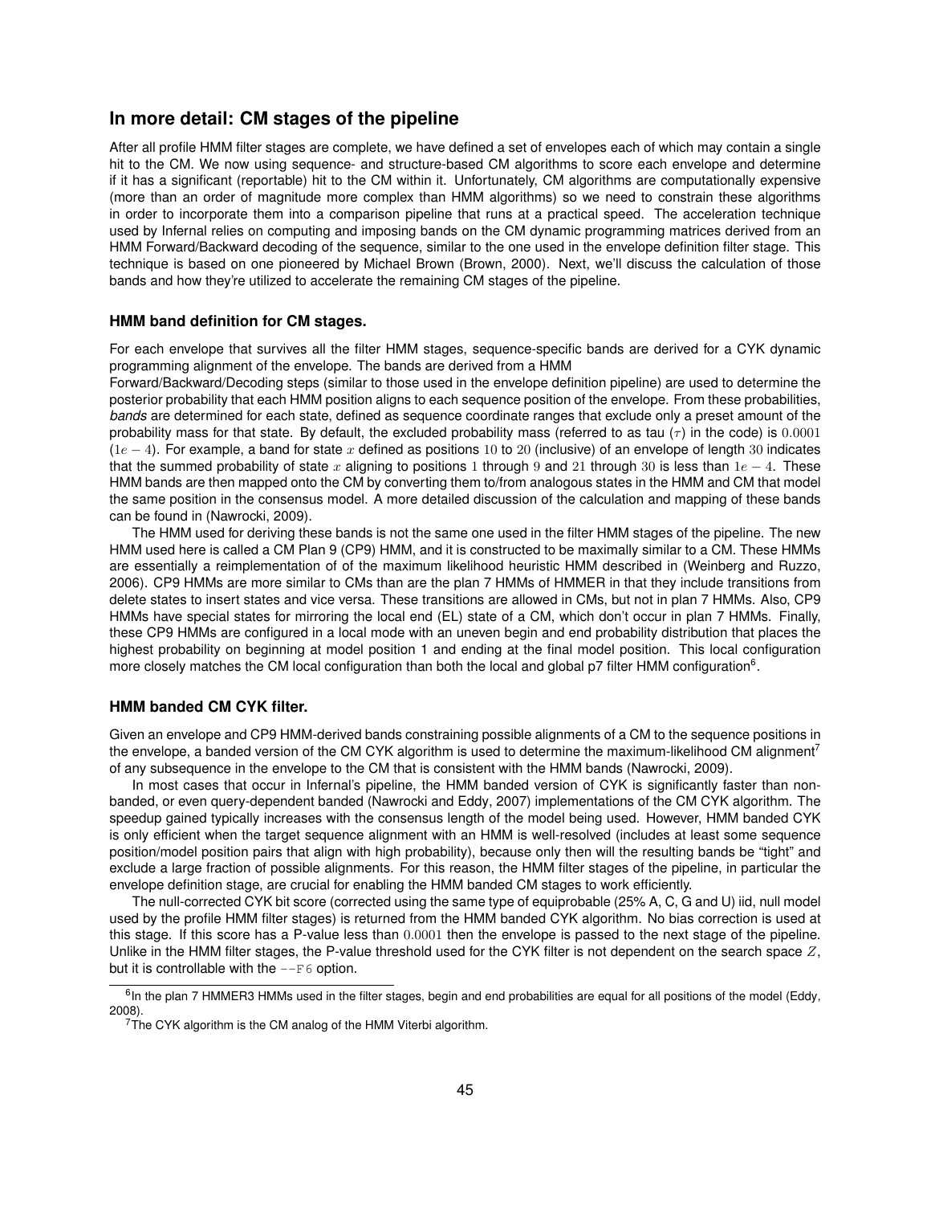## In more detail: CM stages of the pipeline

After all profile HMM filter stages are complete, we have defined a set of envelopes each of which may contain a single hit to the CM. We now using sequence- and structure-based CM algorithms to score each envelope and determine if it has a significant (reportable) hit to the CM within it. Unfortunately, CM algorithms are computationally expensive (more than an order of magnitude more complex than HMM algorithms) so we need to constrain these algorithms in order to incorporate them into a comparison pipeline that runs at a practical speed. The acceleration technique used by Infernal relies on computing and imposing bands on the CM dynamic programming matrices derived from an HMM Forward/Backward decoding of the sequence, similar to the one used in the envelope definition filter stage. This technique is based on one pioneered by Michael Brown (Brown, 2000). Next, we'll discuss the calculation of those bands and how they're utilized to accelerate the remaining CM stages of the pipeline.

### HMM band definition for CM stages.

For each envelope that survives all the filter HMM stages, sequence-specific bands are derived for a CYK dynamic programming alignment of the envelope. The bands are derived from a HMM Forward/Backward/Decoding steps (similar to those used in the envelope definition pipeline) are used to determine the posterior probability that each HMM position aligns to each sequence position of the envelope. From these probabilities, *bands* are determined for each state, defined as sequence coordinate ranges that exclude only a preset amount of the probability mass for that state. By default, the excluded probability mass (referred to as tau ($\tau$) in the code) is $0.0001$ ($1e-4$). For example, a band for state $x$ defined as positions $10$ to $20$ (inclusive) of an envelope of length $30$ indicates that the summed probability of state $x$ aligning to positions $1$ through $9$ and $21$ through $30$ is less than $1e-4$. These HMM bands are then mapped onto the CM by converting them to/from analogous states in the HMM and CM that model the same position in the consensus model. A more detailed discussion of the calculation and mapping of these bands can be found in (Nawrocki, 2009).

The HMM used for deriving these bands is not the same one used in the filter HMM stages of the pipeline. The new HMM used here is called a CM Plan 9 (CP9) HMM, and it is constructed to be maximally similar to a CM. These HMMs are essentially a reimplementation of of the maximum likelihood heuristic HMM described in (Weinberg and Ruzzo, 2006). CP9 HMMs are more similar to CMs than are the plan 7 HMMs of HMMER in that they include transitions from delete states to insert states and vice versa. These transitions are allowed in CMs, but not in plan 7 HMMs. Also, CP9 HMMs have special states for mirroring the local end (EL) state of a CM, which don't occur in plan 7 HMMs. Finally, these CP9 HMMs are configured in a local mode with an uneven begin and end probability distribution that places the highest probability on beginning at model position 1 and ending at the final model position. This local configuration more closely matches the CM local configuration than both the local and global p7 filter HMM configuration[6].

### HMM banded CM CYK filter.

Given an envelope and CP9 HMM-derived bands constraining possible alignments of a CM to the sequence positions in the envelope, a banded version of the CM CYK algorithm is used to determine the maximum-likelihood CM alignment[7] of any subsequence in the envelope to the CM that is consistent with the HMM bands (Nawrocki, 2009).

In most cases that occur in Infernal's pipeline, the HMM banded version of CYK is significantly faster than non-banded, or even query-dependent banded (Nawrocki and Eddy, 2007) implementations of the CM CYK algorithm. The speedup gained typically increases with the consensus length of the model being used. However, HMM banded CYK is only efficient when the target sequence alignment with an HMM is well-resolved (includes at least some sequence position/model position pairs that align with high probability), because only then will the resulting bands be "tight" and exclude a large fraction of possible alignments. For this reason, the HMM filter stages of the pipeline, in particular the envelope definition stage, are crucial for enabling the HMM banded CM stages to work efficiently.

The null-corrected CYK bit score (corrected using the same type of equiprobable (25% A, C, G and U) iid, null model used by the profile HMM filter stages) is returned from the HMM banded CYK algorithm. No bias correction is used at this stage. If this score has a P-value less than $0.0001$ then the envelope is passed to the next stage of the pipeline. Unlike in the HMM filter stages, the P-value threshold used for the CYK filter is not dependent on the search space $Z$, but it is controllable with the `--F6` option.

---

[6] In the plan 7 HMMER3 HMMs used in the filter stages, begin and end probabilities are equal for all positions of the model (Eddy, 2008).

[7] The CYK algorithm is the CM analog of the HMM Viterbi algorithm.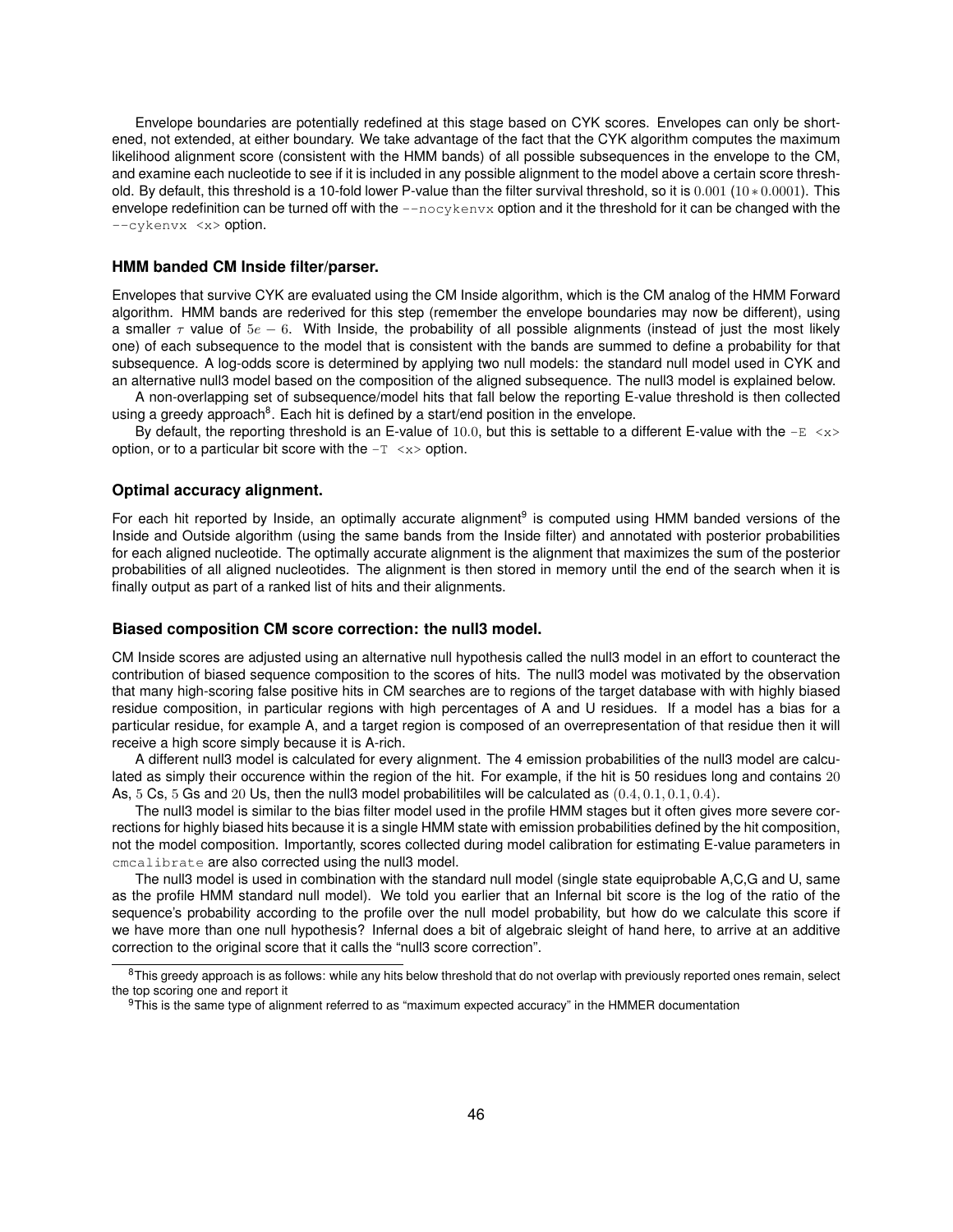Envelope boundaries are potentially redefined at this stage based on CYK scores. Envelopes can only be shortened, not extended, at either boundary. We take advantage of the fact that the CYK algorithm computes the maximum likelihood alignment score (consistent with the HMM bands) of all possible subsequences in the envelope to the CM, and examine each nucleotide to see if it is included in any possible alignment to the model above a certain score threshold. By default, this threshold is a 10-fold lower P-value than the filter survival threshold, so it is $0.001$ ($10 * 0.0001$). This envelope redefinition can be turned off with the `--nocykenvx` option and it the threshold for it can be changed with the `--cykenvx <x>` option.

### HMM banded CM Inside filter/parser.

Envelopes that survive CYK are evaluated using the CM Inside algorithm, which is the CM analog of the HMM Forward algorithm. HMM bands are rederived for this step (remember the envelope boundaries may now be different), using a smaller $\tau$ value of $5e-6$. With Inside, the probability of all possible alignments (instead of just the most likely one) of each subsequence to the model that is consistent with the bands are summed to define a probability for that subsequence. A log-odds score is determined by applying two null models: the standard null model used in CYK and an alternative null3 model based on the composition of the aligned subsequence. The null3 model is explained below.

A non-overlapping set of subsequence/model hits that fall below the reporting E-value threshold is then collected using a greedy approach[8]. Each hit is defined by a start/end position in the envelope.

By default, the reporting threshold is an E-value of $10.0$, but this is settable to a different E-value with the `-E <x>` option, or to a particular bit score with the `-T <x>` option.

### Optimal accuracy alignment.

For each hit reported by Inside, an optimally accurate alignment[9] is computed using HMM banded versions of the Inside and Outside algorithm (using the same bands from the Inside filter) and annotated with posterior probabilities for each aligned nucleotide. The optimally accurate alignment is the alignment that maximizes the sum of the posterior probabilities of all aligned nucleotides. The alignment is then stored in memory until the end of the search when it is finally output as part of a ranked list of hits and their alignments.

### Biased composition CM score correction: the null3 model.

CM Inside scores are adjusted using an alternative null hypothesis called the null3 model in an effort to counteract the contribution of biased sequence composition to the scores of hits. The null3 model was motivated by the observation that many high-scoring false positive hits in CM searches are to regions of the target database with with highly biased residue composition, in particular regions with high percentages of A and U residues. If a model has a bias for a particular residue, for example A, and a target region is composed of an overrepresentation of that residue then it will receive a high score simply because it is A-rich.

A different null3 model is calculated for every alignment. The 4 emission probabilities of the null3 model are calculated as simply their occurence within the region of the hit. For example, if the hit is 50 residues long and contains $20$ As, $5$ Cs, $5$ Gs and $20$ Us, then the null3 model probabilitiles will be calculated as $(0.4, 0.1, 0.1, 0.4)$.

The null3 model is similar to the bias filter model used in the profile HMM stages but it often gives more severe corrections for highly biased hits because it is a single HMM state with emission probabilities defined by the hit composition, not the model composition. Importantly, scores collected during model calibration for estimating E-value parameters in `cmcalibrate` are also corrected using the null3 model.

The null3 model is used in combination with the standard null model (single state equiprobable A,C,G and U, same as the profile HMM standard null model). We told you earlier that an Infernal bit score is the log of the ratio of the sequence's probability according to the profile over the null model probability, but how do we calculate this score if we have more than one null hypothesis? Infernal does a bit of algebraic sleight of hand here, to arrive at an additive correction to the original score that it calls the "null3 score correction".

[8] This greedy approach is as follows: while any hits below threshold that do not overlap with previously reported ones remain, select the top scoring one and report it

[9] This is the same type of alignment referred to as "maximum expected accuracy" in the HMMER documentation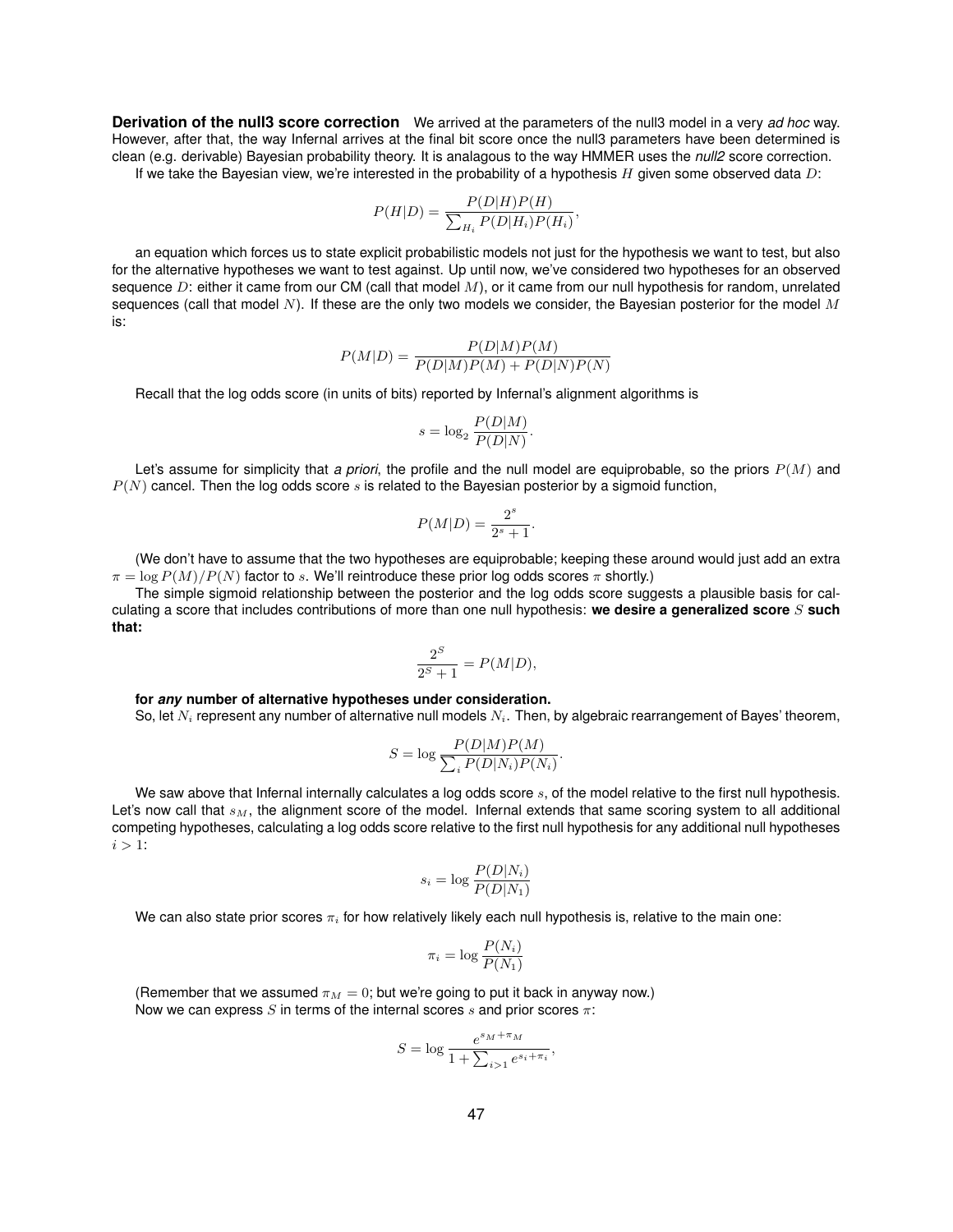**Derivation of the null3 score correction** We arrived at the parameters of the null3 model in a very *ad hoc* way. However, after that, the way Infernal arrives at the final bit score once the null3 parameters have been determined is clean (e.g. derivable) Bayesian probability theory. It is analagous to the way HMMER uses the *null2* score correction.

If we take the Bayesian view, we're interested in the probability of a hypothesis $H$ given some observed data $D$:

$$P(H|D) = \frac{P(D|H)P(H)}{\sum_{H_i} P(D|H_i)P(H_i)},$$

an equation which forces us to state explicit probabilistic models not just for the hypothesis we want to test, but also for the alternative hypotheses we want to test against. Up until now, we've considered two hypotheses for an observed sequence $D$: either it came from our CM (call that model $M$), or it came from our null hypothesis for random, unrelated sequences (call that model $N$). If these are the only two models we consider, the Bayesian posterior for the model $M$ is:

$$P(M|D) = \frac{P(D|M)P(M)}{P(D|M)P(M) + P(D|N)P(N)}$$

Recall that the log odds score (in units of bits) reported by Infernal's alignment algorithms is

$$s = \log_2 \frac{P(D|M)}{P(D|N)}.$$

Let's assume for simplicity that *a priori*, the profile and the null model are equiprobable, so the priors $P(M)$ and $P(N)$ cancel. Then the log odds score $s$ is related to the Bayesian posterior by a sigmoid function,

$$P(M|D) = \frac{2^s}{2^s + 1}.$$

(We don't have to assume that the two hypotheses are equiprobable; keeping these around would just add an extra $\pi = \log P(M)/P(N)$ factor to $s$. We'll reintroduce these prior log odds scores $\pi$ shortly.)

The simple sigmoid relationship between the posterior and the log odds score suggests a plausible basis for calculating a score that includes contributions of more than one null hypothesis: **we desire a generalized score $S$ such that:**

$$\frac{2^S}{2^S + 1} = P(M|D),$$

**for *any* number of alternative hypotheses under consideration.**

So, let $N_i$ represent any number of alternative null models $N_i$. Then, by algebraic rearrangement of Bayes' theorem,

$$S = \log \frac{P(D|M)P(M)}{\sum_i P(D|N_i)P(N_i)}.$$

We saw above that Infernal internally calculates a log odds score $s$, of the model relative to the first null hypothesis. Let's now call that $s_M$, the alignment score of the model. Infernal extends that same scoring system to all additional competing hypotheses, calculating a log odds score relative to the first null hypothesis for any additional null hypotheses $i > 1$:

$$s_i = \log \frac{P(D|N_i)}{P(D|N_1)}$$

We can also state prior scores $\pi_i$ for how relatively likely each null hypothesis is, relative to the main one:

$$\pi_i = \log \frac{P(N_i)}{P(N_1)}$$

(Remember that we assumed $\pi_M = 0$; but we're going to put it back in anyway now.)
Now we can express $S$ in terms of the internal scores $s$ and prior scores $\pi$:

$$S = \log \frac{e^{s_M + \pi_M}}{1 + \sum_{i>1} e^{s_i + \pi_i}},$$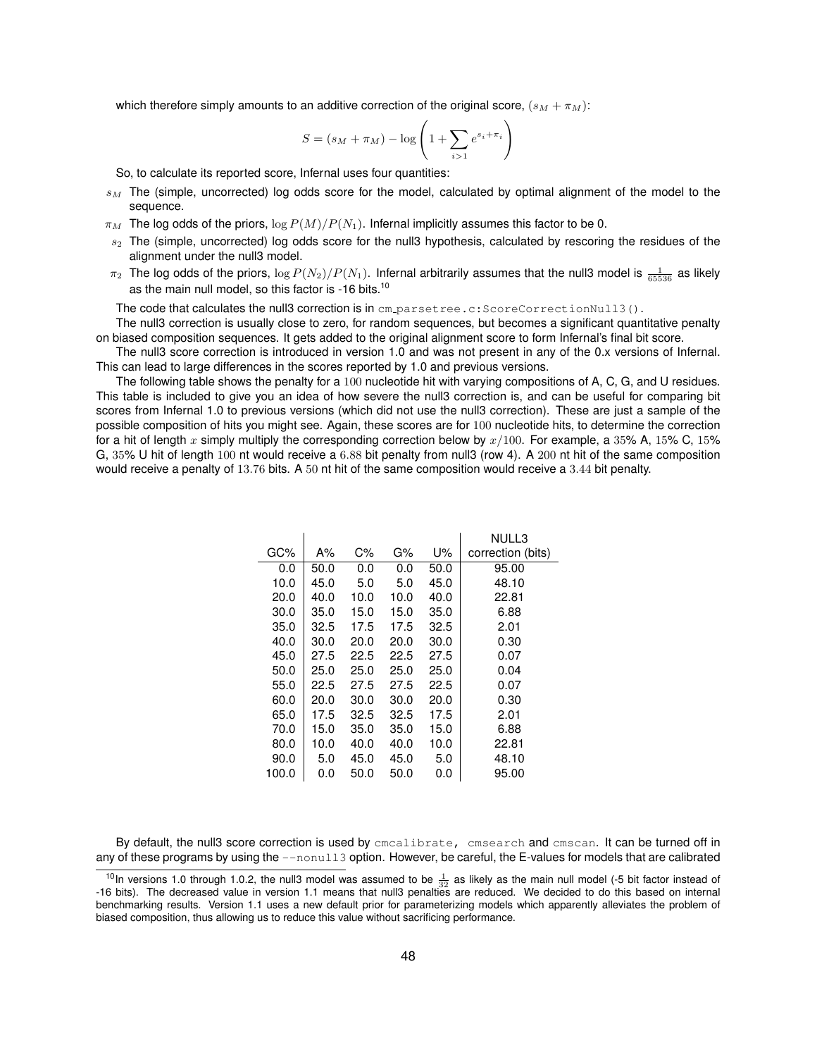which therefore simply amounts to an additive correction of the original score, $(s_M + \pi_M)$:

$$S = (s_M + \pi_M) - \log\left(1 + \sum_{i>1} e^{s_i + \pi_i}\right)$$

So, to calculate its reported score, Infernal uses four quantities:

- $s_M$ The (simple, uncorrected) log odds score for the model, calculated by optimal alignment of the model to the sequence.
- $\pi_M$ The log odds of the priors, $\log P(M)/P(N_1)$. Infernal implicitly assumes this factor to be 0.
- $s_2$ The (simple, uncorrected) log odds score for the null3 hypothesis, calculated by rescoring the residues of the alignment under the null3 model.
- $\pi_2$ The log odds of the priors, $\log P(N_2)/P(N_1)$. Infernal arbitrarily assumes that the null3 model is $\frac{1}{65536}$ as likely as the main null model, so this factor is -16 bits.[10]

The code that calculates the null3 correction is in `cm_parsetree.c:ScoreCorrectionNull3()`.

The null3 correction is usually close to zero, for random sequences, but becomes a significant quantitative penalty on biased composition sequences. It gets added to the original alignment score to form Infernal's final bit score.

The null3 score correction is introduced in version 1.0 and was not present in any of the 0.x versions of Infernal. This can lead to large differences in the scores reported by 1.0 and previous versions.

The following table shows the penalty for a $100$ nucleotide hit with varying compositions of A, C, G, and U residues. This table is included to give you an idea of how severe the null3 correction is, and can be useful for comparing bit scores from Infernal 1.0 to previous versions (which did not use the null3 correction). These are just a sample of the possible composition of hits you might see. Again, these scores are for $100$ nucleotide hits, to determine the correction for a hit of length $x$ simply multiply the corresponding correction below by $x/100$. For example, a $35$% A, $15$% C, $15$% G, $35$% U hit of length $100$ nt would receive a $6.88$ bit penalty from null3 (row 4). A $200$ nt hit of the same composition would receive a penalty of $13.76$ bits. A $50$ nt hit of the same composition would receive a $3.44$ bit penalty.

| GC% | A% | C% | G% | U% | NULL3 correction (bits) |
|---|---|---|---|---|---|
| 0.0 | 50.0 | 0.0 | 0.0 | 50.0 | 95.00 |
| 10.0 | 45.0 | 5.0 | 5.0 | 45.0 | 48.10 |
| 20.0 | 40.0 | 10.0 | 10.0 | 40.0 | 22.81 |
| 30.0 | 35.0 | 15.0 | 15.0 | 35.0 | 6.88 |
| 35.0 | 32.5 | 17.5 | 17.5 | 32.5 | 2.01 |
| 40.0 | 30.0 | 20.0 | 20.0 | 30.0 | 0.30 |
| 45.0 | 27.5 | 22.5 | 22.5 | 27.5 | 0.07 |
| 50.0 | 25.0 | 25.0 | 25.0 | 25.0 | 0.04 |
| 55.0 | 22.5 | 27.5 | 27.5 | 22.5 | 0.07 |
| 60.0 | 20.0 | 30.0 | 30.0 | 20.0 | 0.30 |
| 65.0 | 17.5 | 32.5 | 32.5 | 17.5 | 2.01 |
| 70.0 | 15.0 | 35.0 | 35.0 | 15.0 | 6.88 |
| 80.0 | 10.0 | 40.0 | 40.0 | 10.0 | 22.81 |
| 90.0 | 5.0 | 45.0 | 45.0 | 5.0 | 48.10 |
| 100.0 | 0.0 | 50.0 | 50.0 | 0.0 | 95.00 |

By default, the null3 score correction is used by `cmcalibrate`, `cmsearch` and `cmscan`. It can be turned off in any of these programs by using the `--nonull3` option. However, be careful, the E-values for models that are calibrated

[10] In versions 1.0 through 1.0.2, the null3 model was assumed to be $\frac{1}{32}$ as likely as the main null model (-5 bit factor instead of -16 bits). The decreased value in version 1.1 means that null3 penalties are reduced. We decided to do this based on internal benchmarking results. Version 1.1 uses a new default prior for parameterizing models which apparently alleviates the problem of biased composition, thus allowing us to reduce this value without sacrificing performance.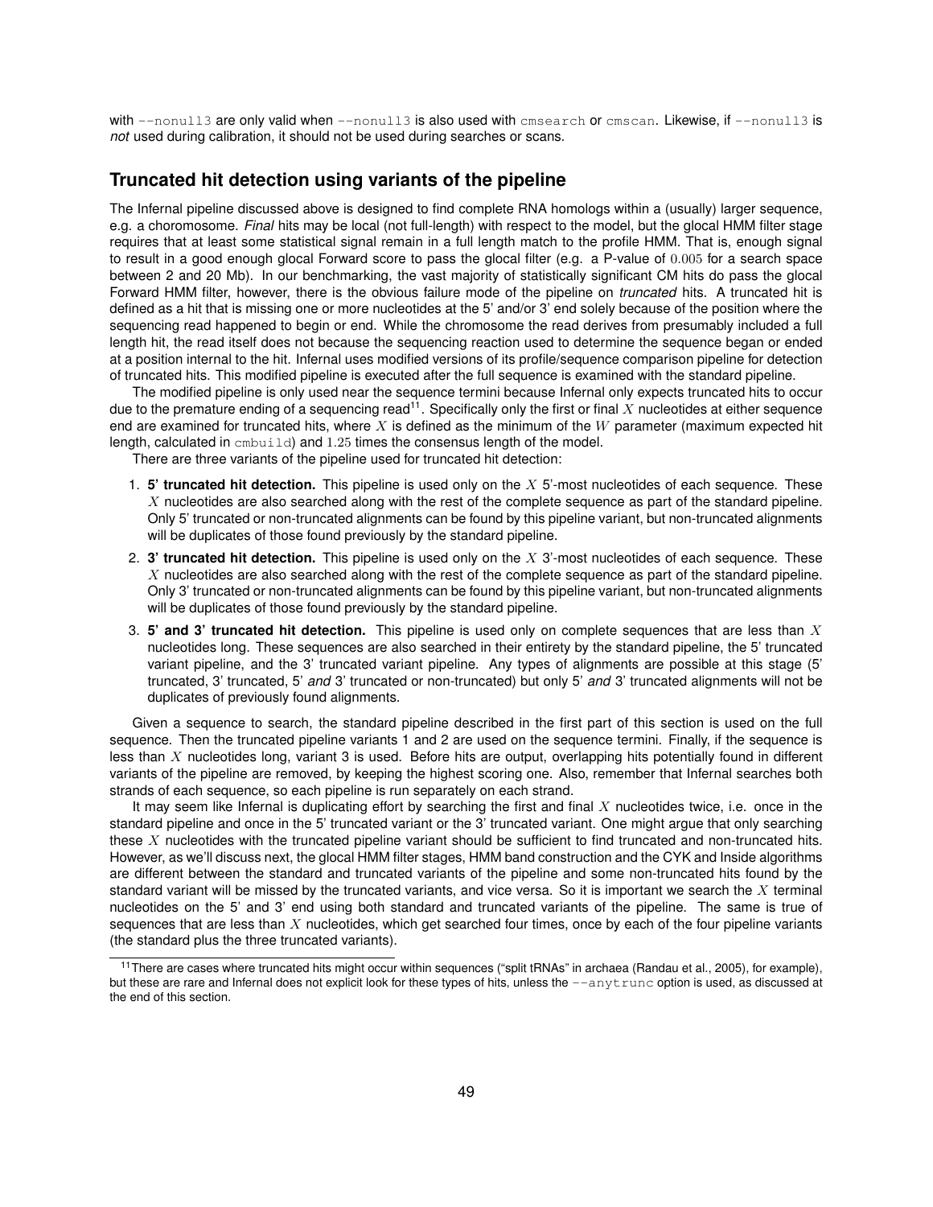with `--nonull3` are only valid when `--nonull3` is also used with `cmsearch` or `cmscan`. Likewise, if `--nonull3` is *not* used during calibration, it should not be used during searches or scans.

## Truncated hit detection using variants of the pipeline

The Infernal pipeline discussed above is designed to find complete RNA homologs within a (usually) larger sequence, e.g. a choromosome. *Final* hits may be local (not full-length) with respect to the model, but the glocal HMM filter stage requires that at least some statistical signal remain in a full length match to the profile HMM. That is, enough signal to result in a good enough glocal Forward score to pass the glocal filter (e.g. a P-value of $0.005$ for a search space between 2 and 20 Mb). In our benchmarking, the vast majority of statistically significant CM hits do pass the glocal Forward HMM filter, however, there is the obvious failure mode of the pipeline on *truncated* hits. A truncated hit is defined as a hit that is missing one or more nucleotides at the 5' and/or 3' end solely because of the position where the sequencing read happened to begin or end. While the chromosome the read derives from presumably included a full length hit, the read itself does not because the sequencing reaction used to determine the sequence began or ended at a position internal to the hit. Infernal uses modified versions of its profile/sequence comparison pipeline for detection of truncated hits. This modified pipeline is executed after the full sequence is examined with the standard pipeline.

The modified pipeline is only used near the sequence termini because Infernal only expects truncated hits to occur due to the premature ending of a sequencing read[11]. Specifically only the first or final $X$ nucleotides at either sequence end are examined for truncated hits, where $X$ is defined as the minimum of the $W$ parameter (maximum expected hit length, calculated in `cmbuild`) and $1.25$ times the consensus length of the model.

There are three variants of the pipeline used for truncated hit detection:

1. **5' truncated hit detection.** This pipeline is used only on the $X$ 5'-most nucleotides of each sequence. These $X$ nucleotides are also searched along with the rest of the complete sequence as part of the standard pipeline. Only 5' truncated or non-truncated alignments can be found by this pipeline variant, but non-truncated alignments will be duplicates of those found previously by the standard pipeline.
2. **3' truncated hit detection.** This pipeline is used only on the $X$ 3'-most nucleotides of each sequence. These $X$ nucleotides are also searched along with the rest of the complete sequence as part of the standard pipeline. Only 3' truncated or non-truncated alignments can be found by this pipeline variant, but non-truncated alignments will be duplicates of those found previously by the standard pipeline.
3. **5' and 3' truncated hit detection.** This pipeline is used only on complete sequences that are less than $X$ nucleotides long. These sequences are also searched in their entirety by the standard pipeline, the 5' truncated variant pipeline, and the 3' truncated variant pipeline. Any types of alignments are possible at this stage (5' truncated, 3' truncated, 5' *and* 3' truncated or non-truncated) but only 5' *and* 3' truncated alignments will not be duplicates of previously found alignments.

Given a sequence to search, the standard pipeline described in the first part of this section is used on the full sequence. Then the truncated pipeline variants 1 and 2 are used on the sequence termini. Finally, if the sequence is less than $X$ nucleotides long, variant 3 is used. Before hits are output, overlapping hits potentially found in different variants of the pipeline are removed, by keeping the highest scoring one. Also, remember that Infernal searches both strands of each sequence, so each pipeline is run separately on each strand.

It may seem like Infernal is duplicating effort by searching the first and final $X$ nucleotides twice, i.e. once in the standard pipeline and once in the 5' truncated variant or the 3' truncated variant. One might argue that only searching these $X$ nucleotides with the truncated pipeline variant should be sufficient to find truncated and non-truncated hits. However, as we'll discuss next, the glocal HMM filter stages, HMM band construction and the CYK and Inside algorithms are different between the standard and truncated variants of the pipeline and some non-truncated hits found by the standard variant will be missed by the truncated variants, and vice versa. So it is important we search the $X$ terminal nucleotides on the 5' and 3' end using both standard and truncated variants of the pipeline. The same is true of sequences that are less than $X$ nucleotides, which get searched four times, once by each of the four pipeline variants (the standard plus the three truncated variants).

[11] There are cases where truncated hits might occur within sequences ("split tRNAs" in archaea (Randau et al., 2005), for example), but these are rare and Infernal does not explicit look for these types of hits, unless the `--anytrunc` option is used, as discussed at the end of this section.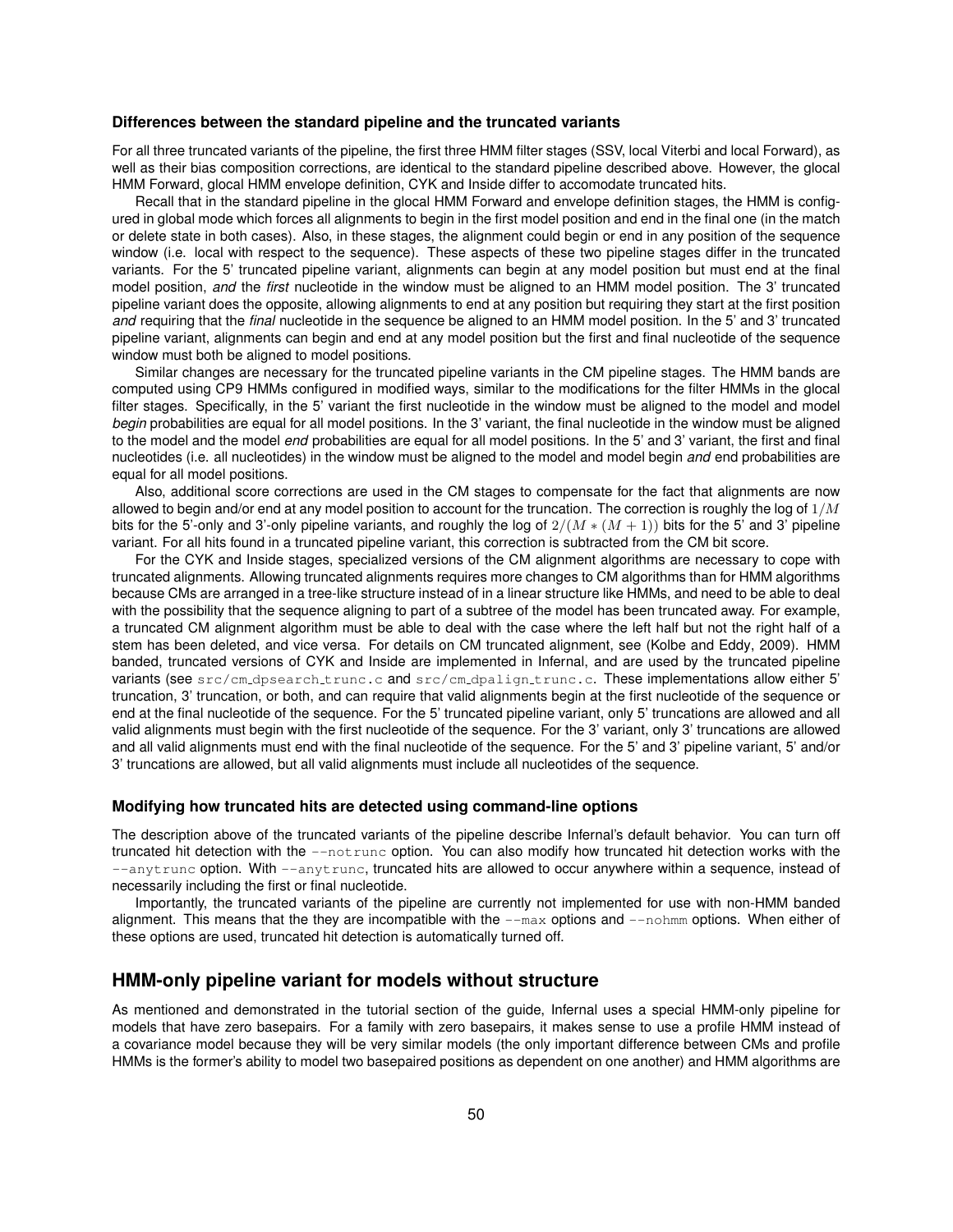### Differences between the standard pipeline and the truncated variants

For all three truncated variants of the pipeline, the first three HMM filter stages (SSV, local Viterbi and local Forward), as well as their bias composition corrections, are identical to the standard pipeline described above. However, the glocal HMM Forward, glocal HMM envelope definition, CYK and Inside differ to accomodate truncated hits.

Recall that in the standard pipeline in the glocal HMM Forward and envelope definition stages, the HMM is configured in global mode which forces all alignments to begin in the first model position and end in the final one (in the match or delete state in both cases). Also, in these stages, the alignment could begin or end in any position of the sequence window (i.e. local with respect to the sequence). These aspects of these two pipeline stages differ in the truncated variants. For the 5' truncated pipeline variant, alignments can begin at any model position but must end at the final model position, *and* the *first* nucleotide in the window must be aligned to an HMM model position. The 3' truncated pipeline variant does the opposite, allowing alignments to end at any position but requiring they start at the first position *and* requiring that the *final* nucleotide in the sequence be aligned to an HMM model position. In the 5' and 3' truncated pipeline variant, alignments can begin and end at any model position but the first and final nucleotide of the sequence window must both be aligned to model positions.

Similar changes are necessary for the truncated pipeline variants in the CM pipeline stages. The HMM bands are computed using CP9 HMMs configured in modified ways, similar to the modifications for the filter HMMs in the glocal filter stages. Specifically, in the 5' variant the first nucleotide in the window must be aligned to the model and model *begin* probabilities are equal for all model positions. In the 3' variant, the final nucleotide in the window must be aligned to the model and the model *end* probabilities are equal for all model positions. In the 5' and 3' variant, the first and final nucleotides (i.e. all nucleotides) in the window must be aligned to the model and model begin *and* end probabilities are equal for all model positions.

Also, additional score corrections are used in the CM stages to compensate for the fact that alignments are now allowed to begin and/or end at any model position to account for the truncation. The correction is roughly the log of $1/M$ bits for the 5'-only and 3'-only pipeline variants, and roughly the log of $2/(M*(M+1))$ bits for the 5' and 3' pipeline variant. For all hits found in a truncated pipeline variant, this correction is subtracted from the CM bit score.

For the CYK and Inside stages, specialized versions of the CM alignment algorithms are necessary to cope with truncated alignments. Allowing truncated alignments requires more changes to CM algorithms than for HMM algorithms because CMs are arranged in a tree-like structure instead of in a linear structure like HMMs, and need to be able to deal with the possibility that the sequence aligning to part of a subtree of the model has been truncated away. For example, a truncated CM alignment algorithm must be able to deal with the case where the left half but not the right half of a stem has been deleted, and vice versa. For details on CM truncated alignment, see (Kolbe and Eddy, 2009). HMM banded, truncated versions of CYK and Inside are implemented in Infernal, and are used by the truncated pipeline variants (see `src/cm_dpsearch_trunc.c` and `src/cm_dpalign_trunc.c`. These implementations allow either 5' truncation, 3' truncation, or both, and can require that valid alignments begin at the first nucleotide of the sequence or end at the final nucleotide of the sequence. For the 5' truncated pipeline variant, only 5' truncations are allowed and all valid alignments must begin with the first nucleotide of the sequence. For the 3' variant, only 3' truncations are allowed and all valid alignments must end with the final nucleotide of the sequence. For the 5' and 3' pipeline variant, 5' and/or 3' truncations are allowed, but all valid alignments must include all nucleotides of the sequence.

### Modifying how truncated hits are detected using command-line options

The description above of the truncated variants of the pipeline describe Infernal's default behavior. You can turn off truncated hit detection with the `--notrunc` option. You can also modify how truncated hit detection works with the `--anytrunc` option. With `--anytrunc`, truncated hits are allowed to occur anywhere within a sequence, instead of necessarily including the first or final nucleotide.

Importantly, the truncated variants of the pipeline are currently not implemented for use with non-HMM banded alignment. This means that the they are incompatible with the `--max` options and `--nohmm` options. When either of these options are used, truncated hit detection is automatically turned off.

## HMM-only pipeline variant for models without structure

As mentioned and demonstrated in the tutorial section of the guide, Infernal uses a special HMM-only pipeline for models that have zero basepairs. For a family with zero basepairs, it makes sense to use a profile HMM instead of a covariance model because they will be very similar models (the only important difference between CMs and profile HMMs is the former's ability to model two basepaired positions as dependent on one another) and HMM algorithms are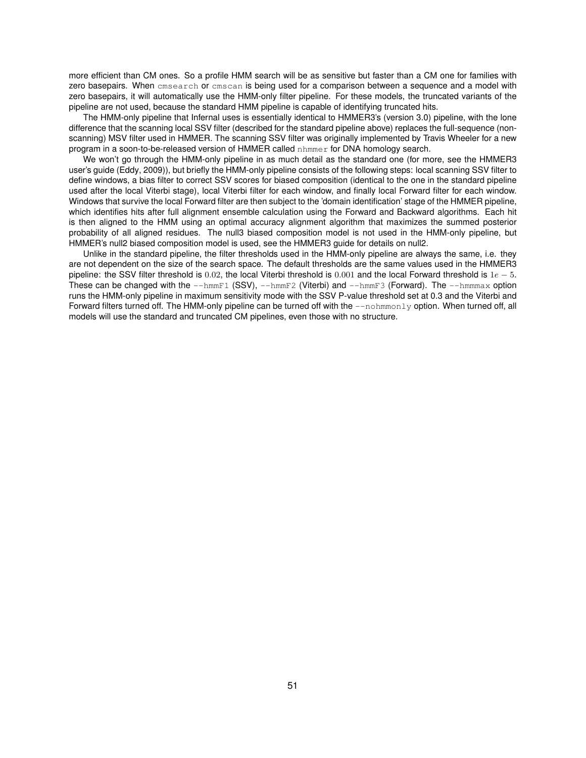more efficient than CM ones. So a profile HMM search will be as sensitive but faster than a CM one for families with zero basepairs. When `cmsearch` or `cmscan` is being used for a comparison between a sequence and a model with zero basepairs, it will automatically use the HMM-only filter pipeline. For these models, the truncated variants of the pipeline are not used, because the standard HMM pipeline is capable of identifying truncated hits.

The HMM-only pipeline that Infernal uses is essentially identical to HMMER3's (version 3.0) pipeline, with the lone difference that the scanning local SSV filter (described for the standard pipeline above) replaces the full-sequence (non-scanning) MSV filter used in HMMER. The scanning SSV filter was originally implemented by Travis Wheeler for a new program in a soon-to-be-released version of HMMER called `nhmmer` for DNA homology search.

We won't go through the HMM-only pipeline in as much detail as the standard one (for more, see the HMMER3 user's guide (Eddy, 2009)), but briefly the HMM-only pipeline consists of the following steps: local scanning SSV filter to define windows, a bias filter to correct SSV scores for biased composition (identical to the one in the standard pipeline used after the local Viterbi stage), local Viterbi filter for each window, and finally local Forward filter for each window. Windows that survive the local Forward filter are then subject to the 'domain identification' stage of the HMMER pipeline, which identifies hits after full alignment ensemble calculation using the Forward and Backward algorithms. Each hit is then aligned to the HMM using an optimal accuracy alignment algorithm that maximizes the summed posterior probability of all aligned residues. The null3 biased composition model is not used in the HMM-only pipeline, but HMMER's null2 biased composition model is used, see the HMMER3 guide for details on null2.

Unlike in the standard pipeline, the filter thresholds used in the HMM-only pipeline are always the same, i.e. they are not dependent on the size of the search space. The default thresholds are the same values used in the HMMER3 pipeline: the SSV filter threshold is $0.02$, the local Viterbi threshold is $0.001$ and the local Forward threshold is $1e-5$. These can be changed with the `--hmmF1` (SSV), `--hmmF2` (Viterbi) and `--hmmF3` (Forward). The `--hmmmax` option runs the HMM-only pipeline in maximum sensitivity mode with the SSV P-value threshold set at 0.3 and the Viterbi and Forward filters turned off. The HMM-only pipeline can be turned off with the `--nohmmonly` option. When turned off, all models will use the standard and truncated CM pipelines, even those with no structure.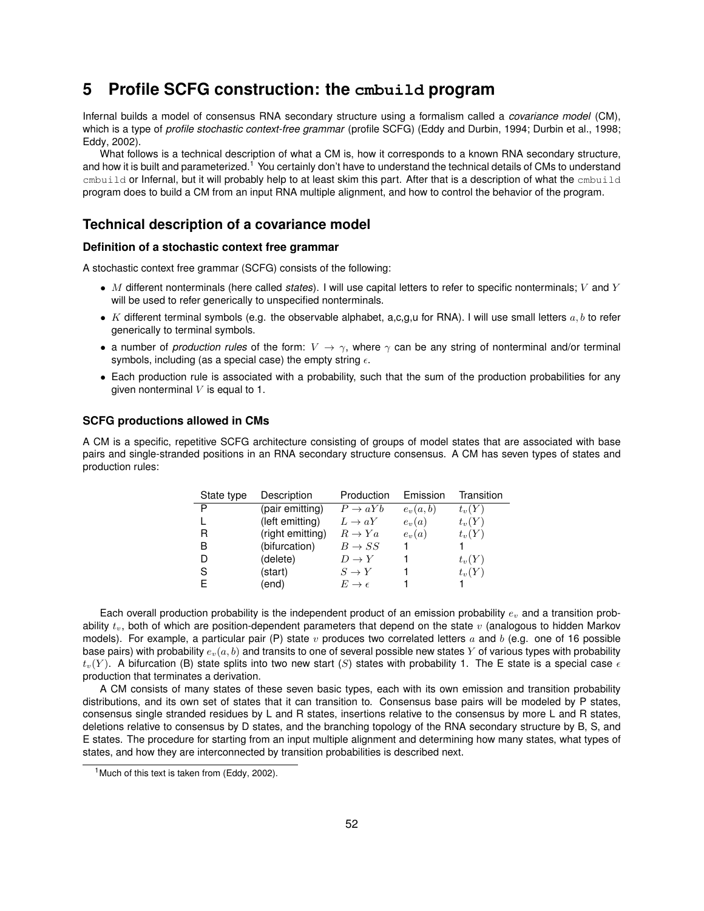# 5 Profile SCFG construction: the `cmbuild` program

Infernal builds a model of consensus RNA secondary structure using a formalism called a *covariance model* (CM), which is a type of *profile stochastic context-free grammar* (profile SCFG) (Eddy and Durbin, 1994; Durbin et al., 1998; Eddy, 2002).

What follows is a technical description of what a CM is, how it corresponds to a known RNA secondary structure, and how it is built and parameterized.[1] You certainly don't have to understand the technical details of CMs to understand `cmbuild` or Infernal, but it will probably help to at least skim this part. After that is a description of what the `cmbuild` program does to build a CM from an input RNA multiple alignment, and how to control the behavior of the program.

## Technical description of a covariance model

### Definition of a stochastic context free grammar

A stochastic context free grammar (SCFG) consists of the following:

- $M$ different nonterminals (here called *states*). I will use capital letters to refer to specific nonterminals; $V$ and $Y$ will be used to refer generically to unspecified nonterminals.
- $K$ different terminal symbols (e.g. the observable alphabet, a,c,g,u for RNA). I will use small letters $a, b$ to refer generically to terminal symbols.
- a number of *production rules* of the form: $V \rightarrow \gamma$, where $\gamma$ can be any string of nonterminal and/or terminal symbols, including (as a special case) the empty string $\epsilon$.
- Each production rule is associated with a probability, such that the sum of the production probabilities for any given nonterminal $V$ is equal to 1.

### SCFG productions allowed in CMs

A CM is a specific, repetitive SCFG architecture consisting of groups of model states that are associated with base pairs and single-stranded positions in an RNA secondary structure consensus. A CM has seven types of states and production rules:

| State type | Description | Production | Emission | Transition |
|---|---|---|---|---|
| P | (pair emitting) | $P \rightarrow aYb$ | $e_v(a,b)$ | $t_v(Y)$ |
| L | (left emitting) | $L \rightarrow aY$ | $e_v(a)$ | $t_v(Y)$ |
| R | (right emitting) | $R \rightarrow Ya$ | $e_v(a)$ | $t_v(Y)$ |
| B | (bifurcation) | $B \rightarrow SS$ | 1 | 1 |
| D | (delete) | $D \rightarrow Y$ | 1 | $t_v(Y)$ |
| S | (start) | $S \rightarrow Y$ | 1 | $t_v(Y)$ |
| E | (end) | $E \rightarrow \epsilon$ | 1 | 1 |

Each overall production probability is the independent product of an emission probability $e_v$ and a transition probability $t_v$, both of which are position-dependent parameters that depend on the state $v$ (analogous to hidden Markov models). For example, a particular pair (P) state $v$ produces two correlated letters $a$ and $b$ (e.g. one of 16 possible base pairs) with probability $e_v(a,b)$ and transits to one of several possible new states $Y$ of various types with probability $t_v(Y)$. A bifurcation (B) state splits into two new start ($S$) states with probability 1. The E state is a special case $\epsilon$ production that terminates a derivation.

A CM consists of many states of these seven basic types, each with its own emission and transition probability distributions, and its own set of states that it can transition to. Consensus base pairs will be modeled by P states, consensus single stranded residues by L and R states, insertions relative to the consensus by more L and R states, deletions relative to consensus by D states, and the branching topology of the RNA secondary structure by B, S, and E states. The procedure for starting from an input multiple alignment and determining how many states, what types of states, and how they are interconnected by transition probabilities is described next.

[1] Much of this text is taken from (Eddy, 2002).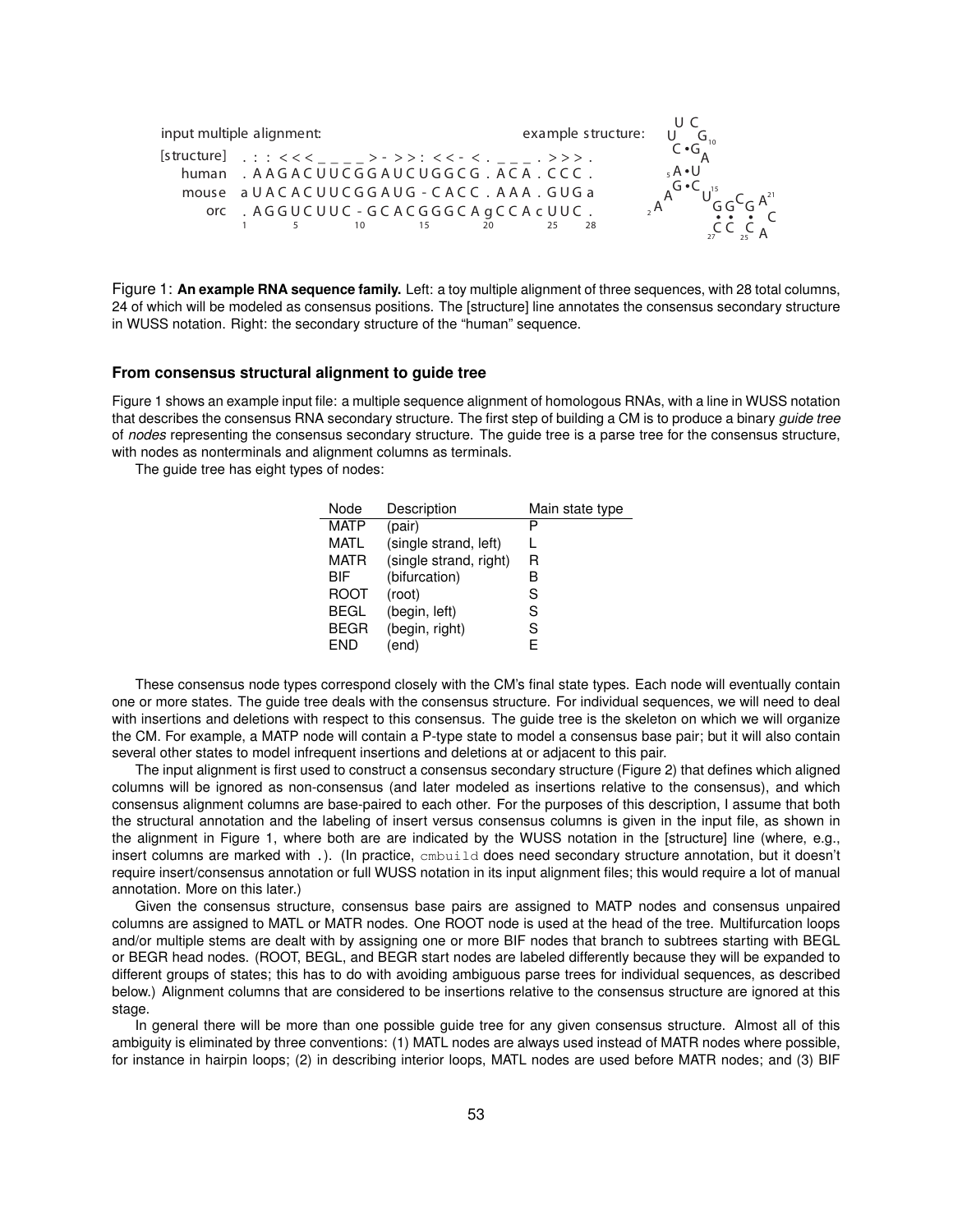```
input multiple alignment:

[structure]  . : : < < < _ _ _ _ > - > > : < < - < . _ _ _ . > > > .
      human  . A A G A C U U C G G A U C U G G C G . A C A . C C C .
      mouse  a U A C A C U U C G G A U G - C A C C . A A A . G U G a
        orc  . A G G U C U U C - G C A C G G G C A g C C A c U U C .
             1       5         10        15        20        25    28
```

Figure 1: **An example RNA sequence family.** Left: a toy multiple alignment of three sequences, with 28 total columns, 24 of which will be modeled as consensus positions. The [structure] line annotates the consensus secondary structure in WUSS notation. Right: the secondary structure of the "human" sequence.

### From consensus structural alignment to guide tree

Figure 1 shows an example input file: a multiple sequence alignment of homologous RNAs, with a line in WUSS notation that describes the consensus RNA secondary structure. The first step of building a CM is to produce a binary *guide tree* of *nodes* representing the consensus secondary structure. The guide tree is a parse tree for the consensus structure, with nodes as nonterminals and alignment columns as terminals.

The guide tree has eight types of nodes:

| Node | Description | Main state type |
|---|---|---|
| MATP | (pair) | P |
| MATL | (single strand, left) | L |
| MATR | (single strand, right) | R |
| BIF | (bifurcation) | B |
| ROOT | (root) | S |
| BEGL | (begin, left) | S |
| BEGR | (begin, right) | S |
| END | (end) | E |

These consensus node types correspond closely with the CM's final state types. Each node will eventually contain one or more states. The guide tree deals with the consensus structure. For individual sequences, we will need to deal with insertions and deletions with respect to this consensus. The guide tree is the skeleton on which we will organize the CM. For example, a MATP node will contain a P-type state to model a consensus base pair; but it will also contain several other states to model infrequent insertions and deletions at or adjacent to this pair.

The input alignment is first used to construct a consensus secondary structure (Figure 2) that defines which aligned columns will be ignored as non-consensus (and later modeled as insertions relative to the consensus), and which consensus alignment columns are base-paired to each other. For the purposes of this description, I assume that both the structural annotation and the labeling of insert versus consensus columns is given in the input file, as shown in the alignment in Figure 1, where both are are indicated by the WUSS notation in the [structure] line (where, e.g., insert columns are marked with .). (In practice, `cmbuild` does need secondary structure annotation, but it doesn't require insert/consensus annotation or full WUSS notation in its input alignment files; this would require a lot of manual annotation. More on this later.)

Given the consensus structure, consensus base pairs are assigned to MATP nodes and consensus unpaired columns are assigned to MATL or MATR nodes. One ROOT node is used at the head of the tree. Multifurcation loops and/or multiple stems are dealt with by assigning one or more BIF nodes that branch to subtrees starting with BEGL or BEGR head nodes. (ROOT, BEGL, and BEGR start nodes are labeled differently because they will be expanded to different groups of states; this has to do with avoiding ambiguous parse trees for individual sequences, as described below.) Alignment columns that are considered to be insertions relative to the consensus structure are ignored at this stage.

In general there will be more than one possible guide tree for any given consensus structure. Almost all of this ambiguity is eliminated by three conventions: (1) MATL nodes are always used instead of MATR nodes where possible, for instance in hairpin loops; (2) in describing interior loops, MATL nodes are used before MATR nodes; and (3) BIF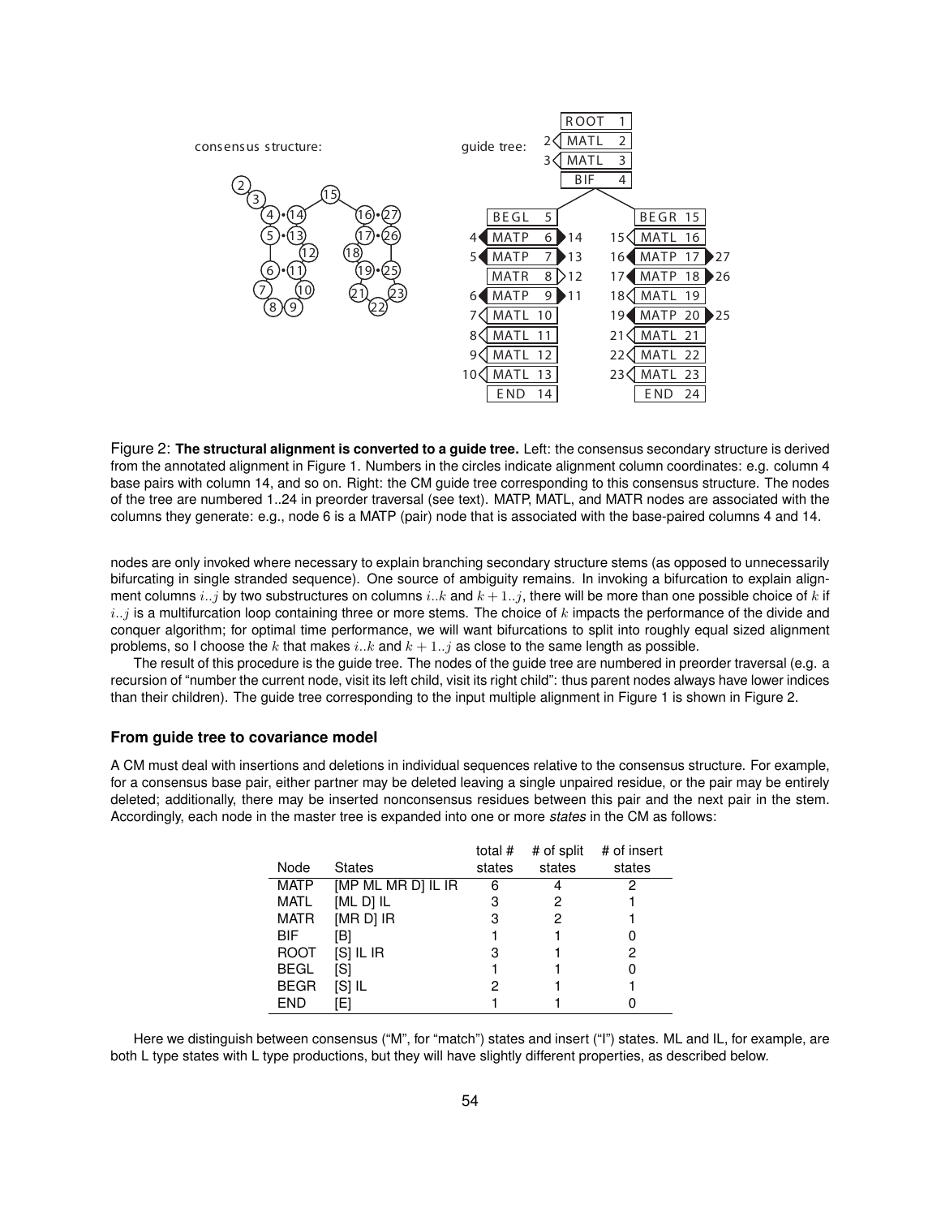Figure 2: **The structural alignment is converted to a guide tree.** Left: the consensus secondary structure is derived from the annotated alignment in Figure 1. Numbers in the circles indicate alignment column coordinates: e.g. column 4 base pairs with column 14, and so on. Right: the CM guide tree corresponding to this consensus structure. The nodes of the tree are numbered 1..24 in preorder traversal (see text). MATP, MATL, and MATR nodes are associated with the columns they generate: e.g., node 6 is a MATP (pair) node that is associated with the base-paired columns 4 and 14.

nodes are only invoked where necessary to explain branching secondary structure stems (as opposed to unnecessarily bifurcating in single stranded sequence). One source of ambiguity remains. In invoking a bifurcation to explain alignment columns $i..j$ by two substructures on columns $i..k$ and $k+1..j$, there will be more than one possible choice of $k$ if $i..j$ is a multifurcation loop containing three or more stems. The choice of $k$ impacts the performance of the divide and conquer algorithm; for optimal time performance, we will want bifurcations to split into roughly equal sized alignment problems, so I choose the $k$ that makes $i..k$ and $k+1..j$ as close to the same length as possible.

The result of this procedure is the guide tree. The nodes of the guide tree are numbered in preorder traversal (e.g. a recursion of "number the current node, visit its left child, visit its right child": thus parent nodes always have lower indices than their children). The guide tree corresponding to the input multiple alignment in Figure 1 is shown in Figure 2.

### From guide tree to covariance model

A CM must deal with insertions and deletions in individual sequences relative to the consensus structure. For example, for a consensus base pair, either partner may be deleted leaving a single unpaired residue, or the pair may be entirely deleted; additionally, there may be inserted nonconsensus residues between this pair and the next pair in the stem. Accordingly, each node in the master tree is expanded into one or more *states* in the CM as follows:

| Node | States | total # states | # of split states | # of insert states |
|---|---|---|---|---|
| MATP | [MP ML MR D] IL IR | 6 | 4 | 2 |
| MATL | [ML D] IL | 3 | 2 | 1 |
| MATR | [MR D] IR | 3 | 2 | 1 |
| BIF | [B] | 1 | 1 | 0 |
| ROOT | [S] IL IR | 3 | 1 | 2 |
| BEGL | [S] | 1 | 1 | 0 |
| BEGR | [S] IL | 2 | 1 | 1 |
| END | [E] | 1 | 1 | 0 |

Here we distinguish between consensus ("M", for "match") states and insert ("I") states. ML and IL, for example, are both L type states with L type productions, but they will have slightly different properties, as described below.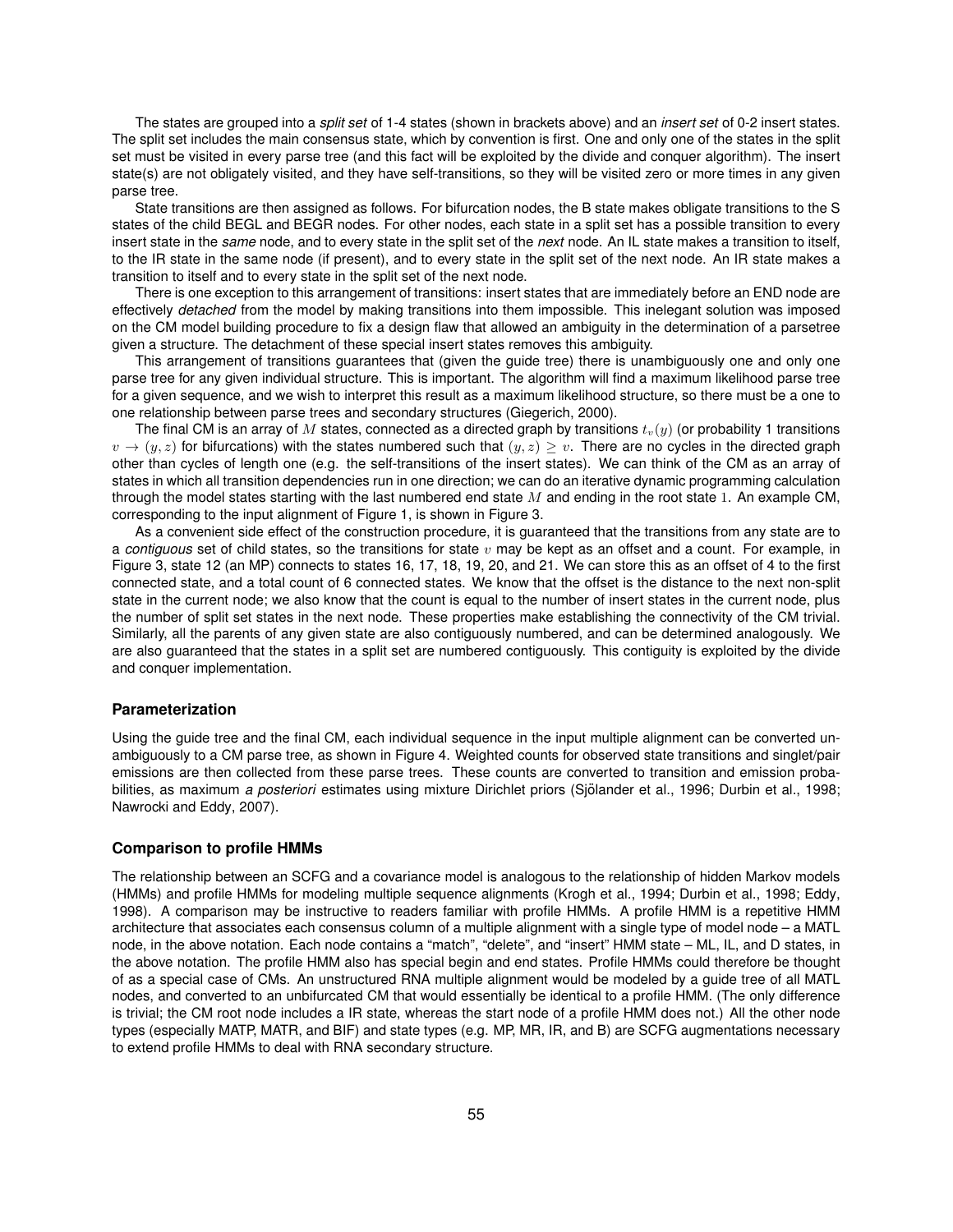The states are grouped into a *split set* of 1-4 states (shown in brackets above) and an *insert set* of 0-2 insert states. The split set includes the main consensus state, which by convention is first. One and only one of the states in the split set must be visited in every parse tree (and this fact will be exploited by the divide and conquer algorithm). The insert state(s) are not obligately visited, and they have self-transitions, so they will be visited zero or more times in any given parse tree.

State transitions are then assigned as follows. For bifurcation nodes, the B state makes obligate transitions to the S states of the child BEGL and BEGR nodes. For other nodes, each state in a split set has a possible transition to every insert state in the *same* node, and to every state in the split set of the *next* node. An IL state makes a transition to itself, to the IR state in the same node (if present), and to every state in the split set of the next node. An IR state makes a transition to itself and to every state in the split set of the next node.

There is one exception to this arrangement of transitions: insert states that are immediately before an END node are effectively *detached* from the model by making transitions into them impossible. This inelegant solution was imposed on the CM model building procedure to fix a design flaw that allowed an ambiguity in the determination of a parsetree given a structure. The detachment of these special insert states removes this ambiguity.

This arrangement of transitions guarantees that (given the guide tree) there is unambiguously one and only one parse tree for any given individual structure. This is important. The algorithm will find a maximum likelihood parse tree for a given sequence, and we wish to interpret this result as a maximum likelihood structure, so there must be a one to one relationship between parse trees and secondary structures (Giegerich, 2000).

The final CM is an array of $M$ states, connected as a directed graph by transitions $t_v(y)$ (or probability 1 transitions $v \rightarrow (y, z)$ for bifurcations) with the states numbered such that $(y, z) \geq v$. There are no cycles in the directed graph other than cycles of length one (e.g. the self-transitions of the insert states). We can think of the CM as an array of states in which all transition dependencies run in one direction; we can do an iterative dynamic programming calculation through the model states starting with the last numbered end state $M$ and ending in the root state $1$. An example CM, corresponding to the input alignment of Figure 1, is shown in Figure 3.

As a convenient side effect of the construction procedure, it is guaranteed that the transitions from any state are to a *contiguous* set of child states, so the transitions for state $v$ may be kept as an offset and a count. For example, in Figure 3, state 12 (an MP) connects to states 16, 17, 18, 19, 20, and 21. We can store this as an offset of 4 to the first connected state, and a total count of 6 connected states. We know that the offset is the distance to the next non-split state in the current node; we also know that the count is equal to the number of insert states in the current node, plus the number of split set states in the next node. These properties make establishing the connectivity of the CM trivial. Similarly, all the parents of any given state are also contiguously numbered, and can be determined analogously. We are also guaranteed that the states in a split set are numbered contiguously. This contiguity is exploited by the divide and conquer implementation.

### Parameterization

Using the guide tree and the final CM, each individual sequence in the input multiple alignment can be converted unambiguously to a CM parse tree, as shown in Figure 4. Weighted counts for observed state transitions and singlet/pair emissions are then collected from these parse trees. These counts are converted to transition and emission probabilities, as maximum *a posteriori* estimates using mixture Dirichlet priors (Sjölander et al., 1996; Durbin et al., 1998; Nawrocki and Eddy, 2007).

### Comparison to profile HMMs

The relationship between an SCFG and a covariance model is analogous to the relationship of hidden Markov models (HMMs) and profile HMMs for modeling multiple sequence alignments (Krogh et al., 1994; Durbin et al., 1998; Eddy, 1998). A comparison may be instructive to readers familiar with profile HMMs. A profile HMM is a repetitive HMM architecture that associates each consensus column of a multiple alignment with a single type of model node – a MATL node, in the above notation. Each node contains a "match", "delete", and "insert" HMM state – ML, IL, and D states, in the above notation. The profile HMM also has special begin and end states. Profile HMMs could therefore be thought of as a special case of CMs. An unstructured RNA multiple alignment would be modeled by a guide tree of all MATL nodes, and converted to an unbifurcated CM that would essentially be identical to a profile HMM. (The only difference is trivial; the CM root node includes a IR state, whereas the start node of a profile HMM does not.) All the other node types (especially MATP, MATR, and BIF) and state types (e.g. MP, MR, IR, and B) are SCFG augmentations necessary to extend profile HMMs to deal with RNA secondary structure.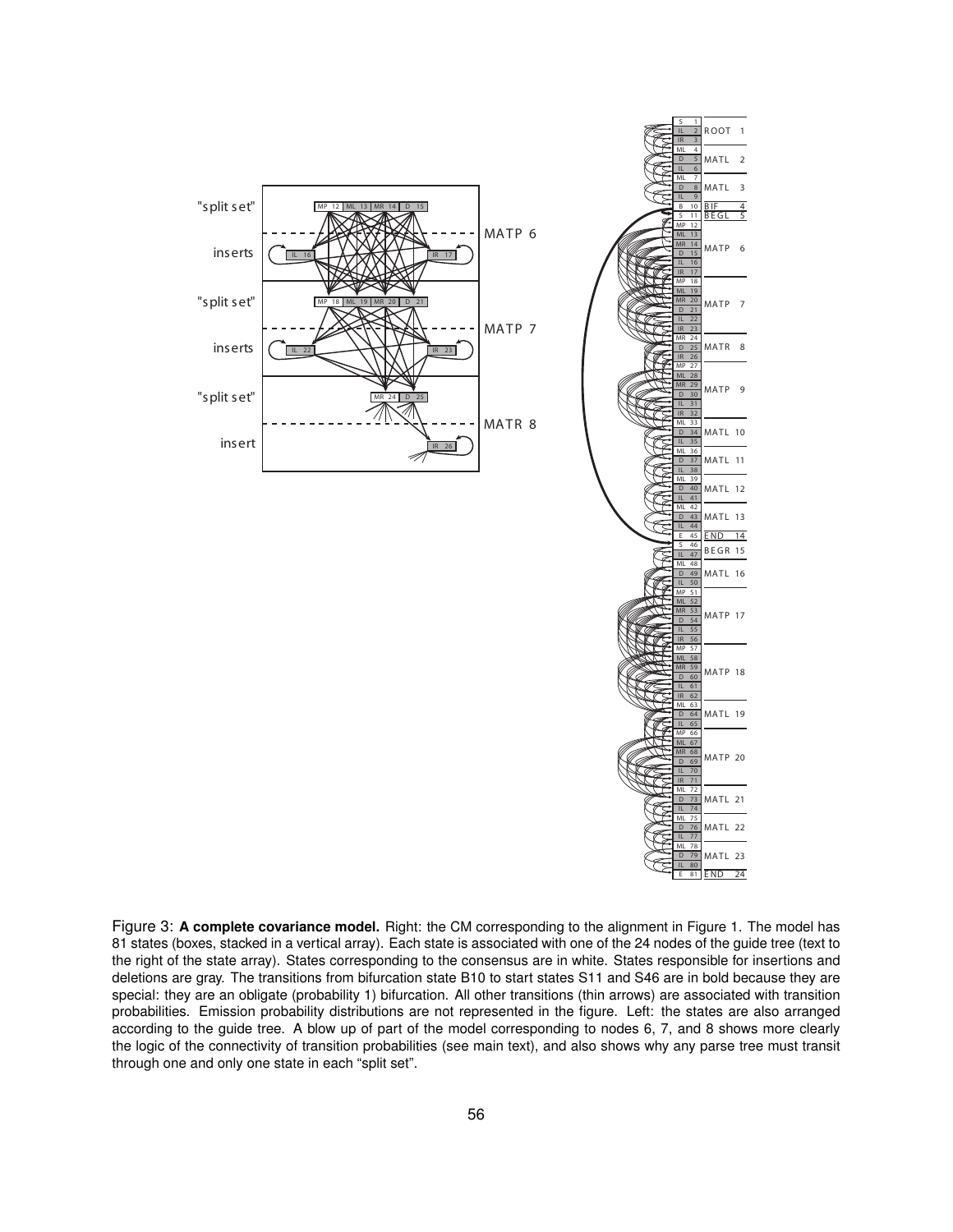Figure 3: **A complete covariance model.** Right: the CM corresponding to the alignment in Figure 1. The model has 81 states (boxes, stacked in a vertical array). Each state is associated with one of the 24 nodes of the guide tree (text to the right of the state array). States corresponding to the consensus are in white. States responsible for insertions and deletions are gray. The transitions from bifurcation state B10 to start states S11 and S46 are in bold because they are special: they are an obligate (probability 1) bifurcation. All other transitions (thin arrows) are associated with transition probabilities. Emission probability distributions are not represented in the figure. Left: the states are also arranged according to the guide tree. A blow up of part of the model corresponding to nodes 6, 7, and 8 shows more clearly the logic of the connectivity of transition probabilities (see main text), and also shows why any parse tree must transit through one and only one state in each "split set".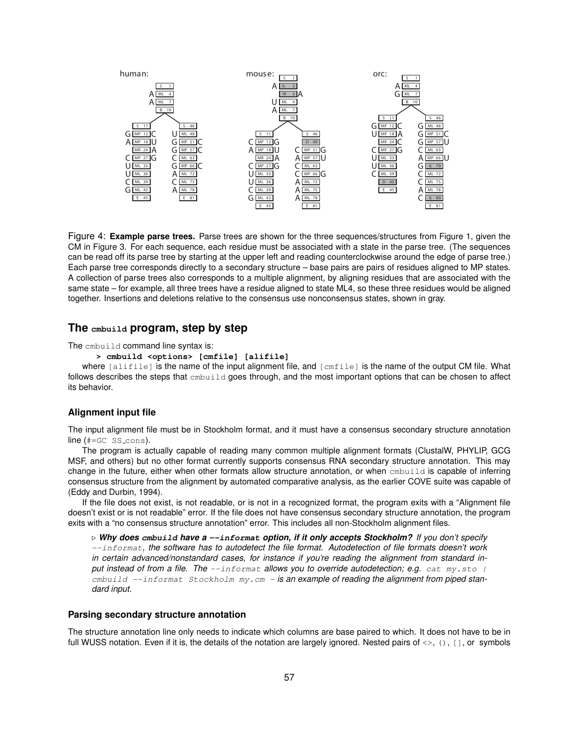Figure 4: **Example parse trees.** Parse trees are shown for the three sequences/structures from Figure 1, given the CM in Figure 3. For each sequence, each residue must be associated with a state in the parse tree. (The sequences can be read off its parse tree by starting at the upper left and reading counterclockwise around the edge of parse tree.) Each parse tree corresponds directly to a secondary structure – base pairs are pairs of residues aligned to MP states. A collection of parse trees also corresponds to a multiple alignment, by aligning residues that are associated with the same state – for example, all three trees have a residue aligned to state ML4, so these three residues would be aligned together. Insertions and deletions relative to the consensus use nonconsensus states, shown in gray.

## The `cmbuild` program, step by step

The `cmbuild` command line syntax is:

```
> cmbuild <options> [cmfile] [alifile]
```

where `[alifile]` is the name of the input alignment file, and `[cmfile]` is the name of the output CM file. What follows describes the steps that `cmbuild` goes through, and the most important options that can be chosen to affect its behavior.

### Alignment input file

The input alignment file must be in Stockholm format, and it must have a consensus secondary structure annotation line (`#=GC SS_cons`).

The program is actually capable of reading many common multiple alignment formats (ClustalW, PHYLIP, GCG MSF, and others) but no other format currently supports consensus RNA secondary structure annotation. This may change in the future, either when other formats allow structure annotation, or when `cmbuild` is capable of inferring consensus structure from the alignment by automated comparative analysis, as the earlier COVE suite was capable of (Eddy and Durbin, 1994).

If the file does not exist, is not readable, or is not in a recognized format, the program exits with a "Alignment file doesn't exist or is not readable" error. If the file does not have consensus secondary structure annotation, the program exits with a "no consensus structure annotation" error. This includes all non-Stockholm alignment files.

▷ ***Why does `cmbuild` have a `--informat` option, if it only accepts Stockholm?*** *If you don't specify `--informat`, the software has to autodetect the file format. Autodetection of file formats doesn't work in certain advanced/nonstandard cases, for instance if you're reading the alignment from standard input instead of from a file. The `--informat` allows you to override autodetection; e.g. `cat my.sto | cmbuild --informat Stockholm my.cm -` is an example of reading the alignment from piped standard input.*

### Parsing secondary structure annotation

The structure annotation line only needs to indicate which columns are base paired to which. It does not have to be in full WUSS notation. Even if it is, the details of the notation are largely ignored. Nested pairs of `<>`, `()`, `[]`, or symbols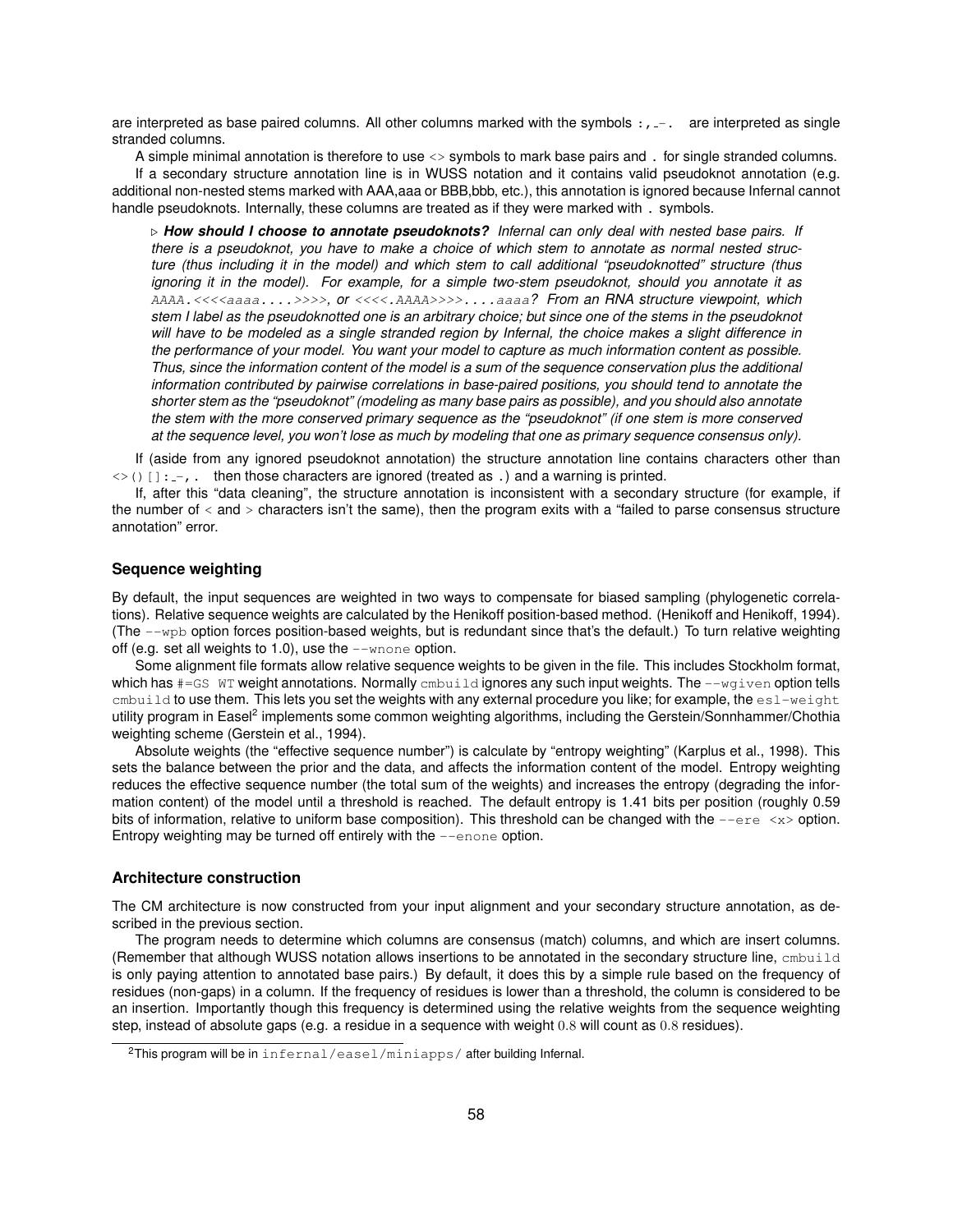are interpreted as base paired columns. All other columns marked with the symbols `:,_-.` are interpreted as single stranded columns.

A simple minimal annotation is therefore to use `<>` symbols to mark base pairs and `.` for single stranded columns.

If a secondary structure annotation line is in WUSS notation and it contains valid pseudoknot annotation (e.g. additional non-nested stems marked with AAA,aaa or BBB,bbb, etc.), this annotation is ignored because Infernal cannot handle pseudoknots. Internally, these columns are treated as if they were marked with `.` symbols.

> ▷ ***How should I choose to annotate pseudoknots?*** *Infernal can only deal with nested base pairs. If there is a pseudoknot, you have to make a choice of which stem to annotate as normal nested structure (thus including it in the model) and which stem to call additional "pseudoknotted" structure (thus ignoring it in the model). For example, for a simple two-stem pseudoknot, should you annotate it as* `AAAA.<<<<aaaa....>>>>`*, or* `<<<<.AAAA>>>>....aaaa`*? From an RNA structure viewpoint, which stem I label as the pseudoknotted one is an arbitrary choice; but since one of the stems in the pseudoknot will have to be modeled as a single stranded region by Infernal, the choice makes a slight difference in the performance of your model. You want your model to capture as much information content as possible. Thus, since the information content of the model is a sum of the sequence conservation plus the additional information contributed by pairwise correlations in base-paired positions, you should tend to annotate the shorter stem as the "pseudoknot" (modeling as many base pairs as possible), and you should also annotate the stem with the more conserved primary sequence as the "pseudoknot" (if one stem is more conserved at the sequence level, you won't lose as much by modeling that one as primary sequence consensus only).*

If (aside from any ignored pseudoknot annotation) the structure annotation line contains characters other than `<>()[]:_-,.` then those characters are ignored (treated as `.`) and a warning is printed.

If, after this "data cleaning", the structure annotation is inconsistent with a secondary structure (for example, if the number of < and > characters isn't the same), then the program exits with a "failed to parse consensus structure annotation" error.

### Sequence weighting

By default, the input sequences are weighted in two ways to compensate for biased sampling (phylogenetic correlations). Relative sequence weights are calculated by the Henikoff position-based method. (Henikoff and Henikoff, 1994). (The `--wpb` option forces position-based weights, but is redundant since that's the default.) To turn relative weighting off (e.g. set all weights to 1.0), use the `--wnone` option.

Some alignment file formats allow relative sequence weights to be given in the file. This includes Stockholm format, which has `#=GS WT` weight annotations. Normally `cmbuild` ignores any such input weights. The `--wgiven` option tells `cmbuild` to use them. This lets you set the weights with any external procedure you like; for example, the `esl-weight` utility program in Easel[2] implements some common weighting algorithms, including the Gerstein/Sonnhammer/Chothia weighting scheme (Gerstein et al., 1994).

Absolute weights (the "effective sequence number") is calculate by "entropy weighting" (Karplus et al., 1998). This sets the balance between the prior and the data, and affects the information content of the model. Entropy weighting reduces the effective sequence number (the total sum of the weights) and increases the entropy (degrading the information content) of the model until a threshold is reached. The default entropy is 1.41 bits per position (roughly 0.59 bits of information, relative to uniform base composition). This threshold can be changed with the `--ere <x>` option. Entropy weighting may be turned off entirely with the `--enone` option.

### Architecture construction

The CM architecture is now constructed from your input alignment and your secondary structure annotation, as described in the previous section.

The program needs to determine which columns are consensus (match) columns, and which are insert columns. (Remember that although WUSS notation allows insertions to be annotated in the secondary structure line, `cmbuild` is only paying attention to annotated base pairs.) By default, it does this by a simple rule based on the frequency of residues (non-gaps) in a column. If the frequency of residues is lower than a threshold, the column is considered to be an insertion. Importantly though this frequency is determined using the relative weights from the sequence weighting step, instead of absolute gaps (e.g. a residue in a sequence with weight $0.8$ will count as $0.8$ residues).

---

[2] This program will be in `infernal/easel/miniapps/` after building Infernal.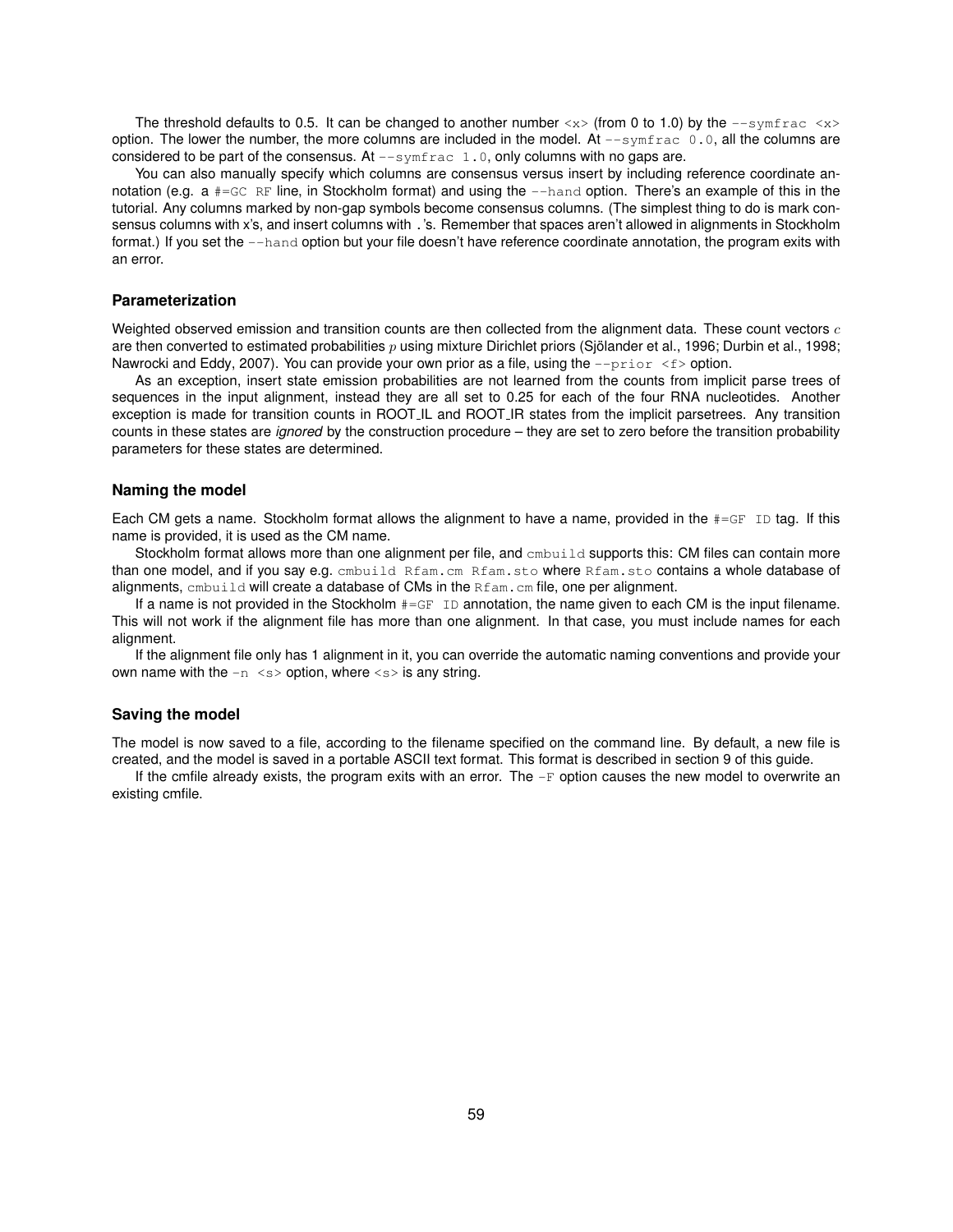The threshold defaults to 0.5. It can be changed to another number `<x>` (from 0 to 1.0) by the `--symfrac <x>` option. The lower the number, the more columns are included in the model. At `--symfrac 0.0`, all the columns are considered to be part of the consensus. At `--symfrac 1.0`, only columns with no gaps are.

You can also manually specify which columns are consensus versus insert by including reference coordinate annotation (e.g. a `#=GC RF` line, in Stockholm format) and using the `--hand` option. There's an example of this in the tutorial. Any columns marked by non-gap symbols become consensus columns. (The simplest thing to do is mark consensus columns with x's, and insert columns with .'s. Remember that spaces aren't allowed in alignments in Stockholm format.) If you set the `--hand` option but your file doesn't have reference coordinate annotation, the program exits with an error.

### Parameterization

Weighted observed emission and transition counts are then collected from the alignment data. These count vectors $c$ are then converted to estimated probabilities $p$ using mixture Dirichlet priors (Sjölander et al., 1996; Durbin et al., 1998; Nawrocki and Eddy, 2007). You can provide your own prior as a file, using the `--prior <f>` option.

As an exception, insert state emission probabilities are not learned from the counts from implicit parse trees of sequences in the input alignment, instead they are all set to 0.25 for each of the four RNA nucleotides. Another exception is made for transition counts in ROOT_IL and ROOT_IR states from the implicit parsetrees. Any transition counts in these states are *ignored* by the construction procedure – they are set to zero before the transition probability parameters for these states are determined.

### Naming the model

Each CM gets a name. Stockholm format allows the alignment to have a name, provided in the `#=GF ID` tag. If this name is provided, it is used as the CM name.

Stockholm format allows more than one alignment per file, and `cmbuild` supports this: CM files can contain more than one model, and if you say e.g. `cmbuild Rfam.cm Rfam.sto` where `Rfam.sto` contains a whole database of alignments, `cmbuild` will create a database of CMs in the `Rfam.cm` file, one per alignment.

If a name is not provided in the Stockholm `#=GF ID` annotation, the name given to each CM is the input filename. This will not work if the alignment file has more than one alignment. In that case, you must include names for each alignment.

If the alignment file only has 1 alignment in it, you can override the automatic naming conventions and provide your own name with the `-n <s>` option, where `<s>` is any string.

### Saving the model

The model is now saved to a file, according to the filename specified on the command line. By default, a new file is created, and the model is saved in a portable ASCII text format. This format is described in section 9 of this guide.

If the cmfile already exists, the program exits with an error. The `-F` option causes the new model to overwrite an existing cmfile.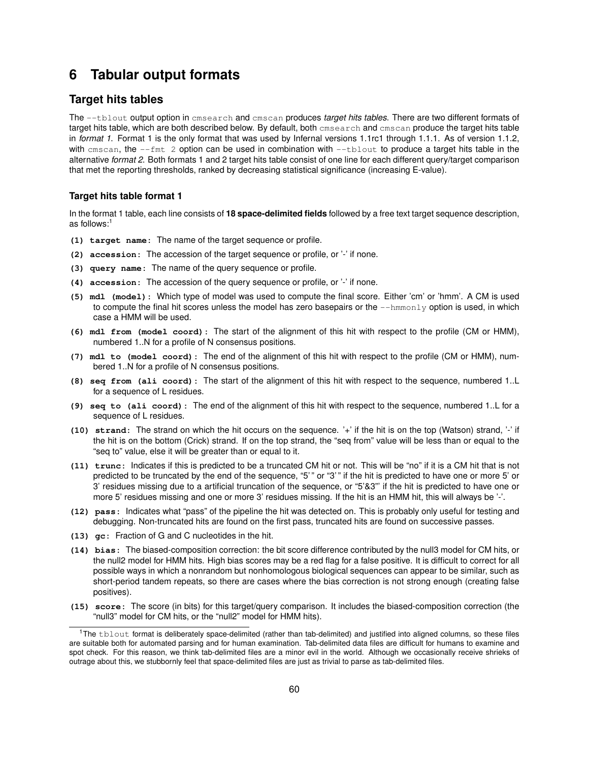# 6 Tabular output formats

## Target hits tables

The `--tblout` output option in `cmsearch` and `cmscan` produces *target hits tables.* There are two different formats of target hits table, which are both described below. By default, both `cmsearch` and `cmscan` produce the target hits table in *format 1.* Format 1 is the only format that was used by Infernal versions 1.1rc1 through 1.1.1. As of version 1.1.2, with `cmscan`, the `--fmt 2` option can be used in combination with `--tblout` to produce a target hits table in the alternative *format 2*. Both formats 1 and 2 target hits table consist of one line for each different query/target comparison that met the reporting thresholds, ranked by decreasing statistical significance (increasing E-value).

### Target hits table format 1

In the format 1 table, each line consists of **18 space-delimited fields** followed by a free text target sequence description, as follows:[1]

**(1) target name:** The name of the target sequence or profile.

**(2) accession:** The accession of the target sequence or profile, or '-' if none.

**(3) query name:** The name of the query sequence or profile.

**(4) accession:** The accession of the query sequence or profile, or '-' if none.

**(5) mdl (model):** Which type of model was used to compute the final score. Either 'cm' or 'hmm'. A CM is used to compute the final hit scores unless the model has zero basepairs or the `--hmmonly` option is used, in which case a HMM will be used.

**(6) mdl from (model coord):** The start of the alignment of this hit with respect to the profile (CM or HMM), numbered 1..N for a profile of N consensus positions.

**(7) mdl to (model coord):** The end of the alignment of this hit with respect to the profile (CM or HMM), numbered 1..N for a profile of N consensus positions.

**(8) seq from (ali coord):** The start of the alignment of this hit with respect to the sequence, numbered 1..L for a sequence of L residues.

**(9) seq to (ali coord):** The end of the alignment of this hit with respect to the sequence, numbered 1..L for a sequence of L residues.

**(10) strand:** The strand on which the hit occurs on the sequence. '+' if the hit is on the top (Watson) strand, '-' if the hit is on the bottom (Crick) strand. If on the top strand, the "seq from" value will be less than or equal to the "seq to" value, else it will be greater than or equal to it.

**(11) trunc:** Indicates if this is predicted to be a truncated CM hit or not. This will be "no" if it is a CM hit that is not predicted to be truncated by the end of the sequence, "5' " or "3' " if the hit is predicted to have one or more 5' or 3' residues missing due to a artificial truncation of the sequence, or "5'&3'" if the hit is predicted to have one or more 5' residues missing and one or more 3' residues missing. If the hit is an HMM hit, this will always be '-'.

**(12) pass:** Indicates what "pass" of the pipeline the hit was detected on. This is probably only useful for testing and debugging. Non-truncated hits are found on the first pass, truncated hits are found on successive passes.

**(13) gc:** Fraction of G and C nucleotides in the hit.

**(14) bias:** The biased-composition correction: the bit score difference contributed by the null3 model for CM hits, or the null2 model for HMM hits. High bias scores may be a red flag for a false positive. It is difficult to correct for all possible ways in which a nonrandom but nonhomologous biological sequences can appear to be similar, such as short-period tandem repeats, so there are cases where the bias correction is not strong enough (creating false positives).

**(15) score:** The score (in bits) for this target/query comparison. It includes the biased-composition correction (the "null3" model for CM hits, or the "null2" model for HMM hits).

---

[1] The `tblout` format is deliberately space-delimited (rather than tab-delimited) and justified into aligned columns, so these files are suitable both for automated parsing and for human examination. Tab-delimited data files are difficult for humans to examine and spot check. For this reason, we think tab-delimited files are a minor evil in the world. Although we occasionally receive shrieks of outrage about this, we stubbornly feel that space-delimited files are just as trivial to parse as tab-delimited files.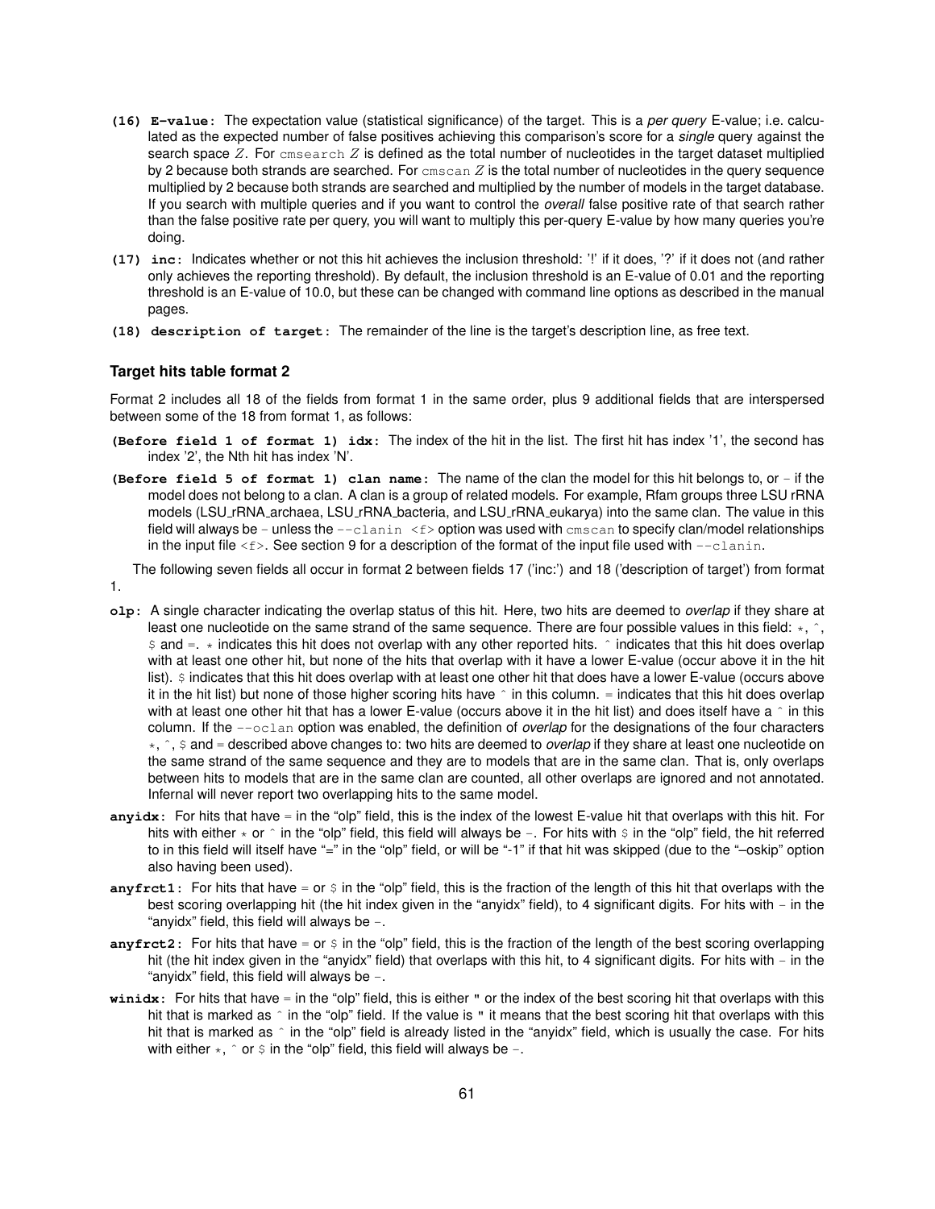- **(16) E-value:** The expectation value (statistical significance) of the target. This is a *per query* E-value; i.e. calculated as the expected number of false positives achieving this comparison's score for a *single* query against the search space $Z$. For `cmsearch` $Z$ is defined as the total number of nucleotides in the target dataset multiplied by 2 because both strands are searched. For `cmscan` $Z$ is the total number of nucleotides in the query sequence multiplied by 2 because both strands are searched and multiplied by the number of models in the target database. If you search with multiple queries and if you want to control the *overall* false positive rate of that search rather than the false positive rate per query, you will want to multiply this per-query E-value by how many queries you're doing.
- **(17) inc:** Indicates whether or not this hit achieves the inclusion threshold: '!' if it does, '?' if it does not (and rather only achieves the reporting threshold). By default, the inclusion threshold is an E-value of 0.01 and the reporting threshold is an E-value of 10.0, but these can be changed with command line options as described in the manual pages.
- **(18) description of target:** The remainder of the line is the target's description line, as free text.

### Target hits table format 2

Format 2 includes all 18 of the fields from format 1 in the same order, plus 9 additional fields that are interspersed between some of the 18 from format 1, as follows:

- **(Before field 1 of format 1) idx:** The index of the hit in the list. The first hit has index '1', the second has index '2', the Nth hit has index 'N'.
- **(Before field 5 of format 1) clan name:** The name of the clan the model for this hit belongs to, or - if the model does not belong to a clan. A clan is a group of related models. For example, Rfam groups three LSU rRNA models (LSU_rRNA_archaea, LSU_rRNA_bacteria, and LSU_rRNA_eukarya) into the same clan. The value in this field will always be - unless the `--clanin <f>` option was used with `cmscan` to specify clan/model relationships in the input file `<f>`. See section 9 for a description of the format of the input file used with `--clanin`.

The following seven fields all occur in format 2 between fields 17 ('inc:') and 18 ('description of target') from format 1.

- **olp:** A single character indicating the overlap status of this hit. Here, two hits are deemed to *overlap* if they share at least one nucleotide on the same strand of the same sequence. There are four possible values in this field: `*`, `^`, `$` and `=`. `*` indicates this hit does not overlap with any other reported hits. `^` indicates that this hit does overlap with at least one other hit, but none of the hits that overlap with it have a lower E-value (occur above it in the hit list). `$` indicates that this hit does overlap with at least one other hit that does have a lower E-value (occurs above it in the hit list) but none of those higher scoring hits have `^` in this column. `=` indicates that this hit does overlap with at least one other hit that has a lower E-value (occurs above it in the hit list) and does itself have a `^` in this column. If the `--oclan` option was enabled, the definition of *overlap* for the designations of the four characters `*`, `^`, `$` and `=` described above changes to: two hits are deemed to *overlap* if they share at least one nucleotide on the same strand of the same sequence and they are to models that are in the same clan. That is, only overlaps between hits to models that are in the same clan are counted, all other overlaps are ignored and not annotated. Infernal will never report two overlapping hits to the same model.
- **anyidx:** For hits that have = in the "olp" field, this is the index of the lowest E-value hit that overlaps with this hit. For hits with either `*` or `^` in the "olp" field, this field will always be -. For hits with `$` in the "olp" field, the hit referred to in this field will itself have "=" in the "olp" field, or will be "-1" if that hit was skipped (due to the "–oskip" option also having been used).
- **anyfrct1:** For hits that have = or `$` in the "olp" field, this is the fraction of the length of this hit that overlaps with the best scoring overlapping hit (the hit index given in the "anyidx" field), to 4 significant digits. For hits with - in the "anyidx" field, this field will always be -.
- **anyfrct2:** For hits that have = or `$` in the "olp" field, this is the fraction of the length of the best scoring overlapping hit (the hit index given in the "anyidx" field) that overlaps with this hit, to 4 significant digits. For hits with - in the "anyidx" field, this field will always be -.
- **winidx:** For hits that have = in the "olp" field, this is either " or the index of the best scoring hit that overlaps with this hit that is marked as `^` in the "olp" field. If the value is " it means that the best scoring hit that overlaps with this hit that is marked as `^` in the "olp" field is already listed in the "anyidx" field, which is usually the case. For hits with either `*`, `^` or `$` in the "olp" field, this field will always be -.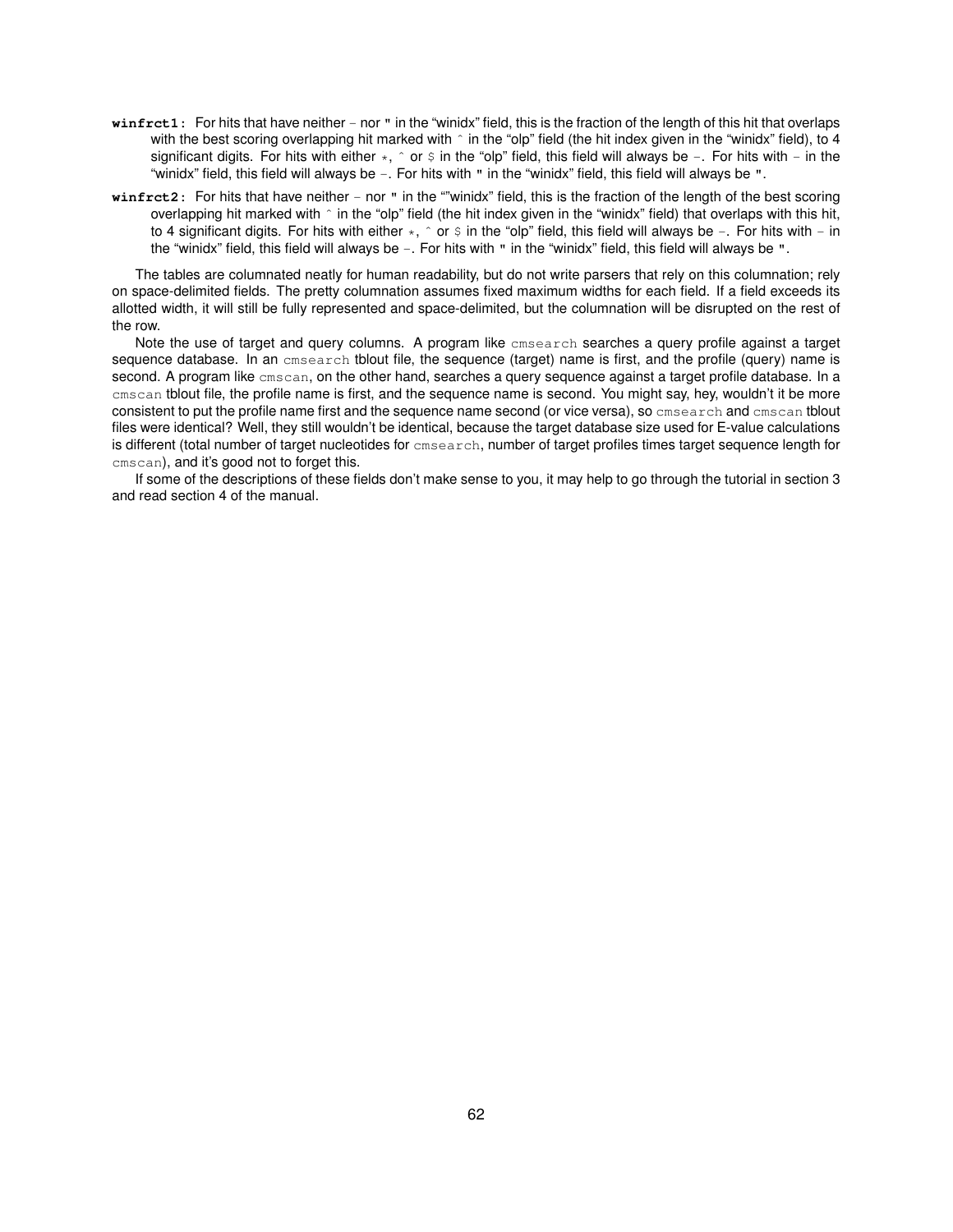**winfrct1:** For hits that have neither - nor " in the "winidx" field, this is the fraction of the length of this hit that overlaps with the best scoring overlapping hit marked with ^ in the "olp" field (the hit index given in the "winidx" field), to 4 significant digits. For hits with either *, ^ or $ in the "olp" field, this field will always be -. For hits with - in the "winidx" field, this field will always be -. For hits with " in the "winidx" field, this field will always be ".

**winfrct2:** For hits that have neither - nor " in the ""winidx" field, this is the fraction of the length of the best scoring overlapping hit marked with ^ in the "olp" field (the hit index given in the "winidx" field) that overlaps with this hit, to 4 significant digits. For hits with either *, ^ or $ in the "olp" field, this field will always be -. For hits with - in the "winidx" field, this field will always be -. For hits with " in the "winidx" field, this field will always be ".

The tables are columnated neatly for human readability, but do not write parsers that rely on this columnation; rely on space-delimited fields. The pretty columnation assumes fixed maximum widths for each field. If a field exceeds its allotted width, it will still be fully represented and space-delimited, but the columnation will be disrupted on the rest of the row.

Note the use of target and query columns. A program like `cmsearch` searches a query profile against a target sequence database. In an `cmsearch` tblout file, the sequence (target) name is first, and the profile (query) name is second. A program like `cmscan`, on the other hand, searches a query sequence against a target profile database. In a `cmscan` tblout file, the profile name is first, and the sequence name is second. You might say, hey, wouldn't it be more consistent to put the profile name first and the sequence name second (or vice versa), so `cmsearch` and `cmscan` tblout files were identical? Well, they still wouldn't be identical, because the target database size used for E-value calculations is different (total number of target nucleotides for `cmsearch`, number of target profiles times target sequence length for `cmscan`), and it's good not to forget this.

If some of the descriptions of these fields don't make sense to you, it may help to go through the tutorial in section 3 and read section 4 of the manual.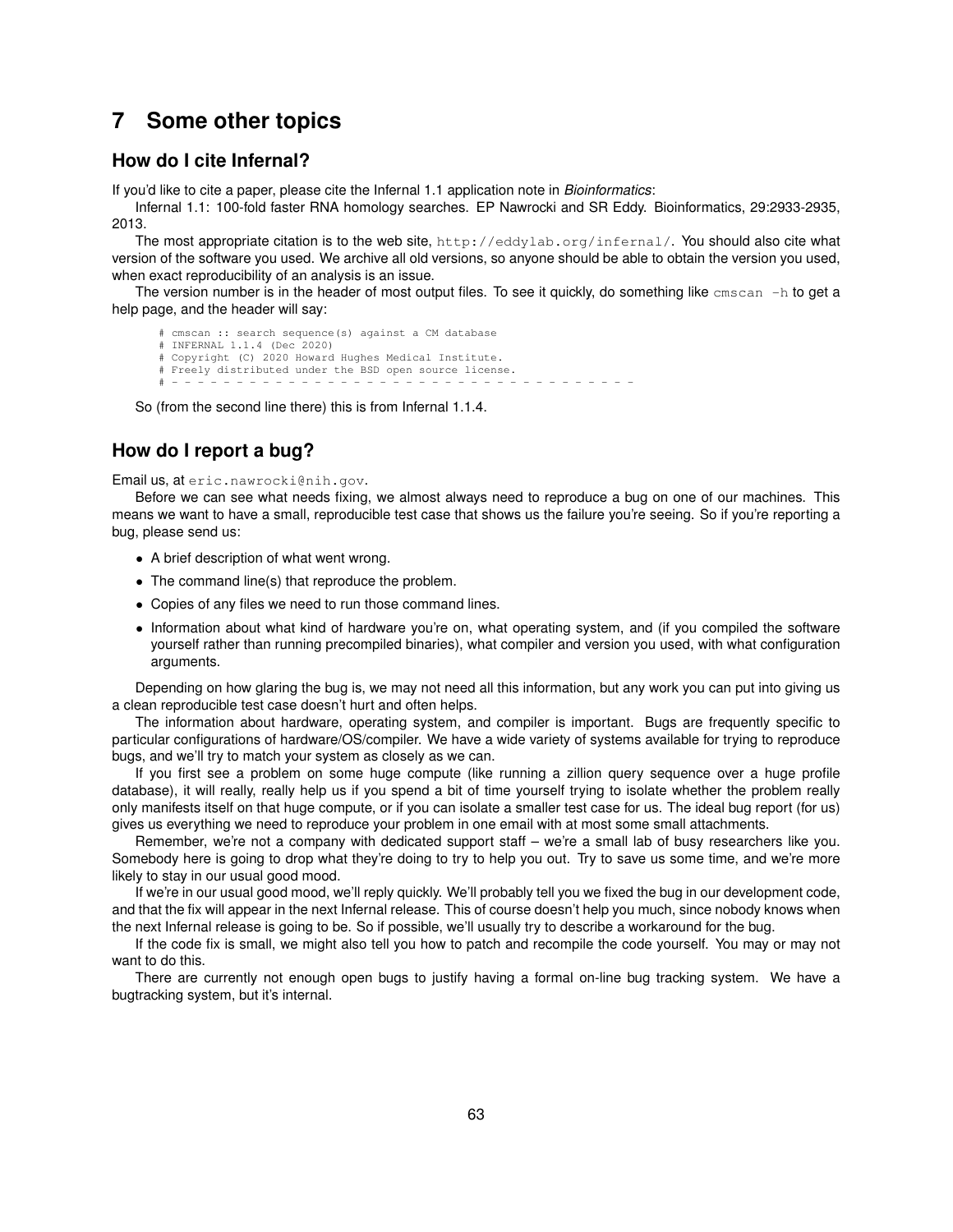# 7 Some other topics

## How do I cite Infernal?

If you'd like to cite a paper, please cite the Infernal 1.1 application note in *Bioinformatics*:

Infernal 1.1: 100-fold faster RNA homology searches. EP Nawrocki and SR Eddy. Bioinformatics, 29:2933-2935, 2013.

The most appropriate citation is to the web site, `http://eddylab.org/infernal/`. You should also cite what version of the software you used. We archive all old versions, so anyone should be able to obtain the version you used, when exact reproducibility of an analysis is an issue.

The version number is in the header of most output files. To see it quickly, do something like `cmscan -h` to get a help page, and the header will say:

```
# cmscan :: search sequence(s) against a CM database
# INFERNAL 1.1.4 (Dec 2020)
# Copyright (C) 2020 Howard Hughes Medical Institute.
# Freely distributed under the BSD open source license.
# - - - - - - - - - - - - - - - - - - - - - - - - - - - - - - - - - - - -
```

So (from the second line there) this is from Infernal 1.1.4.

## How do I report a bug?

Email us, at `eric.nawrocki@nih.gov`.

Before we can see what needs fixing, we almost always need to reproduce a bug on one of our machines. This means we want to have a small, reproducible test case that shows us the failure you're seeing. So if you're reporting a bug, please send us:

- A brief description of what went wrong.
- The command line(s) that reproduce the problem.
- Copies of any files we need to run those command lines.
- Information about what kind of hardware you're on, what operating system, and (if you compiled the software yourself rather than running precompiled binaries), what compiler and version you used, with what configuration arguments.

Depending on how glaring the bug is, we may not need all this information, but any work you can put into giving us a clean reproducible test case doesn't hurt and often helps.

The information about hardware, operating system, and compiler is important. Bugs are frequently specific to particular configurations of hardware/OS/compiler. We have a wide variety of systems available for trying to reproduce bugs, and we'll try to match your system as closely as we can.

If you first see a problem on some huge compute (like running a zillion query sequence over a huge profile database), it will really, really help us if you spend a bit of time yourself trying to isolate whether the problem really only manifests itself on that huge compute, or if you can isolate a smaller test case for us. The ideal bug report (for us) gives us everything we need to reproduce your problem in one email with at most some small attachments.

Remember, we're not a company with dedicated support staff – we're a small lab of busy researchers like you. Somebody here is going to drop what they're doing to try to help you out. Try to save us some time, and we're more likely to stay in our usual good mood.

If we're in our usual good mood, we'll reply quickly. We'll probably tell you we fixed the bug in our development code, and that the fix will appear in the next Infernal release. This of course doesn't help you much, since nobody knows when the next Infernal release is going to be. So if possible, we'll usually try to describe a workaround for the bug.

If the code fix is small, we might also tell you how to patch and recompile the code yourself. You may or may not want to do this.

There are currently not enough open bugs to justify having a formal on-line bug tracking system. We have a bugtracking system, but it's internal.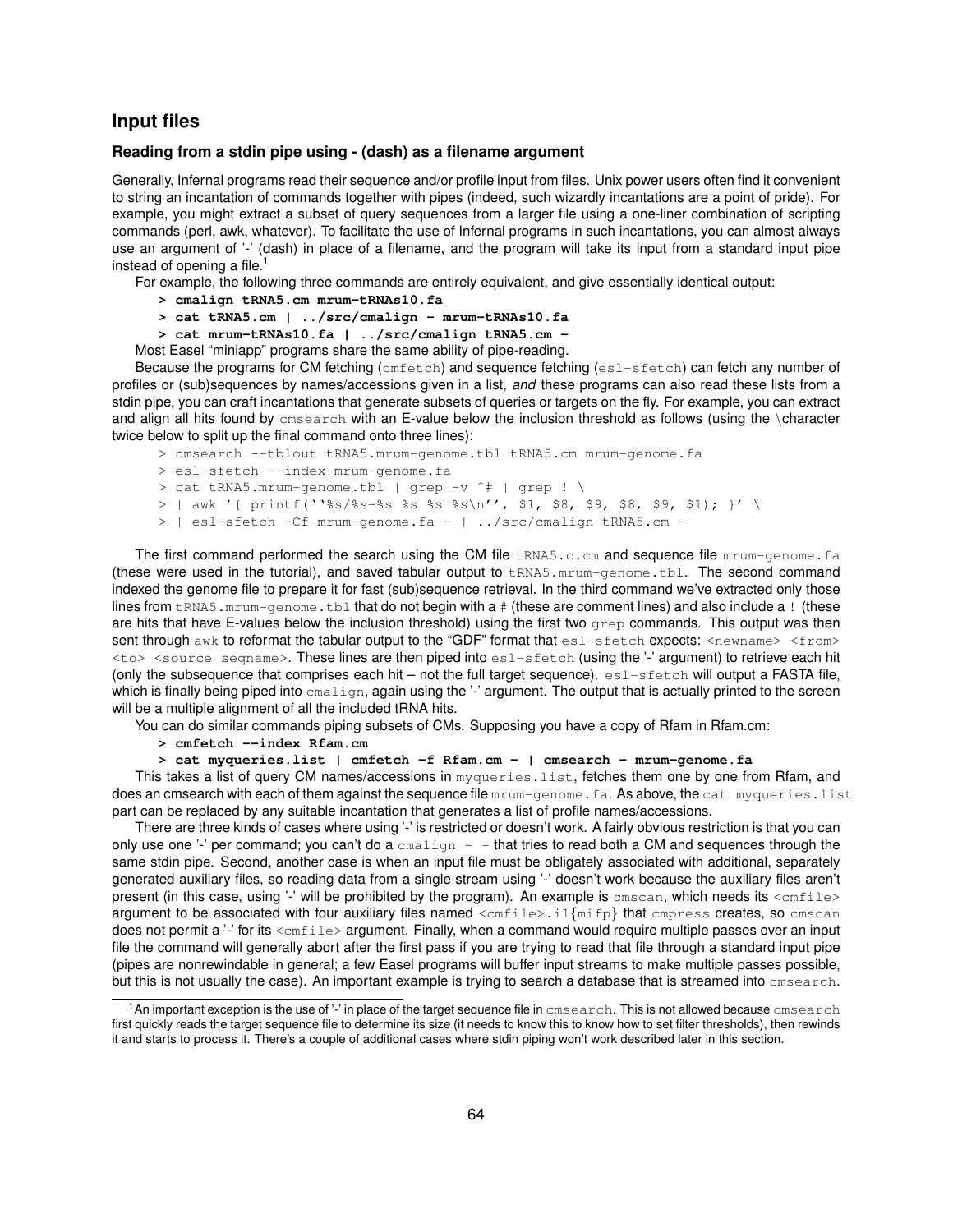## Input files

### Reading from a stdin pipe using - (dash) as a filename argument

Generally, Infernal programs read their sequence and/or profile input from files. Unix power users often find it convenient to string an incantation of commands together with pipes (indeed, such wizardly incantations are a point of pride). For example, you might extract a subset of query sequences from a larger file using a one-liner combination of scripting commands (perl, awk, whatever). To facilitate the use of Infernal programs in such incantations, you can almost always use an argument of '-' (dash) in place of a filename, and the program will take its input from a standard input pipe instead of opening a file.[1]

For example, the following three commands are entirely equivalent, and give essentially identical output:

```
> cmalign tRNA5.cm mrum-tRNAs10.fa
> cat tRNA5.cm | ../src/cmalign - mrum-tRNAs10.fa
> cat mrum-tRNAs10.fa | ../src/cmalign tRNA5.cm -
```

Most Easel "miniapp" programs share the same ability of pipe-reading.

Because the programs for CM fetching (`cmfetch`) and sequence fetching (`esl-sfetch`) can fetch any number of profiles or (sub)sequences by names/accessions given in a list, *and* these programs can also read these lists from a stdin pipe, you can craft incantations that generate subsets of queries or targets on the fly. For example, you can extract and align all hits found by `cmsearch` with an E-value below the inclusion threshold as follows (using the \character twice below to split up the final command onto three lines):

```
> cmsearch --tblout tRNA5.mrum-genome.tbl tRNA5.cm mrum-genome.fa
> esl-sfetch --index mrum-genome.fa
> cat tRNA5.mrum-genome.tbl | grep -v ^# | grep ! \
> | awk '{ printf(''%s/%s-%s %s %s %s\n'', $1, $8, $9, $8, $9, $1); }' \
> | esl-sfetch -Cf mrum-genome.fa - | ../src/cmalign tRNA5.cm -
```

The first command performed the search using the CM file `tRNA5.c.cm` and sequence file `mrum-genome.fa` (these were used in the tutorial), and saved tabular output to `tRNA5.mrum-genome.tbl`. The second command indexed the genome file to prepare it for fast (sub)sequence retrieval. In the third command we've extracted only those lines from `tRNA5.mrum-genome.tbl` that do not begin with a `#` (these are comment lines) and also include a `!` (these are hits that have E-values below the inclusion threshold) using the first two `grep` commands. This output was then sent through `awk` to reformat the tabular output to the "GDF" format that `esl-sfetch` expects: `<newname> <from> <to> <source seqname>`. These lines are then piped into `esl-sfetch` (using the '-' argument) to retrieve each hit (only the subsequence that comprises each hit – not the full target sequence). `esl-sfetch` will output a FASTA file, which is finally being piped into `cmalign`, again using the '-' argument. The output that is actually printed to the screen will be a multiple alignment of all the included tRNA hits.

You can do similar commands piping subsets of CMs. Supposing you have a copy of Rfam in Rfam.cm:

```
> cmfetch --index Rfam.cm
> cat myqueries.list | cmfetch -f Rfam.cm - | cmsearch - mrum-genome.fa
```

This takes a list of query CM names/accessions in `myqueries.list`, fetches them one by one from Rfam, and does an cmsearch with each of them against the sequence file `mrum-genome.fa`. As above, the `cat myqueries.list` part can be replaced by any suitable incantation that generates a list of profile names/accessions.

There are three kinds of cases where using '-' is restricted or doesn't work. A fairly obvious restriction is that you can only use one '-' per command; you can't do a `cmalign - -` that tries to read both a CM and sequences through the same stdin pipe. Second, another case is when an input file must be obligately associated with additional, separately generated auxiliary files, so reading data from a single stream using '-' doesn't work because the auxiliary files aren't present (in this case, using '-' will be prohibited by the program). An example is `cmscan`, which needs its `<cmfile>` argument to be associated with four auxiliary files named `<cmfile>.i1{mifp}` that `cmpress` creates, so `cmscan` does not permit a '-' for its `<cmfile>` argument. Finally, when a command would require multiple passes over an input file the command will generally abort after the first pass if you are trying to read that file through a standard input pipe (pipes are nonrewindable in general; a few Easel programs will buffer input streams to make multiple passes possible, but this is not usually the case). An important example is trying to search a database that is streamed into `cmsearch`.

[1] An important exception is the use of '-' in place of the target sequence file in `cmsearch`. This is not allowed because `cmsearch` first quickly reads the target sequence file to determine its size (it needs to know this to know how to set filter thresholds), then rewinds it and starts to process it. There's a couple of additional cases where stdin piping won't work described later in this section.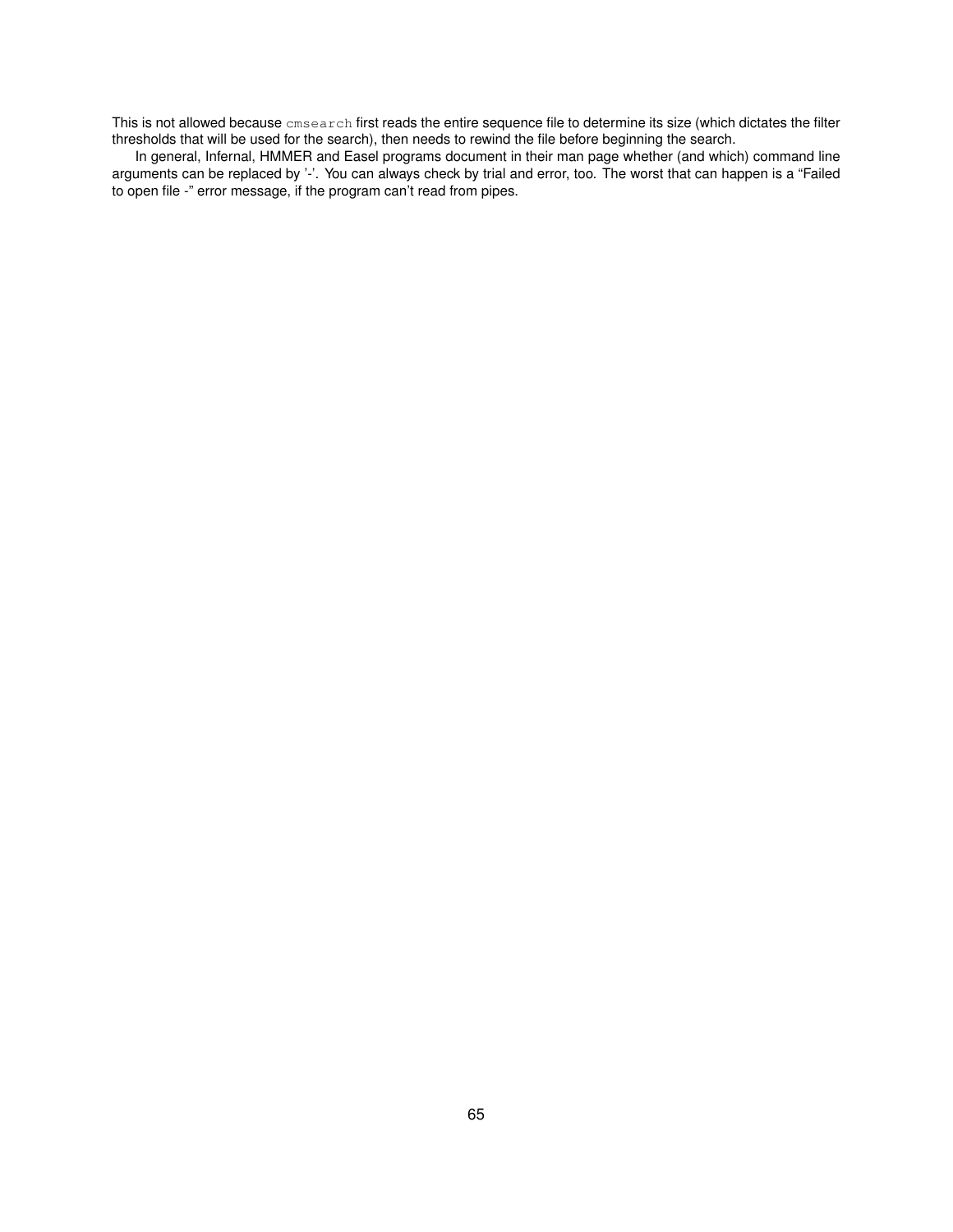This is not allowed because `cmsearch` first reads the entire sequence file to determine its size (which dictates the filter thresholds that will be used for the search), then needs to rewind the file before beginning the search.

In general, Infernal, HMMER and Easel programs document in their man page whether (and which) command line arguments can be replaced by '-'. You can always check by trial and error, too. The worst that can happen is a "Failed to open file -" error message, if the program can't read from pipes.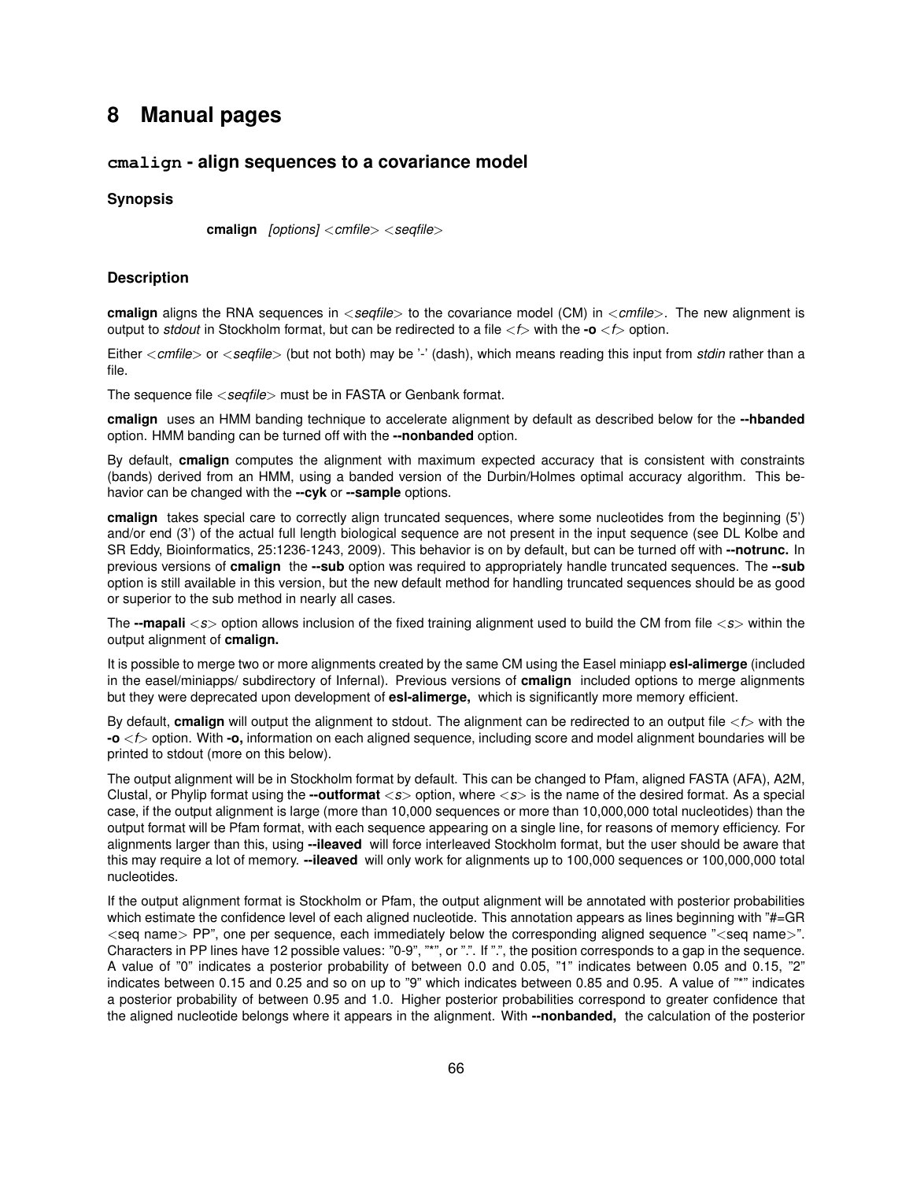# 8 Manual pages

## cmalign - align sequences to a covariance model

### Synopsis

**cmalign** *[options] <cmfile> <seqfile>*

### Description

**cmalign** aligns the RNA sequences in <*seqfile*> to the covariance model (CM) in <*cmfile*>. The new alignment is output to *stdout* in Stockholm format, but can be redirected to a file <*f*> with the **-o** <*f*> option.

Either <*cmfile*> or <*seqfile*> (but not both) may be '-' (dash), which means reading this input from *stdin* rather than a file.

The sequence file <*seqfile*> must be in FASTA or Genbank format.

**cmalign** uses an HMM banding technique to accelerate alignment by default as described below for the **--hbanded** option. HMM banding can be turned off with the **--nonbanded** option.

By default, **cmalign** computes the alignment with maximum expected accuracy that is consistent with constraints (bands) derived from an HMM, using a banded version of the Durbin/Holmes optimal accuracy algorithm. This behavior can be changed with the **--cyk** or **--sample** options.

**cmalign** takes special care to correctly align truncated sequences, where some nucleotides from the beginning (5') and/or end (3') of the actual full length biological sequence are not present in the input sequence (see DL Kolbe and SR Eddy, Bioinformatics, 25:1236-1243, 2009). This behavior is on by default, but can be turned off with **--notrunc.** In previous versions of **cmalign** the **--sub** option was required to appropriately handle truncated sequences. The **--sub** option is still available in this version, but the new default method for handling truncated sequences should be as good or superior to the sub method in nearly all cases.

The **--mapali** <*s*> option allows inclusion of the fixed training alignment used to build the CM from file <*s*> within the output alignment of **cmalign.**

It is possible to merge two or more alignments created by the same CM using the Easel miniapp **esl-alimerge** (included in the easel/miniapps/ subdirectory of Infernal). Previous versions of **cmalign** included options to merge alignments but they were deprecated upon development of **esl-alimerge,** which is significantly more memory efficient.

By default, **cmalign** will output the alignment to stdout. The alignment can be redirected to an output file <*f*> with the **-o** <*f*> option. With **-o,** information on each aligned sequence, including score and model alignment boundaries will be printed to stdout (more on this below).

The output alignment will be in Stockholm format by default. This can be changed to Pfam, aligned FASTA (AFA), A2M, Clustal, or Phylip format using the **--outformat** <*s*> option, where <*s*> is the name of the desired format. As a special case, if the output alignment is large (more than 10,000 sequences or more than 10,000,000 total nucleotides) than the output format will be Pfam format, with each sequence appearing on a single line, for reasons of memory efficiency. For alignments larger than this, using **--ileaved** will force interleaved Stockholm format, but the user should be aware that this may require a lot of memory. **--ileaved** will only work for alignments up to 100,000 sequences or 100,000,000 total nucleotides.

If the output alignment format is Stockholm or Pfam, the output alignment will be annotated with posterior probabilities which estimate the confidence level of each aligned nucleotide. This annotation appears as lines beginning with "#=GR <seq name> PP", one per sequence, each immediately below the corresponding aligned sequence "<seq name>". Characters in PP lines have 12 possible values: "0-9", "*", or ".". If ".", the position corresponds to a gap in the sequence. A value of "0" indicates a posterior probability of between 0.0 and 0.05, "1" indicates between 0.05 and 0.15, "2" indicates between 0.15 and 0.25 and so on up to "9" which indicates between 0.85 and 0.95. A value of "*" indicates a posterior probability of between 0.95 and 1.0. Higher posterior probabilities correspond to greater confidence that the aligned nucleotide belongs where it appears in the alignment. With **--nonbanded,** the calculation of the posterior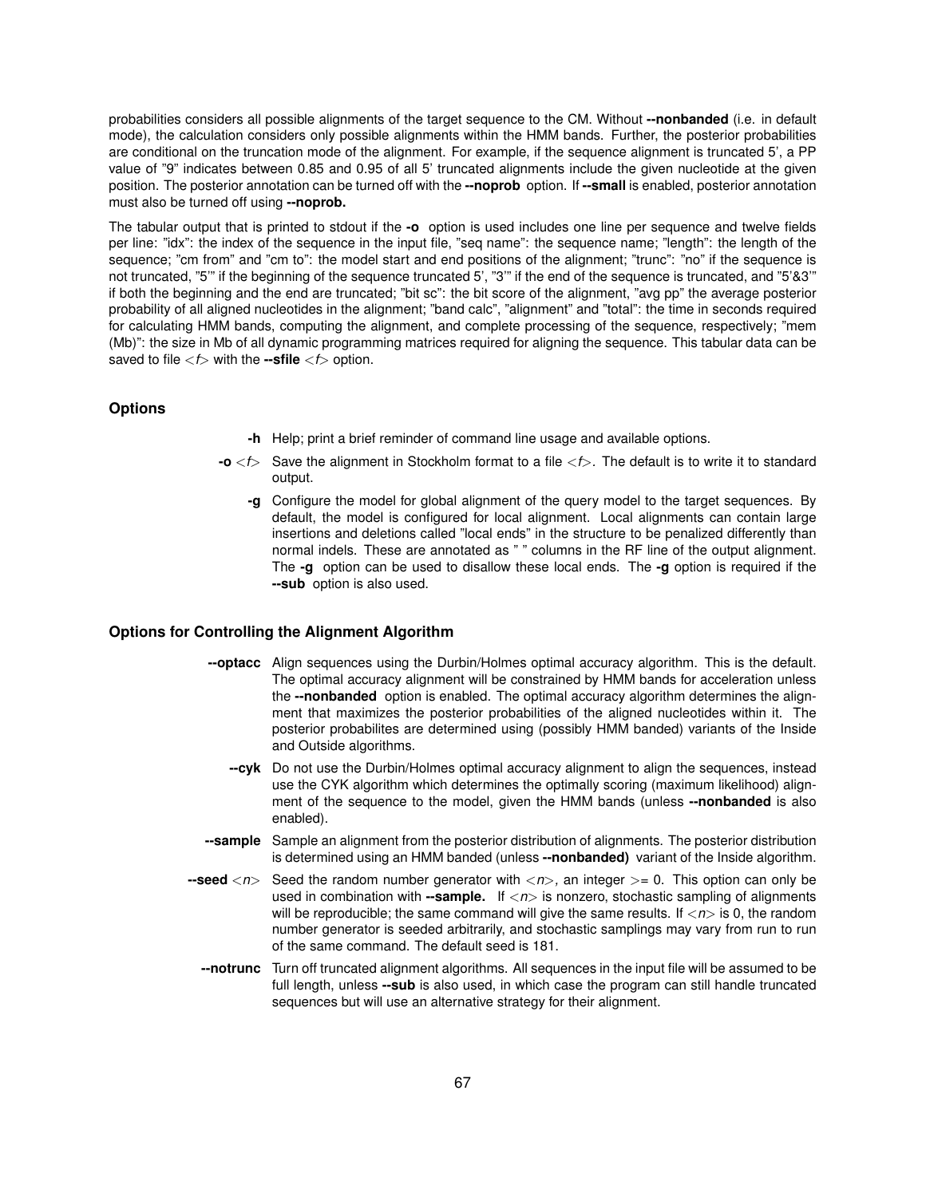probabilities considers all possible alignments of the target sequence to the CM. Without **--nonbanded** (i.e. in default mode), the calculation considers only possible alignments within the HMM bands. Further, the posterior probabilities are conditional on the truncation mode of the alignment. For example, if the sequence alignment is truncated 5', a PP value of "9" indicates between 0.85 and 0.95 of all 5' truncated alignments include the given nucleotide at the given position. The posterior annotation can be turned off with the **--noprob** option. If **--small** is enabled, posterior annotation must also be turned off using **--noprob.**

The tabular output that is printed to stdout if the **-o** option is used includes one line per sequence and twelve fields per line: "idx": the index of the sequence in the input file, "seq name": the sequence name; "length": the length of the sequence; "cm from" and "cm to": the model start and end positions of the alignment; "trunc": "no" if the sequence is not truncated, "5'" if the beginning of the sequence truncated 5', "3'" if the end of the sequence is truncated, and "5'&3'" if both the beginning and the end are truncated; "bit sc": the bit score of the alignment, "avg pp" the average posterior probability of all aligned nucleotides in the alignment; "band calc", "alignment" and "total": the time in seconds required for calculating HMM bands, computing the alignment, and complete processing of the sequence, respectively; "mem (Mb)": the size in Mb of all dynamic programming matrices required for aligning the sequence. This tabular data can be saved to file <*f*> with the **--sfile** <*f*> option.

### Options

**-h** Help; print a brief reminder of command line usage and available options.

**-o** <*f*> Save the alignment in Stockholm format to a file <*f*>. The default is to write it to standard output.

**-g** Configure the model for global alignment of the query model to the target sequences. By default, the model is configured for local alignment. Local alignments can contain large insertions and deletions called "local ends" in the structure to be penalized differently than normal indels. These are annotated as " " columns in the RF line of the output alignment. The **-g** option can be used to disallow these local ends. The **-g** option is required if the **--sub** option is also used.

### Options for Controlling the Alignment Algorithm

**--optacc** Align sequences using the Durbin/Holmes optimal accuracy algorithm. This is the default. The optimal accuracy alignment will be constrained by HMM bands for acceleration unless the **--nonbanded** option is enabled. The optimal accuracy algorithm determines the alignment that maximizes the posterior probabilities of the aligned nucleotides within it. The posterior probabilites are determined using (possibly HMM banded) variants of the Inside and Outside algorithms.

**--cyk** Do not use the Durbin/Holmes optimal accuracy alignment to align the sequences, instead use the CYK algorithm which determines the optimally scoring (maximum likelihood) alignment of the sequence to the model, given the HMM bands (unless **--nonbanded** is also enabled).

**--sample** Sample an alignment from the posterior distribution of alignments. The posterior distribution is determined using an HMM banded (unless **--nonbanded)** variant of the Inside algorithm.

**--seed** <*n*> Seed the random number generator with <*n*>, an integer >= 0. This option can only be used in combination with **--sample.** If <*n*> is nonzero, stochastic sampling of alignments will be reproducible; the same command will give the same results. If <*n*> is 0, the random number generator is seeded arbitrarily, and stochastic samplings may vary from run to run of the same command. The default seed is 181.

**--notrunc** Turn off truncated alignment algorithms. All sequences in the input file will be assumed to be full length, unless **--sub** is also used, in which case the program can still handle truncated sequences but will use an alternative strategy for their alignment.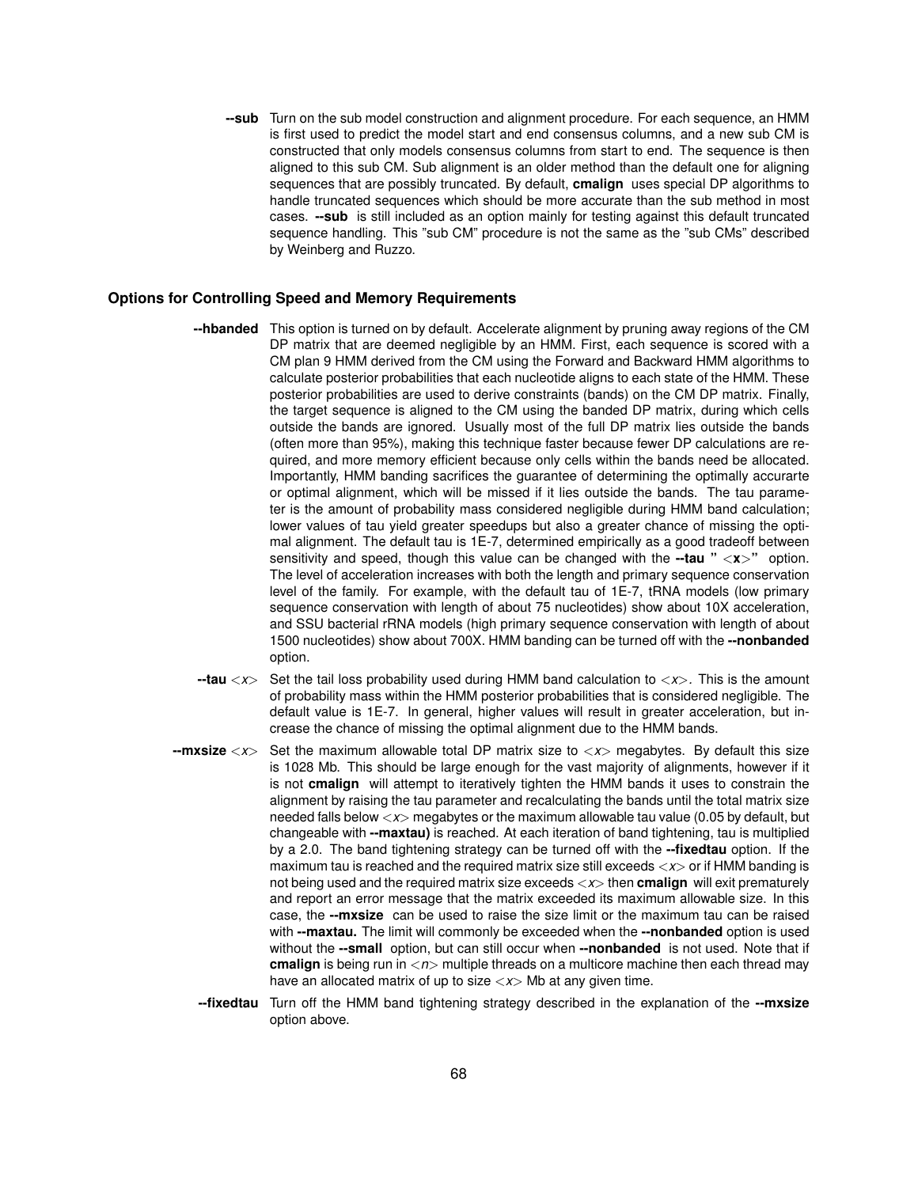**--sub** Turn on the sub model construction and alignment procedure. For each sequence, an HMM is first used to predict the model start and end consensus columns, and a new sub CM is constructed that only models consensus columns from start to end. The sequence is then aligned to this sub CM. Sub alignment is an older method than the default one for aligning sequences that are possibly truncated. By default, **cmalign** uses special DP algorithms to handle truncated sequences which should be more accurate than the sub method in most cases. **--sub** is still included as an option mainly for testing against this default truncated sequence handling. This "sub CM" procedure is not the same as the "sub CMs" described by Weinberg and Ruzzo.

### Options for Controlling Speed and Memory Requirements

**--hbanded** This option is turned on by default. Accelerate alignment by pruning away regions of the CM DP matrix that are deemed negligible by an HMM. First, each sequence is scored with a CM plan 9 HMM derived from the CM using the Forward and Backward HMM algorithms to calculate posterior probabilities that each nucleotide aligns to each state of the HMM. These posterior probabilities are used to derive constraints (bands) on the CM DP matrix. Finally, the target sequence is aligned to the CM using the banded DP matrix, during which cells outside the bands are ignored. Usually most of the full DP matrix lies outside the bands (often more than 95%), making this technique faster because fewer DP calculations are required, and more memory efficient because only cells within the bands need be allocated. Importantly, HMM banding sacrifices the guarantee of determining the optimally accurarte or optimal alignment, which will be missed if it lies outside the bands. The tau parameter is the amount of probability mass considered negligible during HMM band calculation; lower values of tau yield greater speedups but also a greater chance of missing the optimal alignment. The default tau is 1E-7, determined empirically as a good tradeoff between sensitivity and speed, though this value can be changed with the **--tau " <x>"** option. The level of acceleration increases with both the length and primary sequence conservation level of the family. For example, with the default tau of 1E-7, tRNA models (low primary sequence conservation with length of about 75 nucleotides) show about 10X acceleration, and SSU bacterial rRNA models (high primary sequence conservation with length of about 1500 nucleotides) show about 700X. HMM banding can be turned off with the **--nonbanded** option.

**--tau** *<x>* Set the tail loss probability used during HMM band calculation to *<x>*. This is the amount of probability mass within the HMM posterior probabilities that is considered negligible. The default value is 1E-7. In general, higher values will result in greater acceleration, but increase the chance of missing the optimal alignment due to the HMM bands.

**--mxsize** *<x>* Set the maximum allowable total DP matrix size to *<x>* megabytes. By default this size is 1028 Mb. This should be large enough for the vast majority of alignments, however if it is not **cmalign** will attempt to iteratively tighten the HMM bands it uses to constrain the alignment by raising the tau parameter and recalculating the bands until the total matrix size needed falls below *<x>* megabytes or the maximum allowable tau value (0.05 by default, but changeable with **--maxtau)** is reached. At each iteration of band tightening, tau is multiplied by a 2.0. The band tightening strategy can be turned off with the **--fixedtau** option. If the maximum tau is reached and the required matrix size still exceeds *<x>* or if HMM banding is not being used and the required matrix size exceeds *<x>* then **cmalign** will exit prematurely and report an error message that the matrix exceeded its maximum allowable size. In this case, the **--mxsize** can be used to raise the size limit or the maximum tau can be raised with **--maxtau.** The limit will commonly be exceeded when the **--nonbanded** option is used without the **--small** option, but can still occur when **--nonbanded** is not used. Note that if **cmalign** is being run in *<n>* multiple threads on a multicore machine then each thread may have an allocated matrix of up to size *<x>* Mb at any given time.

**--fixedtau** Turn off the HMM band tightening strategy described in the explanation of the **--mxsize** option above.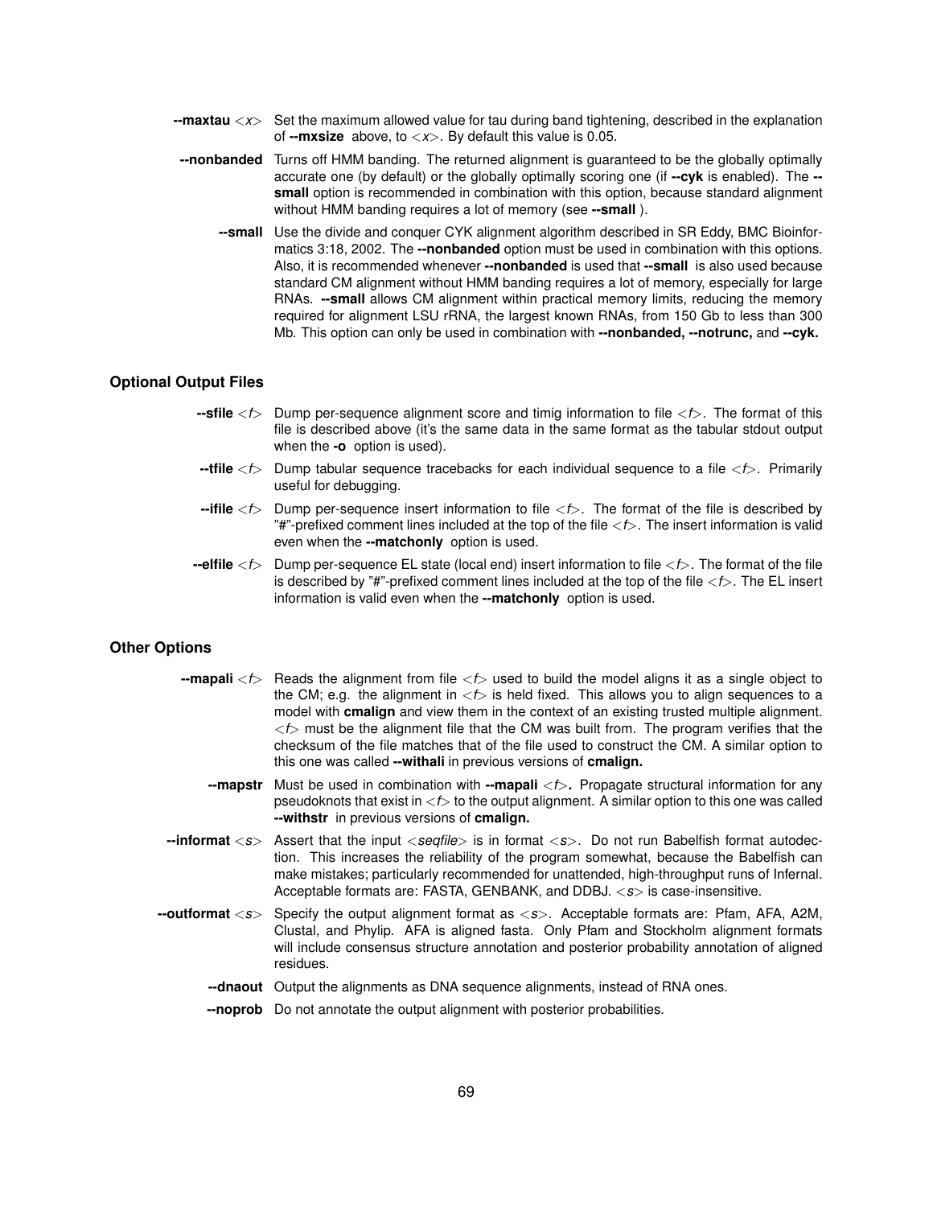**--maxtau** <*x*> Set the maximum allowed value for tau during band tightening, described in the explanation of **--mxsize** above, to <*x*>. By default this value is 0.05.

**--nonbanded** Turns off HMM banding. The returned alignment is guaranteed to be the globally optimally accurate one (by default) or the globally optimally scoring one (if **--cyk** is enabled). The **--small** option is recommended in combination with this option, because standard alignment without HMM banding requires a lot of memory (see **--small** ).

**--small** Use the divide and conquer CYK alignment algorithm described in SR Eddy, BMC Bioinformatics 3:18, 2002. The **--nonbanded** option must be used in combination with this options. Also, it is recommended whenever **--nonbanded** is used that **--small** is also used because standard CM alignment without HMM banding requires a lot of memory, especially for large RNAs. **--small** allows CM alignment within practical memory limits, reducing the memory required for alignment LSU rRNA, the largest known RNAs, from 150 Gb to less than 300 Mb. This option can only be used in combination with **--nonbanded, --notrunc,** and **--cyk.**

## Optional Output Files

**--sfile** <*f*> Dump per-sequence alignment score and timig information to file <*f*>. The format of this file is described above (it's the same data in the same format as the tabular stdout output when the **-o** option is used).

**--tfile** <*f*> Dump tabular sequence tracebacks for each individual sequence to a file <*f*>. Primarily useful for debugging.

**--ifile** <*f*> Dump per-sequence insert information to file <*f*>. The format of the file is described by "#"-prefixed comment lines included at the top of the file <*f*>. The insert information is valid even when the **--matchonly** option is used.

**--elfile** <*f*> Dump per-sequence EL state (local end) insert information to file <*f*>. The format of the file is described by "#"-prefixed comment lines included at the top of the file <*f*>. The EL insert information is valid even when the **--matchonly** option is used.

## Other Options

**--mapali** <*f*> Reads the alignment from file <*f*> used to build the model aligns it as a single object to the CM; e.g. the alignment in <*f*> is held fixed. This allows you to align sequences to a model with **cmalign** and view them in the context of an existing trusted multiple alignment. <*f*> must be the alignment file that the CM was built from. The program verifies that the checksum of the file matches that of the file used to construct the CM. A similar option to this one was called **--withali** in previous versions of **cmalign.**

**--mapstr** Must be used in combination with **--mapali** <*f*>**.** Propagate structural information for any pseudoknots that exist in <*f*> to the output alignment. A similar option to this one was called **--withstr** in previous versions of **cmalign.**

**--informat** <*s*> Assert that the input <*seqfile*> is in format <*s*>. Do not run Babelfish format autodection. This increases the reliability of the program somewhat, because the Babelfish can make mistakes; particularly recommended for unattended, high-throughput runs of Infernal. Acceptable formats are: FASTA, GENBANK, and DDBJ. <*s*> is case-insensitive.

**--outformat** <*s*> Specify the output alignment format as <*s*>. Acceptable formats are: Pfam, AFA, A2M, Clustal, and Phylip. AFA is aligned fasta. Only Pfam and Stockholm alignment formats will include consensus structure annotation and posterior probability annotation of aligned residues.

**--dnaout** Output the alignments as DNA sequence alignments, instead of RNA ones.

**--noprob** Do not annotate the output alignment with posterior probabilities.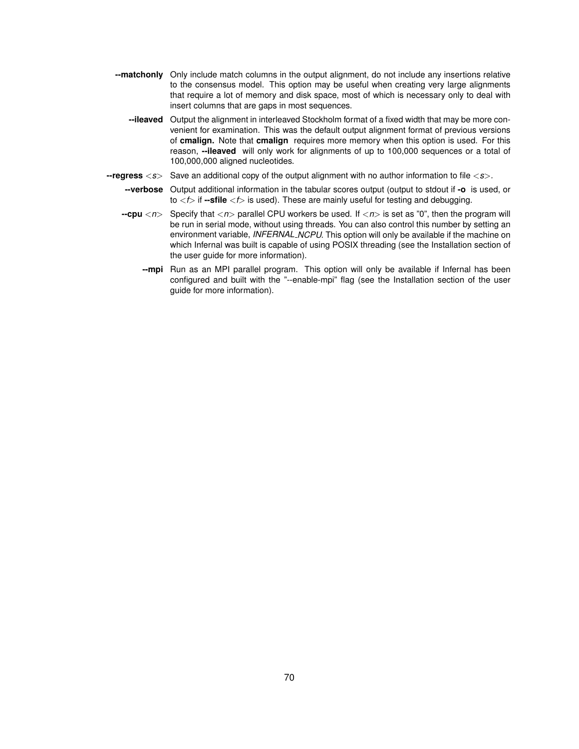**--matchonly** Only include match columns in the output alignment, do not include any insertions relative to the consensus model. This option may be useful when creating very large alignments that require a lot of memory and disk space, most of which is necessary only to deal with insert columns that are gaps in most sequences.

**--ileaved** Output the alignment in interleaved Stockholm format of a fixed width that may be more convenient for examination. This was the default output alignment format of previous versions of **cmalign.** Note that **cmalign** requires more memory when this option is used. For this reason, **--ileaved** will only work for alignments of up to 100,000 sequences or a total of 100,000,000 aligned nucleotides.

**--regress** <*s*> Save an additional copy of the output alignment with no author information to file <*s*>.

**--verbose** Output additional information in the tabular scores output (output to stdout if **-o** is used, or to <*f*> if **--sfile** <*f*> is used). These are mainly useful for testing and debugging.

**--cpu** <*n*> Specify that <*n*> parallel CPU workers be used. If <*n*> is set as "0", then the program will be run in serial mode, without using threads. You can also control this number by setting an environment variable, *INFERNAL_NCPU*. This option will only be available if the machine on which Infernal was built is capable of using POSIX threading (see the Installation section of the user guide for more information).

**--mpi** Run as an MPI parallel program. This option will only be available if Infernal has been configured and built with the "--enable-mpi" flag (see the Installation section of the user guide for more information).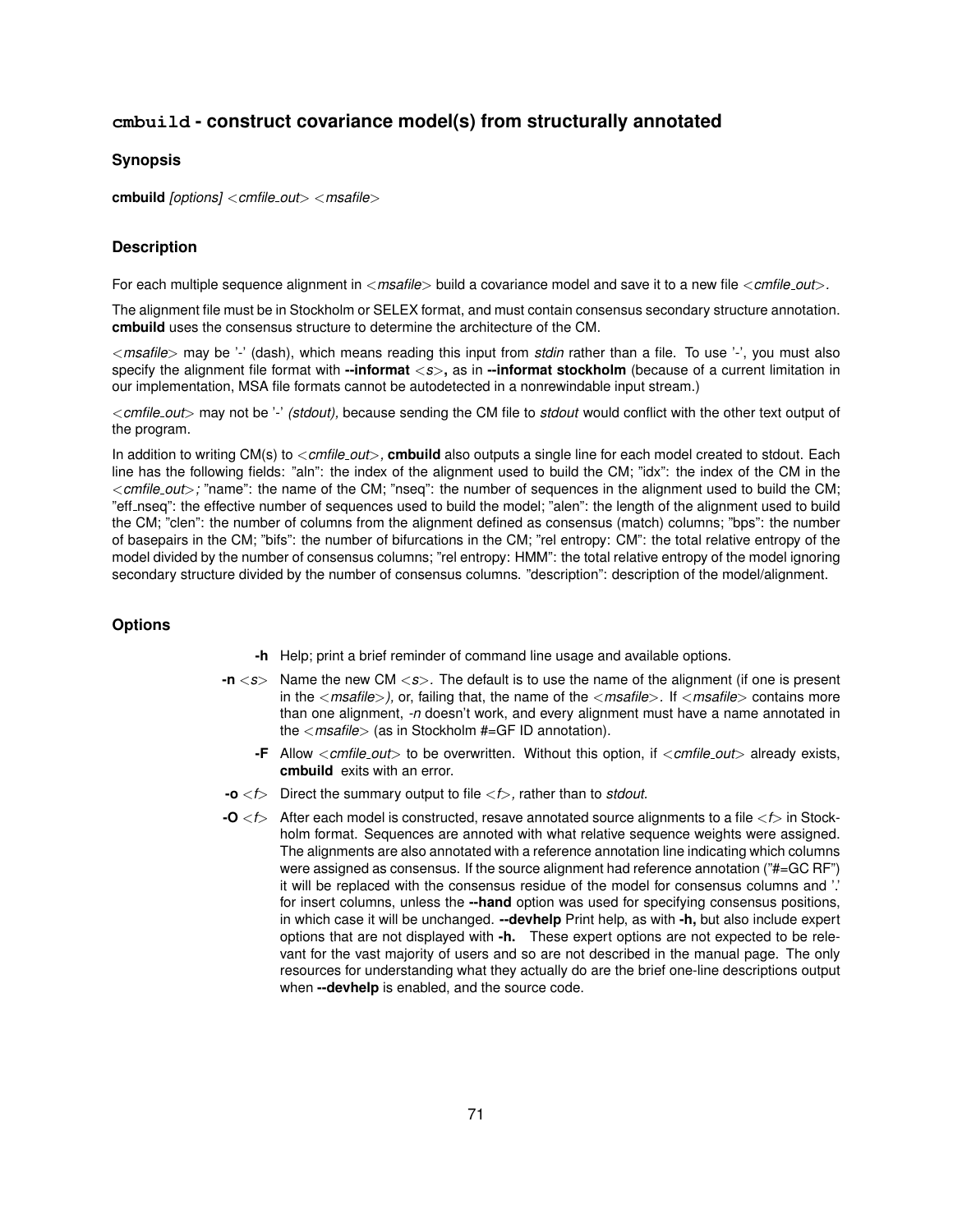## `cmbuild` - construct covariance model(s) from structurally annotated

### Synopsis

**cmbuild** *[options] <cmfile_out> <msafile>*

### Description

For each multiple sequence alignment in *<msafile>* build a covariance model and save it to a new file *<cmfile_out>.*

The alignment file must be in Stockholm or SELEX format, and must contain consensus secondary structure annotation. **cmbuild** uses the consensus structure to determine the architecture of the CM.

*<msafile>* may be '-' (dash), which means reading this input from *stdin* rather than a file. To use '-', you must also specify the alignment file format with **--informat** *<s>***,** as in **--informat stockholm** (because of a current limitation in our implementation, MSA file formats cannot be autodetected in a nonrewindable input stream.)

*<cmfile_out>* may not be '-' *(stdout),* because sending the CM file to *stdout* would conflict with the other text output of the program.

In addition to writing CM(s) to *<cmfile_out>***,** **cmbuild** also outputs a single line for each model created to stdout. Each line has the following fields: "aln": the index of the alignment used to build the CM; "idx": the index of the CM in the *<cmfile_out>;* "name": the name of the CM; "nseq": the number of sequences in the alignment used to build the CM; "eff_nseq": the effective number of sequences used to build the model; "alen": the length of the alignment used to build the CM; "clen": the number of columns from the alignment defined as consensus (match) columns; "bps": the number of basepairs in the CM; "bifs": the number of bifurcations in the CM; "rel entropy: CM": the total relative entropy of the model divided by the number of consensus columns; "rel entropy: HMM": the total relative entropy of the model ignoring secondary structure divided by the number of consensus columns. "description": description of the model/alignment.

### Options

**-h** Help; print a brief reminder of command line usage and available options.

**-n** *<s>* Name the new CM *<s>*. The default is to use the name of the alignment (if one is present in the *<msafile>),* or, failing that, the name of the *<msafile>*. If *<msafile>* contains more than one alignment, *-n* doesn't work, and every alignment must have a name annotated in the *<msafile>* (as in Stockholm #=GF ID annotation).

**-F** Allow *<cmfile_out>* to be overwritten. Without this option, if *<cmfile_out>* already exists, **cmbuild** exits with an error.

**-o** *<f>* Direct the summary output to file *<f>,* rather than to *stdout.*

**-O** *<f>* After each model is constructed, resave annotated source alignments to a file *<f>* in Stockholm format. Sequences are annoted with what relative sequence weights were assigned. The alignments are also annotated with a reference annotation line indicating which columns were assigned as consensus. If the source alignment had reference annotation ("#=GC RF") it will be replaced with the consensus residue of the model for consensus columns and '.' for insert columns, unless the **--hand** option was used for specifying consensus positions, in which case it will be unchanged. **--devhelp** Print help, as with **-h,** but also include expert options that are not displayed with **-h.** These expert options are not expected to be relevant for the vast majority of users and so are not described in the manual page. The only resources for understanding what they actually do are the brief one-line descriptions output when **--devhelp** is enabled, and the source code.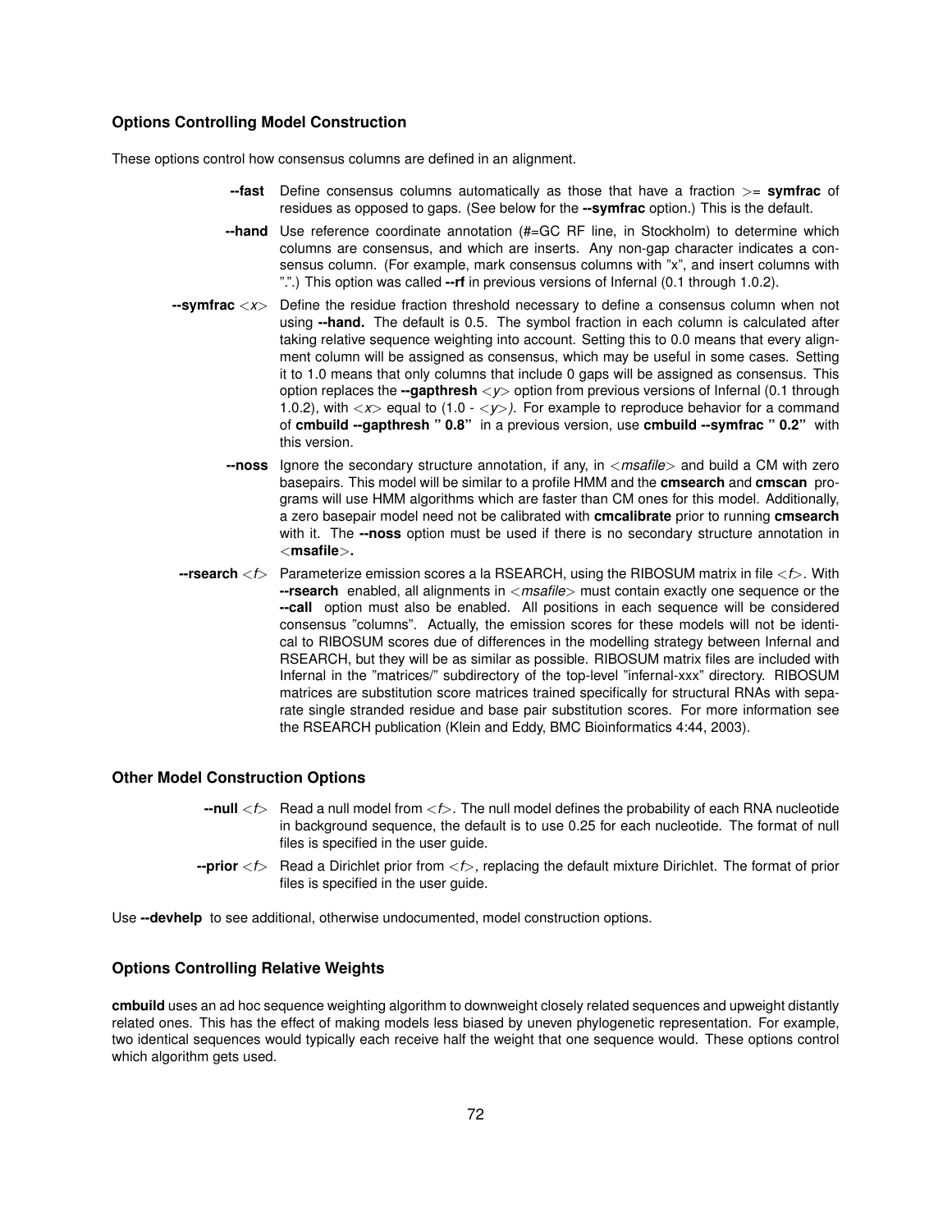### Options Controlling Model Construction

These options control how consensus columns are defined in an alignment.

**--fast** Define consensus columns automatically as those that have a fraction >= **symfrac** of residues as opposed to gaps. (See below for the **--symfrac** option.) This is the default.

**--hand** Use reference coordinate annotation (#=GC RF line, in Stockholm) to determine which columns are consensus, and which are inserts. Any non-gap character indicates a consensus column. (For example, mark consensus columns with "x", and insert columns with ".".) This option was called **--rf** in previous versions of Infernal (0.1 through 1.0.2).

**--symfrac** <*x*> Define the residue fraction threshold necessary to define a consensus column when not using **--hand.** The default is 0.5. The symbol fraction in each column is calculated after taking relative sequence weighting into account. Setting this to 0.0 means that every alignment column will be assigned as consensus, which may be useful in some cases. Setting it to 1.0 means that only columns that include 0 gaps will be assigned as consensus. This option replaces the **--gapthresh** <*y*> option from previous versions of Infernal (0.1 through 1.0.2), with <*x*> equal to (1.0 - <*y*>). For example to reproduce behavior for a command of **cmbuild --gapthresh " 0.8"** in a previous version, use **cmbuild --symfrac " 0.2"** with this version.

**--noss** Ignore the secondary structure annotation, if any, in <*msafile*> and build a CM with zero basepairs. This model will be similar to a profile HMM and the **cmsearch** and **cmscan** programs will use HMM algorithms which are faster than CM ones for this model. Additionally, a zero basepair model need not be calibrated with **cmcalibrate** prior to running **cmsearch** with it. The **--noss** option must be used if there is no secondary structure annotation in <**msafile**>**.**

**--rsearch** <*f*> Parameterize emission scores a la RSEARCH, using the RIBOSUM matrix in file <*f*>. With **--rsearch** enabled, all alignments in <*msafile*> must contain exactly one sequence or the **--call** option must also be enabled. All positions in each sequence will be considered consensus "columns". Actually, the emission scores for these models will not be identical to RIBOSUM scores due of differences in the modelling strategy between Infernal and RSEARCH, but they will be as similar as possible. RIBOSUM matrix files are included with Infernal in the "matrices/" subdirectory of the top-level "infernal-xxx" directory. RIBOSUM matrices are substitution score matrices trained specifically for structural RNAs with separate single stranded residue and base pair substitution scores. For more information see the RSEARCH publication (Klein and Eddy, BMC Bioinformatics 4:44, 2003).

### Other Model Construction Options

**--null** <*f*> Read a null model from <*f*>. The null model defines the probability of each RNA nucleotide in background sequence, the default is to use 0.25 for each nucleotide. The format of null files is specified in the user guide.

**--prior** <*f*> Read a Dirichlet prior from <*f*>, replacing the default mixture Dirichlet. The format of prior files is specified in the user guide.

Use **--devhelp** to see additional, otherwise undocumented, model construction options.

### Options Controlling Relative Weights

**cmbuild** uses an ad hoc sequence weighting algorithm to downweight closely related sequences and upweight distantly related ones. This has the effect of making models less biased by uneven phylogenetic representation. For example, two identical sequences would typically each receive half the weight that one sequence would. These options control which algorithm gets used.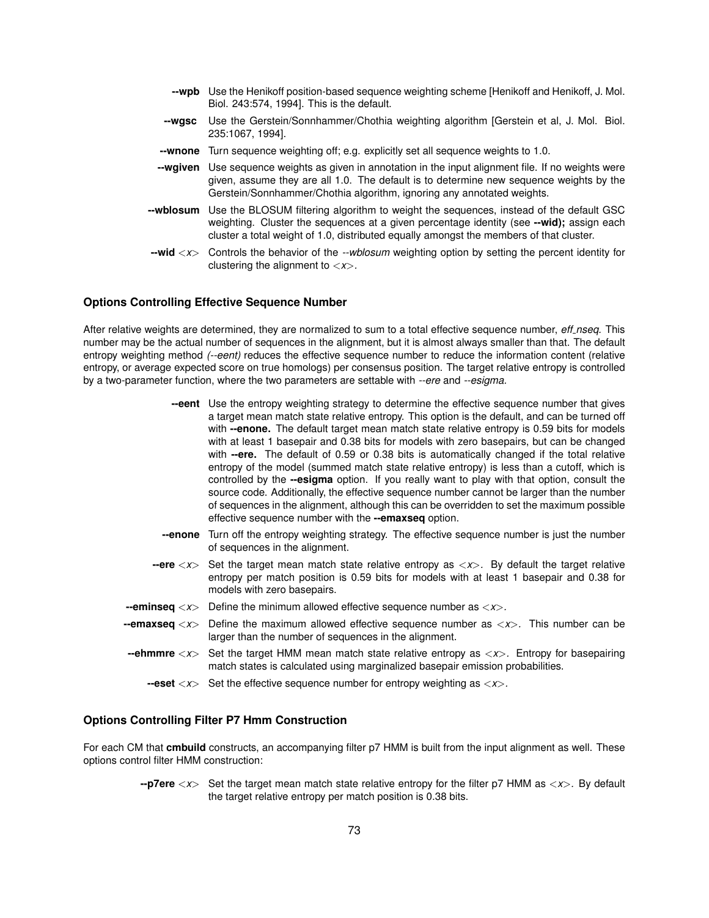**--wpb** Use the Henikoff position-based sequence weighting scheme [Henikoff and Henikoff, J. Mol. Biol. 243:574, 1994]. This is the default.

**--wgsc** Use the Gerstein/Sonnhammer/Chothia weighting algorithm [Gerstein et al, J. Mol. Biol. 235:1067, 1994].

**--wnone** Turn sequence weighting off; e.g. explicitly set all sequence weights to 1.0.

**--wgiven** Use sequence weights as given in annotation in the input alignment file. If no weights were given, assume they are all 1.0. The default is to determine new sequence weights by the Gerstein/Sonnhammer/Chothia algorithm, ignoring any annotated weights.

**--wblosum** Use the BLOSUM filtering algorithm to weight the sequences, instead of the default GSC weighting. Cluster the sequences at a given percentage identity (see **--wid);** assign each cluster a total weight of 1.0, distributed equally amongst the members of that cluster.

**--wid** <*x*> Controls the behavior of the *--wblosum* weighting option by setting the percent identity for clustering the alignment to <*x*>.

### Options Controlling Effective Sequence Number

After relative weights are determined, they are normalized to sum to a total effective sequence number, *eff_nseq.* This number may be the actual number of sequences in the alignment, but it is almost always smaller than that. The default entropy weighting method *(--eent)* reduces the effective sequence number to reduce the information content (relative entropy, or average expected score on true homologs) per consensus position. The target relative entropy is controlled by a two-parameter function, where the two parameters are settable with *--ere* and *--esigma.*

**--eent** Use the entropy weighting strategy to determine the effective sequence number that gives a target mean match state relative entropy. This option is the default, and can be turned off with **--enone.** The default target mean match state relative entropy is 0.59 bits for models with at least 1 basepair and 0.38 bits for models with zero basepairs, but can be changed with **--ere.** The default of 0.59 or 0.38 bits is automatically changed if the total relative entropy of the model (summed match state relative entropy) is less than a cutoff, which is controlled by the **--esigma** option. If you really want to play with that option, consult the source code. Additionally, the effective sequence number cannot be larger than the number of sequences in the alignment, although this can be overridden to set the maximum possible effective sequence number with the **--emaxseq** option.

**--enone** Turn off the entropy weighting strategy. The effective sequence number is just the number of sequences in the alignment.

**--ere** <*x*> Set the target mean match state relative entropy as <*x*>. By default the target relative entropy per match position is 0.59 bits for models with at least 1 basepair and 0.38 for models with zero basepairs.

**--eminseq** <*x*> Define the minimum allowed effective sequence number as <*x*>.

**--emaxseq** <*x*> Define the maximum allowed effective sequence number as <*x*>. This number can be larger than the number of sequences in the alignment.

**--ehmmre** <*x*> Set the target HMM mean match state relative entropy as <*x*>. Entropy for basepairing match states is calculated using marginalized basepair emission probabilities.

**--eset** <*x*> Set the effective sequence number for entropy weighting as <*x*>.

### Options Controlling Filter P7 Hmm Construction

For each CM that **cmbuild** constructs, an accompanying filter p7 HMM is built from the input alignment as well. These options control filter HMM construction:

**--p7ere** <*x*> Set the target mean match state relative entropy for the filter p7 HMM as <*x*>. By default the target relative entropy per match position is 0.38 bits.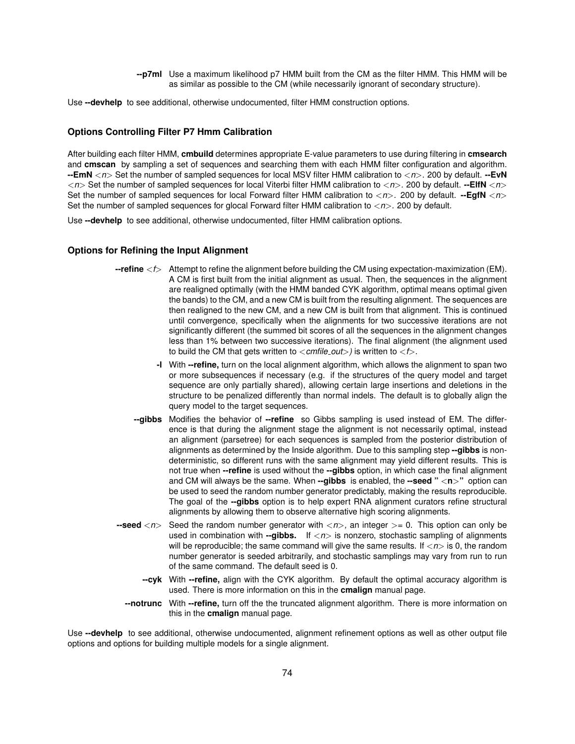**--p7ml** Use a maximum likelihood p7 HMM built from the CM as the filter HMM. This HMM will be as similar as possible to the CM (while necessarily ignorant of secondary structure).

Use **--devhelp** to see additional, otherwise undocumented, filter HMM construction options.

### Options Controlling Filter P7 Hmm Calibration

After building each filter HMM, **cmbuild** determines appropriate E-value parameters to use during filtering in **cmsearch** and **cmscan** by sampling a set of sequences and searching them with each HMM filter configuration and algorithm. **--EmN** <*n*> Set the number of sampled sequences for local MSV filter HMM calibration to <*n*>. 200 by default. **--EvN** <*n*> Set the number of sampled sequences for local Viterbi filter HMM calibration to <*n*>. 200 by default. **--ElfN** <*n*> Set the number of sampled sequences for local Forward filter HMM calibration to <*n*>. 200 by default. **--EgfN** <*n*> Set the number of sampled sequences for glocal Forward filter HMM calibration to <*n*>. 200 by default.

Use **--devhelp** to see additional, otherwise undocumented, filter HMM calibration options.

### Options for Refining the Input Alignment

**--refine** <*f*> Attempt to refine the alignment before building the CM using expectation-maximization (EM). A CM is first built from the initial alignment as usual. Then, the sequences in the alignment are realigned optimally (with the HMM banded CYK algorithm, optimal means optimal given the bands) to the CM, and a new CM is built from the resulting alignment. The sequences are then realigned to the new CM, and a new CM is built from that alignment. This is continued until convergence, specifically when the alignments for two successive iterations are not significantly different (the summed bit scores of all the sequences in the alignment changes less than 1% between two successive iterations). The final alignment (the alignment used to build the CM that gets written to <*cmfile_out*>*)* is written to <*f*>.

**-l** With **--refine,** turn on the local alignment algorithm, which allows the alignment to span two or more subsequences if necessary (e.g. if the structures of the query model and target sequence are only partially shared), allowing certain large insertions and deletions in the structure to be penalized differently than normal indels. The default is to globally align the query model to the target sequences.

**--gibbs** Modifies the behavior of **--refine** so Gibbs sampling is used instead of EM. The difference is that during the alignment stage the alignment is not necessarily optimal, instead an alignment (parsetree) for each sequences is sampled from the posterior distribution of alignments as determined by the Inside algorithm. Due to this sampling step **--gibbs** is non-deterministic, so different runs with the same alignment may yield different results. This is not true when **--refine** is used without the **--gibbs** option, in which case the final alignment and CM will always be the same. When **--gibbs** is enabled, the **--seed "** <**n**>**"** option can be used to seed the random number generator predictably, making the results reproducible. The goal of the **--gibbs** option is to help expert RNA alignment curators refine structural alignments by allowing them to observe alternative high scoring alignments.

**--seed** <*n*> Seed the random number generator with <*n*>, an integer >= 0. This option can only be used in combination with **--gibbs.** If <*n*> is nonzero, stochastic sampling of alignments will be reproducible; the same command will give the same results. If <*n*> is 0, the random number generator is seeded arbitrarily, and stochastic samplings may vary from run to run of the same command. The default seed is 0.

**--cyk** With **--refine,** align with the CYK algorithm. By default the optimal accuracy algorithm is used. There is more information on this in the **cmalign** manual page.

**--notrunc** With **--refine,** turn off the the truncated alignment algorithm. There is more information on this in the **cmalign** manual page.

Use **--devhelp** to see additional, otherwise undocumented, alignment refinement options as well as other output file options and options for building multiple models for a single alignment.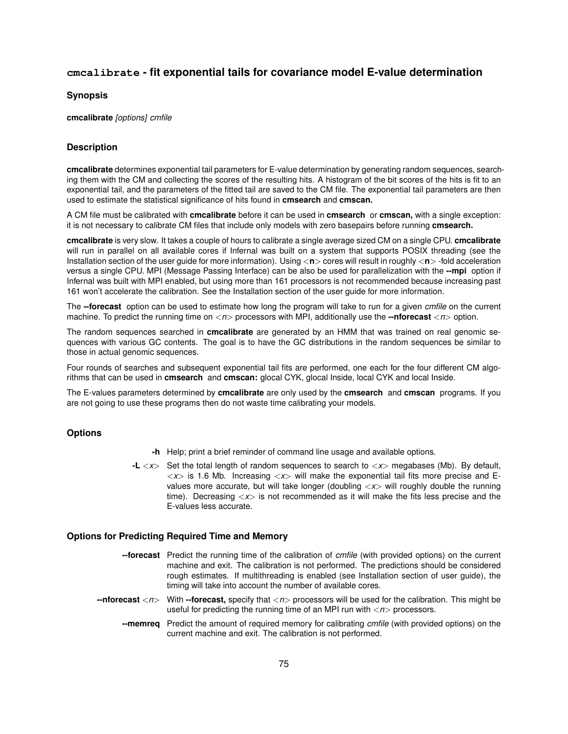## `cmcalibrate` - fit exponential tails for covariance model E-value determination

### Synopsis

**cmcalibrate** *[options] cmfile*

### Description

**cmcalibrate** determines exponential tail parameters for E-value determination by generating random sequences, searching them with the CM and collecting the scores of the resulting hits. A histogram of the bit scores of the hits is fit to an exponential tail, and the parameters of the fitted tail are saved to the CM file. The exponential tail parameters are then used to estimate the statistical significance of hits found in **cmsearch** and **cmscan.**

A CM file must be calibrated with **cmcalibrate** before it can be used in **cmsearch** or **cmscan,** with a single exception: it is not necessary to calibrate CM files that include only models with zero basepairs before running **cmsearch.**

**cmcalibrate** is very slow. It takes a couple of hours to calibrate a single average sized CM on a single CPU. **cmcalibrate** will run in parallel on all available cores if Infernal was built on a system that supports POSIX threading (see the Installation section of the user guide for more information). Using <**n**> cores will result in roughly <**n**> -fold acceleration versus a single CPU. MPI (Message Passing Interface) can be also be used for parallelization with the **--mpi** option if Infernal was built with MPI enabled, but using more than 161 processors is not recommended because increasing past 161 won't accelerate the calibration. See the Installation section of the user guide for more information.

The **--forecast** option can be used to estimate how long the program will take to run for a given *cmfile* on the current machine. To predict the running time on <*n*> processors with MPI, additionally use the **--nforecast** <*n*> option.

The random sequences searched in **cmcalibrate** are generated by an HMM that was trained on real genomic sequences with various GC contents. The goal is to have the GC distributions in the random sequences be similar to those in actual genomic sequences.

Four rounds of searches and subsequent exponential tail fits are performed, one each for the four different CM algorithms that can be used in **cmsearch** and **cmscan:** glocal CYK, glocal Inside, local CYK and local Inside.

The E-values parameters determined by **cmcalibrate** are only used by the **cmsearch** and **cmscan** programs. If you are not going to use these programs then do not waste time calibrating your models.

### Options

**-h** Help; print a brief reminder of command line usage and available options.

**-L** <*x*> Set the total length of random sequences to search to <*x*> megabases (Mb). By default, <*x*> is 1.6 Mb. Increasing <*x*> will make the exponential tail fits more precise and E-values more accurate, but will take longer (doubling <*x*> will roughly double the running time). Decreasing <*x*> is not recommended as it will make the fits less precise and the E-values less accurate.

### Options for Predicting Required Time and Memory

**--forecast** Predict the running time of the calibration of *cmfile* (with provided options) on the current machine and exit. The calibration is not performed. The predictions should be considered rough estimates. If multithreading is enabled (see Installation section of user guide), the timing will take into account the number of available cores.

**--nforecast** <*n*> With **--forecast,** specify that <*n*> processors will be used for the calibration. This might be useful for predicting the running time of an MPI run with <*n*> processors.

**--memreq** Predict the amount of required memory for calibrating *cmfile* (with provided options) on the current machine and exit. The calibration is not performed.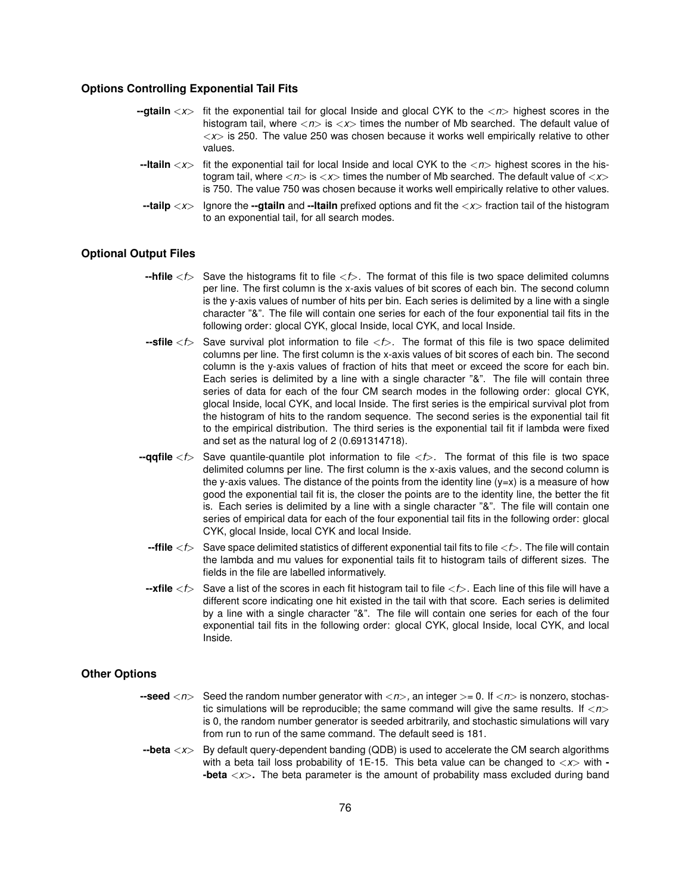### Options Controlling Exponential Tail Fits

**--gtailn** <*x*> fit the exponential tail for glocal Inside and glocal CYK to the <*n*> highest scores in the histogram tail, where <*n*> is <*x*> times the number of Mb searched. The default value of <*x*> is 250. The value 250 was chosen because it works well empirically relative to other values.

**--ltailn** <*x*> fit the exponential tail for local Inside and local CYK to the <*n*> highest scores in the histogram tail, where <*n*> is <*x*> times the number of Mb searched. The default value of <*x*> is 750. The value 750 was chosen because it works well empirically relative to other values.

**--tailp** <*x*> Ignore the **--gtailn** and **--ltailn** prefixed options and fit the <*x*> fraction tail of the histogram to an exponential tail, for all search modes.

### Optional Output Files

**--hfile** <*f*> Save the histograms fit to file <*f*>. The format of this file is two space delimited columns per line. The first column is the x-axis values of bit scores of each bin. The second column is the y-axis values of number of hits per bin. Each series is delimited by a line with a single character "&". The file will contain one series for each of the four exponential tail fits in the following order: glocal CYK, glocal Inside, local CYK, and local Inside.

**--sfile** <*f*> Save survival plot information to file <*f*>. The format of this file is two space delimited columns per line. The first column is the x-axis values of bit scores of each bin. The second column is the y-axis values of fraction of hits that meet or exceed the score for each bin. Each series is delimited by a line with a single character "&". The file will contain three series of data for each of the four CM search modes in the following order: glocal CYK, glocal Inside, local CYK, and local Inside. The first series is the empirical survival plot from the histogram of hits to the random sequence. The second series is the exponential tail fit to the empirical distribution. The third series is the exponential tail fit if lambda were fixed and set as the natural log of 2 (0.691314718).

**--qqfile** <*f*> Save quantile-quantile plot information to file <*f*>. The format of this file is two space delimited columns per line. The first column is the x-axis values, and the second column is the y-axis values. The distance of the points from the identity line (y=x) is a measure of how good the exponential tail fit is, the closer the points are to the identity line, the better the fit is. Each series is delimited by a line with a single character "&". The file will contain one series of empirical data for each of the four exponential tail fits in the following order: glocal CYK, glocal Inside, local CYK and local Inside.

**--ffile** <*f*> Save space delimited statistics of different exponential tail fits to file <*f*>. The file will contain the lambda and mu values for exponential tails fit to histogram tails of different sizes. The fields in the file are labelled informatively.

**--xfile** <*f*> Save a list of the scores in each fit histogram tail to file <*f*>. Each line of this file will have a different score indicating one hit existed in the tail with that score. Each series is delimited by a line with a single character "&". The file will contain one series for each of the four exponential tail fits in the following order: glocal CYK, glocal Inside, local CYK, and local Inside.

### Other Options

**--seed** <*n*> Seed the random number generator with <*n*>, an integer >= 0. If <*n*> is nonzero, stochastic simulations will be reproducible; the same command will give the same results. If <*n*> is 0, the random number generator is seeded arbitrarily, and stochastic simulations will vary from run to run of the same command. The default seed is 181.

**--beta** <*x*> By default query-dependent banding (QDB) is used to accelerate the CM search algorithms with a beta tail loss probability of 1E-15. This beta value can be changed to <*x*> with **--beta** <*x*>. The beta parameter is the amount of probability mass excluded during band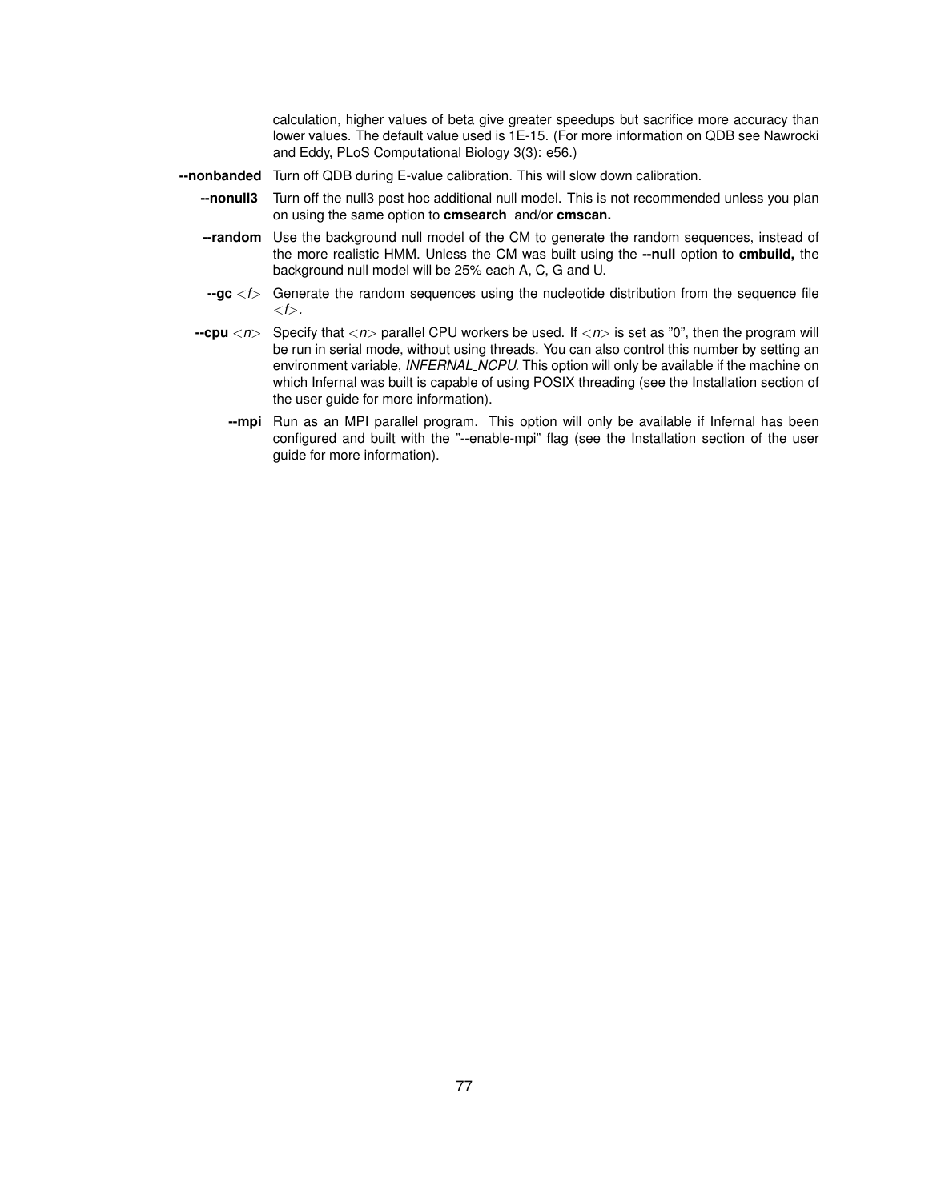calculation, higher values of beta give greater speedups but sacrifice more accuracy than lower values. The default value used is 1E-15. (For more information on QDB see Nawrocki and Eddy, PLoS Computational Biology 3(3): e56.)

**--nonbanded** Turn off QDB during E-value calibration. This will slow down calibration.

**--nonull3** Turn off the null3 post hoc additional null model. This is not recommended unless you plan on using the same option to **cmsearch** and/or **cmscan.**

**--random** Use the background null model of the CM to generate the random sequences, instead of the more realistic HMM. Unless the CM was built using the **--null** option to **cmbuild,** the background null model will be 25% each A, C, G and U.

**--gc** *<f>* Generate the random sequences using the nucleotide distribution from the sequence file *<f>*.

**--cpu** *<n>* Specify that *<n>* parallel CPU workers be used. If *<n>* is set as "0", then the program will be run in serial mode, without using threads. You can also control this number by setting an environment variable, *INFERNAL_NCPU*. This option will only be available if the machine on which Infernal was built is capable of using POSIX threading (see the Installation section of the user guide for more information).

**--mpi** Run as an MPI parallel program. This option will only be available if Infernal has been configured and built with the "--enable-mpi" flag (see the Installation section of the user guide for more information).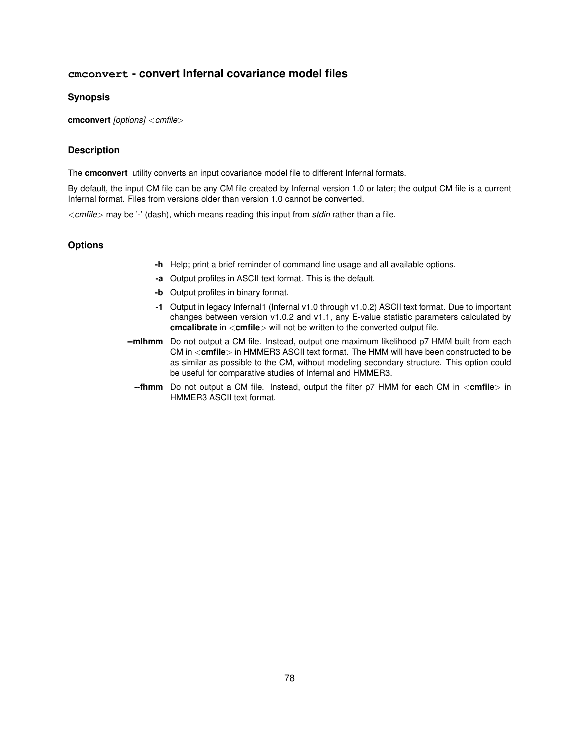## `cmconvert` - convert Infernal covariance model files

### Synopsis

**cmconvert** *[options]* *<cmfile>*

### Description

The **cmconvert** utility converts an input covariance model file to different Infernal formats.

By default, the input CM file can be any CM file created by Infernal version 1.0 or later; the output CM file is a current Infernal format. Files from versions older than version 1.0 cannot be converted.

*<cmfile>* may be '-' (dash), which means reading this input from *stdin* rather than a file.

### Options

**-h** Help; print a brief reminder of command line usage and all available options.

**-a** Output profiles in ASCII text format. This is the default.

**-b** Output profiles in binary format.

**-1** Output in legacy Infernal1 (Infernal v1.0 through v1.0.2) ASCII text format. Due to important changes between version v1.0.2 and v1.1, any E-value statistic parameters calculated by **cmcalibrate** in <**cmfile**> will not be written to the converted output file.

**--mlhmm** Do not output a CM file. Instead, output one maximum likelihood p7 HMM built from each CM in <**cmfile**> in HMMER3 ASCII text format. The HMM will have been constructed to be as similar as possible to the CM, without modeling secondary structure. This option could be useful for comparative studies of Infernal and HMMER3.

**--fhmm** Do not output a CM file. Instead, output the filter p7 HMM for each CM in <**cmfile**> in HMMER3 ASCII text format.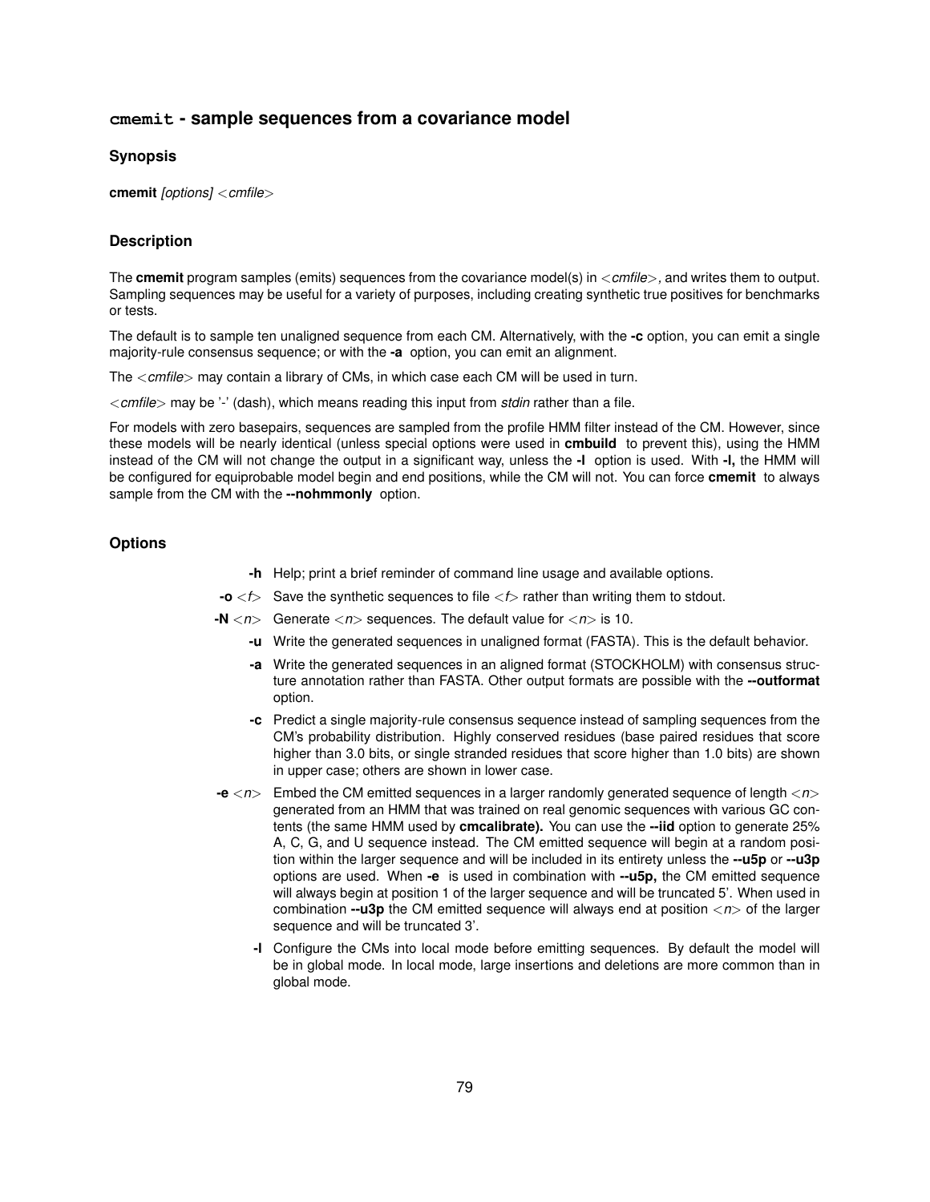## `cmemit` - sample sequences from a covariance model

### Synopsis

**cmemit** *[options] <cmfile>*

### Description

The **cmemit** program samples (emits) sequences from the covariance model(s) in *<cmfile>*, and writes them to output. Sampling sequences may be useful for a variety of purposes, including creating synthetic true positives for benchmarks or tests.

The default is to sample ten unaligned sequence from each CM. Alternatively, with the **-c** option, you can emit a single majority-rule consensus sequence; or with the **-a** option, you can emit an alignment.

The *<cmfile>* may contain a library of CMs, in which case each CM will be used in turn.

*<cmfile>* may be '-' (dash), which means reading this input from *stdin* rather than a file.

For models with zero basepairs, sequences are sampled from the profile HMM filter instead of the CM. However, since these models will be nearly identical (unless special options were used in **cmbuild** to prevent this), using the HMM instead of the CM will not change the output in a significant way, unless the **-l** option is used. With **-l,** the HMM will be configured for equiprobable model begin and end positions, while the CM will not. You can force **cmemit** to always sample from the CM with the **--nohmmonly** option.

### Options

**-h** Help; print a brief reminder of command line usage and available options.

**-o** *<f>* Save the synthetic sequences to file *<f>* rather than writing them to stdout.

**-N** *<n>* Generate *<n>* sequences. The default value for *<n>* is 10.

**-u** Write the generated sequences in unaligned format (FASTA). This is the default behavior.

**-a** Write the generated sequences in an aligned format (STOCKHOLM) with consensus structure annotation rather than FASTA. Other output formats are possible with the **--outformat** option.

**-c** Predict a single majority-rule consensus sequence instead of sampling sequences from the CM's probability distribution. Highly conserved residues (base paired residues that score higher than 3.0 bits, or single stranded residues that score higher than 1.0 bits) are shown in upper case; others are shown in lower case.

**-e** *<n>* Embed the CM emitted sequences in a larger randomly generated sequence of length *<n>* generated from an HMM that was trained on real genomic sequences with various GC contents (the same HMM used by **cmcalibrate).** You can use the **--iid** option to generate 25% A, C, G, and U sequence instead. The CM emitted sequence will begin at a random position within the larger sequence and will be included in its entirety unless the **--u5p** or **--u3p** options are used. When **-e** is used in combination with **--u5p,** the CM emitted sequence will always begin at position 1 of the larger sequence and will be truncated 5'. When used in combination **--u3p** the CM emitted sequence will always end at position *<n>* of the larger sequence and will be truncated 3'.

**-l** Configure the CMs into local mode before emitting sequences. By default the model will be in global mode. In local mode, large insertions and deletions are more common than in global mode.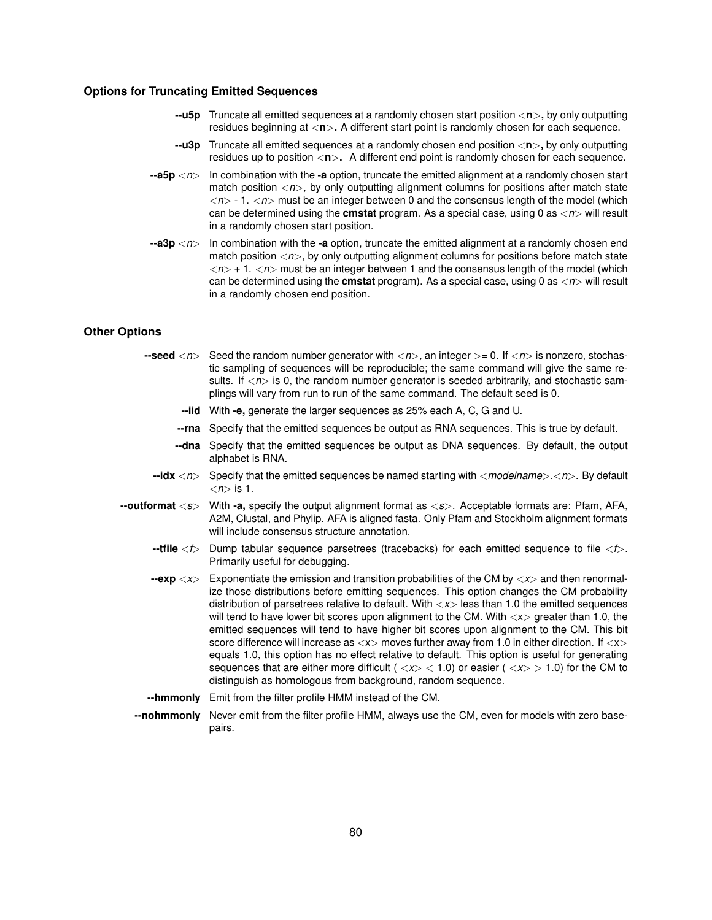### Options for Truncating Emitted Sequences

**--u5p** Truncate all emitted sequences at a randomly chosen start position <**n**>**,** by only outputting residues beginning at <**n**>**.** A different start point is randomly chosen for each sequence.

**--u3p** Truncate all emitted sequences at a randomly chosen end position <**n**>**,** by only outputting residues up to position <**n**>**.** A different end point is randomly chosen for each sequence.

**--a5p** <*n*> In combination with the **-a** option, truncate the emitted alignment at a randomly chosen start match position <*n*>*,* by only outputting alignment columns for positions after match state <*n*> - 1. <*n*> must be an integer between 0 and the consensus length of the model (which can be determined using the **cmstat** program. As a special case, using 0 as <*n*> will result in a randomly chosen start position.

**--a3p** <*n*> In combination with the **-a** option, truncate the emitted alignment at a randomly chosen end match position <*n*>*,* by only outputting alignment columns for positions before match state <*n*> + 1. <*n*> must be an integer between 1 and the consensus length of the model (which can be determined using the **cmstat** program). As a special case, using 0 as <*n*> will result in a randomly chosen end position.

### Other Options

**--seed** <*n*> Seed the random number generator with <*n*>*,* an integer >= 0. If <*n*> is nonzero, stochastic sampling of sequences will be reproducible; the same command will give the same results. If <*n*> is 0, the random number generator is seeded arbitrarily, and stochastic samplings will vary from run to run of the same command. The default seed is 0.

**--iid** With **-e,** generate the larger sequences as 25% each A, C, G and U.

**--rna** Specify that the emitted sequences be output as RNA sequences. This is true by default.

**--dna** Specify that the emitted sequences be output as DNA sequences. By default, the output alphabet is RNA.

**--idx** <*n*> Specify that the emitted sequences be named starting with <*modelname*>.<*n*>. By default <*n*> is 1.

**--outformat** <*s*> With **-a,** specify the output alignment format as <*s*>. Acceptable formats are: Pfam, AFA, A2M, Clustal, and Phylip. AFA is aligned fasta. Only Pfam and Stockholm alignment formats will include consensus structure annotation.

**--tfile** <*f*> Dump tabular sequence parsetrees (tracebacks) for each emitted sequence to file <*f*>. Primarily useful for debugging.

**--exp** <*x*> Exponentiate the emission and transition probabilities of the CM by <*x*> and then renormalize those distributions before emitting sequences. This option changes the CM probability distribution of parsetrees relative to default. With <*x*> less than 1.0 the emitted sequences will tend to have lower bit scores upon alignment to the CM. With <x> greater than 1.0, the emitted sequences will tend to have higher bit scores upon alignment to the CM. This bit score difference will increase as <x> moves further away from 1.0 in either direction. If <x> equals 1.0, this option has no effect relative to default. This option is useful for generating sequences that are either more difficult ( <*x*> < 1.0) or easier ( <*x*> > 1.0) for the CM to distinguish as homologous from background, random sequence.

**--hmmonly** Emit from the filter profile HMM instead of the CM.

**--nohmmonly** Never emit from the filter profile HMM, always use the CM, even for models with zero basepairs.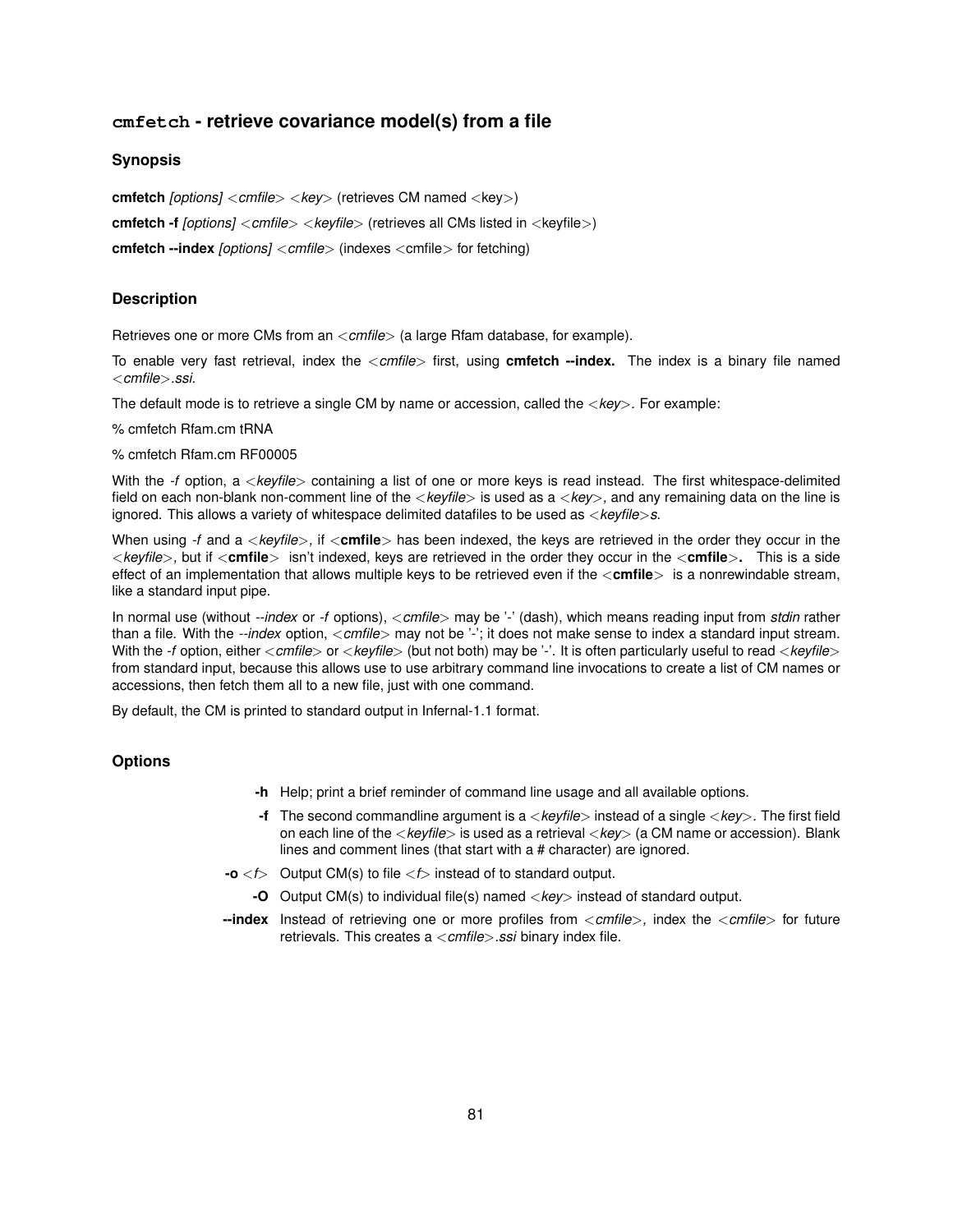## `cmfetch` - retrieve covariance model(s) from a file

### Synopsis

**cmfetch** *[options]* <*cmfile*> <*key*> (retrieves CM named <key>)

**cmfetch -f** *[options]* <*cmfile*> <*keyfile*> (retrieves all CMs listed in <keyfile>)

**cmfetch --index** *[options]* <*cmfile*> (indexes <cmfile> for fetching)

### Description

Retrieves one or more CMs from an <*cmfile*> (a large Rfam database, for example).

To enable very fast retrieval, index the <*cmfile*> first, using **cmfetch --index.** The index is a binary file named <*cmfile*>*.ssi.*

The default mode is to retrieve a single CM by name or accession, called the <*key*>*.* For example:

% cmfetch Rfam.cm tRNA

% cmfetch Rfam.cm RF00005

With the *-f* option, a <*keyfile*> containing a list of one or more keys is read instead. The first whitespace-delimited field on each non-blank non-comment line of the <*keyfile*> is used as a <*key*>*,* and any remaining data on the line is ignored. This allows a variety of whitespace delimited datafiles to be used as <*keyfile*>*s.*

When using *-f* and a <*keyfile*>*,* if <**cmfile**> has been indexed, the keys are retrieved in the order they occur in the <*keyfile*>*,* but if <**cmfile**> isn't indexed, keys are retrieved in the order they occur in the <**cmfile**>**.** This is a side effect of an implementation that allows multiple keys to be retrieved even if the <**cmfile**> is a nonrewindable stream, like a standard input pipe.

In normal use (without *--index* or *-f* options), <*cmfile*> may be '-' (dash), which means reading input from *stdin* rather than a file. With the *--index* option, <*cmfile*> may not be '-'; it does not make sense to index a standard input stream. With the *-f* option, either <*cmfile*> or <*keyfile*> (but not both) may be '-'. It is often particularly useful to read <*keyfile*> from standard input, because this allows use to use arbitrary command line invocations to create a list of CM names or accessions, then fetch them all to a new file, just with one command.

By default, the CM is printed to standard output in Infernal-1.1 format.

### Options

**-h** Help; print a brief reminder of command line usage and all available options.

**-f** The second commandline argument is a <*keyfile*> instead of a single <*key*>*.* The first field on each line of the <*keyfile*> is used as a retrieval <*key*> (a CM name or accession). Blank lines and comment lines (that start with a # character) are ignored.

**-o** <*f*> Output CM(s) to file <*f*> instead of to standard output.

**-O** Output CM(s) to individual file(s) named <*key*> instead of standard output.

**--index** Instead of retrieving one or more profiles from <*cmfile*>*,* index the <*cmfile*> for future retrievals. This creates a <*cmfile*>*.ssi* binary index file.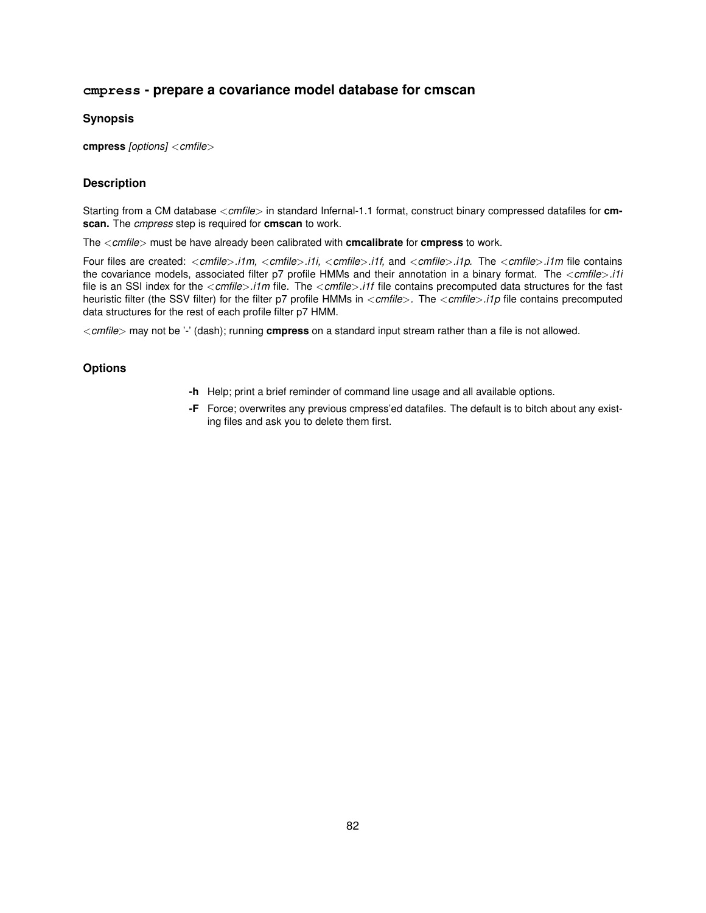## `cmpress` - prepare a covariance model database for cmscan

### Synopsis

**cmpress** *[options]* <*cmfile*>

### Description

Starting from a CM database <*cmfile*> in standard Infernal-1.1 format, construct binary compressed datafiles for **cmscan.** The *cmpress* step is required for **cmscan** to work.

The <*cmfile*> must be have already been calibrated with **cmcalibrate** for **cmpress** to work.

Four files are created: <*cmfile*>*.i1m*, <*cmfile*>*.i1i*, <*cmfile*>*.i1f*, and <*cmfile*>*.i1p*. The <*cmfile*>*.i1m* file contains the covariance models, associated filter p7 profile HMMs and their annotation in a binary format. The <*cmfile*>*.i1i* file is an SSI index for the <*cmfile*>*.i1m* file. The <*cmfile*>*.i1f* file contains precomputed data structures for the fast heuristic filter (the SSV filter) for the filter p7 profile HMMs in <*cmfile*>. The <*cmfile*>*.i1p* file contains precomputed data structures for the rest of each profile filter p7 HMM.

<*cmfile*> may not be '-' (dash); running **cmpress** on a standard input stream rather than a file is not allowed.

### Options

**-h** Help; print a brief reminder of command line usage and all available options.

**-F** Force; overwrites any previous cmpress'ed datafiles. The default is to bitch about any existing files and ask you to delete them first.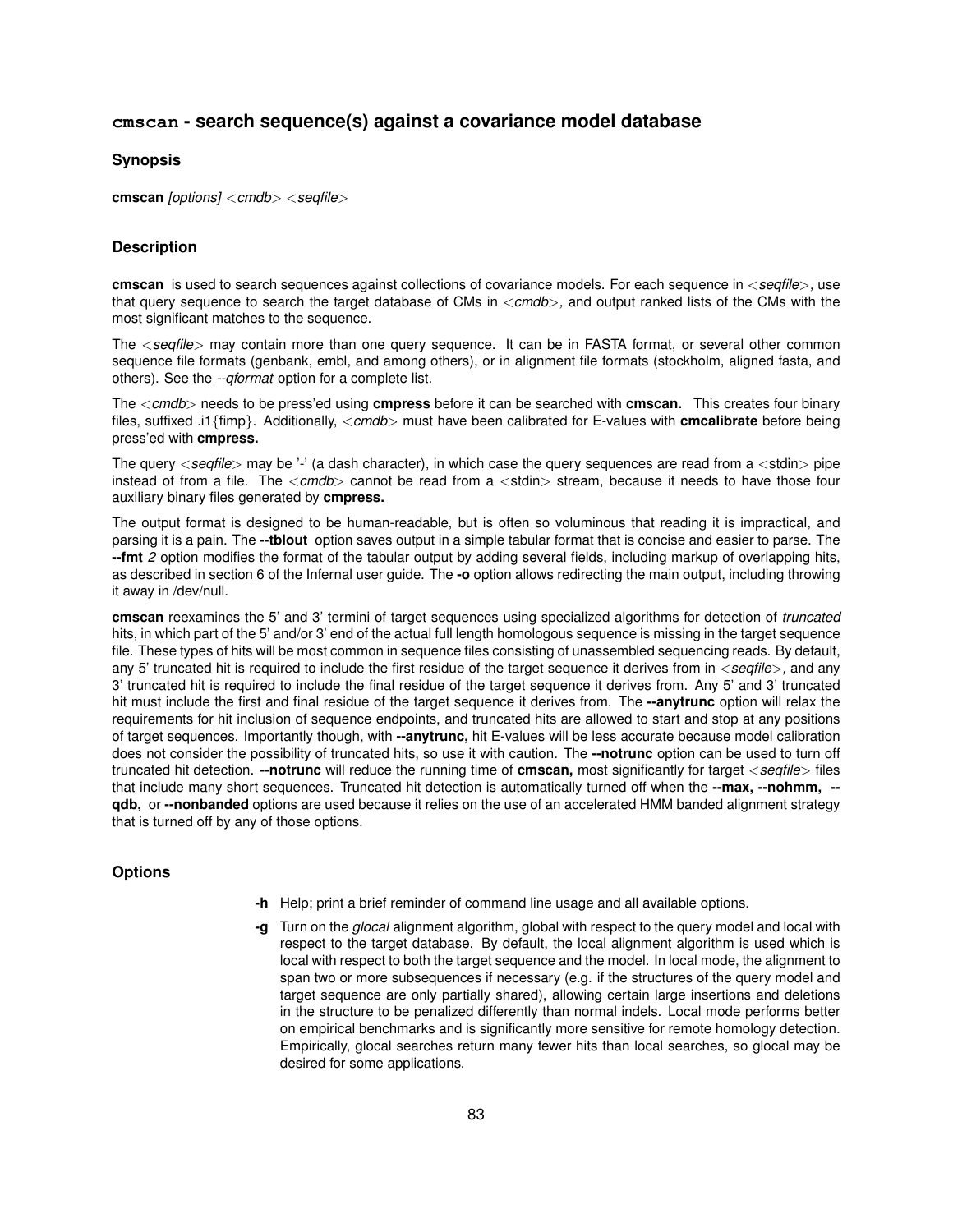## `cmscan` - search sequence(s) against a covariance model database

### Synopsis

**cmscan** *[options] <cmdb> <seqfile>*

### Description

**cmscan** is used to search sequences against collections of covariance models. For each sequence in *<seqfile>,* use that query sequence to search the target database of CMs in *<cmdb>,* and output ranked lists of the CMs with the most significant matches to the sequence.

The *<seqfile>* may contain more than one query sequence. It can be in FASTA format, or several other common sequence file formats (genbank, embl, and among others), or in alignment file formats (stockholm, aligned fasta, and others). See the *--qformat* option for a complete list.

The *<cmdb>* needs to be press'ed using **cmpress** before it can be searched with **cmscan.** This creates four binary files, suffixed .i1{fimp}. Additionally, *<cmdb>* must have been calibrated for E-values with **cmcalibrate** before being press'ed with **cmpress.**

The query *<seqfile>* may be '-' (a dash character), in which case the query sequences are read from a <stdin> pipe instead of from a file. The *<cmdb>* cannot be read from a <stdin> stream, because it needs to have those four auxiliary binary files generated by **cmpress.**

The output format is designed to be human-readable, but is often so voluminous that reading it is impractical, and parsing it is a pain. The **--tblout** option saves output in a simple tabular format that is concise and easier to parse. The **--fmt** *2* option modifies the format of the tabular output by adding several fields, including markup of overlapping hits, as described in section 6 of the Infernal user guide. The **-o** option allows redirecting the main output, including throwing it away in /dev/null.

**cmscan** reexamines the 5' and 3' termini of target sequences using specialized algorithms for detection of *truncated* hits, in which part of the 5' and/or 3' end of the actual full length homologous sequence is missing in the target sequence file. These types of hits will be most common in sequence files consisting of unassembled sequencing reads. By default, any 5' truncated hit is required to include the first residue of the target sequence it derives from in *<seqfile>,* and any 3' truncated hit is required to include the final residue of the target sequence it derives from. Any 5' and 3' truncated hit must include the first and final residue of the target sequence it derives from. The **--anytrunc** option will relax the requirements for hit inclusion of sequence endpoints, and truncated hits are allowed to start and stop at any positions of target sequences. Importantly though, with **--anytrunc,** hit E-values will be less accurate because model calibration does not consider the possibility of truncated hits, so use it with caution. The **--notrunc** option can be used to turn off truncated hit detection. **--notrunc** will reduce the running time of **cmscan,** most significantly for target *<seqfile>* files that include many short sequences. Truncated hit detection is automatically turned off when the **--max, --nohmm, --qdb,** or **--nonbanded** options are used because it relies on the use of an accelerated HMM banded alignment strategy that is turned off by any of those options.

### Options

**-h** Help; print a brief reminder of command line usage and all available options.

**-g** Turn on the *glocal* alignment algorithm, global with respect to the query model and local with respect to the target database. By default, the local alignment algorithm is used which is local with respect to both the target sequence and the model. In local mode, the alignment to span two or more subsequences if necessary (e.g. if the structures of the query model and target sequence are only partially shared), allowing certain large insertions and deletions in the structure to be penalized differently than normal indels. Local mode performs better on empirical benchmarks and is significantly more sensitive for remote homology detection. Empirically, glocal searches return many fewer hits than local searches, so glocal may be desired for some applications.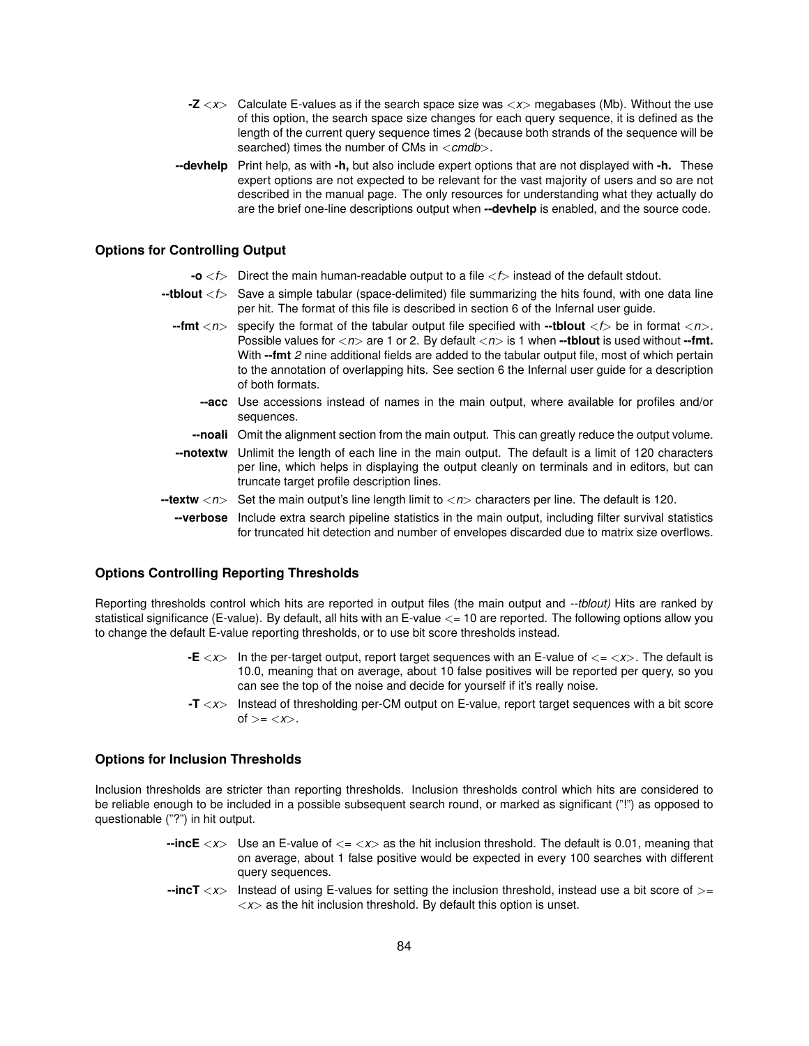**-Z** *<x>* Calculate E-values as if the search space size was *<x>* megabases (Mb). Without the use of this option, the search space size changes for each query sequence, it is defined as the length of the current query sequence times 2 (because both strands of the sequence will be searched) times the number of CMs in *<cmdb>.*

**--devhelp** Print help, as with **-h,** but also include expert options that are not displayed with **-h.** These expert options are not expected to be relevant for the vast majority of users and so are not described in the manual page. The only resources for understanding what they actually do are the brief one-line descriptions output when **--devhelp** is enabled, and the source code.

### Options for Controlling Output

**-o** *<f>* Direct the main human-readable output to a file *<f>* instead of the default stdout.

**--tblout** *<f>* Save a simple tabular (space-delimited) file summarizing the hits found, with one data line per hit. The format of this file is described in section 6 of the Infernal user guide.

**--fmt** *<n>* specify the format of the tabular output file specified with **--tblout** *<f>* be in format *<n>*. Possible values for *<n>* are 1 or 2. By default *<n>* is 1 when **--tblout** is used without **--fmt.** With **--fmt** *2* nine additional fields are added to the tabular output file, most of which pertain to the annotation of overlapping hits. See section 6 the Infernal user guide for a description of both formats.

**--acc** Use accessions instead of names in the main output, where available for profiles and/or sequences.

**--noali** Omit the alignment section from the main output. This can greatly reduce the output volume.

**--notextw** Unlimit the length of each line in the main output. The default is a limit of 120 characters per line, which helps in displaying the output cleanly on terminals and in editors, but can truncate target profile description lines.

**--textw** *<n>* Set the main output's line length limit to *<n>* characters per line. The default is 120.

**--verbose** Include extra search pipeline statistics in the main output, including filter survival statistics for truncated hit detection and number of envelopes discarded due to matrix size overflows.

### Options Controlling Reporting Thresholds

Reporting thresholds control which hits are reported in output files (the main output and *--tblout)* Hits are ranked by statistical significance (E-value). By default, all hits with an E-value <= 10 are reported. The following options allow you to change the default E-value reporting thresholds, or to use bit score thresholds instead.

**-E** *<x>* In the per-target output, report target sequences with an E-value of <= *<x>*. The default is 10.0, meaning that on average, about 10 false positives will be reported per query, so you can see the top of the noise and decide for yourself if it's really noise.

**-T** *<x>* Instead of thresholding per-CM output on E-value, report target sequences with a bit score of >= *<x>*.

### Options for Inclusion Thresholds

Inclusion thresholds are stricter than reporting thresholds. Inclusion thresholds control which hits are considered to be reliable enough to be included in a possible subsequent search round, or marked as significant ("!") as opposed to questionable ("?") in hit output.

**--incE** *<x>* Use an E-value of <= *<x>* as the hit inclusion threshold. The default is 0.01, meaning that on average, about 1 false positive would be expected in every 100 searches with different query sequences.

**--incT** *<x>* Instead of using E-values for setting the inclusion threshold, instead use a bit score of >= *<x>* as the hit inclusion threshold. By default this option is unset.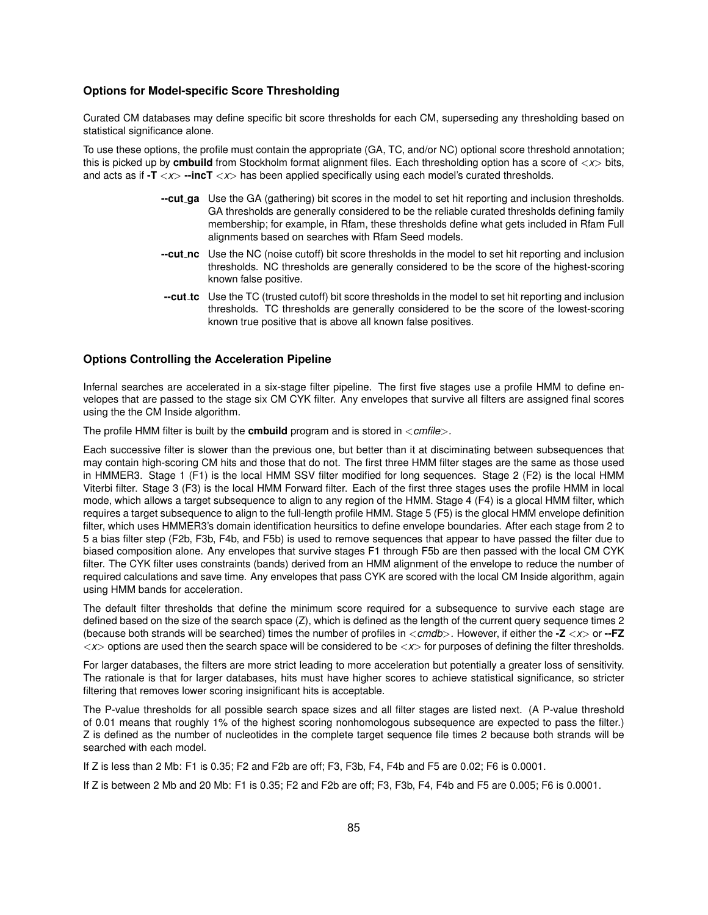### Options for Model-specific Score Thresholding

Curated CM databases may define specific bit score thresholds for each CM, superseding any thresholding based on statistical significance alone.

To use these options, the profile must contain the appropriate (GA, TC, and/or NC) optional score threshold annotation; this is picked up by **cmbuild** from Stockholm format alignment files. Each thresholding option has a score of <*x*> bits, and acts as if **-T** <*x*> **--incT** <*x*> has been applied specifically using each model's curated thresholds.

**--cut_ga** Use the GA (gathering) bit scores in the model to set hit reporting and inclusion thresholds. GA thresholds are generally considered to be the reliable curated thresholds defining family membership; for example, in Rfam, these thresholds define what gets included in Rfam Full alignments based on searches with Rfam Seed models.

**--cut_nc** Use the NC (noise cutoff) bit score thresholds in the model to set hit reporting and inclusion thresholds. NC thresholds are generally considered to be the score of the highest-scoring known false positive.

**--cut_tc** Use the TC (trusted cutoff) bit score thresholds in the model to set hit reporting and inclusion thresholds. TC thresholds are generally considered to be the score of the lowest-scoring known true positive that is above all known false positives.

### Options Controlling the Acceleration Pipeline

Infernal searches are accelerated in a six-stage filter pipeline. The first five stages use a profile HMM to define envelopes that are passed to the stage six CM CYK filter. Any envelopes that survive all filters are assigned final scores using the the CM Inside algorithm.

The profile HMM filter is built by the **cmbuild** program and is stored in <*cmfile*>.

Each successive filter is slower than the previous one, but better than it at disciminating between subsequences that may contain high-scoring CM hits and those that do not. The first three HMM filter stages are the same as those used in HMMER3. Stage 1 (F1) is the local HMM SSV filter modified for long sequences. Stage 2 (F2) is the local HMM Viterbi filter. Stage 3 (F3) is the local HMM Forward filter. Each of the first three stages uses the profile HMM in local mode, which allows a target subsequence to align to any region of the HMM. Stage 4 (F4) is a glocal HMM filter, which requires a target subsequence to align to the full-length profile HMM. Stage 5 (F5) is the glocal HMM envelope definition filter, which uses HMMER3's domain identification heursitics to define envelope boundaries. After each stage from 2 to 5 a bias filter step (F2b, F3b, F4b, and F5b) is used to remove sequences that appear to have passed the filter due to biased composition alone. Any envelopes that survive stages F1 through F5b are then passed with the local CM CYK filter. The CYK filter uses constraints (bands) derived from an HMM alignment of the envelope to reduce the number of required calculations and save time. Any envelopes that pass CYK are scored with the local CM Inside algorithm, again using HMM bands for acceleration.

The default filter thresholds that define the minimum score required for a subsequence to survive each stage are defined based on the size of the search space (Z), which is defined as the length of the current query sequence times 2 (because both strands will be searched) times the number of profiles in <*cmdb*>. However, if either the **-Z** <*x*> or **--FZ** <*x*> options are used then the search space will be considered to be <*x*> for purposes of defining the filter thresholds.

For larger databases, the filters are more strict leading to more acceleration but potentially a greater loss of sensitivity. The rationale is that for larger databases, hits must have higher scores to achieve statistical significance, so stricter filtering that removes lower scoring insignificant hits is acceptable.

The P-value thresholds for all possible search space sizes and all filter stages are listed next. (A P-value threshold of 0.01 means that roughly 1% of the highest scoring nonhomologous subsequence are expected to pass the filter.) Z is defined as the number of nucleotides in the complete target sequence file times 2 because both strands will be searched with each model.

If Z is less than 2 Mb: F1 is 0.35; F2 and F2b are off; F3, F3b, F4, F4b and F5 are 0.02; F6 is 0.0001.

If Z is between 2 Mb and 20 Mb: F1 is 0.35; F2 and F2b are off; F3, F3b, F4, F4b and F5 are 0.005; F6 is 0.0001.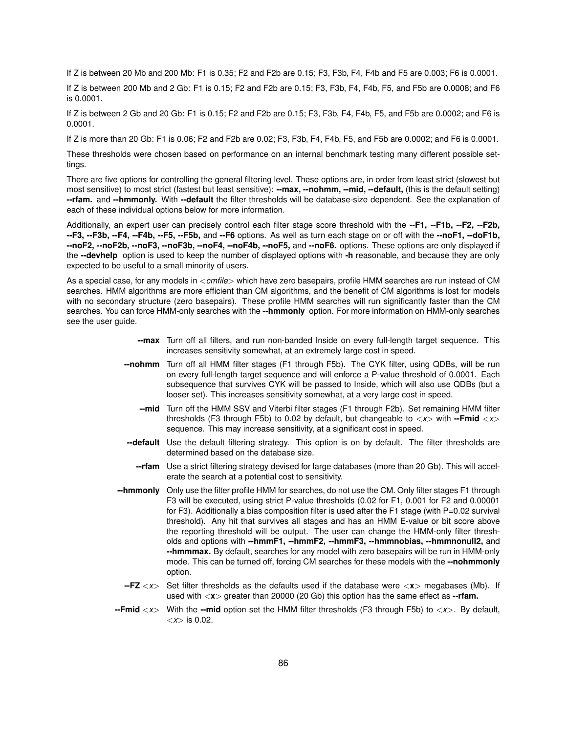If Z is between 20 Mb and 200 Mb: F1 is 0.35; F2 and F2b are 0.15; F3, F3b, F4, F4b and F5 are 0.003; F6 is 0.0001.

If Z is between 200 Mb and 2 Gb: F1 is 0.15; F2 and F2b are 0.15; F3, F3b, F4, F4b, F5, and F5b are 0.0008; and F6 is 0.0001.

If Z is between 2 Gb and 20 Gb: F1 is 0.15; F2 and F2b are 0.15; F3, F3b, F4, F4b, F5, and F5b are 0.0002; and F6 is 0.0001.

If Z is more than 20 Gb: F1 is 0.06; F2 and F2b are 0.02; F3, F3b, F4, F4b, F5, and F5b are 0.0002; and F6 is 0.0001.

These thresholds were chosen based on performance on an internal benchmark testing many different possible settings.

There are five options for controlling the general filtering level. These options are, in order from least strict (slowest but most sensitive) to most strict (fastest but least sensitive): **--max, --nohmm, --mid, --default,** (this is the default setting) **--rfam.** and **--hmmonly.** With **--default** the filter thresholds will be database-size dependent. See the explanation of each of these individual options below for more information.

Additionally, an expert user can precisely control each filter stage score threshold with the **--F1, --F1b, --F2, --F2b, --F3, --F3b, --F4, --F4b, --F5, --F5b,** and **--F6** options. As well as turn each stage on or off with the **--noF1, --doF1b, --noF2, --noF2b, --noF3, --noF3b, --noF4, --noF4b, --noF5,** and **--noF6.** options. These options are only displayed if the **--devhelp** option is used to keep the number of displayed options with **-h** reasonable, and because they are only expected to be useful to a small minority of users.

As a special case, for any models in <*cmfile*> which have zero basepairs, profile HMM searches are run instead of CM searches. HMM algorithms are more efficient than CM algorithms, and the benefit of CM algorithms is lost for models with no secondary structure (zero basepairs). These profile HMM searches will run significantly faster than the CM searches. You can force HMM-only searches with the **--hmmonly** option. For more information on HMM-only searches see the user guide.

**--max** Turn off all filters, and run non-banded Inside on every full-length target sequence. This increases sensitivity somewhat, at an extremely large cost in speed.

**--nohmm** Turn off all HMM filter stages (F1 through F5b). The CYK filter, using QDBs, will be run on every full-length target sequence and will enforce a P-value threshold of 0.0001. Each subsequence that survives CYK will be passed to Inside, which will also use QDBs (but a looser set). This increases sensitivity somewhat, at a very large cost in speed.

**--mid** Turn off the HMM SSV and Viterbi filter stages (F1 through F2b). Set remaining HMM filter thresholds (F3 through F5b) to 0.02 by default, but changeable to <*x*> with **--Fmid** <*x*> sequence. This may increase sensitivity, at a significant cost in speed.

**--default** Use the default filtering strategy. This option is on by default. The filter thresholds are determined based on the database size.

**--rfam** Use a strict filtering strategy devised for large databases (more than 20 Gb). This will accelerate the search at a potential cost to sensitivity.

**--hmmonly** Only use the filter profile HMM for searches, do not use the CM. Only filter stages F1 through F3 will be executed, using strict P-value thresholds (0.02 for F1, 0.001 for F2 and 0.00001 for F3). Additionally a bias composition filter is used after the F1 stage (with P=0.02 survival threshold). Any hit that survives all stages and has an HMM E-value or bit score above the reporting threshold will be output. The user can change the HMM-only filter thresholds and options with **--hmmF1, --hmmF2, --hmmF3, --hmmnobias, --hmmnonull2,** and **--hmmmax.** By default, searches for any model with zero basepairs will be run in HMM-only mode. This can be turned off, forcing CM searches for these models with the **--nohmmonly** option.

**--FZ** <*x*> Set filter thresholds as the defaults used if the database were <**x**> megabases (Mb). If used with <**x**> greater than 20000 (20 Gb) this option has the same effect as **--rfam.**

**--Fmid** <*x*> With the **--mid** option set the HMM filter thresholds (F3 through F5b) to <*x*>. By default, <*x*> is 0.02.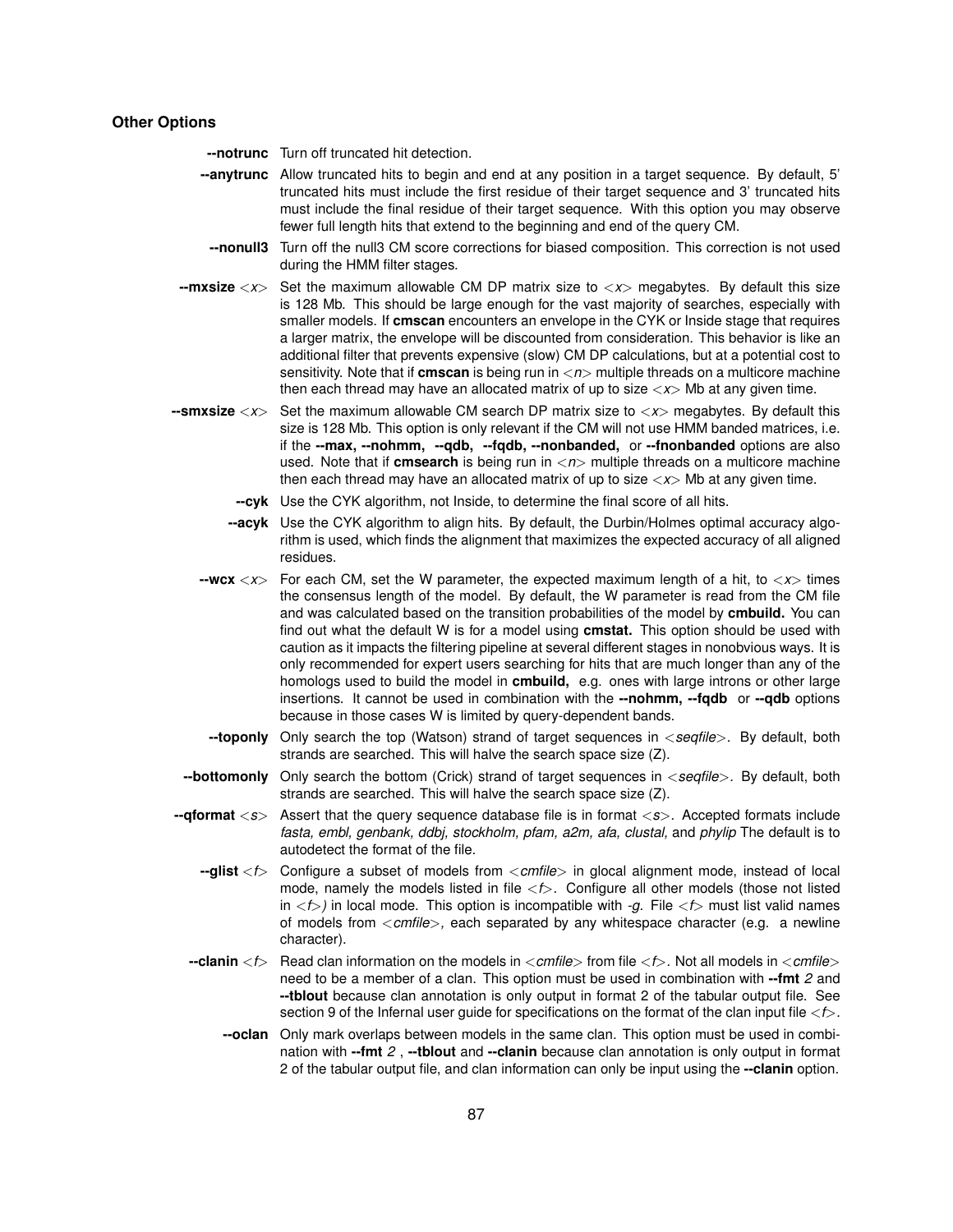### Other Options

**--notrunc** Turn off truncated hit detection.

**--anytrunc** Allow truncated hits to begin and end at any position in a target sequence. By default, 5' truncated hits must include the first residue of their target sequence and 3' truncated hits must include the final residue of their target sequence. With this option you may observe fewer full length hits that extend to the beginning and end of the query CM.

**--nonull3** Turn off the null3 CM score corrections for biased composition. This correction is not used during the HMM filter stages.

**--mxsize** *<x>* Set the maximum allowable CM DP matrix size to *<x>* megabytes. By default this size is 128 Mb. This should be large enough for the vast majority of searches, especially with smaller models. If **cmscan** encounters an envelope in the CYK or Inside stage that requires a larger matrix, the envelope will be discounted from consideration. This behavior is like an additional filter that prevents expensive (slow) CM DP calculations, but at a potential cost to sensitivity. Note that if **cmscan** is being run in *<n>* multiple threads on a multicore machine then each thread may have an allocated matrix of up to size *<x>* Mb at any given time.

**--smxsize** *<x>* Set the maximum allowable CM search DP matrix size to *<x>* megabytes. By default this size is 128 Mb. This option is only relevant if the CM will not use HMM banded matrices, i.e. if the **--max, --nohmm, --qdb, --fqdb, --nonbanded,** or **--fnonbanded** options are also used. Note that if **cmsearch** is being run in *<n>* multiple threads on a multicore machine then each thread may have an allocated matrix of up to size *<x>* Mb at any given time.

**--cyk** Use the CYK algorithm, not Inside, to determine the final score of all hits.

**--acyk** Use the CYK algorithm to align hits. By default, the Durbin/Holmes optimal accuracy algorithm is used, which finds the alignment that maximizes the expected accuracy of all aligned residues.

**--wcx** *<x>* For each CM, set the W parameter, the expected maximum length of a hit, to *<x>* times the consensus length of the model. By default, the W parameter is read from the CM file and was calculated based on the transition probabilities of the model by **cmbuild.** You can find out what the default W is for a model using **cmstat.** This option should be used with caution as it impacts the filtering pipeline at several different stages in nonobvious ways. It is only recommended for expert users searching for hits that are much longer than any of the homologs used to build the model in **cmbuild,** e.g. ones with large introns or other large insertions. It cannot be used in combination with the **--nohmm, --fqdb** or **--qdb** options because in those cases W is limited by query-dependent bands.

**--toponly** Only search the top (Watson) strand of target sequences in *<seqfile>*. By default, both strands are searched. This will halve the search space size (Z).

**--bottomonly** Only search the bottom (Crick) strand of target sequences in *<seqfile>*. By default, both strands are searched. This will halve the search space size (Z).

**--qformat** *<s>* Assert that the query sequence database file is in format *<s>*. Accepted formats include *fasta, embl, genbank, ddbj, stockholm, pfam, a2m, afa, clustal,* and *phylip* The default is to autodetect the format of the file.

**--glist** *<f>* Configure a subset of models from *<cmfile>* in glocal alignment mode, instead of local mode, namely the models listed in file *<f>*. Configure all other models (those not listed in *<f>)* in local mode. This option is incompatible with *-g.* File *<f>* must list valid names of models from *<cmfile>,* each separated by any whitespace character (e.g. a newline character).

**--clanin** *<f>* Read clan information on the models in *<cmfile>* from file *<f>*. Not all models in *<cmfile>* need to be a member of a clan. This option must be used in combination with **--fmt** *2* and **--tblout** because clan annotation is only output in format 2 of the tabular output file. See section 9 of the Infernal user guide for specifications on the format of the clan input file *<f>*.

**--oclan** Only mark overlaps between models in the same clan. This option must be used in combination with **--fmt** *2* , **--tblout** and **--clanin** because clan annotation is only output in format 2 of the tabular output file, and clan information can only be input using the **--clanin** option.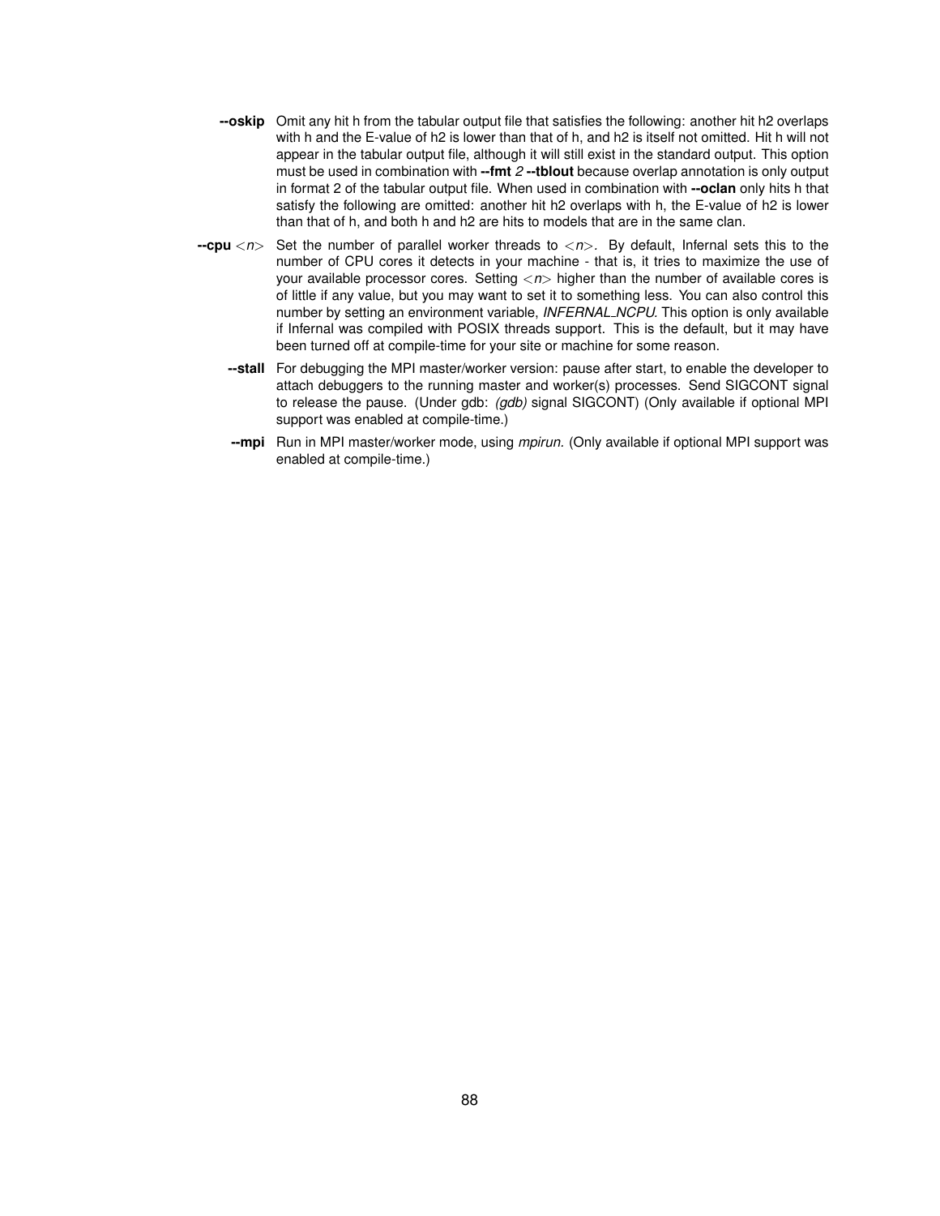**--oskip** Omit any hit h from the tabular output file that satisfies the following: another hit h2 overlaps with h and the E-value of h2 is lower than that of h, and h2 is itself not omitted. Hit h will not appear in the tabular output file, although it will still exist in the standard output. This option must be used in combination with **--fmt** *2* **--tblout** because overlap annotation is only output in format 2 of the tabular output file. When used in combination with **--oclan** only hits h that satisfy the following are omitted: another hit h2 overlaps with h, the E-value of h2 is lower than that of h, and both h and h2 are hits to models that are in the same clan.

**--cpu** <*n*> Set the number of parallel worker threads to <*n*>. By default, Infernal sets this to the number of CPU cores it detects in your machine - that is, it tries to maximize the use of your available processor cores. Setting <*n*> higher than the number of available cores is of little if any value, but you may want to set it to something less. You can also control this number by setting an environment variable, *INFERNAL_NCPU*. This option is only available if Infernal was compiled with POSIX threads support. This is the default, but it may have been turned off at compile-time for your site or machine for some reason.

**--stall** For debugging the MPI master/worker version: pause after start, to enable the developer to attach debuggers to the running master and worker(s) processes. Send SIGCONT signal to release the pause. (Under gdb: *(gdb)* signal SIGCONT) (Only available if optional MPI support was enabled at compile-time.)

**--mpi** Run in MPI master/worker mode, using *mpirun.* (Only available if optional MPI support was enabled at compile-time.)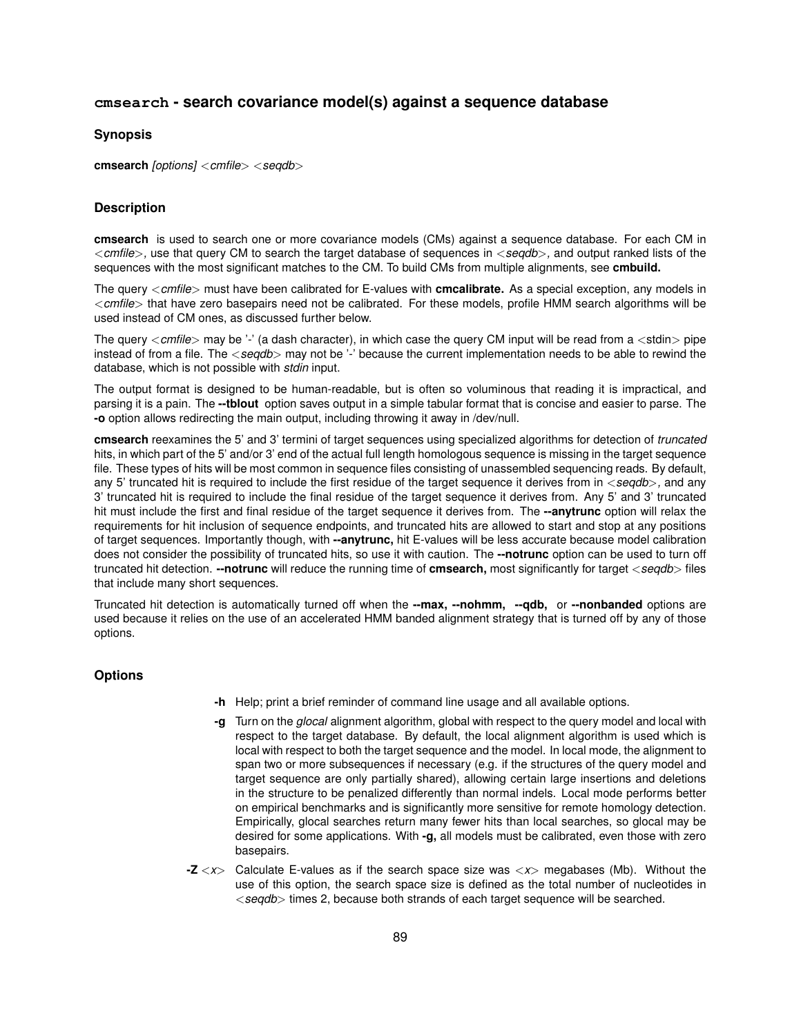## `cmsearch` - search covariance model(s) against a sequence database

### Synopsis

**cmsearch** *[options]* <*cmfile*> <*seqdb*>

### Description

**cmsearch** is used to search one or more covariance models (CMs) against a sequence database. For each CM in <*cmfile*>*,* use that query CM to search the target database of sequences in <*seqdb*>*,* and output ranked lists of the sequences with the most significant matches to the CM. To build CMs from multiple alignments, see **cmbuild.**

The query <*cmfile*> must have been calibrated for E-values with **cmcalibrate.** As a special exception, any models in <*cmfile*> that have zero basepairs need not be calibrated. For these models, profile HMM search algorithms will be used instead of CM ones, as discussed further below.

The query <*cmfile*> may be '-' (a dash character), in which case the query CM input will be read from a <stdin> pipe instead of from a file. The <*seqdb*> may not be '-' because the current implementation needs to be able to rewind the database, which is not possible with *stdin* input.

The output format is designed to be human-readable, but is often so voluminous that reading it is impractical, and parsing it is a pain. The **--tblout** option saves output in a simple tabular format that is concise and easier to parse. The **-o** option allows redirecting the main output, including throwing it away in /dev/null.

**cmsearch** reexamines the 5' and 3' termini of target sequences using specialized algorithms for detection of *truncated* hits, in which part of the 5' and/or 3' end of the actual full length homologous sequence is missing in the target sequence file. These types of hits will be most common in sequence files consisting of unassembled sequencing reads. By default, any 5' truncated hit is required to include the first residue of the target sequence it derives from in <*seqdb*>*,* and any 3' truncated hit is required to include the final residue of the target sequence it derives from. Any 5' and 3' truncated hit must include the first and final residue of the target sequence it derives from. The **--anytrunc** option will relax the requirements for hit inclusion of sequence endpoints, and truncated hits are allowed to start and stop at any positions of target sequences. Importantly though, with **--anytrunc,** hit E-values will be less accurate because model calibration does not consider the possibility of truncated hits, so use it with caution. The **--notrunc** option can be used to turn off truncated hit detection. **--notrunc** will reduce the running time of **cmsearch,** most significantly for target <*seqdb*> files that include many short sequences.

Truncated hit detection is automatically turned off when the **--max, --nohmm, --qdb,** or **--nonbanded** options are used because it relies on the use of an accelerated HMM banded alignment strategy that is turned off by any of those options.

### Options

**-h** Help; print a brief reminder of command line usage and all available options.

**-g** Turn on the *glocal* alignment algorithm, global with respect to the query model and local with respect to the target database. By default, the local alignment algorithm is used which is local with respect to both the target sequence and the model. In local mode, the alignment to span two or more subsequences if necessary (e.g. if the structures of the query model and target sequence are only partially shared), allowing certain large insertions and deletions in the structure to be penalized differently than normal indels. Local mode performs better on empirical benchmarks and is significantly more sensitive for remote homology detection. Empirically, glocal searches return many fewer hits than local searches, so glocal may be desired for some applications. With **-g,** all models must be calibrated, even those with zero basepairs.

**-Z** <*x*> Calculate E-values as if the search space size was <*x*> megabases (Mb). Without the use of this option, the search space size is defined as the total number of nucleotides in <*seqdb*> times 2, because both strands of each target sequence will be searched.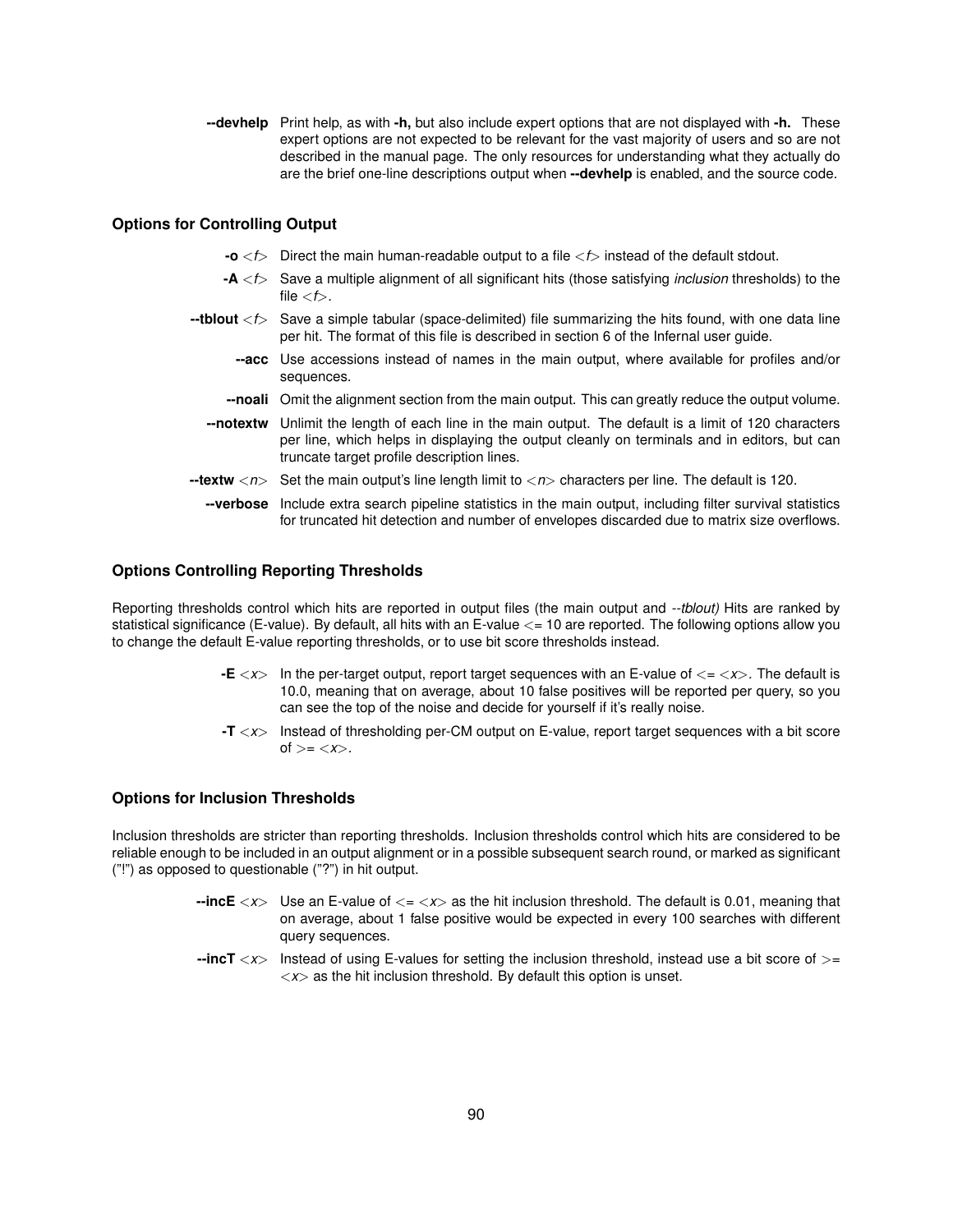**--devhelp** Print help, as with **-h,** but also include expert options that are not displayed with **-h.** These expert options are not expected to be relevant for the vast majority of users and so are not described in the manual page. The only resources for understanding what they actually do are the brief one-line descriptions output when **--devhelp** is enabled, and the source code.

### Options for Controlling Output

**-o** *<f>* Direct the main human-readable output to a file *<f>* instead of the default stdout.

**-A** *<f>* Save a multiple alignment of all significant hits (those satisfying *inclusion* thresholds) to the file *<f>*.

**--tblout** *<f>* Save a simple tabular (space-delimited) file summarizing the hits found, with one data line per hit. The format of this file is described in section 6 of the Infernal user guide.

**--acc** Use accessions instead of names in the main output, where available for profiles and/or sequences.

**--noali** Omit the alignment section from the main output. This can greatly reduce the output volume.

**--notextw** Unlimit the length of each line in the main output. The default is a limit of 120 characters per line, which helps in displaying the output cleanly on terminals and in editors, but can truncate target profile description lines.

**--textw** *<n>* Set the main output's line length limit to *<n>* characters per line. The default is 120.

**--verbose** Include extra search pipeline statistics in the main output, including filter survival statistics for truncated hit detection and number of envelopes discarded due to matrix size overflows.

### Options Controlling Reporting Thresholds

Reporting thresholds control which hits are reported in output files (the main output and *--tblout)* Hits are ranked by statistical significance (E-value). By default, all hits with an E-value <= 10 are reported. The following options allow you to change the default E-value reporting thresholds, or to use bit score thresholds instead.

**-E** *<x>* In the per-target output, report target sequences with an E-value of <= *<x>*. The default is 10.0, meaning that on average, about 10 false positives will be reported per query, so you can see the top of the noise and decide for yourself if it's really noise.

**-T** *<x>* Instead of thresholding per-CM output on E-value, report target sequences with a bit score of >= *<x>*.

### Options for Inclusion Thresholds

Inclusion thresholds are stricter than reporting thresholds. Inclusion thresholds control which hits are considered to be reliable enough to be included in an output alignment or in a possible subsequent search round, or marked as significant ("!") as opposed to questionable ("?") in hit output.

**--incE** *<x>* Use an E-value of <= *<x>* as the hit inclusion threshold. The default is 0.01, meaning that on average, about 1 false positive would be expected in every 100 searches with different query sequences.

**--incT** *<x>* Instead of using E-values for setting the inclusion threshold, instead use a bit score of >= *<x>* as the hit inclusion threshold. By default this option is unset.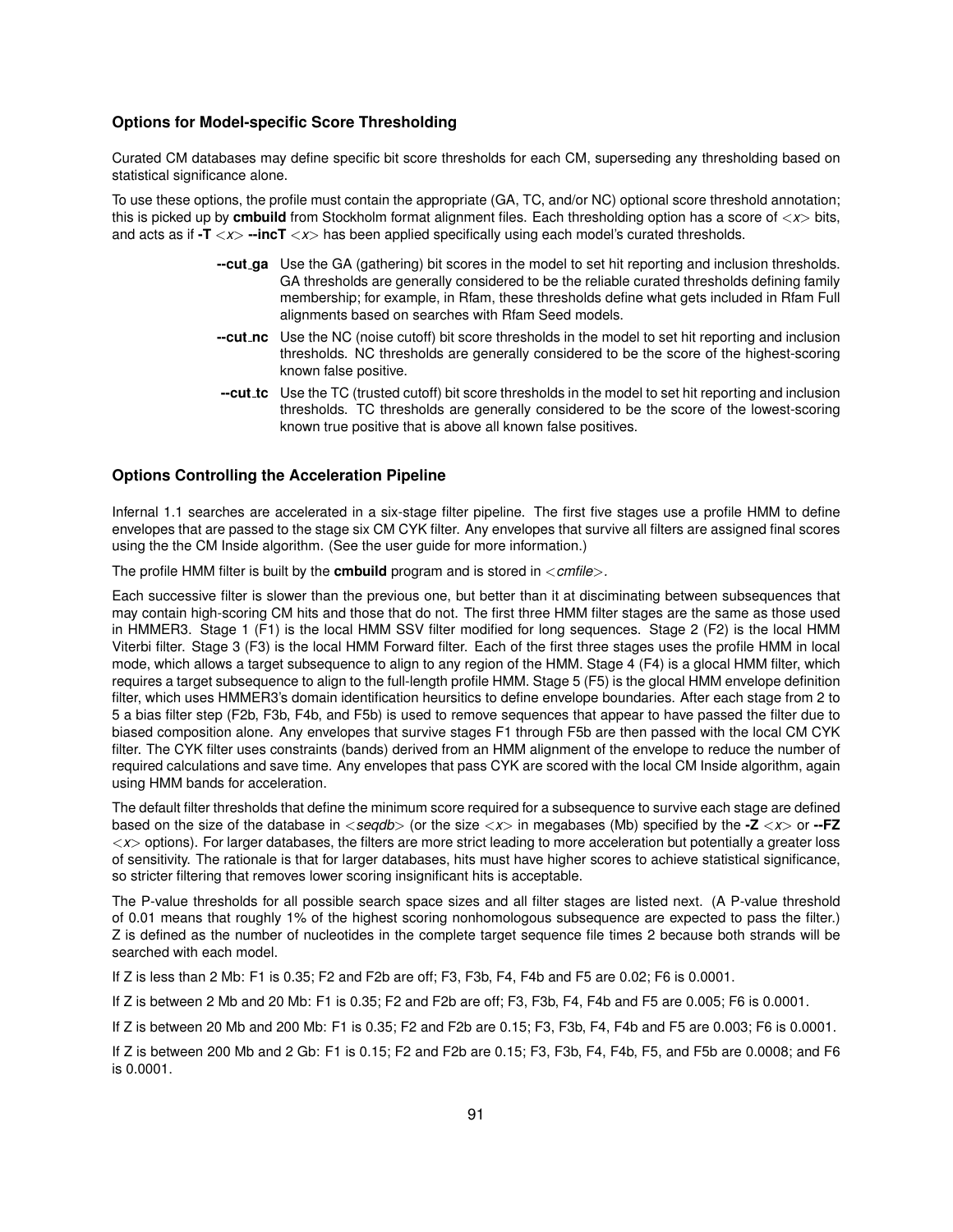### Options for Model-specific Score Thresholding

Curated CM databases may define specific bit score thresholds for each CM, superseding any thresholding based on statistical significance alone.

To use these options, the profile must contain the appropriate (GA, TC, and/or NC) optional score threshold annotation; this is picked up by **cmbuild** from Stockholm format alignment files. Each thresholding option has a score of <*x*> bits, and acts as if **-T** <*x*> **--incT** <*x*> has been applied specifically using each model's curated thresholds.

**--cut_ga** Use the GA (gathering) bit scores in the model to set hit reporting and inclusion thresholds. GA thresholds are generally considered to be the reliable curated thresholds defining family membership; for example, in Rfam, these thresholds define what gets included in Rfam Full alignments based on searches with Rfam Seed models.

**--cut_nc** Use the NC (noise cutoff) bit score thresholds in the model to set hit reporting and inclusion thresholds. NC thresholds are generally considered to be the score of the highest-scoring known false positive.

**--cut_tc** Use the TC (trusted cutoff) bit score thresholds in the model to set hit reporting and inclusion thresholds. TC thresholds are generally considered to be the score of the lowest-scoring known true positive that is above all known false positives.

### Options Controlling the Acceleration Pipeline

Infernal 1.1 searches are accelerated in a six-stage filter pipeline. The first five stages use a profile HMM to define envelopes that are passed to the stage six CM CYK filter. Any envelopes that survive all filters are assigned final scores using the the CM Inside algorithm. (See the user guide for more information.)

The profile HMM filter is built by the **cmbuild** program and is stored in <*cmfile*>.

Each successive filter is slower than the previous one, but better than it at disciminating between subsequences that may contain high-scoring CM hits and those that do not. The first three HMM filter stages are the same as those used in HMMER3. Stage 1 (F1) is the local HMM SSV filter modified for long sequences. Stage 2 (F2) is the local HMM Viterbi filter. Stage 3 (F3) is the local HMM Forward filter. Each of the first three stages uses the profile HMM in local mode, which allows a target subsequence to align to any region of the HMM. Stage 4 (F4) is a glocal HMM filter, which requires a target subsequence to align to the full-length profile HMM. Stage 5 (F5) is the glocal HMM envelope definition filter, which uses HMMER3's domain identification heuristics to define envelope boundaries. After each stage from 2 to 5 a bias filter step (F2b, F3b, F4b, and F5b) is used to remove sequences that appear to have passed the filter due to biased composition alone. Any envelopes that survive stages F1 through F5b are then passed with the local CM CYK filter. The CYK filter uses constraints (bands) derived from an HMM alignment of the envelope to reduce the number of required calculations and save time. Any envelopes that pass CYK are scored with the local CM Inside algorithm, again using HMM bands for acceleration.

The default filter thresholds that define the minimum score required for a subsequence to survive each stage are defined based on the size of the database in <*seqdb*> (or the size <*x*> in megabases (Mb) specified by the **-Z** <*x*> or **--FZ** <*x*> options). For larger databases, the filters are more strict leading to more acceleration but potentially a greater loss of sensitivity. The rationale is that for larger databases, hits must have higher scores to achieve statistical significance, so stricter filtering that removes lower scoring insignificant hits is acceptable.

The P-value thresholds for all possible search space sizes and all filter stages are listed next. (A P-value threshold of 0.01 means that roughly 1% of the highest scoring nonhomologous subsequence are expected to pass the filter.) Z is defined as the number of nucleotides in the complete target sequence file times 2 because both strands will be searched with each model.

If Z is less than 2 Mb: F1 is 0.35; F2 and F2b are off; F3, F3b, F4, F4b and F5 are 0.02; F6 is 0.0001.

If Z is between 2 Mb and 20 Mb: F1 is 0.35; F2 and F2b are off; F3, F3b, F4, F4b and F5 are 0.005; F6 is 0.0001.

If Z is between 20 Mb and 200 Mb: F1 is 0.35; F2 and F2b are 0.15; F3, F3b, F4, F4b and F5 are 0.003; F6 is 0.0001.

If Z is between 200 Mb and 2 Gb: F1 is 0.15; F2 and F2b are 0.15; F3, F3b, F4, F4b, F5, and F5b are 0.0008; and F6 is 0.0001.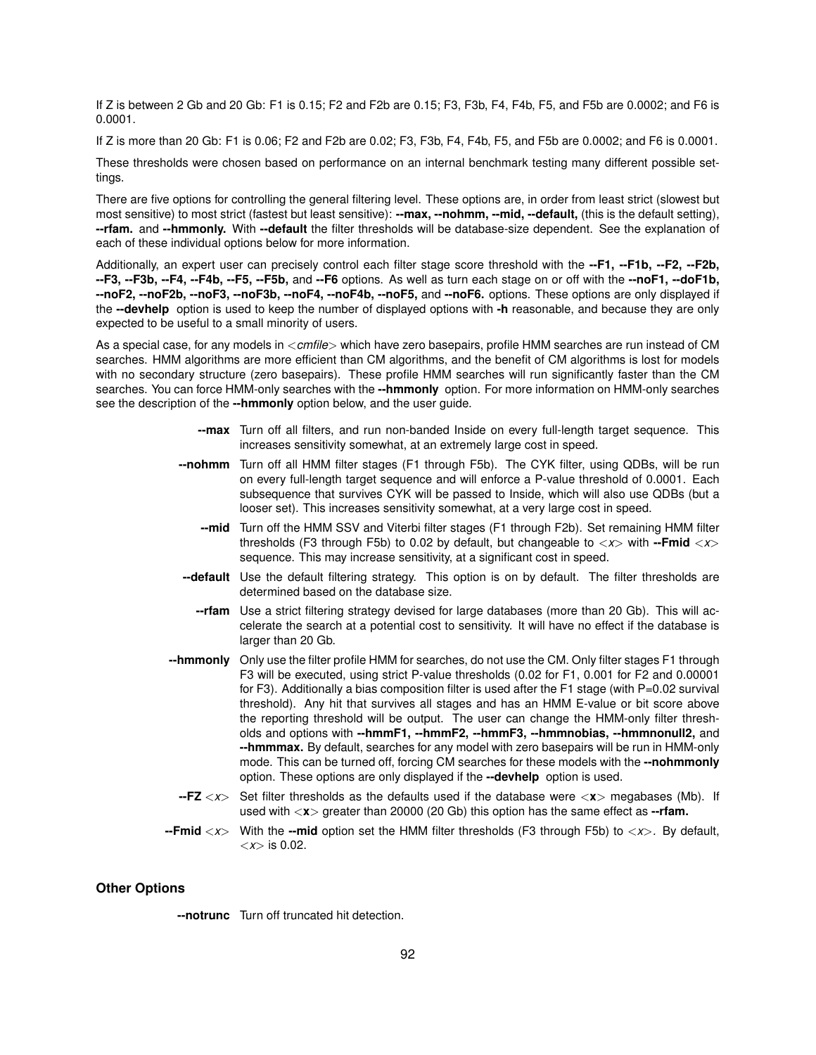If Z is between 2 Gb and 20 Gb: F1 is 0.15; F2 and F2b are 0.15; F3, F3b, F4, F4b, F5, and F5b are 0.0002; and F6 is 0.0001.

If Z is more than 20 Gb: F1 is 0.06; F2 and F2b are 0.02; F3, F3b, F4, F4b, F5, and F5b are 0.0002; and F6 is 0.0001.

These thresholds were chosen based on performance on an internal benchmark testing many different possible settings.

There are five options for controlling the general filtering level. These options are, in order from least strict (slowest but most sensitive) to most strict (fastest but least sensitive): **--max, --nohmm, --mid, --default,** (this is the default setting), **--rfam.** and **--hmmonly.** With **--default** the filter thresholds will be database-size dependent. See the explanation of each of these individual options below for more information.

Additionally, an expert user can precisely control each filter stage score threshold with the **--F1, --F1b, --F2, --F2b, --F3, --F3b, --F4, --F4b, --F5, --F5b,** and **--F6** options. As well as turn each stage on or off with the **--noF1, --doF1b, --noF2, --noF2b, --noF3, --noF3b, --noF4, --noF4b, --noF5,** and **--noF6.** options. These options are only displayed if the **--devhelp** option is used to keep the number of displayed options with **-h** reasonable, and because they are only expected to be useful to a small minority of users.

As a special case, for any models in <*cmfile*> which have zero basepairs, profile HMM searches are run instead of CM searches. HMM algorithms are more efficient than CM algorithms, and the benefit of CM algorithms is lost for models with no secondary structure (zero basepairs). These profile HMM searches will run significantly faster than the CM searches. You can force HMM-only searches with the **--hmmonly** option. For more information on HMM-only searches see the description of the **--hmmonly** option below, and the user guide.

**--max** Turn off all filters, and run non-banded Inside on every full-length target sequence. This increases sensitivity somewhat, at an extremely large cost in speed.

**--nohmm** Turn off all HMM filter stages (F1 through F5b). The CYK filter, using QDBs, will be run on every full-length target sequence and will enforce a P-value threshold of 0.0001. Each subsequence that survives CYK will be passed to Inside, which will also use QDBs (but a looser set). This increases sensitivity somewhat, at a very large cost in speed.

**--mid** Turn off the HMM SSV and Viterbi filter stages (F1 through F2b). Set remaining HMM filter thresholds (F3 through F5b) to 0.02 by default, but changeable to <*x*> with **--Fmid** <*x*> sequence. This may increase sensitivity, at a significant cost in speed.

**--default** Use the default filtering strategy. This option is on by default. The filter thresholds are determined based on the database size.

**--rfam** Use a strict filtering strategy devised for large databases (more than 20 Gb). This will accelerate the search at a potential cost to sensitivity. It will have no effect if the database is larger than 20 Gb.

**--hmmonly** Only use the filter profile HMM for searches, do not use the CM. Only filter stages F1 through F3 will be executed, using strict P-value thresholds (0.02 for F1, 0.001 for F2 and 0.00001 for F3). Additionally a bias composition filter is used after the F1 stage (with P=0.02 survival threshold). Any hit that survives all stages and has an HMM E-value or bit score above the reporting threshold will be output. The user can change the HMM-only filter thresholds and options with **--hmmF1, --hmmF2, --hmmF3, --hmmnobias, --hmmnonull2,** and **--hmmmax.** By default, searches for any model with zero basepairs will be run in HMM-only mode. This can be turned off, forcing CM searches for these models with the **--nohmmonly** option. These options are only displayed if the **--devhelp** option is used.

**--FZ** <*x*> Set filter thresholds as the defaults used if the database were <**x**> megabases (Mb). If used with <**x**> greater than 20000 (20 Gb) this option has the same effect as **--rfam.**

**--Fmid** <*x*> With the **--mid** option set the HMM filter thresholds (F3 through F5b) to <*x*>. By default, <*x*> is 0.02.

### Other Options

**--notrunc** Turn off truncated hit detection.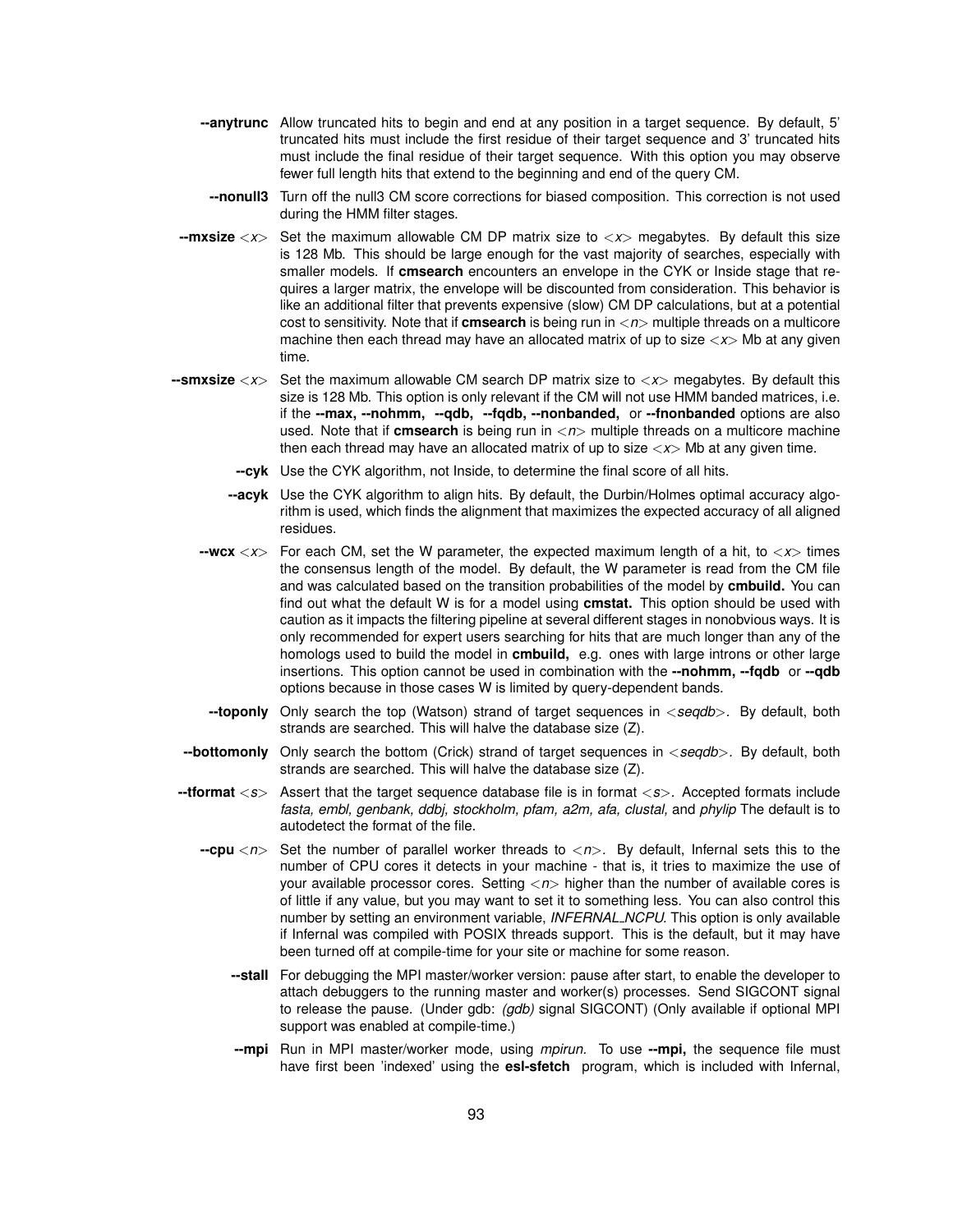**--anytrunc** Allow truncated hits to begin and end at any position in a target sequence. By default, 5' truncated hits must include the first residue of their target sequence and 3' truncated hits must include the final residue of their target sequence. With this option you may observe fewer full length hits that extend to the beginning and end of the query CM.

**--nonull3** Turn off the null3 CM score corrections for biased composition. This correction is not used during the HMM filter stages.

**--mxsize** *<x>* Set the maximum allowable CM DP matrix size to *<x>* megabytes. By default this size is 128 Mb. This should be large enough for the vast majority of searches, especially with smaller models. If **cmsearch** encounters an envelope in the CYK or Inside stage that requires a larger matrix, the envelope will be discounted from consideration. This behavior is like an additional filter that prevents expensive (slow) CM DP calculations, but at a potential cost to sensitivity. Note that if **cmsearch** is being run in *<n>* multiple threads on a multicore machine then each thread may have an allocated matrix of up to size *<x>* Mb at any given time.

**--smxsize** *<x>* Set the maximum allowable CM search DP matrix size to *<x>* megabytes. By default this size is 128 Mb. This option is only relevant if the CM will not use HMM banded matrices, i.e. if the **--max, --nohmm, --qdb, --fqdb, --nonbanded,** or **--fnonbanded** options are also used. Note that if **cmsearch** is being run in *<n>* multiple threads on a multicore machine then each thread may have an allocated matrix of up to size *<x>* Mb at any given time.

**--cyk** Use the CYK algorithm, not Inside, to determine the final score of all hits.

**--acyk** Use the CYK algorithm to align hits. By default, the Durbin/Holmes optimal accuracy algorithm is used, which finds the alignment that maximizes the expected accuracy of all aligned residues.

**--wcx** *<x>* For each CM, set the W parameter, the expected maximum length of a hit, to *<x>* times the consensus length of the model. By default, the W parameter is read from the CM file and was calculated based on the transition probabilities of the model by **cmbuild.** You can find out what the default W is for a model using **cmstat.** This option should be used with caution as it impacts the filtering pipeline at several different stages in nonobvious ways. It is only recommended for expert users searching for hits that are much longer than any of the homologs used to build the model in **cmbuild,** e.g. ones with large introns or other large insertions. This option cannot be used in combination with the **--nohmm, --fqdb** or **--qdb** options because in those cases W is limited by query-dependent bands.

**--toponly** Only search the top (Watson) strand of target sequences in *<seqdb>*. By default, both strands are searched. This will halve the database size (Z).

**--bottomonly** Only search the bottom (Crick) strand of target sequences in *<seqdb>*. By default, both strands are searched. This will halve the database size (Z).

**--tformat** *<s>* Assert that the target sequence database file is in format *<s>*. Accepted formats include *fasta, embl, genbank, ddbj, stockholm, pfam, a2m, afa, clustal,* and *phylip* The default is to autodetect the format of the file.

**--cpu** *<n>* Set the number of parallel worker threads to *<n>*. By default, Infernal sets this to the number of CPU cores it detects in your machine - that is, it tries to maximize the use of your available processor cores. Setting *<n>* higher than the number of available cores is of little if any value, but you may want to set it to something less. You can also control this number by setting an environment variable, *INFERNAL_NCPU.* This option is only available if Infernal was compiled with POSIX threads support. This is the default, but it may have been turned off at compile-time for your site or machine for some reason.

**--stall** For debugging the MPI master/worker version: pause after start, to enable the developer to attach debuggers to the running master and worker(s) processes. Send SIGCONT signal to release the pause. (Under gdb: *(gdb)* signal SIGCONT) (Only available if optional MPI support was enabled at compile-time.)

**--mpi** Run in MPI master/worker mode, using *mpirun.* To use **--mpi,** the sequence file must have first been 'indexed' using the **esl-sfetch** program, which is included with Infernal,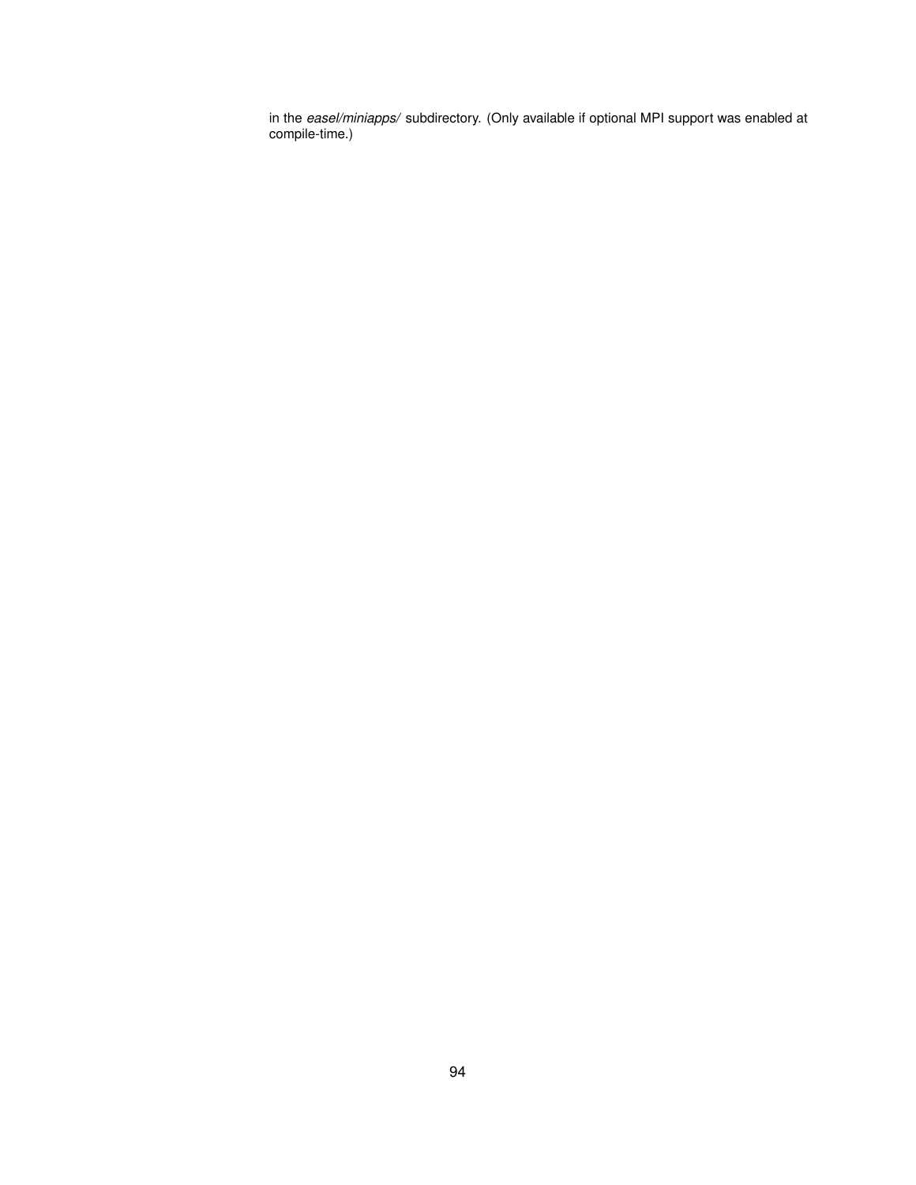in the *easel/miniapps/* subdirectory. (Only available if optional MPI support was enabled at compile-time.)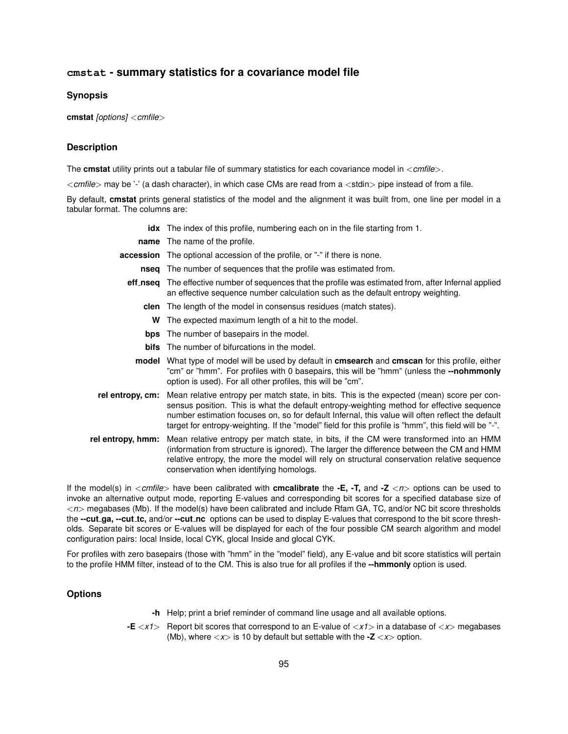## `cmstat` - summary statistics for a covariance model file

### Synopsis

**cmstat** *[options]* <*cmfile*>

### Description

The **cmstat** utility prints out a tabular file of summary statistics for each covariance model in <*cmfile*>.

<*cmfile*> may be '-' (a dash character), in which case CMs are read from a <stdin> pipe instead of from a file.

By default, **cmstat** prints general statistics of the model and the alignment it was built from, one line per model in a tabular format. The columns are:

**idx** The index of this profile, numbering each on in the file starting from 1.

**name** The name of the profile.

**accession** The optional accession of the profile, or "-" if there is none.

**nseq** The number of sequences that the profile was estimated from.

**eff_nseq** The effective number of sequences that the profile was estimated from, after Infernal applied an effective sequence number calculation such as the default entropy weighting.

**clen** The length of the model in consensus residues (match states).

**W** The expected maximum length of a hit to the model.

**bps** The number of basepairs in the model.

**bifs** The number of bifurcations in the model.

**model** What type of model will be used by default in **cmsearch** and **cmscan** for this profile, either "cm" or "hmm". For profiles with 0 basepairs, this will be "hmm" (unless the **--nohmmonly** option is used). For all other profiles, this will be "cm".

**rel entropy, cm:** Mean relative entropy per match state, in bits. This is the expected (mean) score per consensus position. This is what the default entropy-weighting method for effective sequence number estimation focuses on, so for default Infernal, this value will often reflect the default target for entropy-weighting. If the "model" field for this profile is "hmm", this field will be "-".

**rel entropy, hmm:** Mean relative entropy per match state, in bits, if the CM were transformed into an HMM (information from structure is ignored). The larger the difference between the CM and HMM relative entropy, the more the model will rely on structural conservation relative sequence conservation when identifying homologs.

If the model(s) in <*cmfile*> have been calibrated with **cmcalibrate** the **-E, -T,** and **-Z** <*n*> options can be used to invoke an alternative output mode, reporting E-values and corresponding bit scores for a specified database size of <*n*> megabases (Mb). If the model(s) have been calibrated and include Rfam GA, TC, and/or NC bit score thresholds the **--cut_ga, --cut_tc,** and/or **--cut_nc** options can be used to display E-values that correspond to the bit score thresholds. Separate bit scores or E-values will be displayed for each of the four possible CM search algorithm and model configuration pairs: local Inside, local CYK, glocal Inside and glocal CYK.

For profiles with zero basepairs (those with "hmm" in the "model" field), any E-value and bit score statistics will pertain to the profile HMM filter, instead of to the CM. This is also true for all profiles if the **--hmmonly** option is used.

### Options

**-h** Help; print a brief reminder of command line usage and all available options.

**-E** <*x1*> Report bit scores that correspond to an E-value of <*x1*> in a database of <*x*> megabases (Mb), where <*x*> is 10 by default but settable with the **-Z** <*x*> option.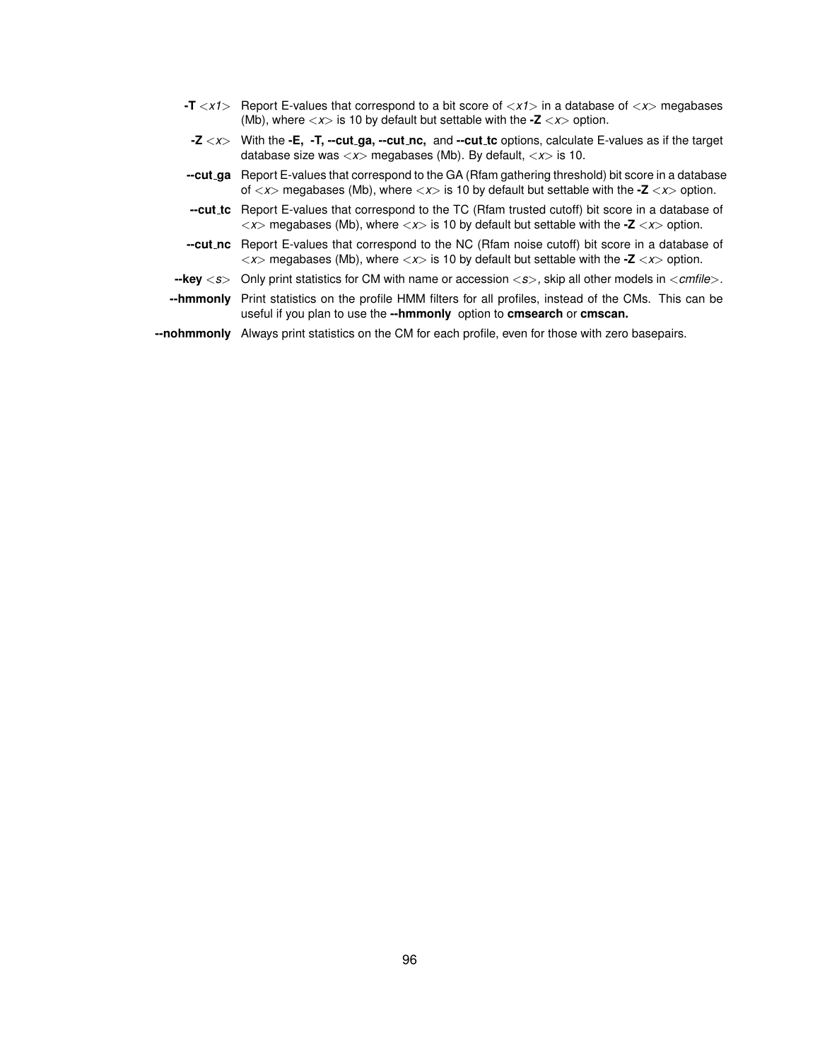**-T** *<x1>* Report E-values that correspond to a bit score of *<x1>* in a database of *<x>* megabases (Mb), where *<x>* is 10 by default but settable with the **-Z** *<x>* option.

**-Z** *<x>* With the **-E, -T, --cut_ga, --cut_nc,** and **--cut_tc** options, calculate E-values as if the target database size was *<x>* megabases (Mb). By default, *<x>* is 10.

**--cut_ga** Report E-values that correspond to the GA (Rfam gathering threshold) bit score in a database of *<x>* megabases (Mb), where *<x>* is 10 by default but settable with the **-Z** *<x>* option.

**--cut_tc** Report E-values that correspond to the TC (Rfam trusted cutoff) bit score in a database of *<x>* megabases (Mb), where *<x>* is 10 by default but settable with the **-Z** *<x>* option.

**--cut_nc** Report E-values that correspond to the NC (Rfam noise cutoff) bit score in a database of *<x>* megabases (Mb), where *<x>* is 10 by default but settable with the **-Z** *<x>* option.

**--key** *<s>* Only print statistics for CM with name or accession *<s>*, skip all other models in *<cmfile>*.

**--hmmonly** Print statistics on the profile HMM filters for all profiles, instead of the CMs. This can be useful if you plan to use the **--hmmonly** option to **cmsearch** or **cmscan.**

**--nohmmonly** Always print statistics on the CM for each profile, even for those with zero basepairs.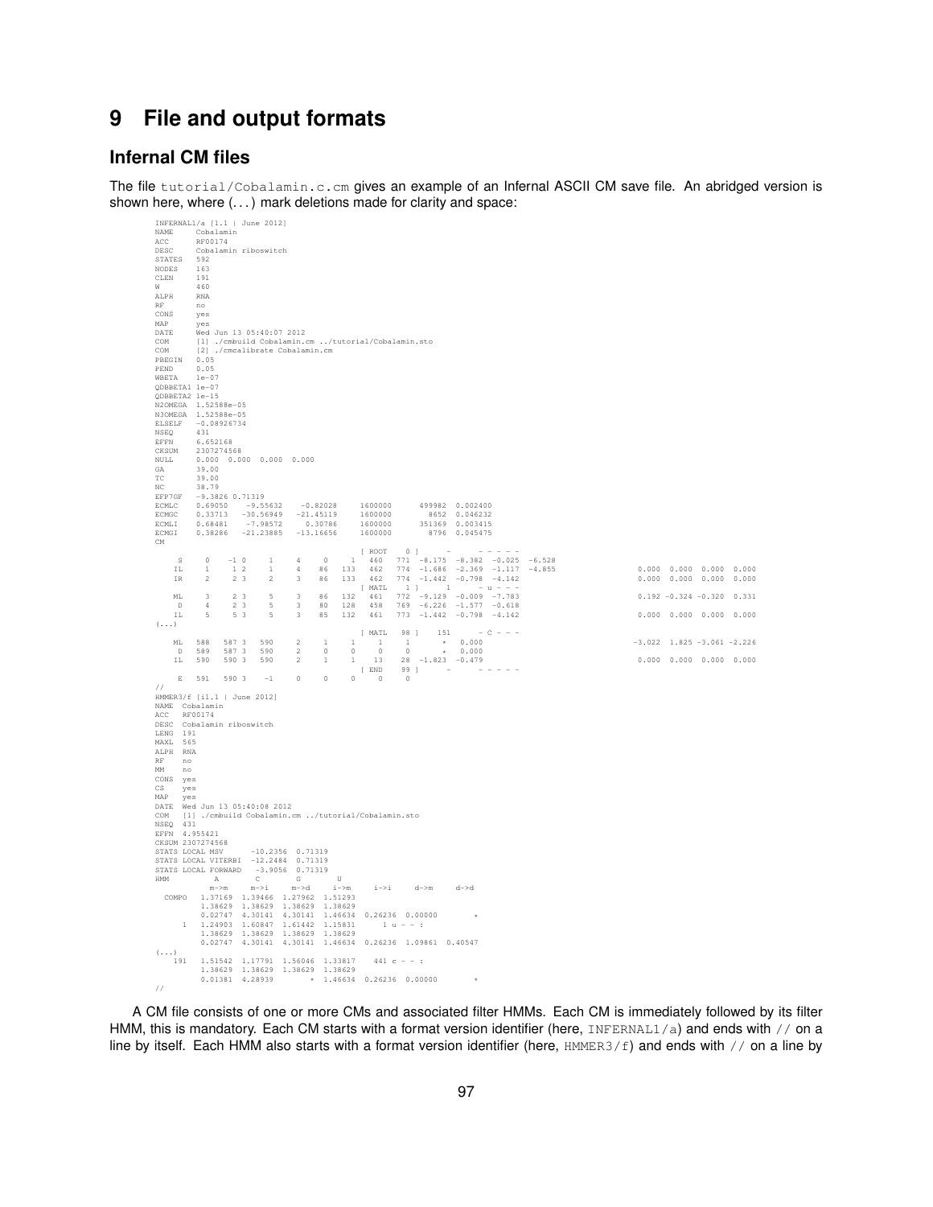# 9 File and output formats

## Infernal CM files

The file `tutorial/Cobalamin.c.cm` gives an example of an Infernal ASCII CM save file. An abridged version is shown here, where (. . . ) mark deletions made for clarity and space:

```
INFERNAL1/a [1.1 | June 2012]
NAME     Cobalamin
ACC      RF00174
DESC     Cobalamin riboswitch
STATES   592
NODES    163
CLEN     191
W        460
ALPH     RNA
RF       no
CONS     yes
MAP      yes
DATE     Wed Jun 13 05:40:07 2012
COM      [1] ./cmbuild Cobalamin.cm ../tutorial/Cobalamin.sto
COM      [2] ./cmcalibrate Cobalamin.cm
PBEGIN   0.05
PEND     0.05
WBETA    1e-07
QDBBETA1 1e-07
QDBBETA2 1e-15
N2OMEGA  1.52588e-05
N3OMEGA  1.52588e-05
ELSELF   -0.08926734
NSEQ     431
EFFN     6.652168
CKSUM    2307274568
NULL     0.000  0.000  0.000  0.000
GA       39.00
TC       39.00
NC       38.79
EFP7GF   -9.3826 0.71319
ECMLC    0.69050    -9.55632    -0.82028     1600000      499982  0.002400
ECMGC    0.33713   -30.56949   -21.45119     1600000        8652  0.046232
ECMLI    0.68481    -7.98572     0.30786     1600000      351369  0.003415
ECMGI    0.38286   -21.23885   -13.16656     1600000        8796  0.045475
CM
                                   [ ROOT    0 ]      -      - - - - -
     S     0    -1 0     1     4     0     1   460   771  -8.175  -8.382  -0.025  -6.528
    IL     1     1 2     1     4    86   133   462   774  -1.686  -2.369  -1.117  -4.855                 0.000  0.000  0.000  0.000
    IR     2     2 3     2     3    86   133   462   774  -1.442  -0.798  -4.142                         0.000  0.000  0.000  0.000
                                   [ MATL    1 ]      1      - u - - -
    ML     3     2 3     5     3    86   132   461   772  -9.129  -0.009  -7.783                         0.192 -0.324 -0.320  0.331
     D     4     2 3     5     3    80   128   458   769  -6.226  -1.577  -0.618
    IL     5     5 3     5     3    85   132   461   773  -1.442  -0.798  -4.142                         0.000  0.000  0.000  0.000
(...)
                                   [ MATL   98 ]    151      - C - - -
    ML   588   587 3   590     2     1     1     1     1       *   0.000                                -3.022  1.825 -3.061 -2.226
     D   589   587 3   590     2     0     0     0     0       *   0.000
    IL   590   590 3   590     2     1     1    13    28  -1.823  -0.479                                 0.000  0.000  0.000  0.000
                                   [ END    99 ]      -      - - - - -
     E   591   590 3    -1     0     0     0     0     0
//
HMMER3/f [i1.1 | June 2012]
NAME  Cobalamin
ACC   RF00174
DESC  Cobalamin riboswitch
LENG  191
MAXL  565
ALPH  RNA
RF    no
MM    no
CONS  yes
CS    yes
MAP   yes
DATE  Wed Jun 13 05:40:08 2012
COM   [1] ./cmbuild Cobalamin.cm ../tutorial/Cobalamin.sto
NSEQ  431
EFFN  4.955421
CKSUM 2307274568
STATS LOCAL MSV      -10.2356  0.71319
STATS LOCAL VITERBI  -12.2484  0.71319
STATS LOCAL FORWARD   -3.9056  0.71319
HMM          A        C        G        U
            m->m     m->i     m->d     i->m     i->i     d->m     d->d
  COMPO   1.37169  1.39466  1.27962  1.51293
          1.38629  1.38629  1.38629  1.38629
          0.02747  4.30141  4.30141  1.46634  0.26236  0.00000        *
      1   1.24903  1.60847  1.61442  1.15831      1 u - - :
          1.38629  1.38629  1.38629  1.38629
          0.02747  4.30141  4.30141  1.46634  0.26236  1.09861  0.40547
(...)
    191   1.51542  1.17791  1.56046  1.33817    441 c - - :
          1.38629  1.38629  1.38629  1.38629
          0.01381  4.28939        *  1.46634  0.26236  0.00000        *
//
```

A CM file consists of one or more CMs and associated filter HMMs. Each CM is immediately followed by its filter HMM, this is mandatory. Each CM starts with a format version identifier (here, `INFERNAL1/a`) and ends with `//` on a line by itself. Each HMM also starts with a format version identifier (here, `HMMER3/f`) and ends with `//` on a line by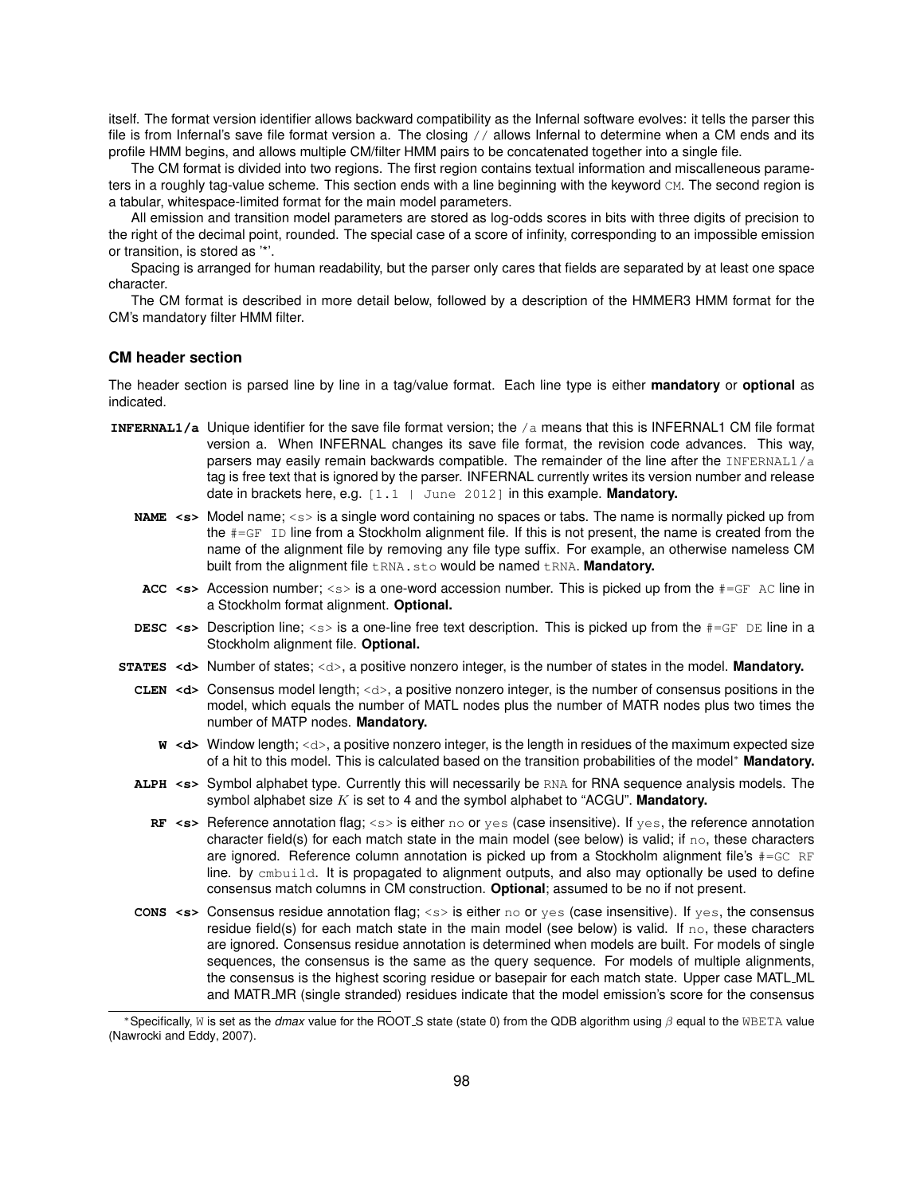itself. The format version identifier allows backward compatibility as the Infernal software evolves: it tells the parser this file is from Infernal's save file format version a. The closing // allows Infernal to determine when a CM ends and its profile HMM begins, and allows multiple CM/filter HMM pairs to be concatenated together into a single file.

The CM format is divided into two regions. The first region contains textual information and miscalleneous parameters in a roughly tag-value scheme. This section ends with a line beginning with the keyword CM. The second region is a tabular, whitespace-limited format for the main model parameters.

All emission and transition model parameters are stored as log-odds scores in bits with three digits of precision to the right of the decimal point, rounded. The special case of a score of infinity, corresponding to an impossible emission or transition, is stored as '*'.

Spacing is arranged for human readability, but the parser only cares that fields are separated by at least one space character.

The CM format is described in more detail below, followed by a description of the HMMER3 HMM format for the CM's mandatory filter HMM filter.

### CM header section

The header section is parsed line by line in a tag/value format. Each line type is either **mandatory** or **optional** as indicated.

**INFERNAL1/a** Unique identifier for the save file format version; the /a means that this is INFERNAL1 CM file format version a. When INFERNAL changes its save file format, the revision code advances. This way, parsers may easily remain backwards compatible. The remainder of the line after the INFERNAL1/a tag is free text that is ignored by the parser. INFERNAL currently writes its version number and release date in brackets here, e.g. [1.1 | June 2012] in this example. **Mandatory.**

**NAME <s>** Model name; <s> is a single word containing no spaces or tabs. The name is normally picked up from the #=GF ID line from a Stockholm alignment file. If this is not present, the name is created from the name of the alignment file by removing any file type suffix. For example, an otherwise nameless CM built from the alignment file tRNA.sto would be named tRNA. **Mandatory.**

**ACC <s>** Accession number; <s> is a one-word accession number. This is picked up from the #=GF AC line in a Stockholm format alignment. **Optional.**

**DESC <s>** Description line; <s> is a one-line free text description. This is picked up from the #=GF DE line in a Stockholm alignment file. **Optional.**

**STATES <d>** Number of states; <d>, a positive nonzero integer, is the number of states in the model. **Mandatory.**

**CLEN <d>** Consensus model length; <d>, a positive nonzero integer, is the number of consensus positions in the model, which equals the number of MATL nodes plus the number of MATR nodes plus two times the number of MATP nodes. **Mandatory.**

**W <d>** Window length; <d>, a positive nonzero integer, is the length in residues of the maximum expected size of a hit to this model. This is calculated based on the transition probabilities of the model* **Mandatory.**

**ALPH <s>** Symbol alphabet type. Currently this will necessarily be RNA for RNA sequence analysis models. The symbol alphabet size $K$ is set to 4 and the symbol alphabet to "ACGU". **Mandatory.**

**RF <s>** Reference annotation flag; <s> is either no or yes (case insensitive). If yes, the reference annotation character field(s) for each match state in the main model (see below) is valid; if no, these characters are ignored. Reference column annotation is picked up from a Stockholm alignment file's #=GC RF line. by cmbuild. It is propagated to alignment outputs, and also may optionally be used to define consensus match columns in CM construction. **Optional**; assumed to be no if not present.

**CONS <s>** Consensus residue annotation flag; <s> is either no or yes (case insensitive). If yes, the consensus residue field(s) for each match state in the main model (see below) is valid. If no, these characters are ignored. Consensus residue annotation is determined when models are built. For models of single sequences, the consensus is the same as the query sequence. For models of multiple alignments, the consensus is the highest scoring residue or basepair for each match state. Upper case MATL_ML and MATR_MR (single stranded) residues indicate that the model emission's score for the consensus

---

*Specifically, W is set as the *dmax* value for the ROOT_S state (state 0) from the QDB algorithm using $\beta$ equal to the WBETA value (Nawrocki and Eddy, 2007).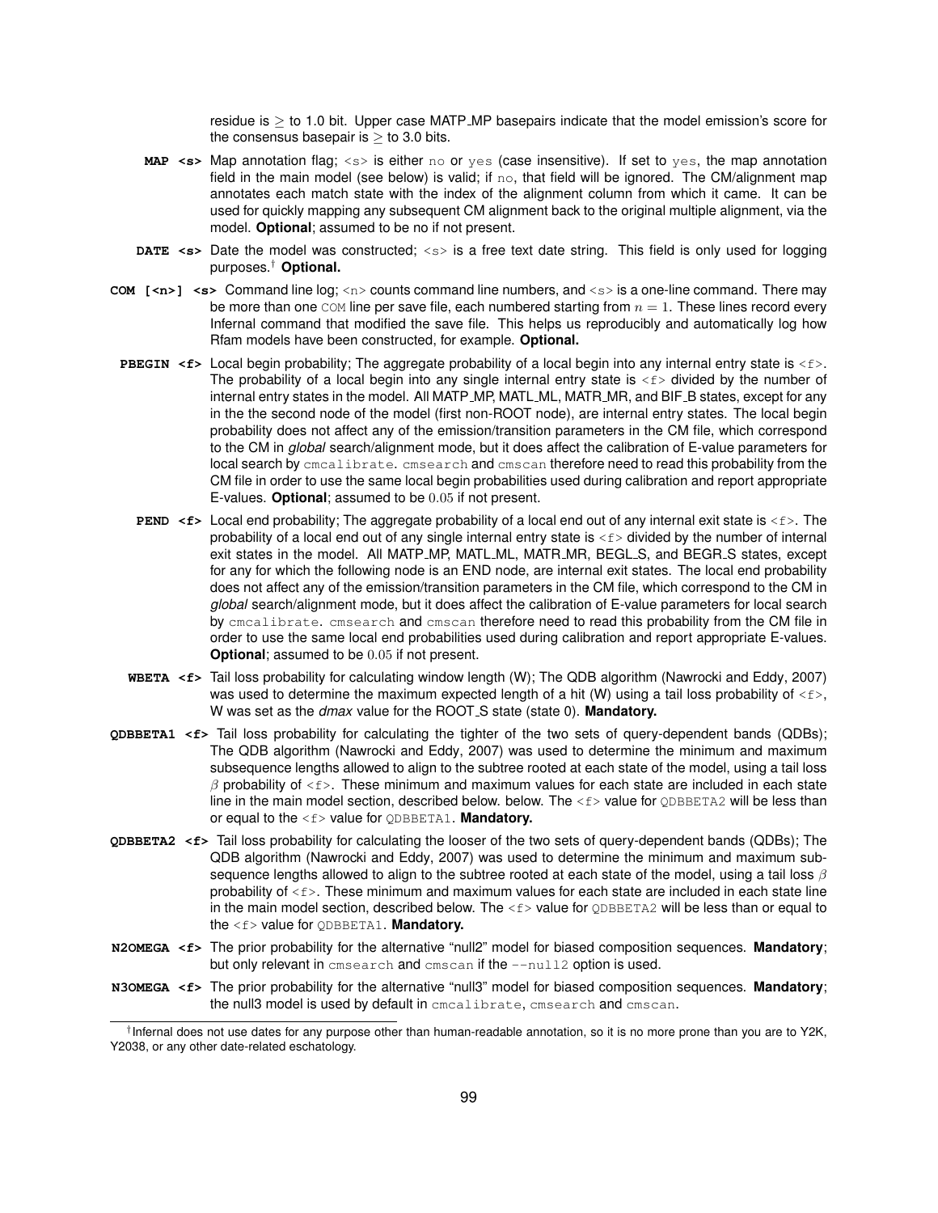residue is $\geq$ to 1.0 bit. Upper case MATP_MP basepairs indicate that the model emission's score for the consensus basepair is $\geq$ to 3.0 bits.

**MAP <s>** Map annotation flag; `<s>` is either `no` or `yes` (case insensitive). If set to `yes`, the map annotation field in the main model (see below) is valid; if `no`, that field will be ignored. The CM/alignment map annotates each match state with the index of the alignment column from which it came. It can be used for quickly mapping any subsequent CM alignment back to the original multiple alignment, via the model. **Optional**; assumed to be no if not present.

**DATE <s>** Date the model was constructed; `<s>` is a free text date string. This field is only used for logging purposes.† **Optional.**

**COM [<n>] <s>** Command line log; `<n>` counts command line numbers, and `<s>` is a one-line command. There may be more than one `COM` line per save file, each numbered starting from $n = 1$. These lines record every Infernal command that modified the save file. This helps us reproducibly and automatically log how Rfam models have been constructed, for example. **Optional.**

**PBEGIN <f>** Local begin probability; The aggregate probability of a local begin into any internal entry state is `<f>`. The probability of a local begin into any single internal entry state is `<f>` divided by the number of internal entry states in the model. All MATP_MP, MATL_ML, MATR_MR, and BIF_B states, except for any in the the second node of the model (first non-ROOT node), are internal entry states. The local begin probability does not affect any of the emission/transition parameters in the CM file, which correspond to the CM in *global* search/alignment mode, but it does affect the calibration of E-value parameters for local search by `cmcalibrate`. `cmsearch` and `cmscan` therefore need to read this probability from the CM file in order to use the same local begin probabilities used during calibration and report appropriate E-values. **Optional**; assumed to be $0.05$ if not present.

**PEND <f>** Local end probability; The aggregate probability of a local end out of any internal exit state is `<f>`. The probability of a local end out of any single internal entry state is `<f>` divided by the number of internal exit states in the model. All MATP_MP, MATL_ML, MATR_MR, BEGL_S, and BEGR_S states, except for any for which the following node is an END node, are internal exit states. The local end probability does not affect any of the emission/transition parameters in the CM file, which correspond to the CM in *global* search/alignment mode, but it does affect the calibration of E-value parameters for local search by `cmcalibrate`. `cmsearch` and `cmscan` therefore need to read this probability from the CM file in order to use the same local end probabilities used during calibration and report appropriate E-values. **Optional**; assumed to be $0.05$ if not present.

**WBETA <f>** Tail loss probability for calculating window length (W); The QDB algorithm (Nawrocki and Eddy, 2007) was used to determine the maximum expected length of a hit (W) using a tail loss probability of `<f>`, W was set as the *dmax* value for the ROOT_S state (state 0). **Mandatory.**

**QDBBETA1 <f>** Tail loss probability for calculating the tighter of the two sets of query-dependent bands (QDBs); The QDB algorithm (Nawrocki and Eddy, 2007) was used to determine the minimum and maximum subsequence lengths allowed to align to the subtree rooted at each state of the model, using a tail loss $\beta$ probability of `<f>`. These minimum and maximum values for each state are included in each state line in the main model section, described below. below. The `<f>` value for `QDBBETA2` will be less than or equal to the `<f>` value for `QDBBETA1`. **Mandatory.**

**QDBBETA2 <f>** Tail loss probability for calculating the looser of the two sets of query-dependent bands (QDBs); The QDB algorithm (Nawrocki and Eddy, 2007) was used to determine the minimum and maximum subsequence lengths allowed to align to the subtree rooted at each state of the model, using a tail loss $\beta$ probability of `<f>`. These minimum and maximum values for each state are included in each state line in the main model section, described below. The `<f>` value for `QDBBETA2` will be less than or equal to the `<f>` value for `QDBBETA1`. **Mandatory.**

**N2OMEGA <f>** The prior probability for the alternative "null2" model for biased composition sequences. **Mandatory**; but only relevant in `cmsearch` and `cmscan` if the `--null2` option is used.

**N3OMEGA <f>** The prior probability for the alternative "null3" model for biased composition sequences. **Mandatory**; the null3 model is used by default in `cmcalibrate`, `cmsearch` and `cmscan`.

---

† Infernal does not use dates for any purpose other than human-readable annotation, so it is no more prone than you are to Y2K, Y2038, or any other date-related eschatology.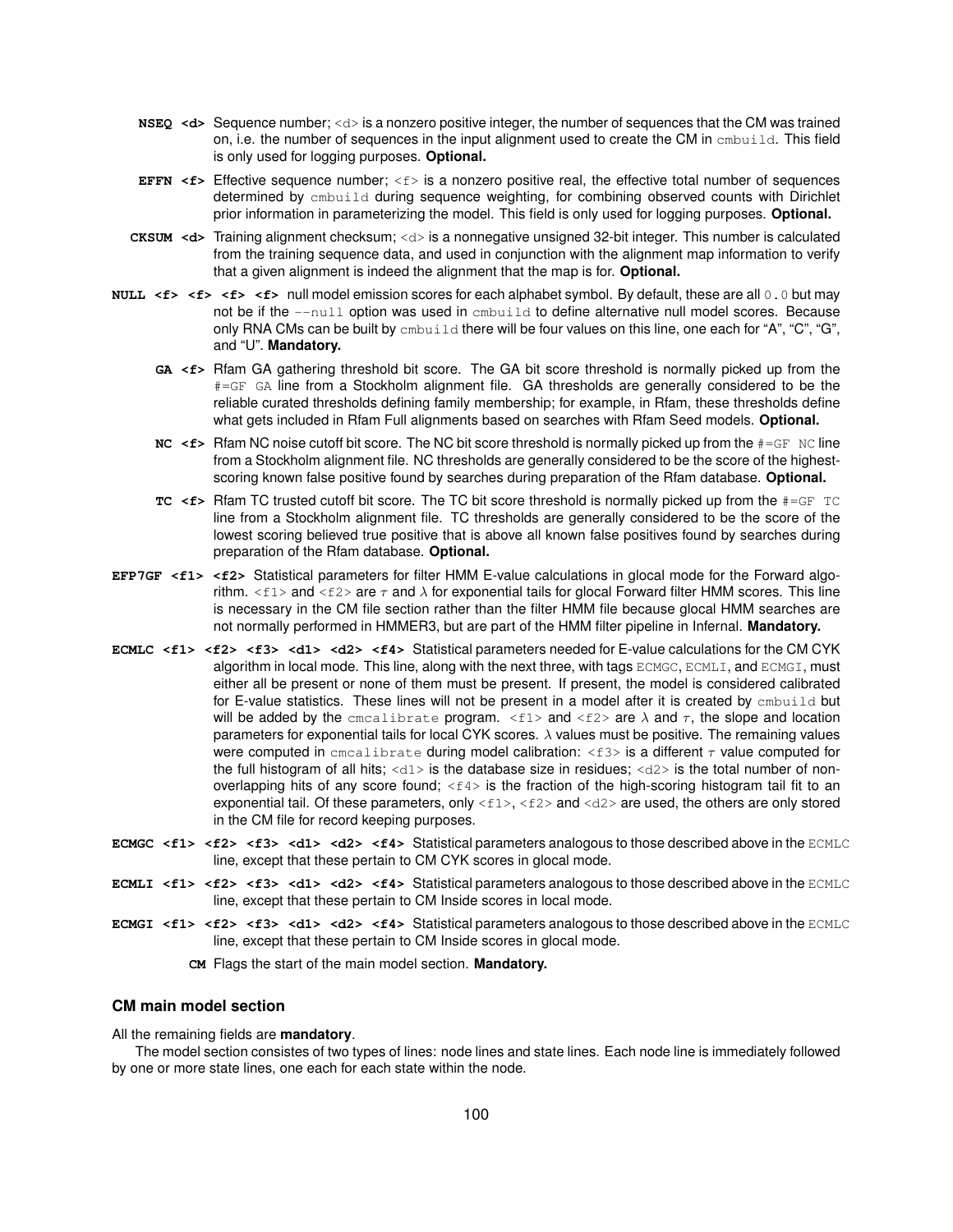**NSEQ <d>** Sequence number; `<d>` is a nonzero positive integer, the number of sequences that the CM was trained on, i.e. the number of sequences in the input alignment used to create the CM in `cmbuild`. This field is only used for logging purposes. **Optional.**

**EFFN <f>** Effective sequence number; `<f>` is a nonzero positive real, the effective total number of sequences determined by `cmbuild` during sequence weighting, for combining observed counts with Dirichlet prior information in parameterizing the model. This field is only used for logging purposes. **Optional.**

**CKSUM <d>** Training alignment checksum; `<d>` is a nonnegative unsigned 32-bit integer. This number is calculated from the training sequence data, and used in conjunction with the alignment map information to verify that a given alignment is indeed the alignment that the map is for. **Optional.**

**NULL <f> <f> <f> <f>** null model emission scores for each alphabet symbol. By default, these are all `0.0` but may not be if the `--null` option was used in `cmbuild` to define alternative null model scores. Because only RNA CMs can be built by `cmbuild` there will be four values on this line, one each for "A", "C", "G", and "U". **Mandatory.**

**GA <f>** Rfam GA gathering threshold bit score. The GA bit score threshold is normally picked up from the `#=GF GA` line from a Stockholm alignment file. GA thresholds are generally considered to be the reliable curated thresholds defining family membership; for example, in Rfam, these thresholds define what gets included in Rfam Full alignments based on searches with Rfam Seed models. **Optional.**

**NC <f>** Rfam NC noise cutoff bit score. The NC bit score threshold is normally picked up from the `#=GF NC` line from a Stockholm alignment file. NC thresholds are generally considered to be the score of the highest-scoring known false positive found by searches during preparation of the Rfam database. **Optional.**

**TC <f>** Rfam TC trusted cutoff bit score. The TC bit score threshold is normally picked up from the `#=GF TC` line from a Stockholm alignment file. TC thresholds are generally considered to be the score of the lowest scoring believed true positive that is above all known false positives found by searches during preparation of the Rfam database. **Optional.**

**EFP7GF <f1> <f2>** Statistical parameters for filter HMM E-value calculations in glocal mode for the Forward algorithm. `<f1>` and `<f2>` are $\tau$ and $\lambda$ for exponential tails for glocal Forward filter HMM scores. This line is necessary in the CM file section rather than the filter HMM file because glocal HMM searches are not normally performed in HMMER3, but are part of the HMM filter pipeline in Infernal. **Mandatory.**

**ECMLC <f1> <f2> <f3> <d1> <d2> <f4>** Statistical parameters needed for E-value calculations for the CM CYK algorithm in local mode. This line, along with the next three, with tags `ECMGC`, `ECMLI`, and `ECMGI`, must either all be present or none of them must be present. If present, the model is considered calibrated for E-value statistics. These lines will not be present in a model after it is created by `cmbuild` but will be added by the `cmcalibrate` program. `<f1>` and `<f2>` are $\lambda$ and $\tau$, the slope and location parameters for exponential tails for local CYK scores. $\lambda$ values must be positive. The remaining values were computed in `cmcalibrate` during model calibration: `<f3>` is a different $\tau$ value computed for the full histogram of all hits; `<d1>` is the database size in residues; `<d2>` is the total number of non-overlapping hits of any score found; `<f4>` is the fraction of the high-scoring histogram tail fit to an exponential tail. Of these parameters, only `<f1>`, `<f2>` and `<d2>` are used, the others are only stored in the CM file for record keeping purposes.

**ECMGC <f1> <f2> <f3> <d1> <d2> <f4>** Statistical parameters analogous to those described above in the `ECMLC` line, except that these pertain to CM CYK scores in glocal mode.

**ECMLI <f1> <f2> <f3> <d1> <d2> <f4>** Statistical parameters analogous to those described above in the `ECMLC` line, except that these pertain to CM Inside scores in local mode.

**ECMGI <f1> <f2> <f3> <d1> <d2> <f4>** Statistical parameters analogous to those described above in the `ECMLC` line, except that these pertain to CM Inside scores in glocal mode.

**CM** Flags the start of the main model section. **Mandatory.**

### CM main model section

All the remaining fields are **mandatory**.

The model section consistes of two types of lines: node lines and state lines. Each node line is immediately followed by one or more state lines, one each for each state within the node.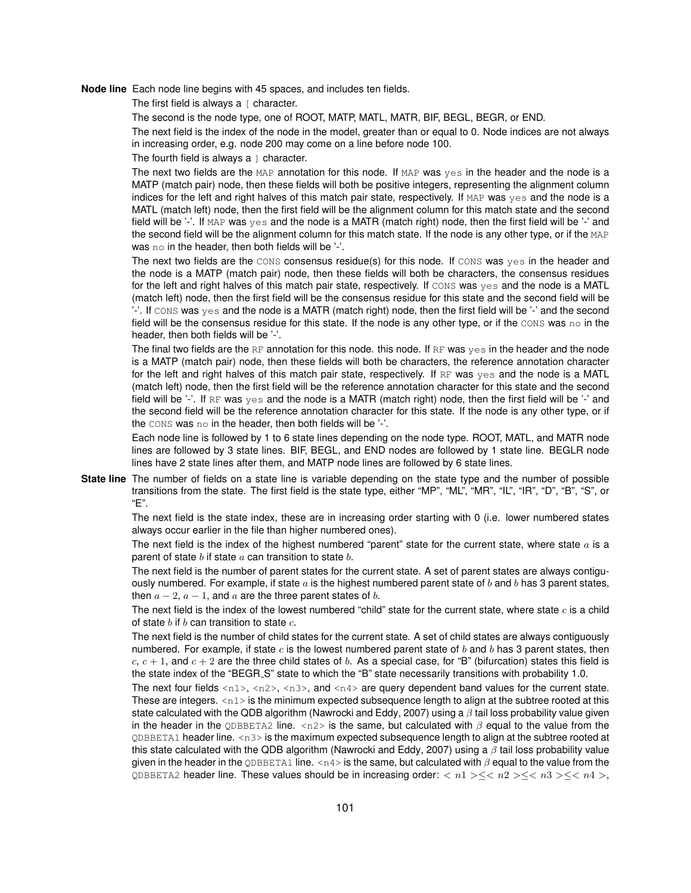**Node line** Each node line begins with 45 spaces, and includes ten fields.

The first field is always a `[` character.

The second is the node type, one of ROOT, MATP, MATL, MATR, BIF, BEGL, BEGR, or END.

The next field is the index of the node in the model, greater than or equal to 0. Node indices are not always in increasing order, e.g. node 200 may come on a line before node 100.

The fourth field is always a `]` character.

The next two fields are the `MAP` annotation for this node. If `MAP` was `yes` in the header and the node is a MATP (match pair) node, then these fields will both be positive integers, representing the alignment column indices for the left and right halves of this match pair state, respectively. If `MAP` was `yes` and the node is a MATL (match left) node, then the first field will be the alignment column for this match state and the second field will be '-'. If `MAP` was `yes` and the node is a MATR (match right) node, then the first field will be '-' and the second field will be the alignment column for this match state. If the node is any other type, or if the `MAP` was `no` in the header, then both fields will be '-'.

The next two fields are the `CONS` consensus residue(s) for this node. If `CONS` was `yes` in the header and the node is a MATP (match pair) node, then these fields will both be characters, the consensus residues for the left and right halves of this match pair state, respectively. If `CONS` was `yes` and the node is a MATL (match left) node, then the first field will be the consensus residue for this state and the second field will be '-'. If `CONS` was `yes` and the node is a MATR (match right) node, then the first field will be '-' and the second field will be the consensus residue for this state. If the node is any other type, or if the `CONS` was `no` in the header, then both fields will be '-'.

The final two fields are the `RF` annotation for this node. this node. If `RF` was `yes` in the header and the node is a MATP (match pair) node, then these fields will both be characters, the reference annotation character for the left and right halves of this match pair state, respectively. If `RF` was `yes` and the node is a MATL (match left) node, then the first field will be the reference annotation character for this state and the second field will be '-'. If `RF` was `yes` and the node is a MATR (match right) node, then the first field will be '-' and the second field will be the reference annotation character for this state. If the node is any other type, or if the `CONS` was `no` in the header, then both fields will be '-'.

Each node line is followed by 1 to 6 state lines depending on the node type. ROOT, MATL, and MATR node lines are followed by 3 state lines. BIF, BEGL, and END nodes are followed by 1 state line. BEGLR node lines have 2 state lines after them, and MATP node lines are followed by 6 state lines.

**State line** The number of fields on a state line is variable depending on the state type and the number of possible transitions from the state. The first field is the state type, either "MP", "ML", "MR", "IL", "IR", "D", "B", "S", or "E".

The next field is the state index, these are in increasing order starting with 0 (i.e. lower numbered states always occur earlier in the file than higher numbered ones).

The next field is the index of the highest numbered "parent" state for the current state, where state $a$ is a parent of state $b$ if state $a$ can transition to state $b$.

The next field is the number of parent states for the current state. A set of parent states are always contiguously numbered. For example, if state $a$ is the highest numbered parent state of $b$ and $b$ has 3 parent states, then $a-2$, $a-1$, and $a$ are the three parent states of $b$.

The next field is the index of the lowest numbered "child" state for the current state, where state $c$ is a child of state $b$ if $b$ can transition to state $c$.

The next field is the number of child states for the current state. A set of child states are always contiguously numbered. For example, if state $c$ is the lowest numbered parent state of $b$ and $b$ has 3 parent states, then $c$, $c+1$, and $c+2$ are the three child states of $b$. As a special case, for "B" (bifurcation) states this field is the state index of the "BEGR_S" state to which the "B" state necessarily transitions with probability 1.0.

The next four fields `<n1>`, `<n2>`, `<n3>`, and `<n4>` are query dependent band values for the current state. These are integers. `<n1>` is the minimum expected subsequence length to align at the subtree rooted at this state calculated with the QDB algorithm (Nawrocki and Eddy, 2007) using a $\beta$ tail loss probability value given in the header in the `QDBBETA2` line. `<n2>` is the same, but calculated with $\beta$ equal to the value from the `QDBBETA1` header line. `<n3>` is the maximum expected subsequence length to align at the subtree rooted at this state calculated with the QDB algorithm (Nawrocki and Eddy, 2007) using a $\beta$ tail loss probability value given in the header in the `QDBBETA1` line. `<n4>` is the same, but calculated with $\beta$ equal to the value from the `QDBBETA2` header line. These values should be in increasing order: $< n1 > \leq < n2 > \leq < n3 > \leq < n4 >$,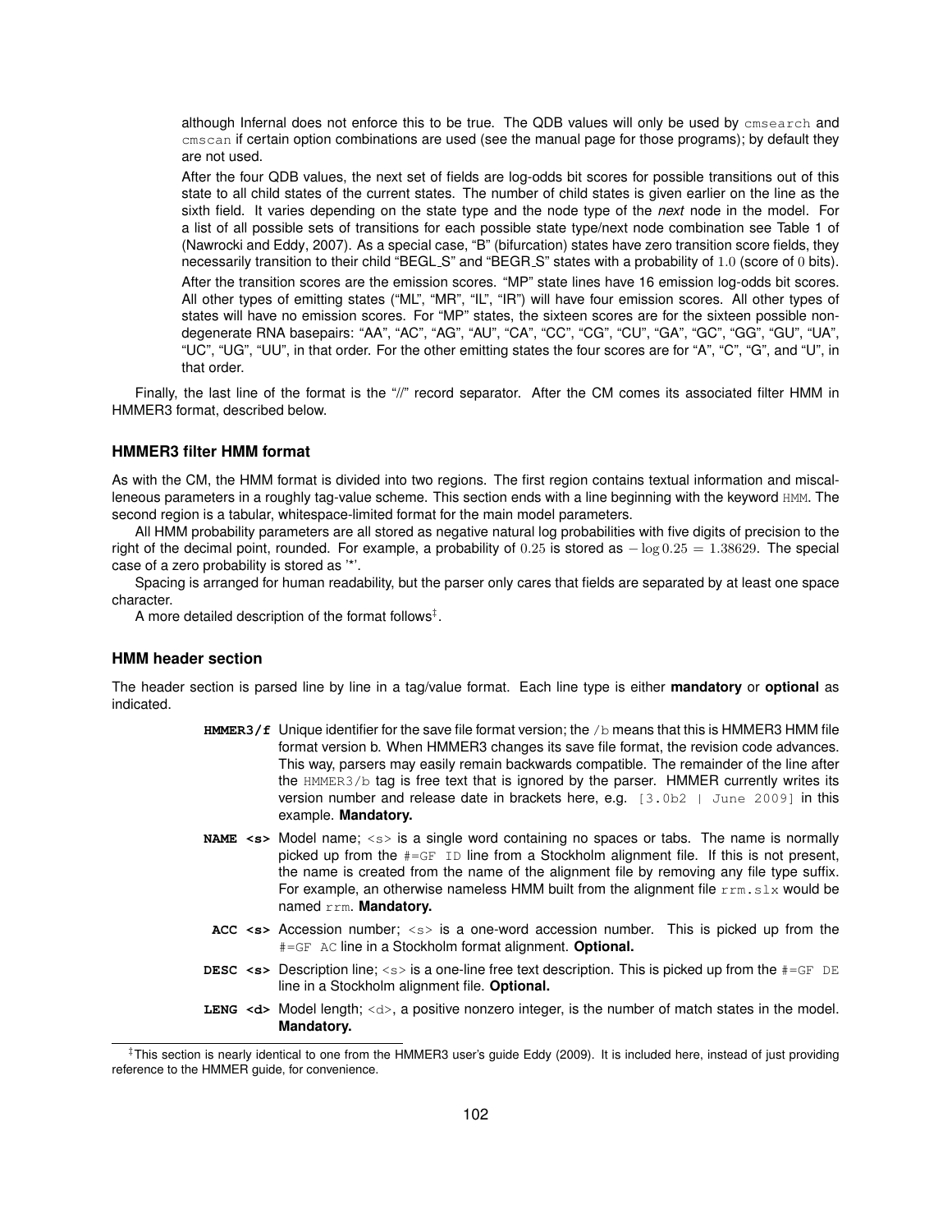although Infernal does not enforce this to be true. The QDB values will only be used by `cmsearch` and `cmscan` if certain option combinations are used (see the manual page for those programs); by default they are not used.

After the four QDB values, the next set of fields are log-odds bit scores for possible transitions out of this state to all child states of the current states. The number of child states is given earlier on the line as the sixth field. It varies depending on the state type and the node type of the *next* node in the model. For a list of all possible sets of transitions for each possible state type/next node combination see Table 1 of (Nawrocki and Eddy, 2007). As a special case, "B" (bifurcation) states have zero transition score fields, they necessarily transition to their child "BEGL_S" and "BEGR_S" states with a probability of $1.0$ (score of $0$ bits).

After the transition scores are the emission scores. "MP" state lines have 16 emission log-odds bit scores. All other types of emitting states ("ML", "MR", "IL", "IR") will have four emission scores. All other types of states will have no emission scores. For "MP" states, the sixteen scores are for the sixteen possible non-degenerate RNA basepairs: "AA", "AC", "AG", "AU", "CA", "CC", "CG", "CU", "GA", "GC", "GG", "GU", "UA", "UC", "UG", "UU", in that order. For the other emitting states the four scores are for "A", "C", "G", and "U", in that order.

Finally, the last line of the format is the "//" record separator. After the CM comes its associated filter HMM in HMMER3 format, described below.

### HMMER3 filter HMM format

As with the CM, the HMM format is divided into two regions. The first region contains textual information and miscalleneous parameters in a roughly tag-value scheme. This section ends with a line beginning with the keyword `HMM`. The second region is a tabular, whitespace-limited format for the main model parameters.

All HMM probability parameters are all stored as negative natural log probabilities with five digits of precision to the right of the decimal point, rounded. For example, a probability of $0.25$ is stored as $-\log 0.25 = 1.38629$. The special case of a zero probability is stored as '*'.

Spacing is arranged for human readability, but the parser only cares that fields are separated by at least one space character.

A more detailed description of the format follows[‡].

### HMM header section

The header section is parsed line by line in a tag/value format. Each line type is either **mandatory** or **optional** as indicated.

**HMMER3/f** Unique identifier for the save file format version; the `/b` means that this is HMMER3 HMM file format version b. When HMMER3 changes its save file format, the revision code advances. This way, parsers may easily remain backwards compatible. The remainder of the line after the `HMMER3/b` tag is free text that is ignored by the parser. HMMER currently writes its version number and release date in brackets here, e.g. `[3.0b2 | June 2009]` in this example. **Mandatory.**

**NAME <s>** Model name; `<s>` is a single word containing no spaces or tabs. The name is normally picked up from the `#=GF ID` line from a Stockholm alignment file. If this is not present, the name is created from the name of the alignment file by removing any file type suffix. For example, an otherwise nameless HMM built from the alignment file `rrm.slx` would be named `rrm`. **Mandatory.**

**ACC <s>** Accession number; `<s>` is a one-word accession number. This is picked up from the `#=GF AC` line in a Stockholm format alignment. **Optional.**

**DESC <s>** Description line; `<s>` is a one-line free text description. This is picked up from the `#=GF DE` line in a Stockholm alignment file. **Optional.**

**LENG <d>** Model length; `<d>`, a positive nonzero integer, is the number of match states in the model. **Mandatory.**

[‡] This section is nearly identical to one from the HMMER3 user's guide Eddy (2009). It is included here, instead of just providing reference to the HMMER guide, for convenience.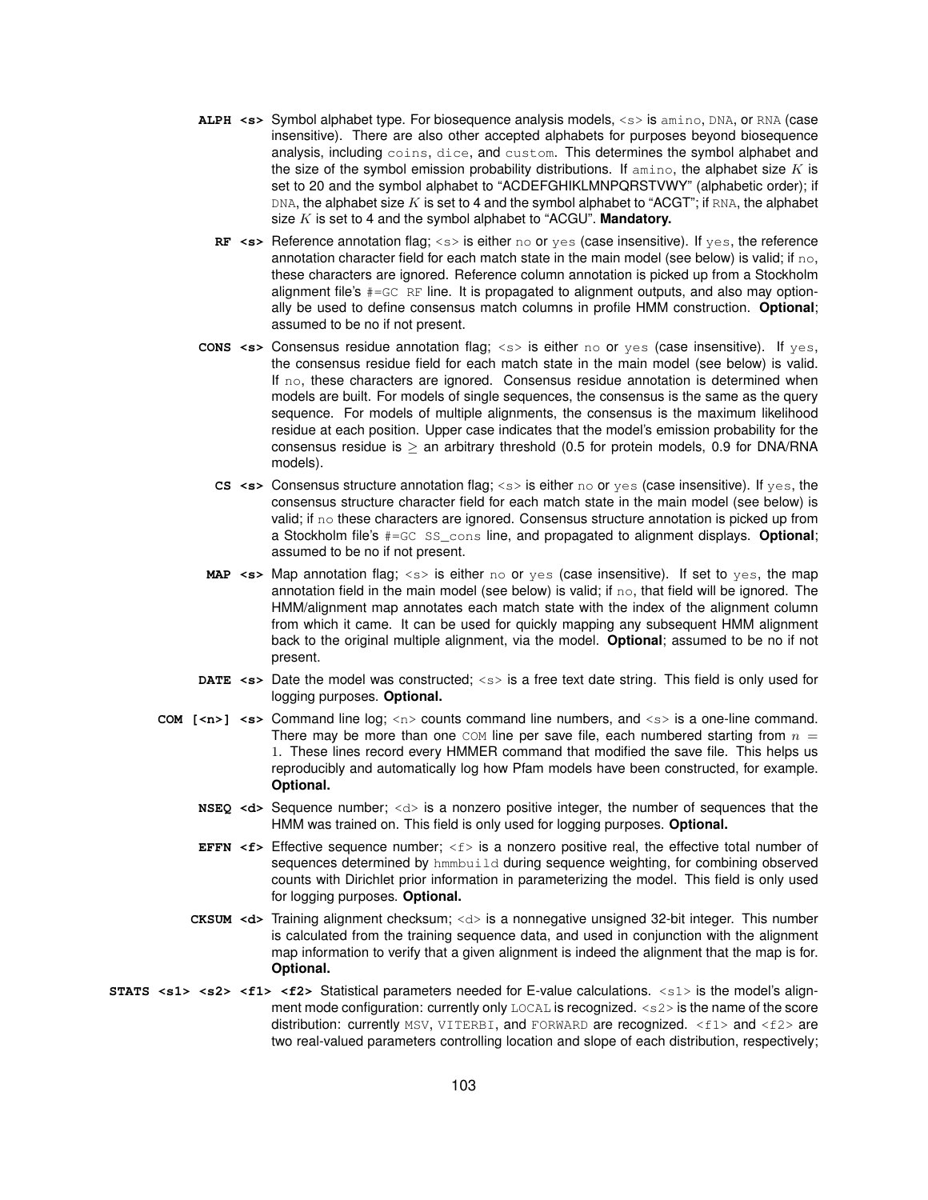**ALPH <s>** Symbol alphabet type. For biosequence analysis models, `<s>` is `amino`, `DNA`, or `RNA` (case insensitive). There are also other accepted alphabets for purposes beyond biosequence analysis, including `coins`, `dice`, and `custom`. This determines the symbol alphabet and the size of the symbol emission probability distributions. If `amino`, the alphabet size $K$ is set to 20 and the symbol alphabet to "ACDEFGHIKLMNPQRSTVWY" (alphabetic order); if `DNA`, the alphabet size $K$ is set to 4 and the symbol alphabet to "ACGT"; if `RNA`, the alphabet size $K$ is set to 4 and the symbol alphabet to "ACGU". **Mandatory.**

**RF <s>** Reference annotation flag; `<s>` is either `no` or `yes` (case insensitive). If `yes`, the reference annotation character field for each match state in the main model (see below) is valid; if `no`, these characters are ignored. Reference column annotation is picked up from a Stockholm alignment file's `#=GC RF` line. It is propagated to alignment outputs, and also may optionally be used to define consensus match columns in profile HMM construction. **Optional**; assumed to be no if not present.

**CONS <s>** Consensus residue annotation flag; `<s>` is either `no` or `yes` (case insensitive). If `yes`, the consensus residue field for each match state in the main model (see below) is valid. If `no`, these characters are ignored. Consensus residue annotation is determined when models are built. For models of single sequences, the consensus is the same as the query sequence. For models of multiple alignments, the consensus is the maximum likelihood residue at each position. Upper case indicates that the model's emission probability for the consensus residue is $\geq$ an arbitrary threshold (0.5 for protein models, 0.9 for DNA/RNA models).

**CS <s>** Consensus structure annotation flag; `<s>` is either `no` or `yes` (case insensitive). If `yes`, the consensus structure character field for each match state in the main model (see below) is valid; if `no` these characters are ignored. Consensus structure annotation is picked up from a Stockholm file's `#=GC SS_cons` line, and propagated to alignment displays. **Optional**; assumed to be no if not present.

**MAP <s>** Map annotation flag; `<s>` is either `no` or `yes` (case insensitive). If set to `yes`, the map annotation field in the main model (see below) is valid; if `no`, that field will be ignored. The HMM/alignment map annotates each match state with the index of the alignment column from which it came. It can be used for quickly mapping any subsequent HMM alignment back to the original multiple alignment, via the model. **Optional**; assumed to be no if not present.

**DATE <s>** Date the model was constructed; `<s>` is a free text date string. This field is only used for logging purposes. **Optional.**

**COM [<n>] <s>** Command line log; `<n>` counts command line numbers, and `<s>` is a one-line command. There may be more than one `COM` line per save file, each numbered starting from $n = 1$. These lines record every HMMER command that modified the save file. This helps us reproducibly and automatically log how Pfam models have been constructed, for example. **Optional.**

**NSEQ <d>** Sequence number; `<d>` is a nonzero positive integer, the number of sequences that the HMM was trained on. This field is only used for logging purposes. **Optional.**

**EFFN <f>** Effective sequence number; `<f>` is a nonzero positive real, the effective total number of sequences determined by `hmmbuild` during sequence weighting, for combining observed counts with Dirichlet prior information in parameterizing the model. This field is only used for logging purposes. **Optional.**

**CKSUM <d>** Training alignment checksum; `<d>` is a nonnegative unsigned 32-bit integer. This number is calculated from the training sequence data, and used in conjunction with the alignment map information to verify that a given alignment is indeed the alignment that the map is for. **Optional.**

**STATS <s1> <s2> <f1> <f2>** Statistical parameters needed for E-value calculations. `<s1>` is the model's alignment mode configuration: currently only `LOCAL` is recognized. `<s2>` is the name of the score distribution: currently `MSV`, `VITERBI`, and `FORWARD` are recognized. `<f1>` and `<f2>` are two real-valued parameters controlling location and slope of each distribution, respectively;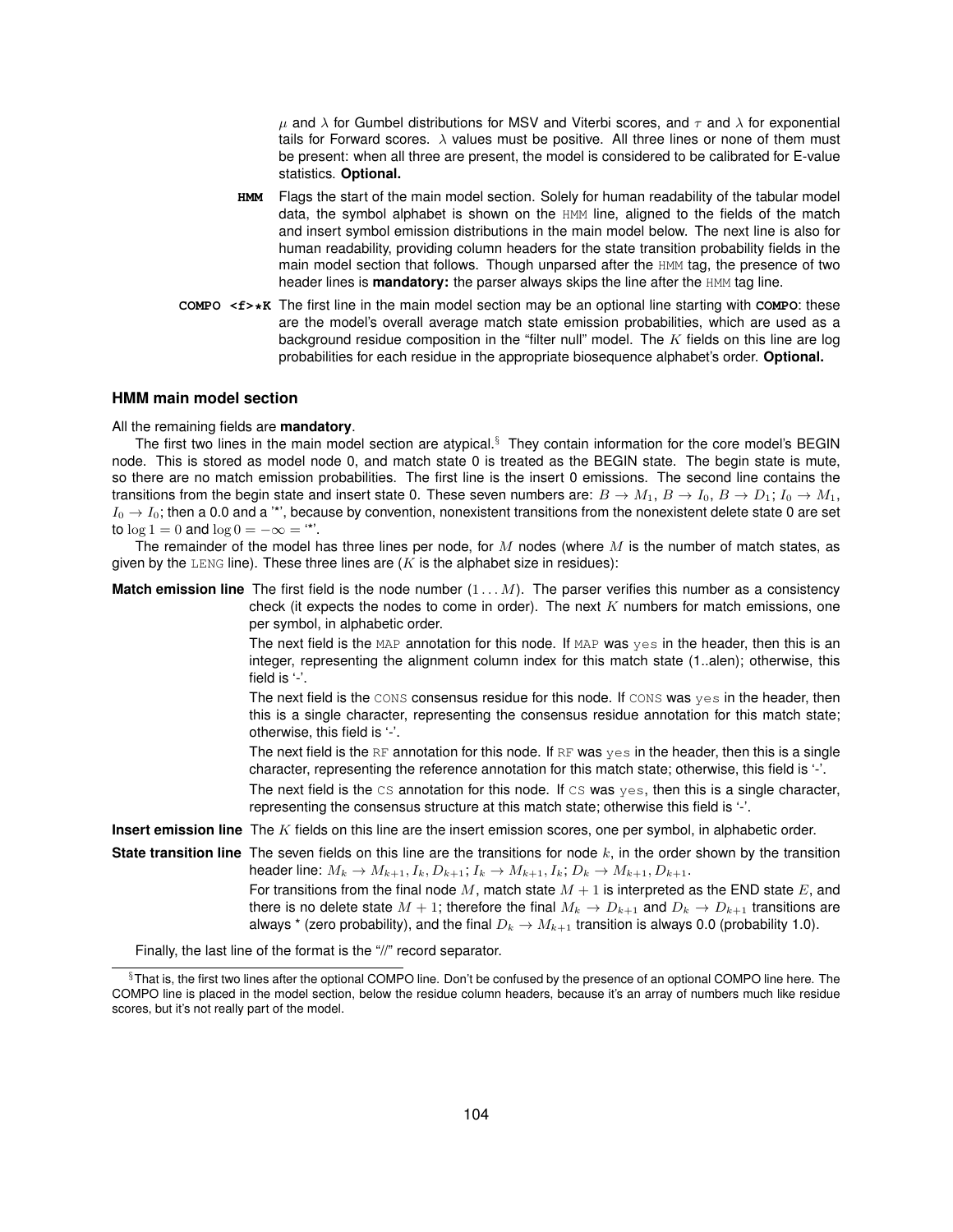$\mu$ and $\lambda$ for Gumbel distributions for MSV and Viterbi scores, and $\tau$ and $\lambda$ for exponential tails for Forward scores. $\lambda$ values must be positive. All three lines or none of them must be present: when all three are present, the model is considered to be calibrated for E-value statistics. **Optional.**

**HMM** Flags the start of the main model section. Solely for human readability of the tabular model data, the symbol alphabet is shown on the `HMM` line, aligned to the fields of the match and insert symbol emission distributions in the main model below. The next line is also for human readability, providing column headers for the state transition probability fields in the main model section that follows. Though unparsed after the `HMM` tag, the presence of two header lines is **mandatory:** the parser always skips the line after the `HMM` tag line.

**COMPO <f>*K** The first line in the main model section may be an optional line starting with **COMPO**: these are the model's overall average match state emission probabilities, which are used as a background residue composition in the "filter null" model. The $K$ fields on this line are log probabilities for each residue in the appropriate biosequence alphabet's order. **Optional.**

### HMM main model section

All the remaining fields are **mandatory**.

The first two lines in the main model section are atypical.[§] They contain information for the core model's BEGIN node. This is stored as model node 0, and match state 0 is treated as the BEGIN state. The begin state is mute, so there are no match emission probabilities. The first line is the insert 0 emissions. The second line contains the transitions from the begin state and insert state 0. These seven numbers are: $B \rightarrow M_1$, $B \rightarrow I_0$, $B \rightarrow D_1$; $I_0 \rightarrow M_1$, $I_0 \rightarrow I_0$; then a 0.0 and a '*', because by convention, nonexistent transitions from the nonexistent delete state 0 are set to $\log 1 = 0$ and $\log 0 = -\infty =$ '*'.

The remainder of the model has three lines per node, for $M$ nodes (where $M$ is the number of match states, as given by the `LENG` line). These three lines are ($K$ is the alphabet size in residues):

**Match emission line** The first field is the node number ($1 \ldots M$). The parser verifies this number as a consistency check (it expects the nodes to come in order). The next $K$ numbers for match emissions, one per symbol, in alphabetic order.

The next field is the `MAP` annotation for this node. If `MAP` was `yes` in the header, then this is an integer, representing the alignment column index for this match state (1..alen); otherwise, this field is '-'.

The next field is the `CONS` consensus residue for this node. If `CONS` was `yes` in the header, then this is a single character, representing the consensus residue annotation for this match state; otherwise, this field is '-'.

The next field is the `RF` annotation for this node. If `RF` was `yes` in the header, then this is a single character, representing the reference annotation for this match state; otherwise, this field is '-'.

The next field is the `CS` annotation for this node. If `CS` was `yes`, then this is a single character, representing the consensus structure at this match state; otherwise this field is '-'.

**Insert emission line** The $K$ fields on this line are the insert emission scores, one per symbol, in alphabetic order.

**State transition line** The seven fields on this line are the transitions for node $k$, in the order shown by the transition header line: $M_k \rightarrow M_{k+1}, I_k, D_{k+1}$; $I_k \rightarrow M_{k+1}, I_k$; $D_k \rightarrow M_{k+1}, D_{k+1}$.

For transitions from the final node $M$, match state $M+1$ is interpreted as the END state $E$, and there is no delete state $M+1$; therefore the final $M_k \rightarrow D_{k+1}$ and $D_k \rightarrow D_{k+1}$ transitions are always * (zero probability), and the final $D_k \rightarrow M_{k+1}$ transition is always 0.0 (probability 1.0).

Finally, the last line of the format is the "//" record separator.

---

[§] That is, the first two lines after the optional COMPO line. Don't be confused by the presence of an optional COMPO line here. The COMPO line is placed in the model section, below the residue column headers, because it's an array of numbers much like residue scores, but it's not really part of the model.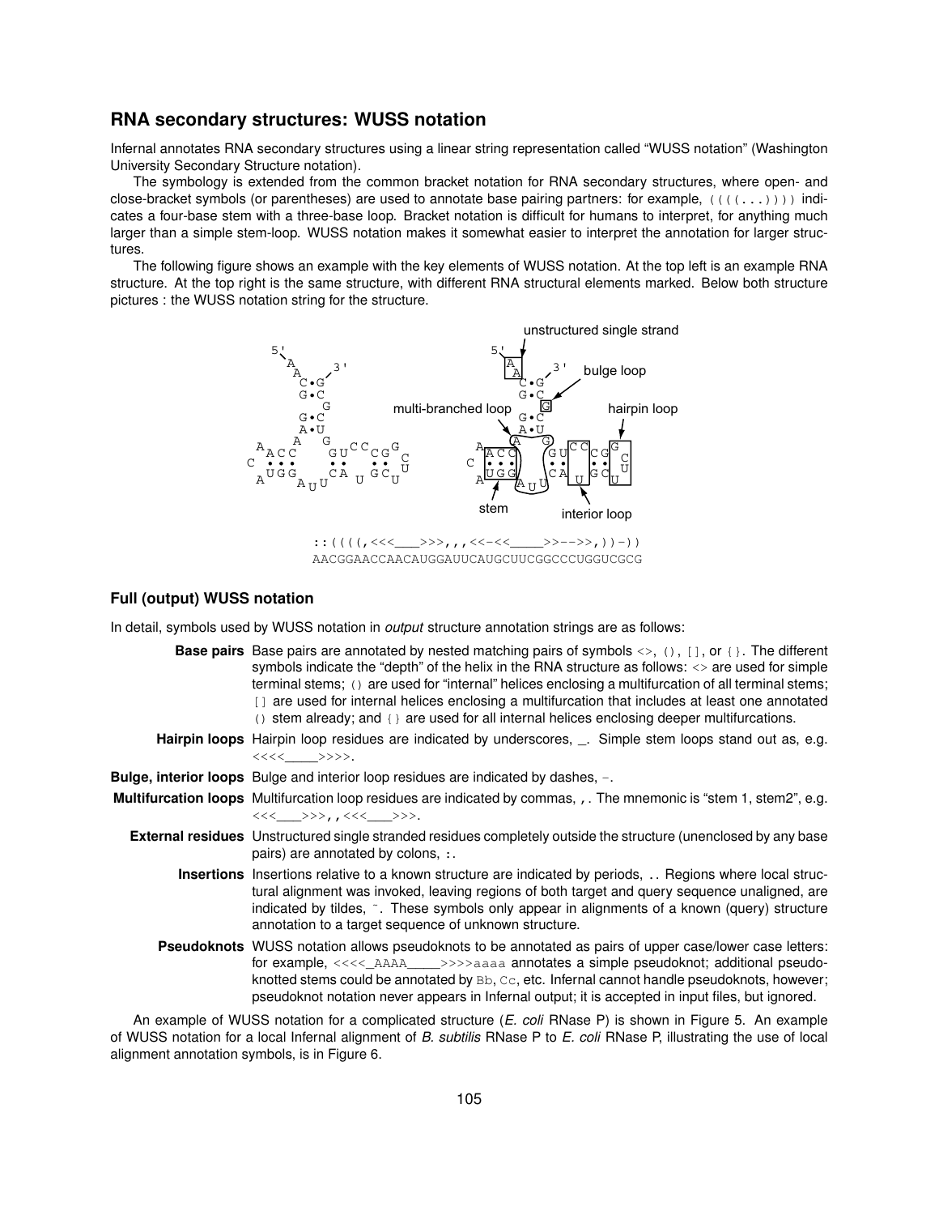## RNA secondary structures: WUSS notation

Infernal annotates RNA secondary structures using a linear string representation called "WUSS notation" (Washington University Secondary Structure notation).

The symbology is extended from the common bracket notation for RNA secondary structures, where open- and close-bracket symbols (or parentheses) are used to annotate base pairing partners: for example, `((((...))))` indicates a four-base stem with a three-base loop. Bracket notation is difficult for humans to interpret, for anything much larger than a simple stem-loop. WUSS notation makes it somewhat easier to interpret the annotation for larger structures.

The following figure shows an example with the key elements of WUSS notation. At the top left is an example RNA structure. At the top right is the same structure, with different RNA structural elements marked. Below both structure pictures : the WUSS notation string for the structure.

```
::((((,<<<___>>>,,,<<-<<____>>-->>,))-))
AACGGAACCAACAUGGAUUCAUGCUUCGGCCCUGGUCGCG
```

### Full (output) WUSS notation

In detail, symbols used by WUSS notation in *output* structure annotation strings are as follows:

**Base pairs** Base pairs are annotated by nested matching pairs of symbols `<>`, `()`, `[]`, or `{}`. The different symbols indicate the "depth" of the helix in the RNA structure as follows: `<>` are used for simple terminal stems; `()` are used for "internal" helices enclosing a multifurcation of all terminal stems; `[]` are used for internal helices enclosing a multifurcation that includes at least one annotated `()` stem already; and `{}` are used for all internal helices enclosing deeper multifurcations.

**Hairpin loops** Hairpin loop residues are indicated by underscores, `_`. Simple stem loops stand out as, e.g. `<<<<____>>>>`.

**Bulge, interior loops** Bulge and interior loop residues are indicated by dashes, `-`.

**Multifurcation loops** Multifurcation loop residues are indicated by commas, `,`. The mnemonic is "stem 1, stem2", e.g. `<<<___>>>,,<<<___>>>`.

**External residues** Unstructured single stranded residues completely outside the structure (unenclosed by any base pairs) are annotated by colons, `:`.

**Insertions** Insertions relative to a known structure are indicated by periods, `.`. Regions where local structural alignment was invoked, leaving regions of both target and query sequence unaligned, are indicated by tildes, `~`. These symbols only appear in alignments of a known (query) structure annotation to a target sequence of unknown structure.

**Pseudoknots** WUSS notation allows pseudoknots to be annotated as pairs of upper case/lower case letters: for example, `<<<<_AAAA____>>>>aaaa` annotates a simple pseudoknot; additional pseudoknotted stems could be annotated by `Bb`, `Cc`, etc. Infernal cannot handle pseudoknots, however; pseudoknot notation never appears in Infernal output; it is accepted in input files, but ignored.

An example of WUSS notation for a complicated structure (*E. coli* RNase P) is shown in Figure 5. An example of WUSS notation for a local Infernal alignment of *B. subtilis* RNase P to *E. coli* RNase P, illustrating the use of local alignment annotation symbols, is in Figure 6.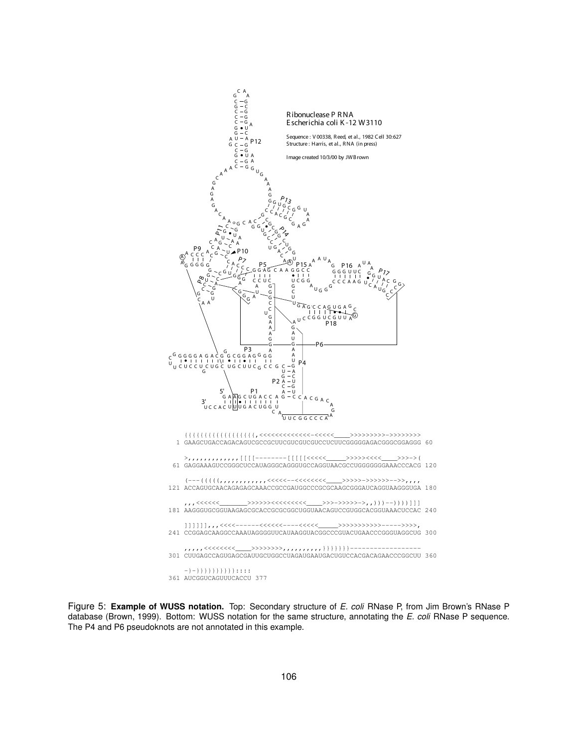```
    {{{{{{{{{{{{{{{{{{,<<<<<<<<<<<<<-<<<<<____>>>>>>>>>->>>>>>>>
  1 GAAGCUGACCAGACAGUCGCCGCUUCGUCGUCGUCCUCUUCGGGGGAGACGGGCGGAGGG 60

    >,,,,,,,,,,,,[[[[--------[[[[[<<<<<______>>>>><<<<____>>>->(
 61 GAGGAAAGUCCGGGCUCCAUAGGGCAGGGUGCCAGGUAACGCCUGGGGGGGAAACCCACG 120

    (---(((((,,,,,,,,,,,,<<<<<--<<<<<<<<____>>>>>->>>>>>-->>,,,,
121 ACCAGUGCAACAGAGAGCAAACCGCCGAUGGCCCGCGCAAGCGGGAUCAGGUAAGGGUGA 180

    ,,,<<<<<<________>>>>>><<<<<<<<____>>>->>>>>->,,)))--))))]]]
181 AAGGGUGCGGUAAGAGCGCACCGCGCGGCUGGUAACAGUCCGUGGCACGGUAAACUCCAC 240

    ]]]]]],,,<<<<------<<<<<<----<<<<<______>>>>>>>>>>----->>>>,
241 CCGGAGCAAGGCCAAAUAGGGGUUCAUAAGGUACGGCCCGUACUGAACCCGGGUAGGCUG 300

    ,,,,,<<<<<<<<____>>>>>>>>,,,,,,,,,,}}}}}}}------------------
301 CUUGAGCCAGUGAGCGAUUGCUGGCCUAGAUGAAUGACUGUCCACGACAGAACCCGGCUU 360

    -}-}}}}}}}}}}::::
361 AUCGGUCAGUUUCACCU 377
```

Figure 5: **Example of WUSS notation.** Top: Secondary structure of *E. coli* RNase P, from Jim Brown's RNase P database (Brown, 1999). Bottom: WUSS notation for the same structure, annotating the *E. coli* RNase P sequence. The P4 and P6 pseudoknots are not annotated in this example.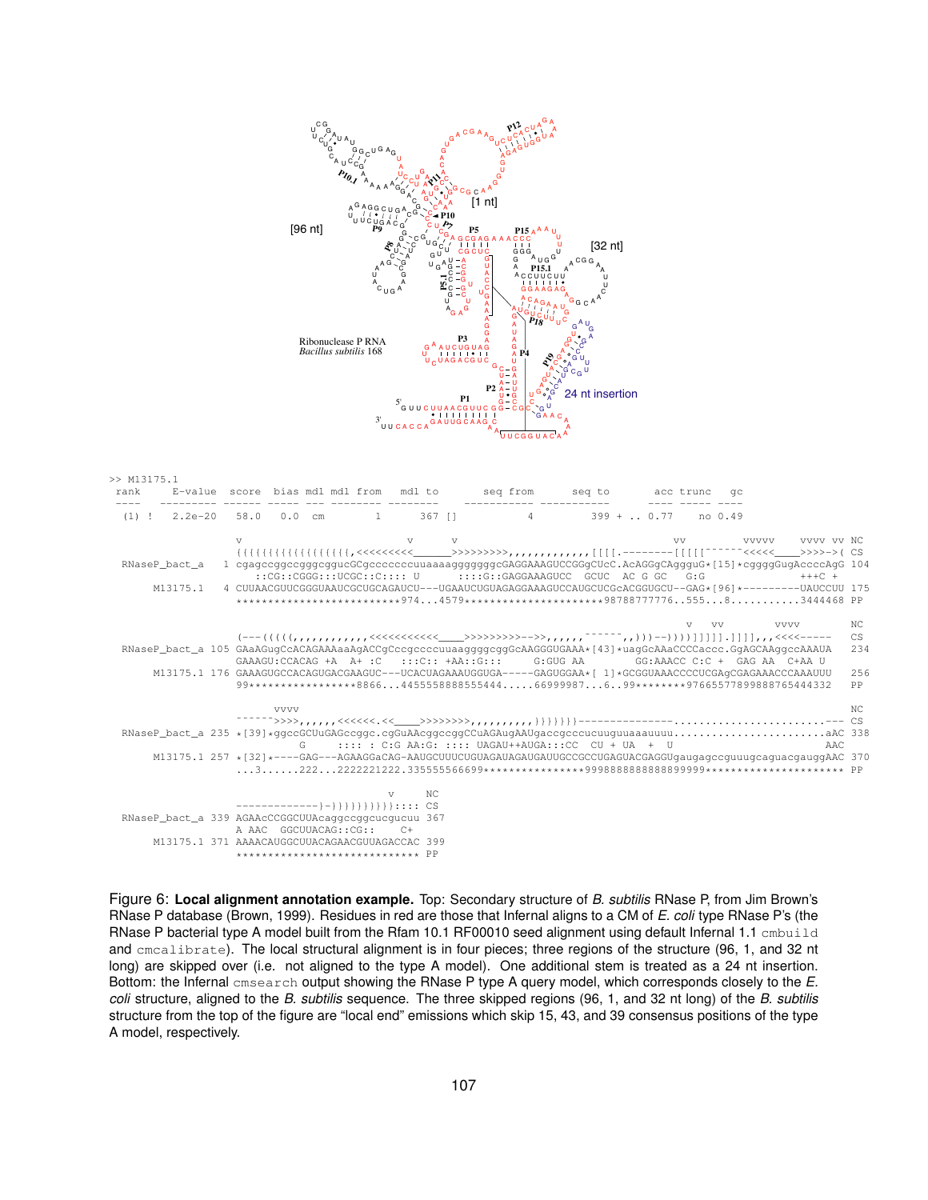```
>> M13175.1
 rank     E-value  score  bias mdl mdl from   mdl to       seq from      seq to       acc trunc   gc
 ----   --------- ------ ----- --- -------- --------    ----------- -----------       ---- ----- ----
  (1) !   2.2e-20   58.0   0.0  cm        1      367 []           4         399 + .. 0.77    no 0.49

                            v                         v      v                               vv          vvvvv     vvvv vv NC
                            {{{{{{{{{{{{{{{{{,<<<<<<<<<______>>>>>>>>>,,,,,,,,,,,,,,[[[[.---------[[[[[~~~~~<<<<<____>>>>->( CS
  RNaseP_bact_a    1 cgagccgcggcgggcggucGCgccccccuuaaaagggggggcGAGGAAAGUCCGGgCUcC.AcAGGgCAgggug*[15]*cggggGugAccccAgG 104
                          ::CG::CGGG:::UCGC::C:::: U       ::::G::GAGGAAAGUCC  GCUC  AC G GC    G:G                +++C +
        M13175.1    4 CUUAACGUUCGGGUAAUCGCUGCAGAUCU---UGAAUCUGUAGAGGAAAGUCCAUGCUCGcACGGUGCU--GAG*[96]*---------UAUCCUU 175
                      *************************974...4579*********************98788777776..555...8...........3444468 PP

                                                                                            v   vv          vvvv          NC
                      (---((((,,,,,,,,,,,,<<<<<<<<<<<____>>>>>>>>>-->>,,,,,,~~~~~~,,)))--))))]]]]].]]]],,,<<<<-----  CS
  RNaseP_bact_a  105 GAaAGugCcACAGAAAAaAgACCgCccgccccuuaaggggcggGcAAGGGUGAAA*[43]*uagGcAAaCCCCaccc.GgAGCAAggccAAAUA  234
                      GAAAGU:CCACAG +A  A+ :C    :::C:: +AA::G:::      G:GUG AA         GG:AAACC C:C +  GAG AA  C+AA U
        M13175.1 176 GAAAGUGCCACAGUGACGAAGUC---UCACUAGAAAUGGUGA-----GAGUGGAA*[ 1]*GCGGUAAACCCCUCGAgCGAGAAACCCAAAUUU  256
                      99*****************8866...4455558888555444.....66999987...6..99********976655778998888765444332 PP

                           vvvv                                                                                      NC
                      ~~~~~~>>>>,,,,,,<<<<<<.<<____>>>>>>>>,,,,,,,,,,}}}}}}}---------------........................--- CS
  RNaseP_bact_a  235 *[39]*ggccGCUuGAGccggc.cgGuAAcggccggCCuAGAugAAUgaccgcccucuuguuaaauuuu........................aAC 338
                                G      :::: : C:G AA:G: :::: UAGAU++AUGA:::CC   CU + UA   +   U                    AAC
        M13175.1 257 *[32]*----GAG---AGAAGGaCAG-AAUGCUUUCUGUAGAUAGAUGAUUGCCGCCUGAGUACGAGGUgagagccgcuuugcaguacgauggAAC 370
                      ...3......222...2222221222.335555566699***************9998888888888899999*********************  PP

                                                   v      NC
                      -------------}-}}}}}}}}}}}}:::: CS
  RNaseP_bact_a  339 AGAAcCCGGCUUAcaggccggcucgucuu 367
                      A AAC  GGCUUACAG::CG::     C+
        M13175.1 371 AAAACAUGGCUUACAGAACGUUAGACCAC 399
                      ***************************** PP
```

Figure 6: **Local alignment annotation example.** Top: Secondary structure of *B. subtilis* RNase P, from Jim Brown's RNase P database (Brown, 1999). Residues in red are those that Infernal aligns to a CM of *E. coli* type RNase P's (the RNase P bacterial type A model built from the Rfam 10.1 RF00010 seed alignment using default Infernal 1.1 `cmbuild` and `cmcalibrate`). The local structural alignment is in four pieces; three regions of the structure (96, 1, and 32 nt long) are skipped over (i.e. not aligned to the type A model). One additional stem is treated as a 24 nt insertion. Bottom: the Infernal `cmsearch` output showing the RNase P type A query model, which corresponds closely to the *E. coli* structure, aligned to the *B. subtilis* sequence. The three skipped regions (96, 1, and 32 nt long) of the *B. subtilis* structure from the top of the figure are "local end" emissions which skip 15, 43, and 39 consensus positions of the type A model, respectively.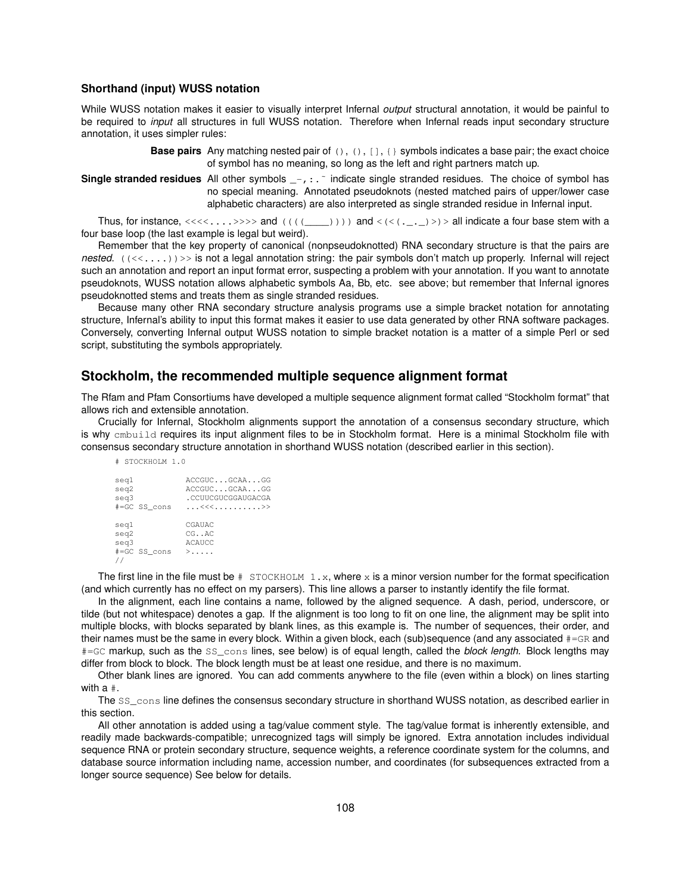### Shorthand (input) WUSS notation

While WUSS notation makes it easier to visually interpret Infernal *output* structural annotation, it would be painful to be required to *input* all structures in full WUSS notation. Therefore when Infernal reads input secondary structure annotation, it uses simpler rules:

**Base pairs** Any matching nested pair of `()`, `()`, `[]`, `{}` symbols indicates a base pair; the exact choice of symbol has no meaning, so long as the left and right partners match up.

**Single stranded residues** All other symbols `_-,:.~` indicate single stranded residues. The choice of symbol has no special meaning. Annotated pseudoknots (nested matched pairs of upper/lower case alphabetic characters) are also interpreted as single stranded residue in Infernal input.

Thus, for instance, `<<<<....>>>>` and `((((____))))` and `<(<(._.)>)>` all indicate a four base stem with a four base loop (the last example is legal but weird).

Remember that the key property of canonical (nonpseudoknotted) RNA secondary structure is that the pairs are *nested*. `((<<....))>>` is not a legal annotation string: the pair symbols don't match up properly. Infernal will reject such an annotation and report an input format error, suspecting a problem with your annotation. If you want to annotate pseudoknots, WUSS notation allows alphabetic symbols Aa, Bb, etc. see above; but remember that Infernal ignores pseudoknotted stems and treats them as single stranded residues.

Because many other RNA secondary structure analysis programs use a simple bracket notation for annotating structure, Infernal's ability to input this format makes it easier to use data generated by other RNA software packages. Conversely, converting Infernal output WUSS notation to simple bracket notation is a matter of a simple Perl or sed script, substituting the symbols appropriately.

## Stockholm, the recommended multiple sequence alignment format

The Rfam and Pfam Consortiums have developed a multiple sequence alignment format called "Stockholm format" that allows rich and extensible annotation.

Crucially for Infernal, Stockholm alignments support the annotation of a consensus secondary structure, which is why `cmbuild` requires its input alignment files to be in Stockholm format. Here is a minimal Stockholm file with consensus secondary structure annotation in shorthand WUSS notation (described earlier in this section).

```
# STOCKHOLM 1.0

seq1          ACCGUC...GCAA...GG
seq2          ACCGUC...GCAA...GG
seq3          .CCUUCGUCGGAUGACGA
#=GC SS_cons  ...<<<..........>>

seq1          CGAUAC
seq2          CG..AC
seq3          ACAUCC
#=GC SS_cons  >.....
//
```

The first line in the file must be `# STOCKHOLM 1.x`, where `x` is a minor version number for the format specification (and which currently has no effect on my parsers). This line allows a parser to instantly identify the file format.

In the alignment, each line contains a name, followed by the aligned sequence. A dash, period, underscore, or tilde (but not whitespace) denotes a gap. If the alignment is too long to fit on one line, the alignment may be split into multiple blocks, with blocks separated by blank lines, as this example is. The number of sequences, their order, and their names must be the same in every block. Within a given block, each (sub)sequence (and any associated `#=GR` and `#=GC` markup, such as the `SS_cons` lines, see below) is of equal length, called the *block length*. Block lengths may differ from block to block. The block length must be at least one residue, and there is no maximum.

Other blank lines are ignored. You can add comments anywhere to the file (even within a block) on lines starting with a `#`.

The `SS_cons` line defines the consensus secondary structure in shorthand WUSS notation, as described earlier in this section.

All other annotation is added using a tag/value comment style. The tag/value format is inherently extensible, and readily made backwards-compatible; unrecognized tags will simply be ignored. Extra annotation includes individual sequence RNA or protein secondary structure, sequence weights, a reference coordinate system for the columns, and database source information including name, accession number, and coordinates (for subsequences extracted from a longer source sequence) See below for details.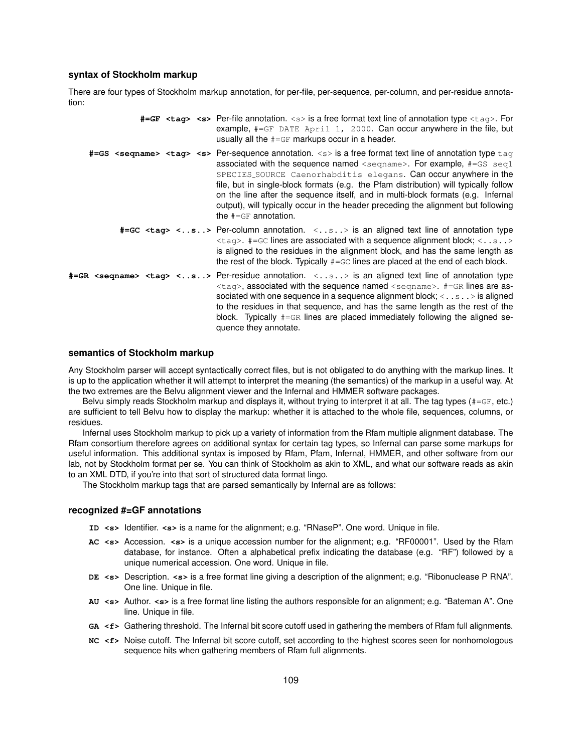### syntax of Stockholm markup

There are four types of Stockholm markup annotation, for per-file, per-sequence, per-column, and per-residue annotation:

**#=GF <tag> <s>** Per-file annotation. `<s>` is a free format text line of annotation type `<tag>`. For example, `#=GF DATE April 1, 2000`. Can occur anywhere in the file, but usually all the `#=GF` markups occur in a header.

**#=GS <seqname> <tag> <s>** Per-sequence annotation. `<s>` is a free format text line of annotation type `tag` associated with the sequence named `<seqname>`. For example, `#=GS seq1 SPECIES_SOURCE Caenorhabditis elegans`. Can occur anywhere in the file, but in single-block formats (e.g. the Pfam distribution) will typically follow on the line after the sequence itself, and in multi-block formats (e.g. Infernal output), will typically occur in the header preceding the alignment but following the `#=GF` annotation.

**#=GC <tag> <..s..>** Per-column annotation. `<..s..>` is an aligned text line of annotation type `<tag>`. `#=GC` lines are associated with a sequence alignment block; `<..s..>` is aligned to the residues in the alignment block, and has the same length as the rest of the block. Typically `#=GC` lines are placed at the end of each block.

**#=GR <seqname> <tag> <..s..>** Per-residue annotation. `<..s..>` is an aligned text line of annotation type `<tag>`, associated with the sequence named `<seqname>`. `#=GR` lines are associated with one sequence in a sequence alignment block; `<..s..>` is aligned to the residues in that sequence, and has the same length as the rest of the block. Typically `#=GR` lines are placed immediately following the aligned sequence they annotate.

### semantics of Stockholm markup

Any Stockholm parser will accept syntactically correct files, but is not obligated to do anything with the markup lines. It is up to the application whether it will attempt to interpret the meaning (the semantics) of the markup in a useful way. At the two extremes are the Belvu alignment viewer and the Infernal and HMMER software packages.

Belvu simply reads Stockholm markup and displays it, without trying to interpret it at all. The tag types (`#=GF`, etc.) are sufficient to tell Belvu how to display the markup: whether it is attached to the whole file, sequences, columns, or residues.

Infernal uses Stockholm markup to pick up a variety of information from the Rfam multiple alignment database. The Rfam consortium therefore agrees on additional syntax for certain tag types, so Infernal can parse some markups for useful information. This additional syntax is imposed by Rfam, Pfam, Infernal, HMMER, and other software from our lab, not by Stockholm format per se. You can think of Stockholm as akin to XML, and what our software reads as akin to an XML DTD, if you're into that sort of structured data format lingo.

The Stockholm markup tags that are parsed semantically by Infernal are as follows:

### recognized #=GF annotations

- **ID <s>** Identifier. **<s>** is a name for the alignment; e.g. "RNaseP". One word. Unique in file.
- **AC <s>** Accession. **<s>** is a unique accession number for the alignment; e.g. "RF00001". Used by the Rfam database, for instance. Often a alphabetical prefix indicating the database (e.g. "RF") followed by a unique numerical accession. One word. Unique in file.
- **DE <s>** Description. **<s>** is a free format line giving a description of the alignment; e.g. "Ribonuclease P RNA". One line. Unique in file.
- **AU <s>** Author. **<s>** is a free format line listing the authors responsible for an alignment; e.g. "Bateman A". One line. Unique in file.
- **GA <f>** Gathering threshold. The Infernal bit score cutoff used in gathering the members of Rfam full alignments.
- **NC <f>** Noise cutoff. The Infernal bit score cutoff, set according to the highest scores seen for nonhomologous sequence hits when gathering members of Rfam full alignments.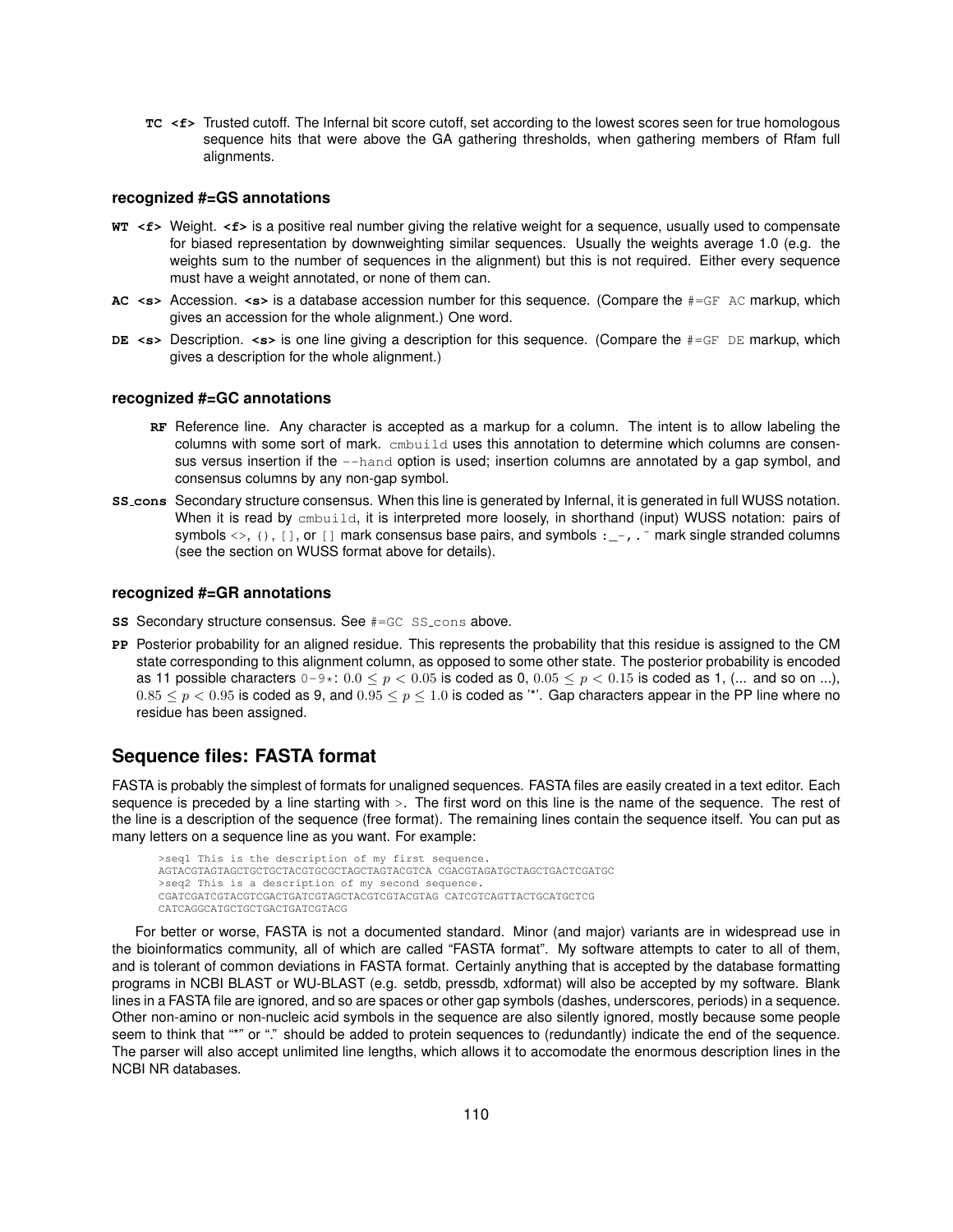**TC <f>** Trusted cutoff. The Infernal bit score cutoff, set according to the lowest scores seen for true homologous sequence hits that were above the GA gathering thresholds, when gathering members of Rfam full alignments.

### recognized #=GS annotations

**WT <f>** Weight. **<f>** is a positive real number giving the relative weight for a sequence, usually used to compensate for biased representation by downweighting similar sequences. Usually the weights average 1.0 (e.g. the weights sum to the number of sequences in the alignment) but this is not required. Either every sequence must have a weight annotated, or none of them can.

**AC <s>** Accession. **<s>** is a database accession number for this sequence. (Compare the `#=GF AC` markup, which gives an accession for the whole alignment.) One word.

**DE <s>** Description. **<s>** is one line giving a description for this sequence. (Compare the `#=GF DE` markup, which gives a description for the whole alignment.)

### recognized #=GC annotations

**RF** Reference line. Any character is accepted as a markup for a column. The intent is to allow labeling the columns with some sort of mark. `cmbuild` uses this annotation to determine which columns are consensus versus insertion if the `--hand` option is used; insertion columns are annotated by a gap symbol, and consensus columns by any non-gap symbol.

**SS_cons** Secondary structure consensus. When this line is generated by Infernal, it is generated in full WUSS notation. When it is read by `cmbuild`, it is interpreted more loosely, in shorthand (input) WUSS notation: pairs of symbols `<>`, `()`, `[]`, or `[]` mark consensus base pairs, and symbols `:_-,.~` mark single stranded columns (see the section on WUSS format above for details).

### recognized #=GR annotations

**SS** Secondary structure consensus. See `#=GC SS_cons` above.

**PP** Posterior probability for an aligned residue. This represents the probability that this residue is assigned to the CM state corresponding to this alignment column, as opposed to some other state. The posterior probability is encoded as 11 possible characters `0-9*`: $0.0 \leq p < 0.05$ is coded as 0, $0.05 \leq p < 0.15$ is coded as 1, (... and so on ...), $0.85 \leq p < 0.95$ is coded as 9, and $0.95 \leq p \leq 1.0$ is coded as '*'. Gap characters appear in the PP line where no residue has been assigned.

## Sequence files: FASTA format

FASTA is probably the simplest of formats for unaligned sequences. FASTA files are easily created in a text editor. Each sequence is preceded by a line starting with `>`. The first word on this line is the name of the sequence. The rest of the line is a description of the sequence (free format). The remaining lines contain the sequence itself. You can put as many letters on a sequence line as you want. For example:

```
>seq1 This is the description of my first sequence.
AGTACGTAGTAGCTGCTGCTACGTGCGCTAGCTAGTACGTCA CGACGTAGATGCTAGCTGACTCGATGC
>seq2 This is a description of my second sequence.
CGATCGATCGTACGTCGACTGATCGTAGCTACGTCGTACGTAG CATCGTCAGTTACTGCATGCTCG
CATCAGGCATGCTGCTGACTGATCGTACG
```

For better or worse, FASTA is not a documented standard. Minor (and major) variants are in widespread use in the bioinformatics community, all of which are called "FASTA format". My software attempts to cater to all of them, and is tolerant of common deviations in FASTA format. Certainly anything that is accepted by the database formatting programs in NCBI BLAST or WU-BLAST (e.g. setdb, pressdb, xdformat) will also be accepted by my software. Blank lines in a FASTA file are ignored, and so are spaces or other gap symbols (dashes, underscores, periods) in a sequence. Other non-amino or non-nucleic acid symbols in the sequence are also silently ignored, mostly because some people seem to think that "*" or "." should be added to protein sequences to (redundantly) indicate the end of the sequence. The parser will also accept unlimited line lengths, which allows it to accomodate the enormous description lines in the NCBI NR databases.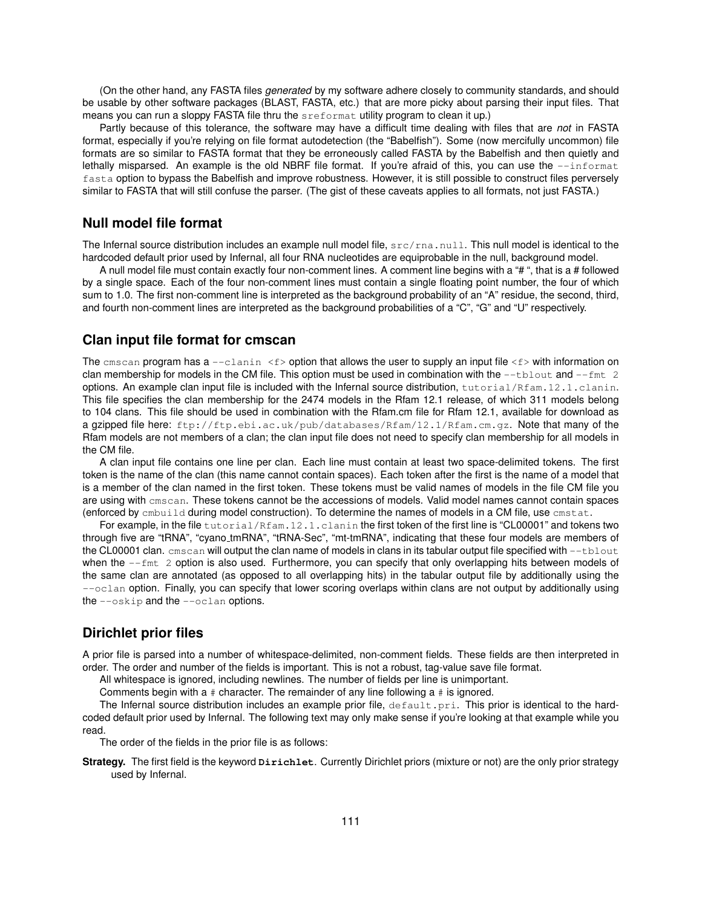(On the other hand, any FASTA files *generated* by my software adhere closely to community standards, and should be usable by other software packages (BLAST, FASTA, etc.) that are more picky about parsing their input files. That means you can run a sloppy FASTA file thru the `sreformat` utility program to clean it up.)

Partly because of this tolerance, the software may have a difficult time dealing with files that are *not* in FASTA format, especially if you're relying on file format autodetection (the "Babelfish"). Some (now mercifully uncommon) file formats are so similar to FASTA format that they be erroneously called FASTA by the Babelfish and then quietly and lethally misparsed. An example is the old NBRF file format. If you're afraid of this, you can use the `--informat fasta` option to bypass the Babelfish and improve robustness. However, it is still possible to construct files perversely similar to FASTA that will still confuse the parser. (The gist of these caveats applies to all formats, not just FASTA.)

## Null model file format

The Infernal source distribution includes an example null model file, `src/rna.null`. This null model is identical to the hardcoded default prior used by Infernal, all four RNA nucleotides are equiprobable in the null, background model.

A null model file must contain exactly four non-comment lines. A comment line begins with a "# ", that is a # followed by a single space. Each of the four non-comment lines must contain a single floating point number, the four of which sum to 1.0. The first non-comment line is interpreted as the background probability of an "A" residue, the second, third, and fourth non-comment lines are interpreted as the background probabilities of a "C", "G" and "U" respectively.

## Clan input file format for cmscan

The `cmscan` program has a `--clanin <f>` option that allows the user to supply an input file `<f>` with information on clan membership for models in the CM file. This option must be used in combination with the `--tblout` and `--fmt 2` options. An example clan input file is included with the Infernal source distribution, `tutorial/Rfam.12.1.clanin`. This file specifies the clan membership for the 2474 models in the Rfam 12.1 release, of which 311 models belong to 104 clans. This file should be used in combination with the Rfam.cm file for Rfam 12.1, available for download as a gzipped file here: `ftp://ftp.ebi.ac.uk/pub/databases/Rfam/12.1/Rfam.cm.gz`. Note that many of the Rfam models are not members of a clan; the clan input file does not need to specify clan membership for all models in the CM file.

A clan input file contains one line per clan. Each line must contain at least two space-delimited tokens. The first token is the name of the clan (this name cannot contain spaces). Each token after the first is the name of a model that is a member of the clan named in the first token. These tokens must be valid names of models in the file CM file you are using with `cmscan`. These tokens cannot be the accessions of models. Valid model names cannot contain spaces (enforced by `cmbuild` during model construction). To determine the names of models in a CM file, use `cmstat`.

For example, in the file `tutorial/Rfam.12.1.clanin` the first token of the first line is "CL00001" and tokens two through five are "tRNA", "cyano_tmRNA", "tRNA-Sec", "mt-tmRNA", indicating that these four models are members of the CL00001 clan. `cmscan` will output the clan name of models in clans in its tabular output file specified with `--tblout` when the `--fmt 2` option is also used. Furthermore, you can specify that only overlapping hits between models of the same clan are annotated (as opposed to all overlapping hits) in the tabular output file by additionally using the `--oclan` option. Finally, you can specify that lower scoring overlaps within clans are not output by additionally using the `--oskip` and the `--oclan` options.

## Dirichlet prior files

A prior file is parsed into a number of whitespace-delimited, non-comment fields. These fields are then interpreted in order. The order and number of the fields is important. This is not a robust, tag-value save file format.

All whitespace is ignored, including newlines. The number of fields per line is unimportant.

Comments begin with a `#` character. The remainder of any line following a `#` is ignored.

The Infernal source distribution includes an example prior file, `default.pri`. This prior is identical to the hard-coded default prior used by Infernal. The following text may only make sense if you're looking at that example while you read.

The order of the fields in the prior file is as follows:

**Strategy.** The first field is the keyword **`Dirichlet`**. Currently Dirichlet priors (mixture or not) are the only prior strategy used by Infernal.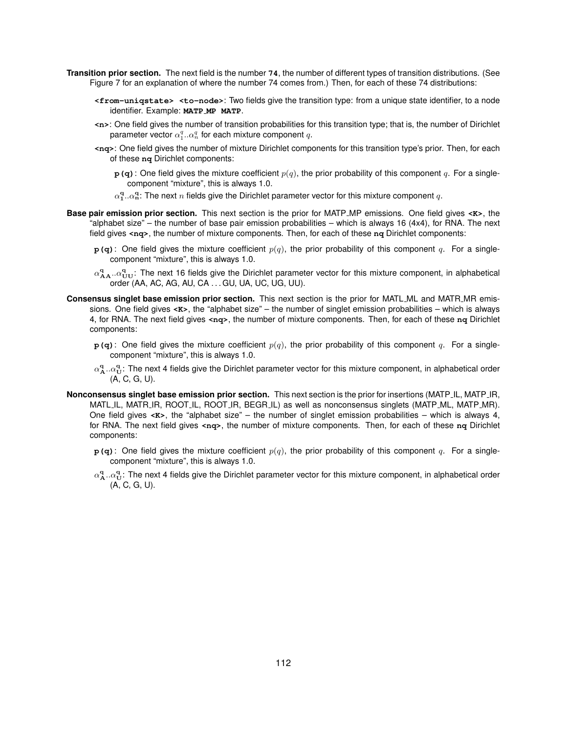**Transition prior section.** The next field is the number **74**, the number of different types of transition distributions. (See Figure 7 for an explanation of where the number 74 comes from.) Then, for each of these 74 distributions:

- **<from-uniqstate> <to-node>**: Two fields give the transition type: from a unique state identifier, to a node identifier. Example: **MATP_MP MATP**.
- **<n>**: One field gives the number of transition probabilities for this transition type; that is, the number of Dirichlet parameter vector $\alpha_1^q..\alpha_n^q$ for each mixture component $q$.
- **<nq>**: One field gives the number of mixture Dirichlet components for this transition type's prior. Then, for each of these **nq** Dirichlet components:
  - **p(q)**: One field gives the mixture coefficient $p(q)$, the prior probability of this component $q$. For a single-component "mixture", this is always 1.0.
  - $\alpha_\mathbf{1}^\mathbf{q}..\alpha_\mathbf{n}^\mathbf{q}$: The next $n$ fields give the Dirichlet parameter vector for this mixture component $q$.

**Base pair emission prior section.** This next section is the prior for MATP_MP emissions. One field gives **<K>**, the "alphabet size" – the number of base pair emission probabilities – which is always 16 (4x4), for RNA. The next field gives **<nq>**, the number of mixture components. Then, for each of these **nq** Dirichlet components:

- **p(q)**: One field gives the mixture coefficient $p(q)$, the prior probability of this component $q$. For a single-component "mixture", this is always 1.0.
- $\alpha_\mathbf{AA}^\mathbf{q}..\alpha_\mathbf{UU}^\mathbf{q}$: The next 16 fields give the Dirichlet parameter vector for this mixture component, in alphabetical order (AA, AC, AG, AU, CA ... GU, UA, UC, UG, UU).

**Consensus singlet base emission prior section.** This next section is the prior for MATL_ML and MATR_MR emissions. One field gives **<K>**, the "alphabet size" – the number of singlet emission probabilities – which is always 4, for RNA. The next field gives **<nq>**, the number of mixture components. Then, for each of these **nq** Dirichlet components:

- **p(q)**: One field gives the mixture coefficient $p(q)$, the prior probability of this component $q$. For a single-component "mixture", this is always 1.0.
- $\alpha_\mathbf{A}^\mathbf{q}..\alpha_\mathbf{U}^\mathbf{q}$: The next 4 fields give the Dirichlet parameter vector for this mixture component, in alphabetical order (A, C, G, U).

**Nonconsensus singlet base emission prior section.** This next section is the prior for insertions (MATP_IL, MATP_IR, MATL_IL, MATR_IR, ROOT_IL, ROOT_IR, BEGR_IL) as well as nonconsensus singlets (MATP_ML, MATP_MR). One field gives **<K>**, the "alphabet size" – the number of singlet emission probabilities – which is always 4, for RNA. The next field gives **<nq>**, the number of mixture components. Then, for each of these **nq** Dirichlet components:

- **p(q)**: One field gives the mixture coefficient $p(q)$, the prior probability of this component $q$. For a single-component "mixture", this is always 1.0.
- $\alpha_\mathbf{A}^\mathbf{q}..\alpha_\mathbf{U}^\mathbf{q}$: The next 4 fields give the Dirichlet parameter vector for this mixture component, in alphabetical order (A, C, G, U).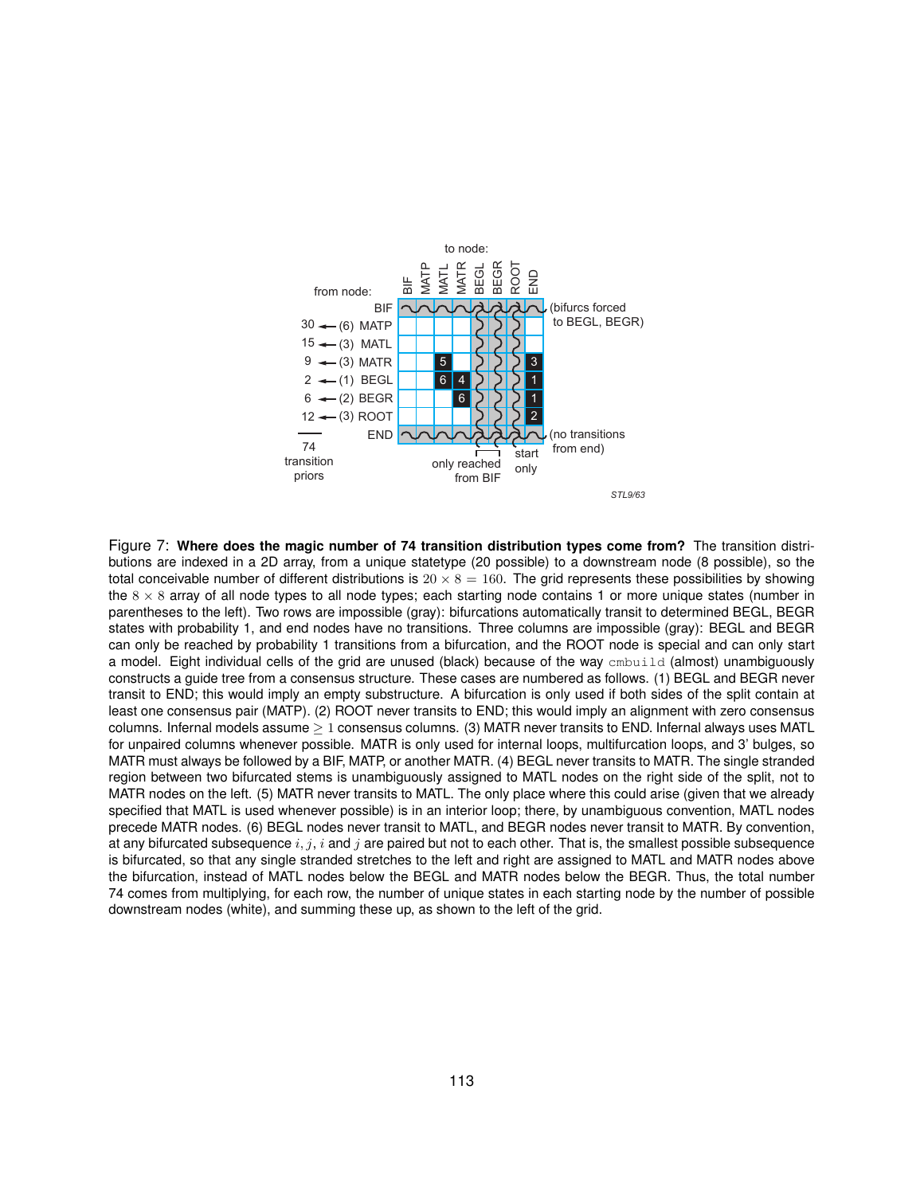Figure 7: **Where does the magic number of 74 transition distribution types come from?** The transition distributions are indexed in a 2D array, from a unique statetype (20 possible) to a downstream node (8 possible), so the total conceivable number of different distributions is $20 \times 8 = 160$. The grid represents these possibilities by showing the $8 \times 8$ array of all node types to all node types; each starting node contains 1 or more unique states (number in parentheses to the left). Two rows are impossible (gray): bifurcations automatically transit to determined BEGL, BEGR states with probability 1, and end nodes have no transitions. Three columns are impossible (gray): BEGL and BEGR can only be reached by probability 1 transitions from a bifurcation, and the ROOT node is special and can only start a model. Eight individual cells of the grid are unused (black) because of the way `cmbuild` (almost) unambiguously constructs a guide tree from a consensus structure. These cases are numbered as follows. (1) BEGL and BEGR never transit to END; this would imply an empty substructure. A bifurcation is only used if both sides of the split contain at least one consensus pair (MATP). (2) ROOT never transits to END; this would imply an alignment with zero consensus columns. Infernal models assume $\geq 1$ consensus columns. (3) MATR never transits to END. Infernal always uses MATL for unpaired columns whenever possible. MATR is only used for internal loops, multifurcation loops, and 3' bulges, so MATR must always be followed by a BIF, MATP, or another MATR. (4) BEGL never transits to MATR. The single stranded region between two bifurcated stems is unambiguously assigned to MATL nodes on the right side of the split, not to MATR nodes on the left. (5) MATR never transits to MATL. The only place where this could arise (given that we already specified that MATL is used whenever possible) is in an interior loop; there, by unambiguous convention, MATL nodes precede MATR nodes. (6) BEGL nodes never transit to MATL, and BEGR nodes never transit to MATR. By convention, at any bifurcated subsequence $i, j$, $i$ and $j$ are paired but not to each other. That is, the smallest possible subsequence is bifurcated, so that any single stranded stretches to the left and right are assigned to MATL and MATR nodes above the bifurcation, instead of MATL nodes below the BEGL and MATR nodes below the BEGR. Thus, the total number 74 comes from multiplying, for each row, the number of unique states in each starting node by the number of possible downstream nodes (white), and summing these up, as shown to the left of the grid.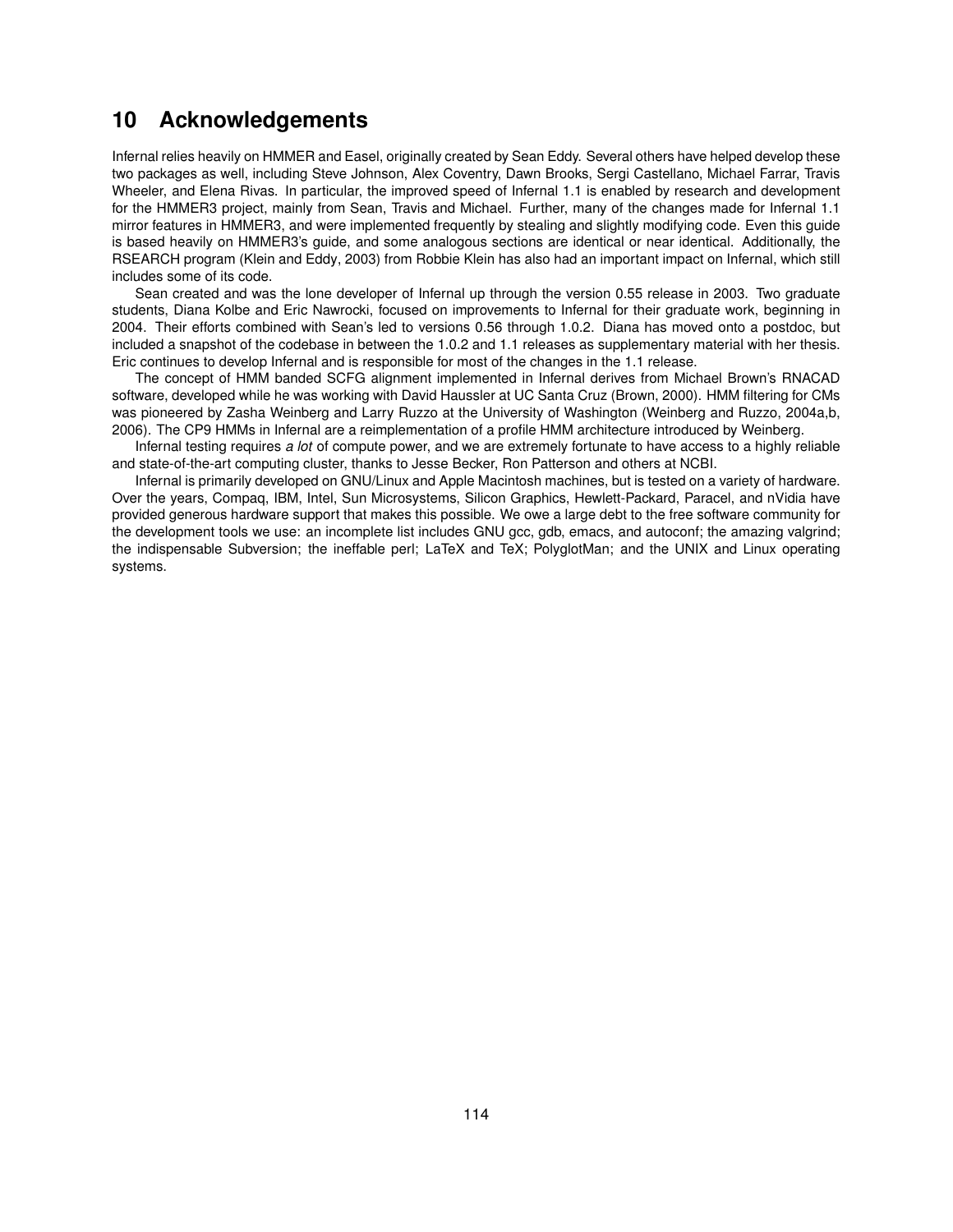# 10 Acknowledgements

Infernal relies heavily on HMMER and Easel, originally created by Sean Eddy. Several others have helped develop these two packages as well, including Steve Johnson, Alex Coventry, Dawn Brooks, Sergi Castellano, Michael Farrar, Travis Wheeler, and Elena Rivas. In particular, the improved speed of Infernal 1.1 is enabled by research and development for the HMMER3 project, mainly from Sean, Travis and Michael. Further, many of the changes made for Infernal 1.1 mirror features in HMMER3, and were implemented frequently by stealing and slightly modifying code. Even this guide is based heavily on HMMER3's guide, and some analogous sections are identical or near identical. Additionally, the RSEARCH program (Klein and Eddy, 2003) from Robbie Klein has also had an important impact on Infernal, which still includes some of its code.

Sean created and was the lone developer of Infernal up through the version 0.55 release in 2003. Two graduate students, Diana Kolbe and Eric Nawrocki, focused on improvements to Infernal for their graduate work, beginning in 2004. Their efforts combined with Sean's led to versions 0.56 through 1.0.2. Diana has moved onto a postdoc, but included a snapshot of the codebase in between the 1.0.2 and 1.1 releases as supplementary material with her thesis. Eric continues to develop Infernal and is responsible for most of the changes in the 1.1 release.

The concept of HMM banded SCFG alignment implemented in Infernal derives from Michael Brown's RNACAD software, developed while he was working with David Haussler at UC Santa Cruz (Brown, 2000). HMM filtering for CMs was pioneered by Zasha Weinberg and Larry Ruzzo at the University of Washington (Weinberg and Ruzzo, 2004a,b, 2006). The CP9 HMMs in Infernal are a reimplementation of a profile HMM architecture introduced by Weinberg.

Infernal testing requires *a lot* of compute power, and we are extremely fortunate to have access to a highly reliable and state-of-the-art computing cluster, thanks to Jesse Becker, Ron Patterson and others at NCBI.

Infernal is primarily developed on GNU/Linux and Apple Macintosh machines, but is tested on a variety of hardware. Over the years, Compaq, IBM, Intel, Sun Microsystems, Silicon Graphics, Hewlett-Packard, Paracel, and nVidia have provided generous hardware support that makes this possible. We owe a large debt to the free software community for the development tools we use: an incomplete list includes GNU gcc, gdb, emacs, and autoconf; the amazing valgrind; the indispensable Subversion; the ineffable perl; LaTeX and TeX; PolyglotMan; and the UNIX and Linux operating systems.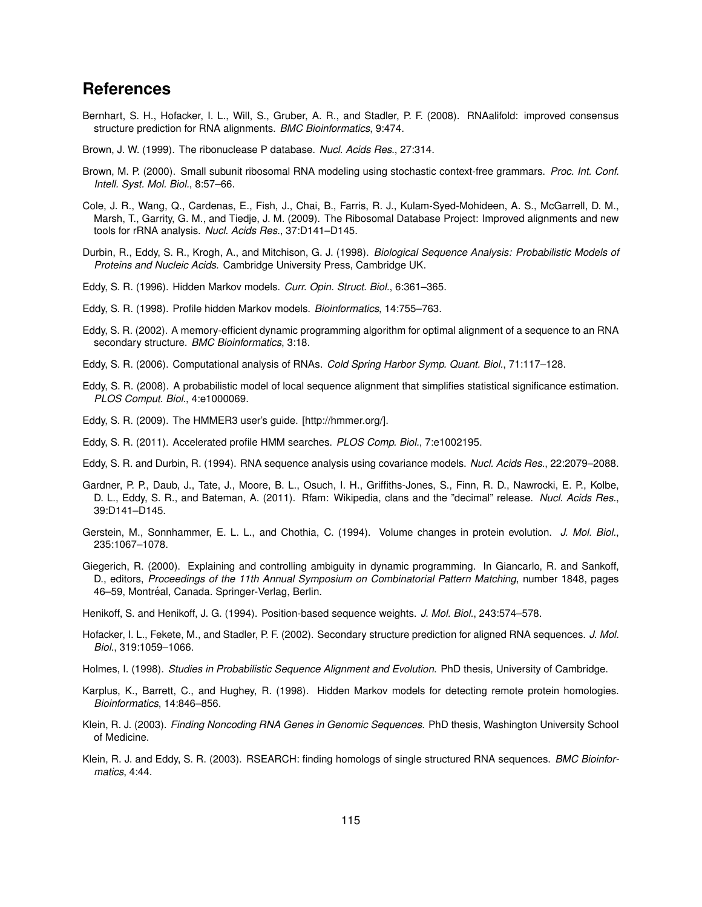# References

Bernhart, S. H., Hofacker, I. L., Will, S., Gruber, A. R., and Stadler, P. F. (2008). RNAalifold: improved consensus structure prediction for RNA alignments. *BMC Bioinformatics*, 9:474.

Brown, J. W. (1999). The ribonuclease P database. *Nucl. Acids Res.*, 27:314.

Brown, M. P. (2000). Small subunit ribosomal RNA modeling using stochastic context-free grammars. *Proc. Int. Conf. Intell. Syst. Mol. Biol.*, 8:57–66.

Cole, J. R., Wang, Q., Cardenas, E., Fish, J., Chai, B., Farris, R. J., Kulam-Syed-Mohideen, A. S., McGarrell, D. M., Marsh, T., Garrity, G. M., and Tiedje, J. M. (2009). The Ribosomal Database Project: Improved alignments and new tools for rRNA analysis. *Nucl. Acids Res.*, 37:D141–D145.

Durbin, R., Eddy, S. R., Krogh, A., and Mitchison, G. J. (1998). *Biological Sequence Analysis: Probabilistic Models of Proteins and Nucleic Acids.* Cambridge University Press, Cambridge UK.

Eddy, S. R. (1996). Hidden Markov models. *Curr. Opin. Struct. Biol.*, 6:361–365.

Eddy, S. R. (1998). Profile hidden Markov models. *Bioinformatics*, 14:755–763.

Eddy, S. R. (2002). A memory-efficient dynamic programming algorithm for optimal alignment of a sequence to an RNA secondary structure. *BMC Bioinformatics*, 3:18.

Eddy, S. R. (2006). Computational analysis of RNAs. *Cold Spring Harbor Symp. Quant. Biol.*, 71:117–128.

Eddy, S. R. (2008). A probabilistic model of local sequence alignment that simplifies statistical significance estimation. *PLOS Comput. Biol.*, 4:e1000069.

Eddy, S. R. (2009). The HMMER3 user's guide. [http://hmmer.org/].

Eddy, S. R. (2011). Accelerated profile HMM searches. *PLOS Comp. Biol.*, 7:e1002195.

Eddy, S. R. and Durbin, R. (1994). RNA sequence analysis using covariance models. *Nucl. Acids Res.*, 22:2079–2088.

Gardner, P. P., Daub, J., Tate, J., Moore, B. L., Osuch, I. H., Griffiths-Jones, S., Finn, R. D., Nawrocki, E. P., Kolbe, D. L., Eddy, S. R., and Bateman, A. (2011). Rfam: Wikipedia, clans and the "decimal" release. *Nucl. Acids Res.*, 39:D141–D145.

Gerstein, M., Sonnhammer, E. L. L., and Chothia, C. (1994). Volume changes in protein evolution. *J. Mol. Biol.*, 235:1067–1078.

Giegerich, R. (2000). Explaining and controlling ambiguity in dynamic programming. In Giancarlo, R. and Sankoff, D., editors, *Proceedings of the 11th Annual Symposium on Combinatorial Pattern Matching*, number 1848, pages 46–59, Montréal, Canada. Springer-Verlag, Berlin.

Henikoff, S. and Henikoff, J. G. (1994). Position-based sequence weights. *J. Mol. Biol.*, 243:574–578.

Hofacker, I. L., Fekete, M., and Stadler, P. F. (2002). Secondary structure prediction for aligned RNA sequences. *J. Mol. Biol.*, 319:1059–1066.

Holmes, I. (1998). *Studies in Probabilistic Sequence Alignment and Evolution*. PhD thesis, University of Cambridge.

Karplus, K., Barrett, C., and Hughey, R. (1998). Hidden Markov models for detecting remote protein homologies. *Bioinformatics*, 14:846–856.

Klein, R. J. (2003). *Finding Noncoding RNA Genes in Genomic Sequences*. PhD thesis, Washington University School of Medicine.

Klein, R. J. and Eddy, S. R. (2003). RSEARCH: finding homologs of single structured RNA sequences. *BMC Bioinformatics*, 4:44.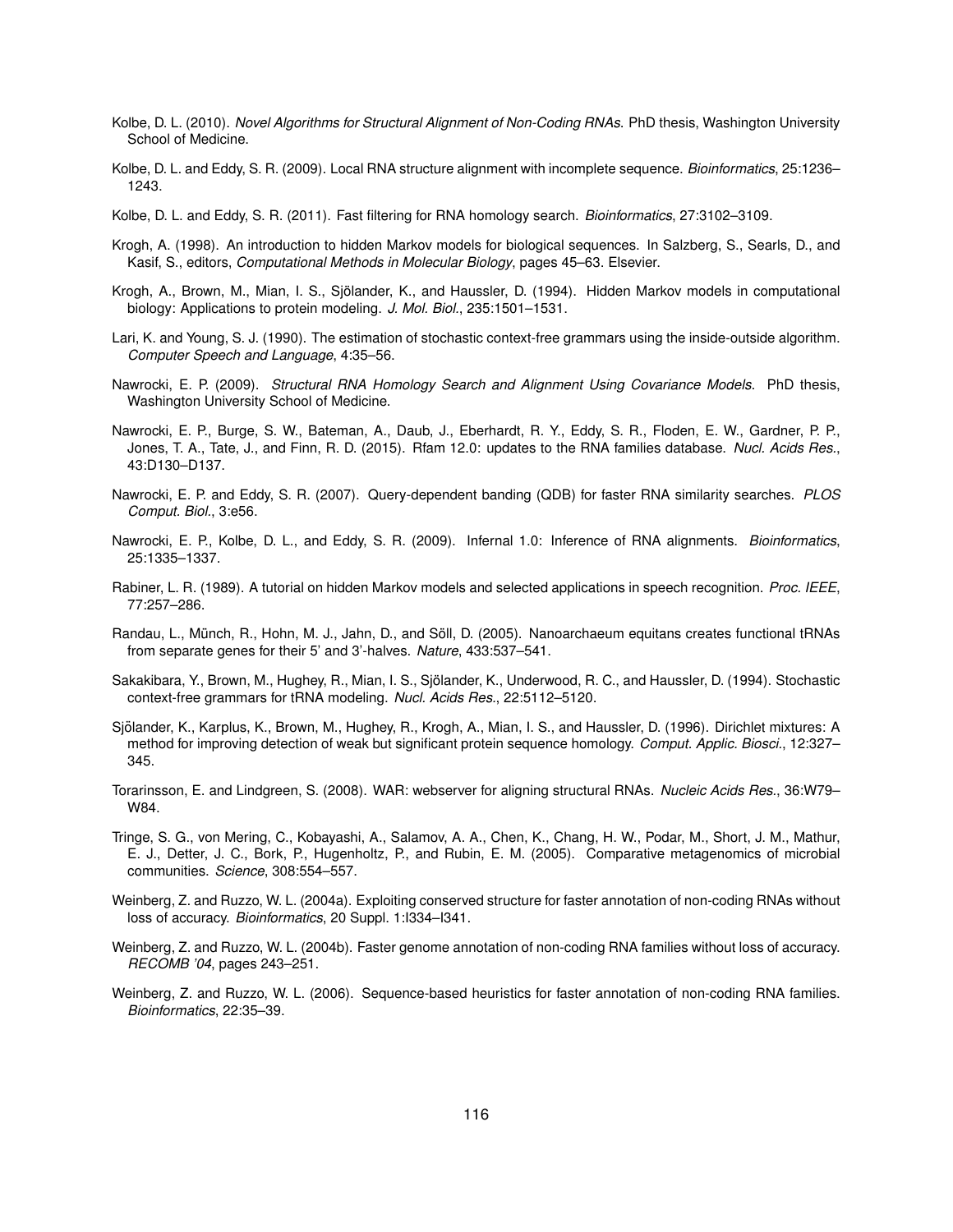Kolbe, D. L. (2010). *Novel Algorithms for Structural Alignment of Non-Coding RNAs*. PhD thesis, Washington University School of Medicine.

Kolbe, D. L. and Eddy, S. R. (2009). Local RNA structure alignment with incomplete sequence. *Bioinformatics*, 25:1236–1243.

Kolbe, D. L. and Eddy, S. R. (2011). Fast filtering for RNA homology search. *Bioinformatics*, 27:3102–3109.

Krogh, A. (1998). An introduction to hidden Markov models for biological sequences. In Salzberg, S., Searls, D., and Kasif, S., editors, *Computational Methods in Molecular Biology*, pages 45–63. Elsevier.

Krogh, A., Brown, M., Mian, I. S., Sjölander, K., and Haussler, D. (1994). Hidden Markov models in computational biology: Applications to protein modeling. *J. Mol. Biol.*, 235:1501–1531.

Lari, K. and Young, S. J. (1990). The estimation of stochastic context-free grammars using the inside-outside algorithm. *Computer Speech and Language*, 4:35–56.

Nawrocki, E. P. (2009). *Structural RNA Homology Search and Alignment Using Covariance Models*. PhD thesis, Washington University School of Medicine.

Nawrocki, E. P., Burge, S. W., Bateman, A., Daub, J., Eberhardt, R. Y., Eddy, S. R., Floden, E. W., Gardner, P. P., Jones, T. A., Tate, J., and Finn, R. D. (2015). Rfam 12.0: updates to the RNA families database. *Nucl. Acids Res.*, 43:D130–D137.

Nawrocki, E. P. and Eddy, S. R. (2007). Query-dependent banding (QDB) for faster RNA similarity searches. *PLOS Comput. Biol.*, 3:e56.

Nawrocki, E. P., Kolbe, D. L., and Eddy, S. R. (2009). Infernal 1.0: Inference of RNA alignments. *Bioinformatics*, 25:1335–1337.

Rabiner, L. R. (1989). A tutorial on hidden Markov models and selected applications in speech recognition. *Proc. IEEE*, 77:257–286.

Randau, L., Münch, R., Hohn, M. J., Jahn, D., and Söll, D. (2005). Nanoarchaeum equitans creates functional tRNAs from separate genes for their 5' and 3'-halves. *Nature*, 433:537–541.

Sakakibara, Y., Brown, M., Hughey, R., Mian, I. S., Sjölander, K., Underwood, R. C., and Haussler, D. (1994). Stochastic context-free grammars for tRNA modeling. *Nucl. Acids Res.*, 22:5112–5120.

Sjölander, K., Karplus, K., Brown, M., Hughey, R., Krogh, A., Mian, I. S., and Haussler, D. (1996). Dirichlet mixtures: A method for improving detection of weak but significant protein sequence homology. *Comput. Applic. Biosci.*, 12:327–345.

Torarinsson, E. and Lindgreen, S. (2008). WAR: webserver for aligning structural RNAs. *Nucleic Acids Res.*, 36:W79–W84.

Tringe, S. G., von Mering, C., Kobayashi, A., Salamov, A. A., Chen, K., Chang, H. W., Podar, M., Short, J. M., Mathur, E. J., Detter, J. C., Bork, P., Hugenholtz, P., and Rubin, E. M. (2005). Comparative metagenomics of microbial communities. *Science*, 308:554–557.

Weinberg, Z. and Ruzzo, W. L. (2004a). Exploiting conserved structure for faster annotation of non-coding RNAs without loss of accuracy. *Bioinformatics*, 20 Suppl. 1:I334–I341.

Weinberg, Z. and Ruzzo, W. L. (2004b). Faster genome annotation of non-coding RNA families without loss of accuracy. *RECOMB '04*, pages 243–251.

Weinberg, Z. and Ruzzo, W. L. (2006). Sequence-based heuristics for faster annotation of non-coding RNA families. *Bioinformatics*, 22:35–39.